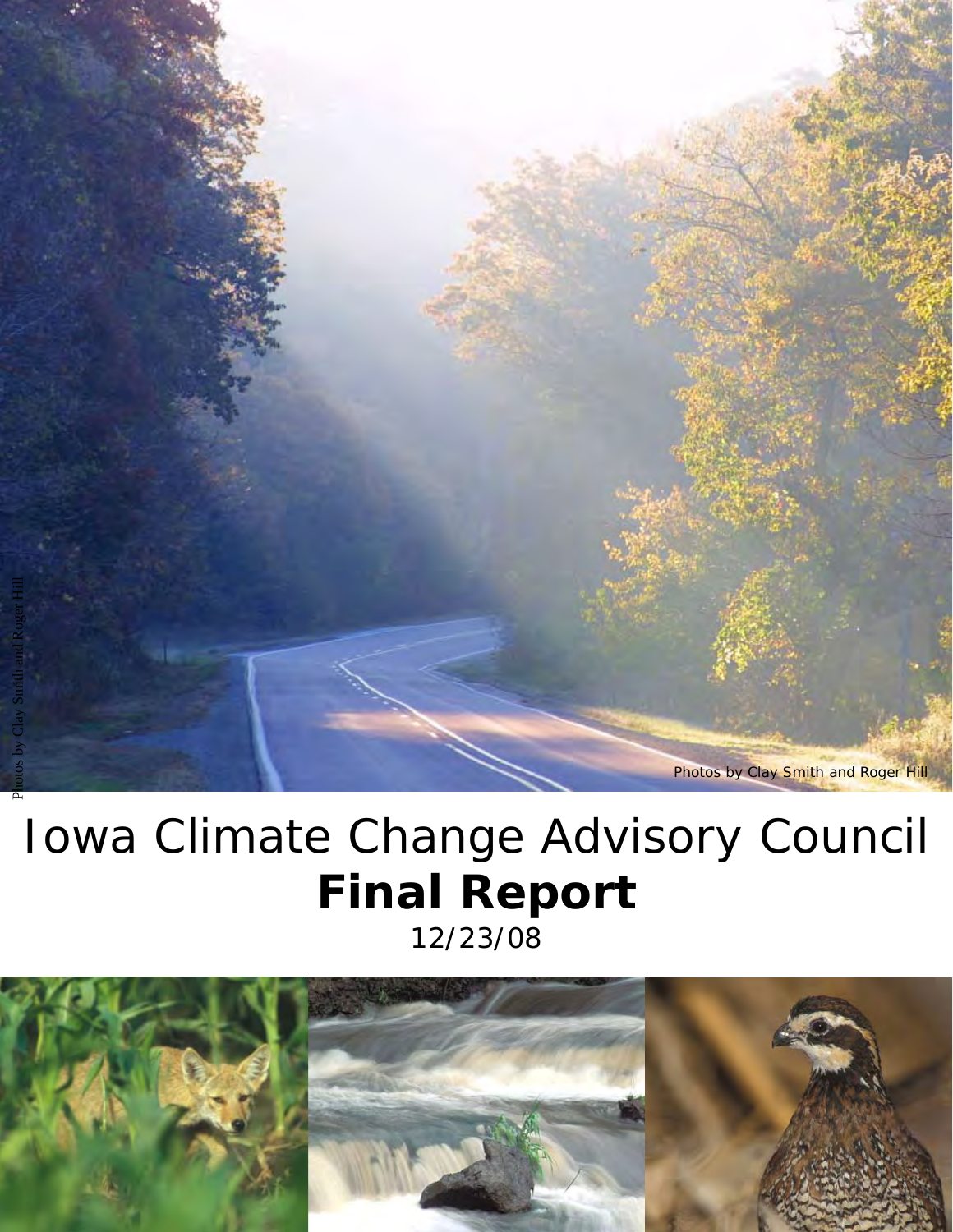Photos by Clay Smith and Roger Hill

# Iowa Climate Change Advisory Council

# **Final Report**

12/23/08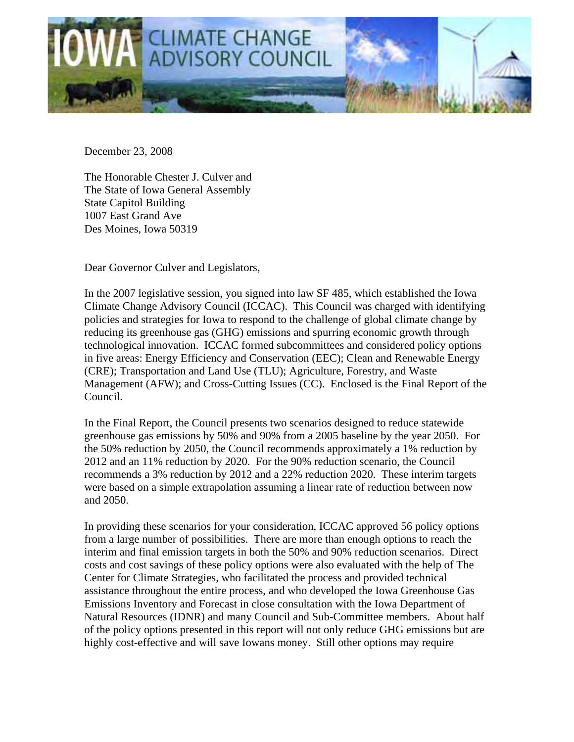December 23, 2008

The Honorable Chester J. Culver and
The State of Iowa General Assembly
State Capitol Building
1007 East Grand Ave
Des Moines, Iowa 50319

Dear Governor Culver and Legislators,

In the 2007 legislative session, you signed into law SF 485, which established the Iowa Climate Change Advisory Council (ICCAC). This Council was charged with identifying policies and strategies for Iowa to respond to the challenge of global climate change by reducing its greenhouse gas (GHG) emissions and spurring economic growth through technological innovation. ICCAC formed subcommittees and considered policy options in five areas: Energy Efficiency and Conservation (EEC); Clean and Renewable Energy (CRE); Transportation and Land Use (TLU); Agriculture, Forestry, and Waste Management (AFW); and Cross-Cutting Issues (CC). Enclosed is the Final Report of the Council.

In the Final Report, the Council presents two scenarios designed to reduce statewide greenhouse gas emissions by 50% and 90% from a 2005 baseline by the year 2050. For the 50% reduction by 2050, the Council recommends approximately a 1% reduction by 2012 and an 11% reduction by 2020. For the 90% reduction scenario, the Council recommends a 3% reduction by 2012 and a 22% reduction 2020. These interim targets were based on a simple extrapolation assuming a linear rate of reduction between now and 2050.

In providing these scenarios for your consideration, ICCAC approved 56 policy options from a large number of possibilities. There are more than enough options to reach the interim and final emission targets in both the 50% and 90% reduction scenarios. Direct costs and cost savings of these policy options were also evaluated with the help of The Center for Climate Strategies, who facilitated the process and provided technical assistance throughout the entire process, and who developed the Iowa Greenhouse Gas Emissions Inventory and Forecast in close consultation with the Iowa Department of Natural Resources (IDNR) and many Council and Sub-Committee members. About half of the policy options presented in this report will not only reduce GHG emissions but are highly cost-effective and will save Iowans money. Still other options may require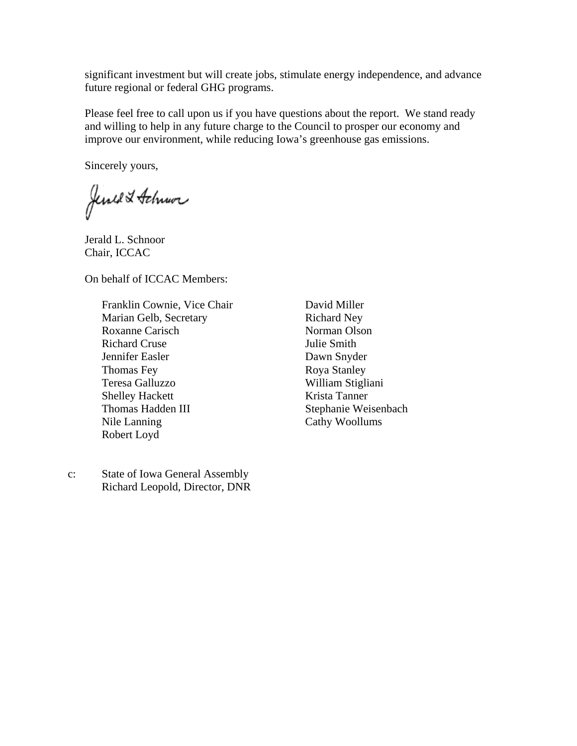significant investment but will create jobs, stimulate energy independence, and advance future regional or federal GHG programs.

Please feel free to call upon us if you have questions about the report. We stand ready and willing to help in any future charge to the Council to prosper our economy and improve our environment, while reducing Iowa's greenhouse gas emissions.

Sincerely yours,

Jerald L. Schnoor
Chair, ICCAC

On behalf of ICCAC Members:

Franklin Cownie, Vice Chair
Marian Gelb, Secretary
Roxanne Carisch
Richard Cruse
Jennifer Easler
Thomas Fey
Teresa Galluzzo
Shelley Hackett
Thomas Hadden III
Nile Lanning
Robert Loyd
David Miller
Richard Ney
Norman Olson
Julie Smith
Dawn Snyder
Roya Stanley
William Stigliani
Krista Tanner
Stephanie Weisenbach
Cathy Woollums

c: State of Iowa General Assembly
Richard Leopold, Director, DNR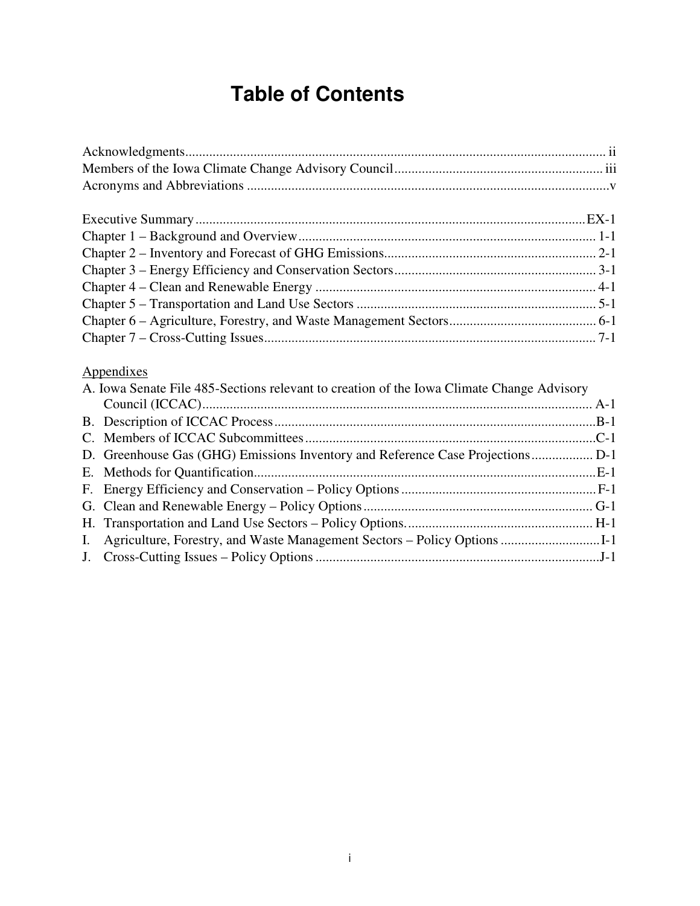# Table of Contents

Acknowledgments ........ ii
Members of the Iowa Climate Change Advisory Council ........ iii
Acronyms and Abbreviations ........ v

Executive Summary ........ EX-1
Chapter 1 – Background and Overview ........ 1-1
Chapter 2 – Inventory and Forecast of GHG Emissions ........ 2-1
Chapter 3 – Energy Efficiency and Conservation Sectors ........ 3-1
Chapter 4 – Clean and Renewable Energy ........ 4-1
Chapter 5 – Transportation and Land Use Sectors ........ 5-1
Chapter 6 – Agriculture, Forestry, and Waste Management Sectors ........ 6-1
Chapter 7 – Cross-Cutting Issues ........ 7-1

Appendixes

A. Iowa Senate File 485-Sections relevant to creation of the Iowa Climate Change Advisory Council (ICCAC) ........ A-1
B. Description of ICCAC Process ........ B-1
C. Members of ICCAC Subcommittees ........ C-1
D. Greenhouse Gas (GHG) Emissions Inventory and Reference Case Projections ........ D-1
E. Methods for Quantification ........ E-1
F. Energy Efficiency and Conservation – Policy Options ........ F-1
G. Clean and Renewable Energy – Policy Options ........ G-1
H. Transportation and Land Use Sectors – Policy Options. ........ H-1
I. Agriculture, Forestry, and Waste Management Sectors – Policy Options ........ I-1
J. Cross-Cutting Issues – Policy Options ........ J-1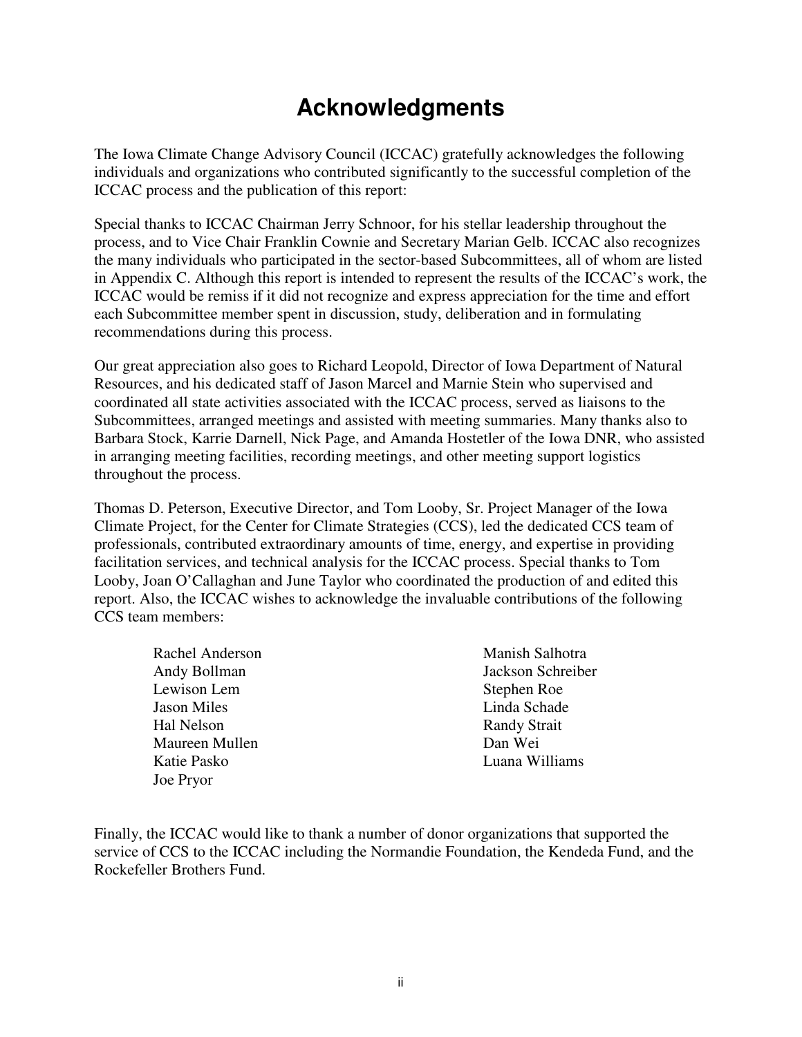# Acknowledgments

The Iowa Climate Change Advisory Council (ICCAC) gratefully acknowledges the following individuals and organizations who contributed significantly to the successful completion of the ICCAC process and the publication of this report:

Special thanks to ICCAC Chairman Jerry Schnoor, for his stellar leadership throughout the process, and to Vice Chair Franklin Cownie and Secretary Marian Gelb. ICCAC also recognizes the many individuals who participated in the sector-based Subcommittees, all of whom are listed in Appendix C. Although this report is intended to represent the results of the ICCAC's work, the ICCAC would be remiss if it did not recognize and express appreciation for the time and effort each Subcommittee member spent in discussion, study, deliberation and in formulating recommendations during this process.

Our great appreciation also goes to Richard Leopold, Director of Iowa Department of Natural Resources, and his dedicated staff of Jason Marcel and Marnie Stein who supervised and coordinated all state activities associated with the ICCAC process, served as liaisons to the Subcommittees, arranged meetings and assisted with meeting summaries. Many thanks also to Barbara Stock, Karrie Darnell, Nick Page, and Amanda Hostetler of the Iowa DNR, who assisted in arranging meeting facilities, recording meetings, and other meeting support logistics throughout the process.

Thomas D. Peterson, Executive Director, and Tom Looby, Sr. Project Manager of the Iowa Climate Project, for the Center for Climate Strategies (CCS), led the dedicated CCS team of professionals, contributed extraordinary amounts of time, energy, and expertise in providing facilitation services, and technical analysis for the ICCAC process. Special thanks to Tom Looby, Joan O'Callaghan and June Taylor who coordinated the production of and edited this report. Also, the ICCAC wishes to acknowledge the invaluable contributions of the following CCS team members:

- Rachel Anderson
- Andy Bollman
- Lewison Lem
- Jason Miles
- Hal Nelson
- Maureen Mullen
- Katie Pasko
- Joe Pryor
- Manish Salhotra
- Jackson Schreiber
- Stephen Roe
- Linda Schade
- Randy Strait
- Dan Wei
- Luana Williams

Finally, the ICCAC would like to thank a number of donor organizations that supported the service of CCS to the ICCAC including the Normandie Foundation, the Kendeda Fund, and the Rockefeller Brothers Fund.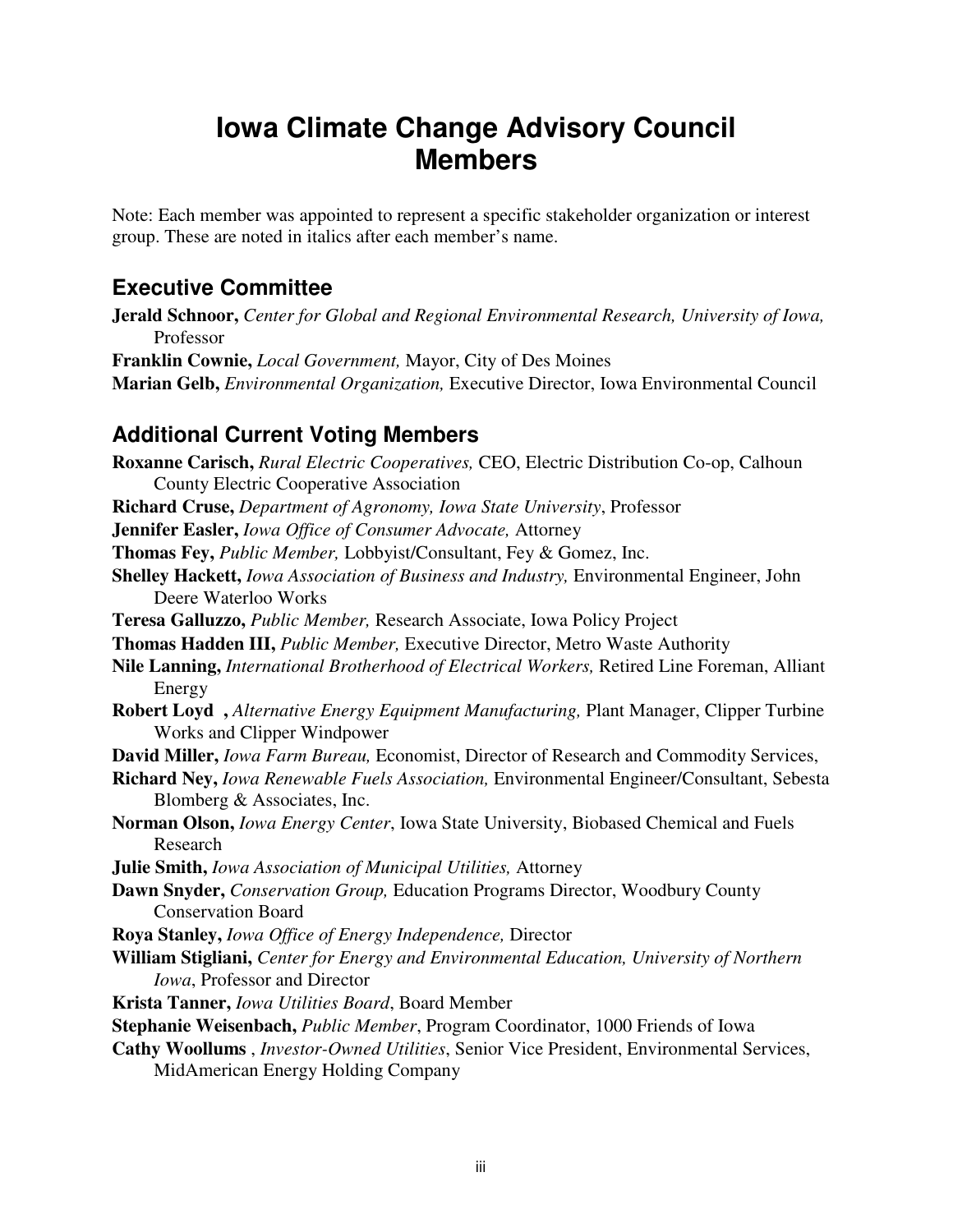# Iowa Climate Change Advisory Council Members

Note: Each member was appointed to represent a specific stakeholder organization or interest group. These are noted in italics after each member's name.

## Executive Committee

**Jerald Schnoor,** *Center for Global and Regional Environmental Research, University of Iowa,* Professor

**Franklin Cownie,** *Local Government,* Mayor, City of Des Moines

**Marian Gelb,** *Environmental Organization,* Executive Director, Iowa Environmental Council

## Additional Current Voting Members

**Roxanne Carisch,** *Rural Electric Cooperatives,* CEO, Electric Distribution Co-op, Calhoun County Electric Cooperative Association

**Richard Cruse,** *Department of Agronomy, Iowa State University*, Professor

**Jennifer Easler,** *Iowa Office of Consumer Advocate,* Attorney

**Thomas Fey,** *Public Member,* Lobbyist/Consultant, Fey & Gomez, Inc.

**Shelley Hackett,** *Iowa Association of Business and Industry,* Environmental Engineer, John Deere Waterloo Works

**Teresa Galluzzo,** *Public Member,* Research Associate, Iowa Policy Project

**Thomas Hadden III,** *Public Member,* Executive Director, Metro Waste Authority

**Nile Lanning,** *International Brotherhood of Electrical Workers,* Retired Line Foreman, Alliant Energy

**Robert Loyd ,** *Alternative Energy Equipment Manufacturing,* Plant Manager, Clipper Turbine Works and Clipper Windpower

**David Miller,** *Iowa Farm Bureau,* Economist, Director of Research and Commodity Services,

**Richard Ney,** *Iowa Renewable Fuels Association,* Environmental Engineer/Consultant, Sebesta Blomberg & Associates, Inc.

**Norman Olson,** *Iowa Energy Center*, Iowa State University, Biobased Chemical and Fuels Research

**Julie Smith,** *Iowa Association of Municipal Utilities,* Attorney

**Dawn Snyder,** *Conservation Group,* Education Programs Director, Woodbury County Conservation Board

**Roya Stanley,** *Iowa Office of Energy Independence,* Director

**William Stigliani,** *Center for Energy and Environmental Education, University of Northern Iowa*, Professor and Director

**Krista Tanner,** *Iowa Utilities Board*, Board Member

**Stephanie Weisenbach,** *Public Member*, Program Coordinator, 1000 Friends of Iowa

**Cathy Woollums** , *Investor-Owned Utilities*, Senior Vice President, Environmental Services, MidAmerican Energy Holding Company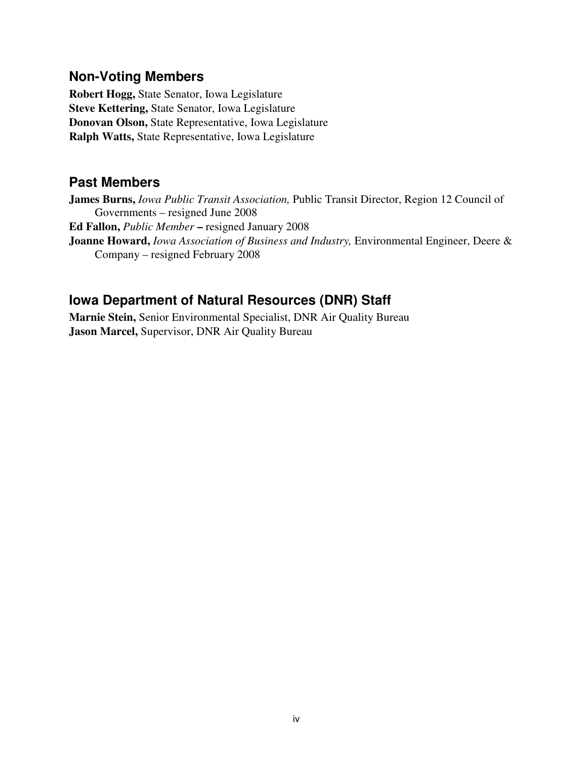## Non-Voting Members

**Robert Hogg,** State Senator, Iowa Legislature
**Steve Kettering,** State Senator, Iowa Legislature
**Donovan Olson,** State Representative, Iowa Legislature
**Ralph Watts,** State Representative, Iowa Legislature

## Past Members

**James Burns,** *Iowa Public Transit Association,* Public Transit Director, Region 12 Council of Governments – resigned June 2008
**Ed Fallon,** *Public Member* **–** resigned January 2008
**Joanne Howard,** *Iowa Association of Business and Industry,* Environmental Engineer, Deere & Company – resigned February 2008

## Iowa Department of Natural Resources (DNR) Staff

**Marnie Stein,** Senior Environmental Specialist, DNR Air Quality Bureau
**Jason Marcel,** Supervisor, DNR Air Quality Bureau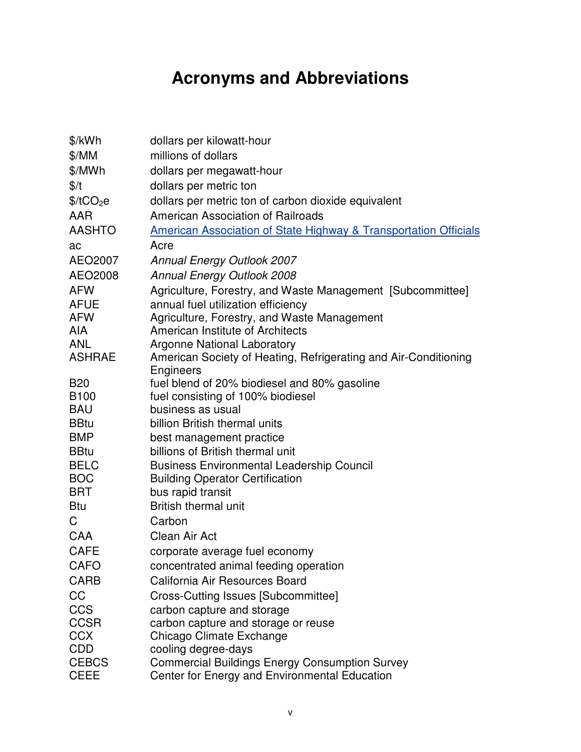# Acronyms and Abbreviations

| | |
|---|---|
| $/kWh | dollars per kilowatt-hour |
| $/MM | millions of dollars |
| $/MWh | dollars per megawatt-hour |
| $/t | dollars per metric ton |
| $/tCO$_2$e | dollars per metric ton of carbon dioxide equivalent |
| AAR | American Association of Railroads |
| AASHTO | American Association of State Highway & Transportation Officials |
| ac | Acre |
| AEO2007 | *Annual Energy Outlook 2007* |
| AEO2008 | *Annual Energy Outlook 2008* |
| AFW | Agriculture, Forestry, and Waste Management [Subcommittee] |
| AFUE | annual fuel utilization efficiency |
| AFW | Agriculture, Forestry, and Waste Management |
| AIA | American Institute of Architects |
| ANL | Argonne National Laboratory |
| ASHRAE | American Society of Heating, Refrigerating and Air-Conditioning Engineers |
| B20 | fuel blend of 20% biodiesel and 80% gasoline |
| B100 | fuel consisting of 100% biodiesel |
| BAU | business as usual |
| BBtu | billion British thermal units |
| BMP | best management practice |
| BBtu | billions of British thermal unit |
| BELC | Business Environmental Leadership Council |
| BOC | Building Operator Certification |
| BRT | bus rapid transit |
| Btu | British thermal unit |
| C | Carbon |
| CAA | Clean Air Act |
| CAFE | corporate average fuel economy |
| CAFO | concentrated animal feeding operation |
| CARB | California Air Resources Board |
| CC | Cross-Cutting Issues [Subcommittee] |
| CCS | carbon capture and storage |
| CCSR | carbon capture and storage or reuse |
| CCX | Chicago Climate Exchange |
| CDD | cooling degree-days |
| CEBCS | Commercial Buildings Energy Consumption Survey |
| CEEE | Center for Energy and Environmental Education |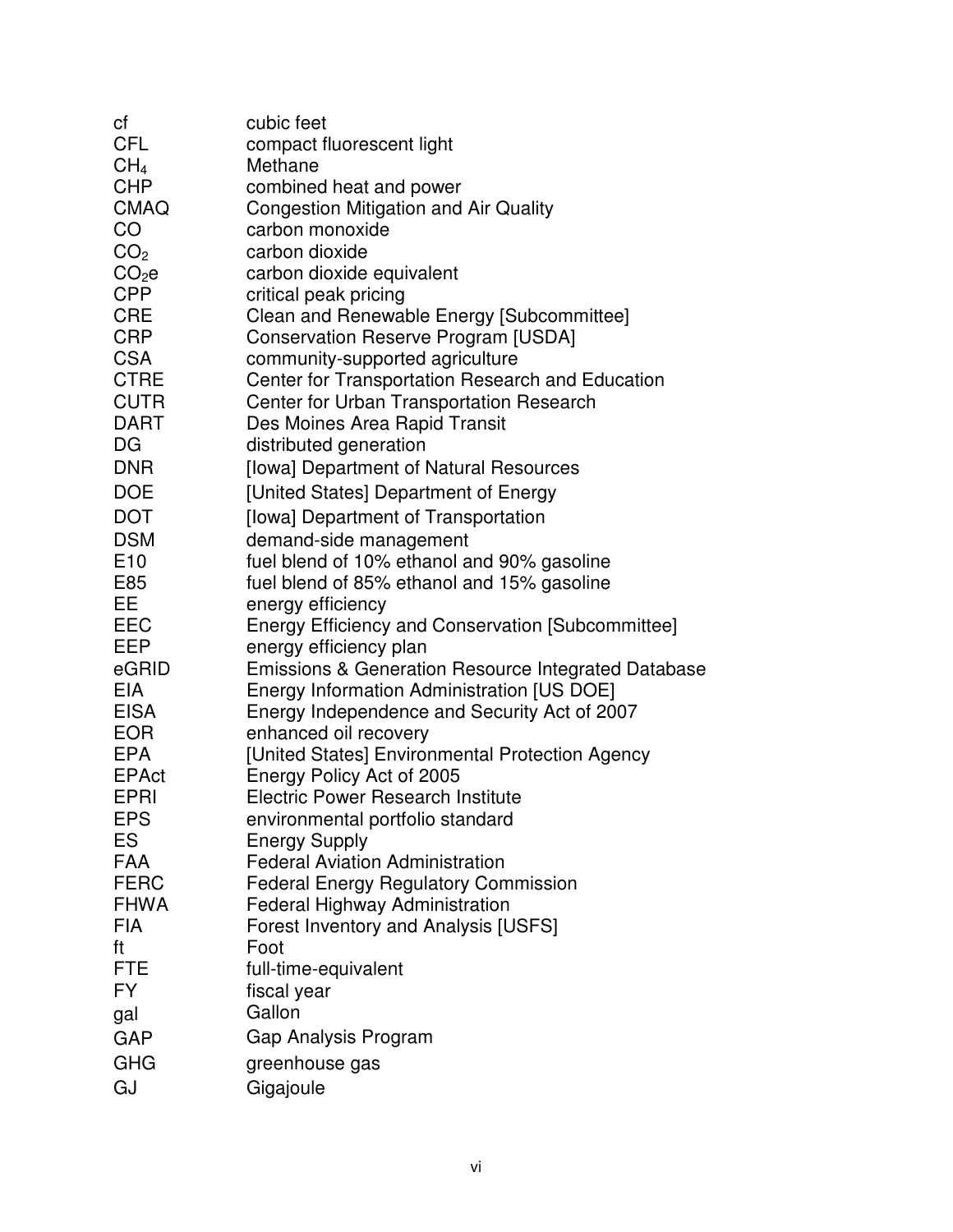| | |
|---|---|
| cf | cubic feet |
| CFL | compact fluorescent light |
| $CH_4$ | Methane |
| CHP | combined heat and power |
| CMAQ | Congestion Mitigation and Air Quality |
| CO | carbon monoxide |
| $CO_2$ | carbon dioxide |
| $CO_2e$ | carbon dioxide equivalent |
| CPP | critical peak pricing |
| CRE | Clean and Renewable Energy [Subcommittee] |
| CRP | Conservation Reserve Program [USDA] |
| CSA | community-supported agriculture |
| CTRE | Center for Transportation Research and Education |
| CUTR | Center for Urban Transportation Research |
| DART | Des Moines Area Rapid Transit |
| DG | distributed generation |
| DNR | [Iowa] Department of Natural Resources |
| DOE | [United States] Department of Energy |
| DOT | [Iowa] Department of Transportation |
| DSM | demand-side management |
| E10 | fuel blend of 10% ethanol and 90% gasoline |
| E85 | fuel blend of 85% ethanol and 15% gasoline |
| EE | energy efficiency |
| EEC | Energy Efficiency and Conservation [Subcommittee] |
| EEP | energy efficiency plan |
| eGRID | Emissions & Generation Resource Integrated Database |
| EIA | Energy Information Administration [US DOE] |
| EISA | Energy Independence and Security Act of 2007 |
| EOR | enhanced oil recovery |
| EPA | [United States] Environmental Protection Agency |
| EPAct | Energy Policy Act of 2005 |
| EPRI | Electric Power Research Institute |
| EPS | environmental portfolio standard |
| ES | Energy Supply |
| FAA | Federal Aviation Administration |
| FERC | Federal Energy Regulatory Commission |
| FHWA | Federal Highway Administration |
| FIA | Forest Inventory and Analysis [USFS] |
| ft | Foot |
| FTE | full-time-equivalent |
| FY | fiscal year |
| gal | Gallon |
| GAP | Gap Analysis Program |
| GHG | greenhouse gas |
| GJ | Gigajoule |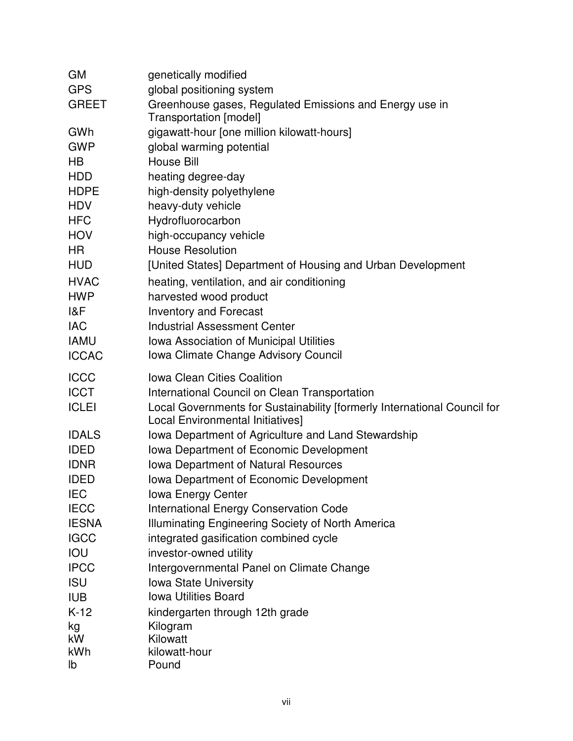| | |
|---|---|
| GM | genetically modified |
| GPS | global positioning system |
| GREET | Greenhouse gases, Regulated Emissions and Energy use in Transportation [model] |
| GWh | gigawatt-hour [one million kilowatt-hours] |
| GWP | global warming potential |
| HB | House Bill |
| HDD | heating degree-day |
| HDPE | high-density polyethylene |
| HDV | heavy-duty vehicle |
| HFC | Hydrofluorocarbon |
| HOV | high-occupancy vehicle |
| HR | House Resolution |
| HUD | [United States] Department of Housing and Urban Development |
| HVAC | heating, ventilation, and air conditioning |
| HWP | harvested wood product |
| I&F | Inventory and Forecast |
| IAC | Industrial Assessment Center |
| IAMU | Iowa Association of Municipal Utilities |
| ICCAC | Iowa Climate Change Advisory Council |
| ICCC | Iowa Clean Cities Coalition |
| ICCT | International Council on Clean Transportation |
| ICLEI | Local Governments for Sustainability [formerly International Council for Local Environmental Initiatives] |
| IDALS | Iowa Department of Agriculture and Land Stewardship |
| IDED | Iowa Department of Economic Development |
| IDNR | Iowa Department of Natural Resources |
| IDED | Iowa Department of Economic Development |
| IEC | Iowa Energy Center |
| IECC | International Energy Conservation Code |
| IESNA | Illuminating Engineering Society of North America |
| IGCC | integrated gasification combined cycle |
| IOU | investor-owned utility |
| IPCC | Intergovernmental Panel on Climate Change |
| ISU | Iowa State University |
| IUB | Iowa Utilities Board |
| K-12 | kindergarten through 12th grade |
| kg | Kilogram |
| kW | Kilowatt |
| kWh | kilowatt-hour |
| lb | Pound |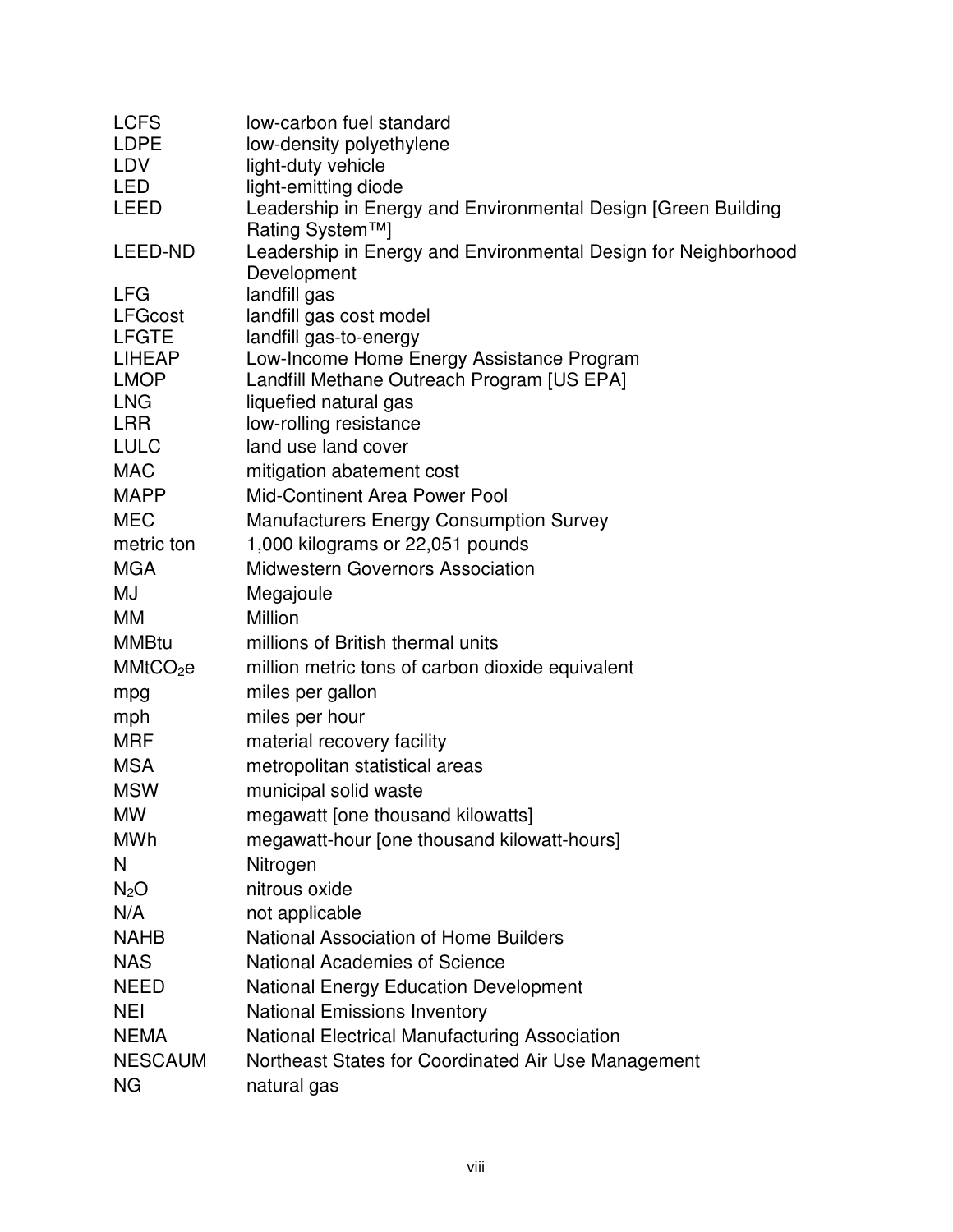| | |
|---|---|
| LCFS | low-carbon fuel standard |
| LDPE | low-density polyethylene |
| LDV | light-duty vehicle |
| LED | light-emitting diode |
| LEED | Leadership in Energy and Environmental Design [Green Building Rating System™] |
| LEED-ND | Leadership in Energy and Environmental Design for Neighborhood Development |
| LFG | landfill gas |
| LFGcost | landfill gas cost model |
| LFGTE | landfill gas-to-energy |
| LIHEAP | Low-Income Home Energy Assistance Program |
| LMOP | Landfill Methane Outreach Program [US EPA] |
| LNG | liquefied natural gas |
| LRR | low-rolling resistance |
| LULC | land use land cover |
| MAC | mitigation abatement cost |
| MAPP | Mid-Continent Area Power Pool |
| MEC | Manufacturers Energy Consumption Survey |
| metric ton | 1,000 kilograms or 22,051 pounds |
| MGA | Midwestern Governors Association |
| MJ | Megajoule |
| MM | Million |
| MMBtu | millions of British thermal units |
| $MMtCO_2e$ | million metric tons of carbon dioxide equivalent |
| mpg | miles per gallon |
| mph | miles per hour |
| MRF | material recovery facility |
| MSA | metropolitan statistical areas |
| MSW | municipal solid waste |
| MW | megawatt [one thousand kilowatts] |
| MWh | megawatt-hour [one thousand kilowatt-hours] |
| N | Nitrogen |
| $N_2O$ | nitrous oxide |
| N/A | not applicable |
| NAHB | National Association of Home Builders |
| NAS | National Academies of Science |
| NEED | National Energy Education Development |
| NEI | National Emissions Inventory |
| NEMA | National Electrical Manufacturing Association |
| NESCAUM | Northeast States for Coordinated Air Use Management |
| NG | natural gas |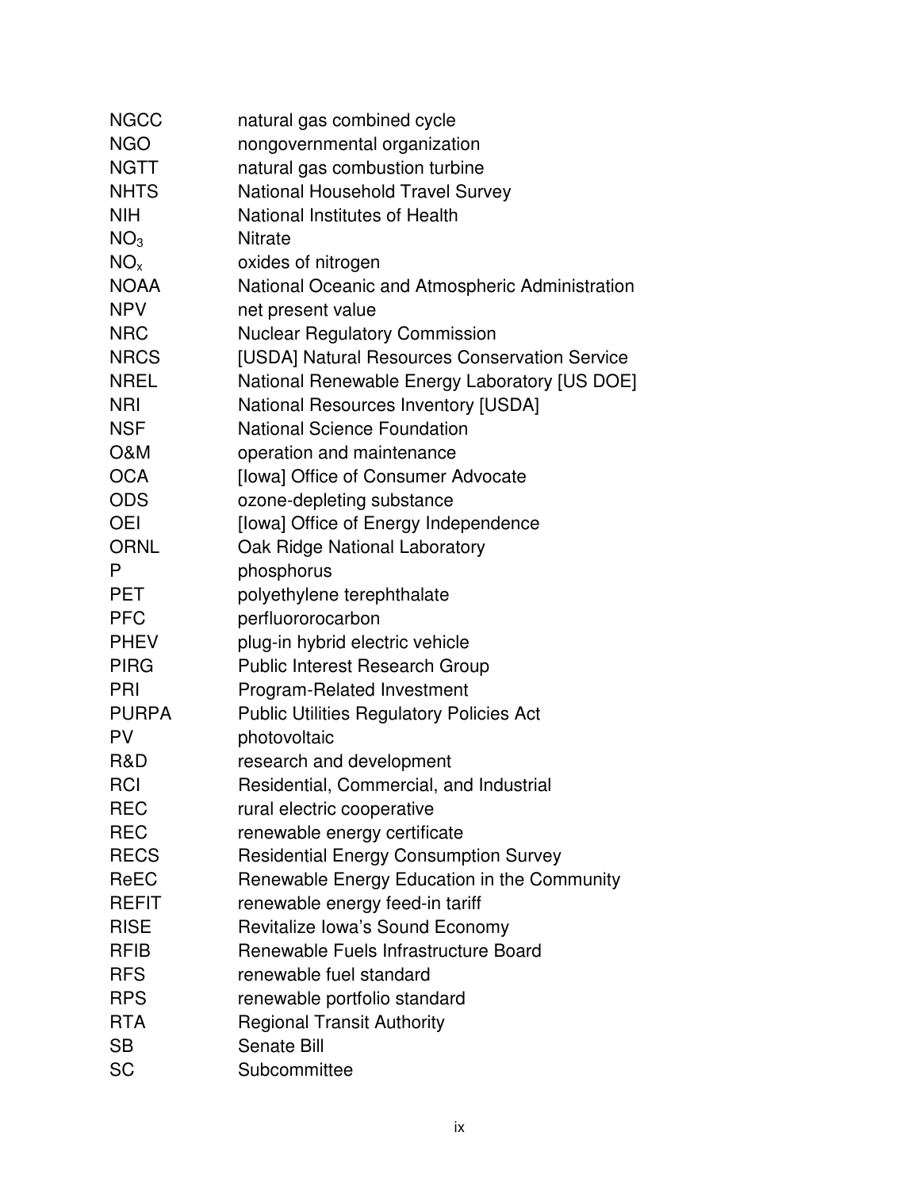| | |
|---|---|
| NGCC | natural gas combined cycle |
| NGO | nongovernmental organization |
| NGTT | natural gas combustion turbine |
| NHTS | National Household Travel Survey |
| NIH | National Institutes of Health |
| $NO_3$ | Nitrate |
| $NO_x$ | oxides of nitrogen |
| NOAA | National Oceanic and Atmospheric Administration |
| NPV | net present value |
| NRC | Nuclear Regulatory Commission |
| NRCS | [USDA] Natural Resources Conservation Service |
| NREL | National Renewable Energy Laboratory [US DOE] |
| NRI | National Resources Inventory [USDA] |
| NSF | National Science Foundation |
| O&M | operation and maintenance |
| OCA | [Iowa] Office of Consumer Advocate |
| ODS | ozone-depleting substance |
| OEI | [Iowa] Office of Energy Independence |
| ORNL | Oak Ridge National Laboratory |
| P | phosphorus |
| PET | polyethylene terephthalate |
| PFC | perfluororocarbon |
| PHEV | plug-in hybrid electric vehicle |
| PIRG | Public Interest Research Group |
| PRI | Program-Related Investment |
| PURPA | Public Utilities Regulatory Policies Act |
| PV | photovoltaic |
| R&D | research and development |
| RCI | Residential, Commercial, and Industrial |
| REC | rural electric cooperative |
| REC | renewable energy certificate |
| RECS | Residential Energy Consumption Survey |
| ReEC | Renewable Energy Education in the Community |
| REFIT | renewable energy feed-in tariff |
| RISE | Revitalize Iowa's Sound Economy |
| RFIB | Renewable Fuels Infrastructure Board |
| RFS | renewable fuel standard |
| RPS | renewable portfolio standard |
| RTA | Regional Transit Authority |
| SB | Senate Bill |
| SC | Subcommittee |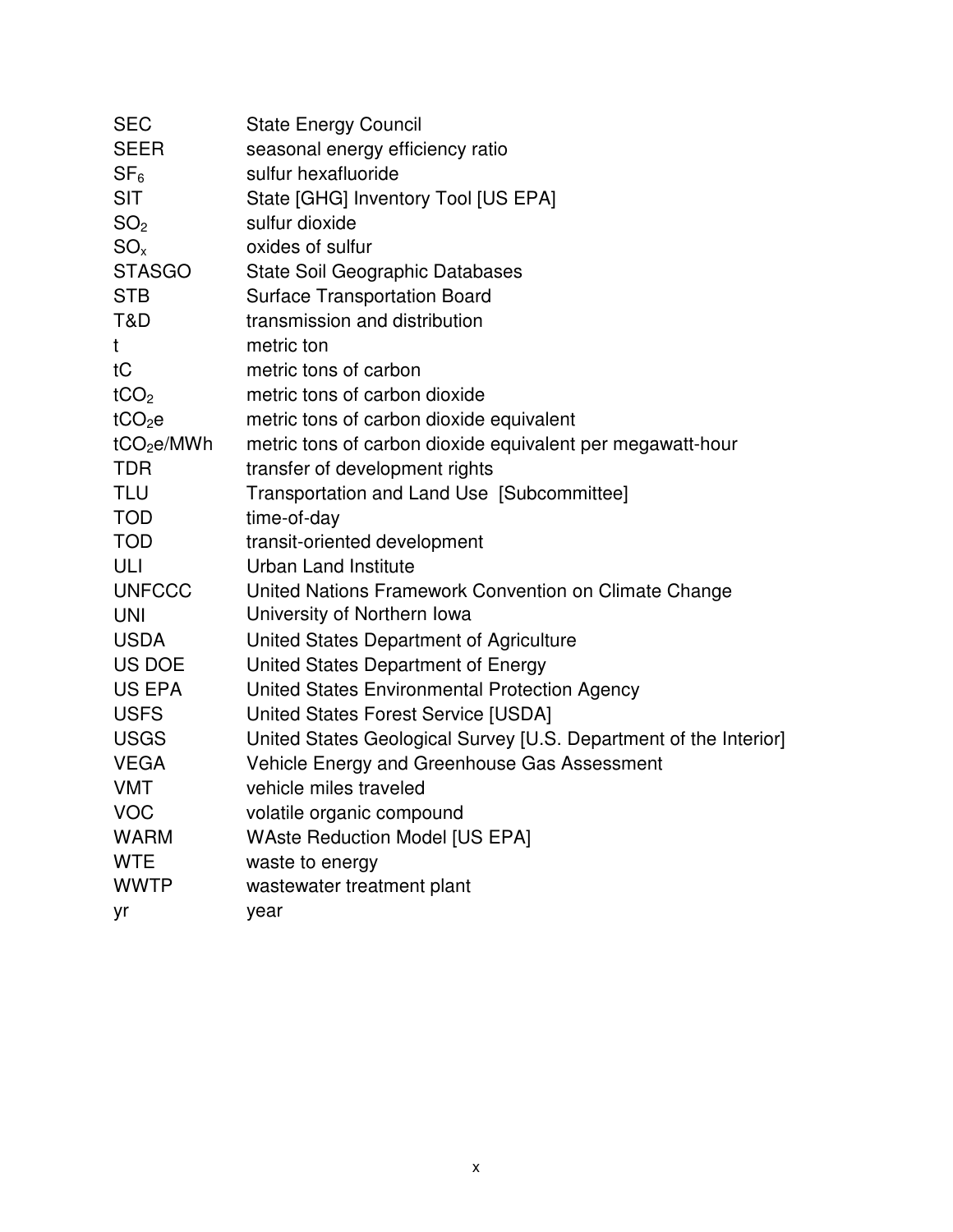| | |
|---|---|
| SEC | State Energy Council |
| SEER | seasonal energy efficiency ratio |
| $SF_6$ | sulfur hexafluoride |
| SIT | State [GHG] Inventory Tool [US EPA] |
| $SO_2$ | sulfur dioxide |
| $SO_x$ | oxides of sulfur |
| STASGO | State Soil Geographic Databases |
| STB | Surface Transportation Board |
| T&D | transmission and distribution |
| t | metric ton |
| tC | metric tons of carbon |
| $tCO_2$ | metric tons of carbon dioxide |
| $tCO_2e$ | metric tons of carbon dioxide equivalent |
| $tCO_2e/MWh$ | metric tons of carbon dioxide equivalent per megawatt-hour |
| TDR | transfer of development rights |
| TLU | Transportation and Land Use [Subcommittee] |
| TOD | time-of-day |
| TOD | transit-oriented development |
| ULI | Urban Land Institute |
| UNFCCC | United Nations Framework Convention on Climate Change |
| UNI | University of Northern Iowa |
| USDA | United States Department of Agriculture |
| US DOE | United States Department of Energy |
| US EPA | United States Environmental Protection Agency |
| USFS | United States Forest Service [USDA] |
| USGS | United States Geological Survey [U.S. Department of the Interior] |
| VEGA | Vehicle Energy and Greenhouse Gas Assessment |
| VMT | vehicle miles traveled |
| VOC | volatile organic compound |
| WARM | WAste Reduction Model [US EPA] |
| WTE | waste to energy |
| WWTP | wastewater treatment plant |
| yr | year |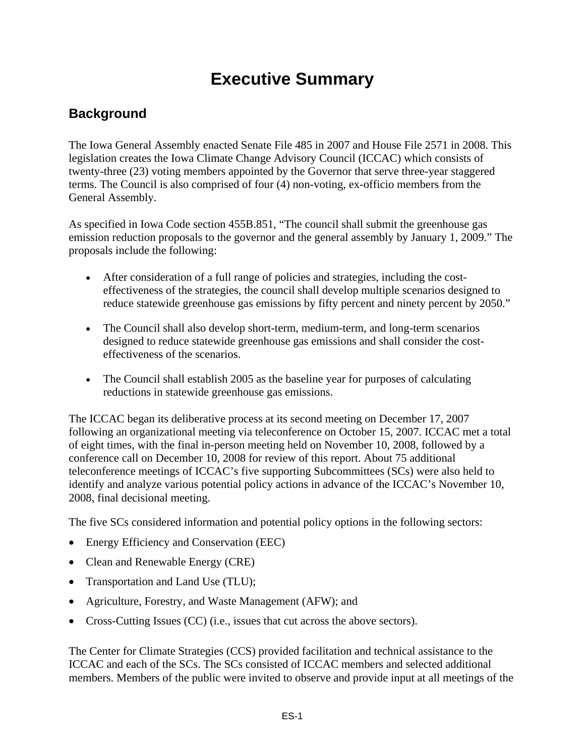# Executive Summary

## Background

The Iowa General Assembly enacted Senate File 485 in 2007 and House File 2571 in 2008. This legislation creates the Iowa Climate Change Advisory Council (ICCAC) which consists of twenty-three (23) voting members appointed by the Governor that serve three-year staggered terms. The Council is also comprised of four (4) non-voting, ex-officio members from the General Assembly.

As specified in Iowa Code section 455B.851, "The council shall submit the greenhouse gas emission reduction proposals to the governor and the general assembly by January 1, 2009." The proposals include the following:

- After consideration of a full range of policies and strategies, including the cost-effectiveness of the strategies, the council shall develop multiple scenarios designed to reduce statewide greenhouse gas emissions by fifty percent and ninety percent by 2050."
- The Council shall also develop short-term, medium-term, and long-term scenarios designed to reduce statewide greenhouse gas emissions and shall consider the cost-effectiveness of the scenarios.
- The Council shall establish 2005 as the baseline year for purposes of calculating reductions in statewide greenhouse gas emissions.

The ICCAC began its deliberative process at its second meeting on December 17, 2007 following an organizational meeting via teleconference on October 15, 2007. ICCAC met a total of eight times, with the final in-person meeting held on November 10, 2008, followed by a conference call on December 10, 2008 for review of this report. About 75 additional teleconference meetings of ICCAC's five supporting Subcommittees (SCs) were also held to identify and analyze various potential policy actions in advance of the ICCAC's November 10, 2008, final decisional meeting.

The five SCs considered information and potential policy options in the following sectors:

- Energy Efficiency and Conservation (EEC)
- Clean and Renewable Energy (CRE)
- Transportation and Land Use (TLU);
- Agriculture, Forestry, and Waste Management (AFW); and
- Cross-Cutting Issues (CC) (i.e., issues that cut across the above sectors).

The Center for Climate Strategies (CCS) provided facilitation and technical assistance to the ICCAC and each of the SCs. The SCs consisted of ICCAC members and selected additional members. Members of the public were invited to observe and provide input at all meetings of the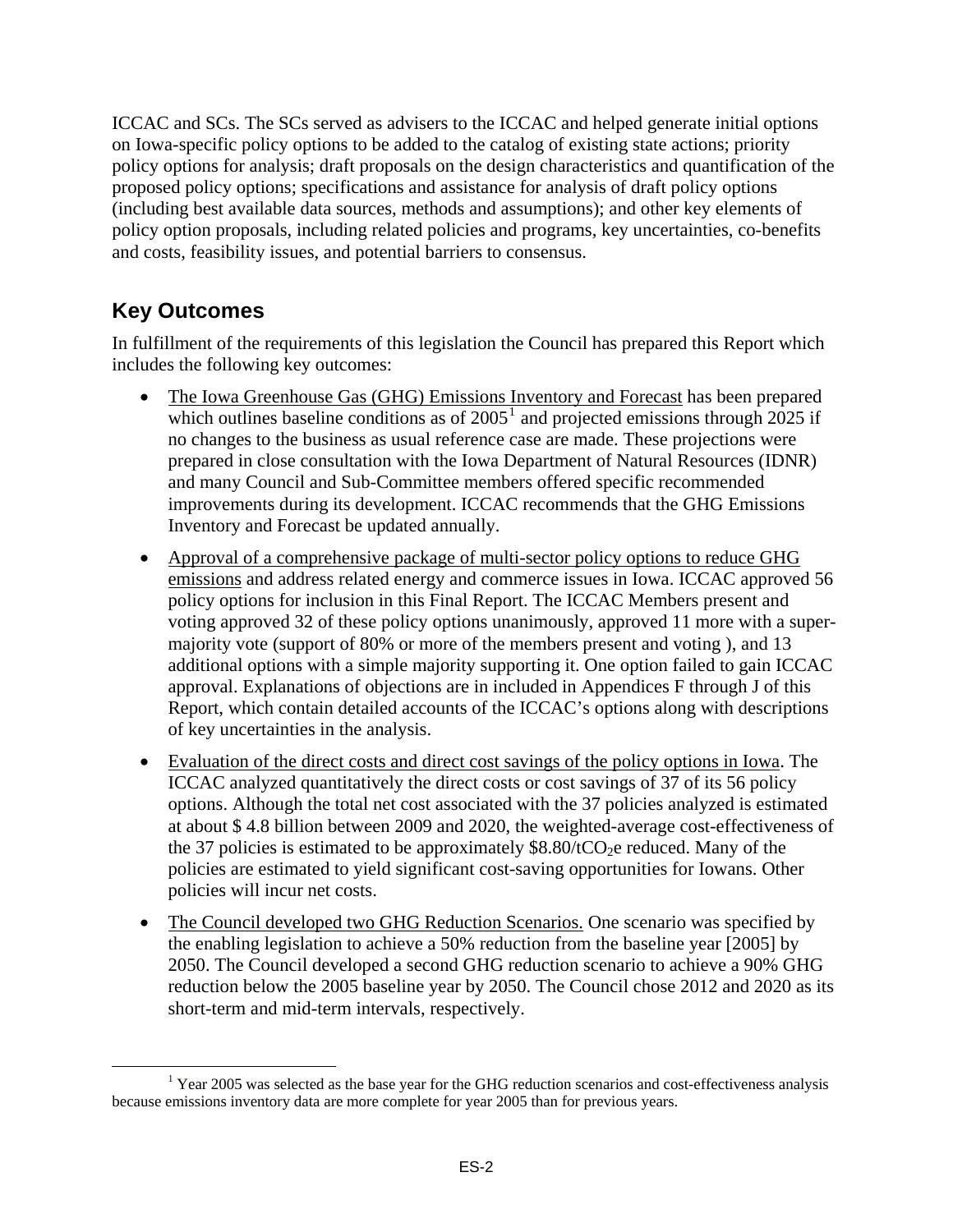ICCAC and SCs. The SCs served as advisers to the ICCAC and helped generate initial options on Iowa-specific policy options to be added to the catalog of existing state actions; priority policy options for analysis; draft proposals on the design characteristics and quantification of the proposed policy options; specifications and assistance for analysis of draft policy options (including best available data sources, methods and assumptions); and other key elements of policy option proposals, including related policies and programs, key uncertainties, co-benefits and costs, feasibility issues, and potential barriers to consensus.

## Key Outcomes

In fulfillment of the requirements of this legislation the Council has prepared this Report which includes the following key outcomes:

- The Iowa Greenhouse Gas (GHG) Emissions Inventory and Forecast has been prepared which outlines baseline conditions as of 2005[1] and projected emissions through 2025 if no changes to the business as usual reference case are made. These projections were prepared in close consultation with the Iowa Department of Natural Resources (IDNR) and many Council and Sub-Committee members offered specific recommended improvements during its development. ICCAC recommends that the GHG Emissions Inventory and Forecast be updated annually.
- Approval of a comprehensive package of multi-sector policy options to reduce GHG emissions and address related energy and commerce issues in Iowa. ICCAC approved 56 policy options for inclusion in this Final Report. The ICCAC Members present and voting approved 32 of these policy options unanimously, approved 11 more with a super-majority vote (support of 80% or more of the members present and voting ), and 13 additional options with a simple majority supporting it. One option failed to gain ICCAC approval. Explanations of objections are in included in Appendices F through J of this Report, which contain detailed accounts of the ICCAC's options along with descriptions of key uncertainties in the analysis.
- Evaluation of the direct costs and direct cost savings of the policy options in Iowa. The ICCAC analyzed quantitatively the direct costs or cost savings of 37 of its 56 policy options. Although the total net cost associated with the 37 policies analyzed is estimated at about $ 4.8 billion between 2009 and 2020, the weighted-average cost-effectiveness of the 37 policies is estimated to be approximately $8.80/t$CO_2$e reduced. Many of the policies are estimated to yield significant cost-saving opportunities for Iowans. Other policies will incur net costs.
- The Council developed two GHG Reduction Scenarios. One scenario was specified by the enabling legislation to achieve a 50% reduction from the baseline year [2005] by 2050. The Council developed a second GHG reduction scenario to achieve a 90% GHG reduction below the 2005 baseline year by 2050. The Council chose 2012 and 2020 as its short-term and mid-term intervals, respectively.

[1] Year 2005 was selected as the base year for the GHG reduction scenarios and cost-effectiveness analysis because emissions inventory data are more complete for year 2005 than for previous years.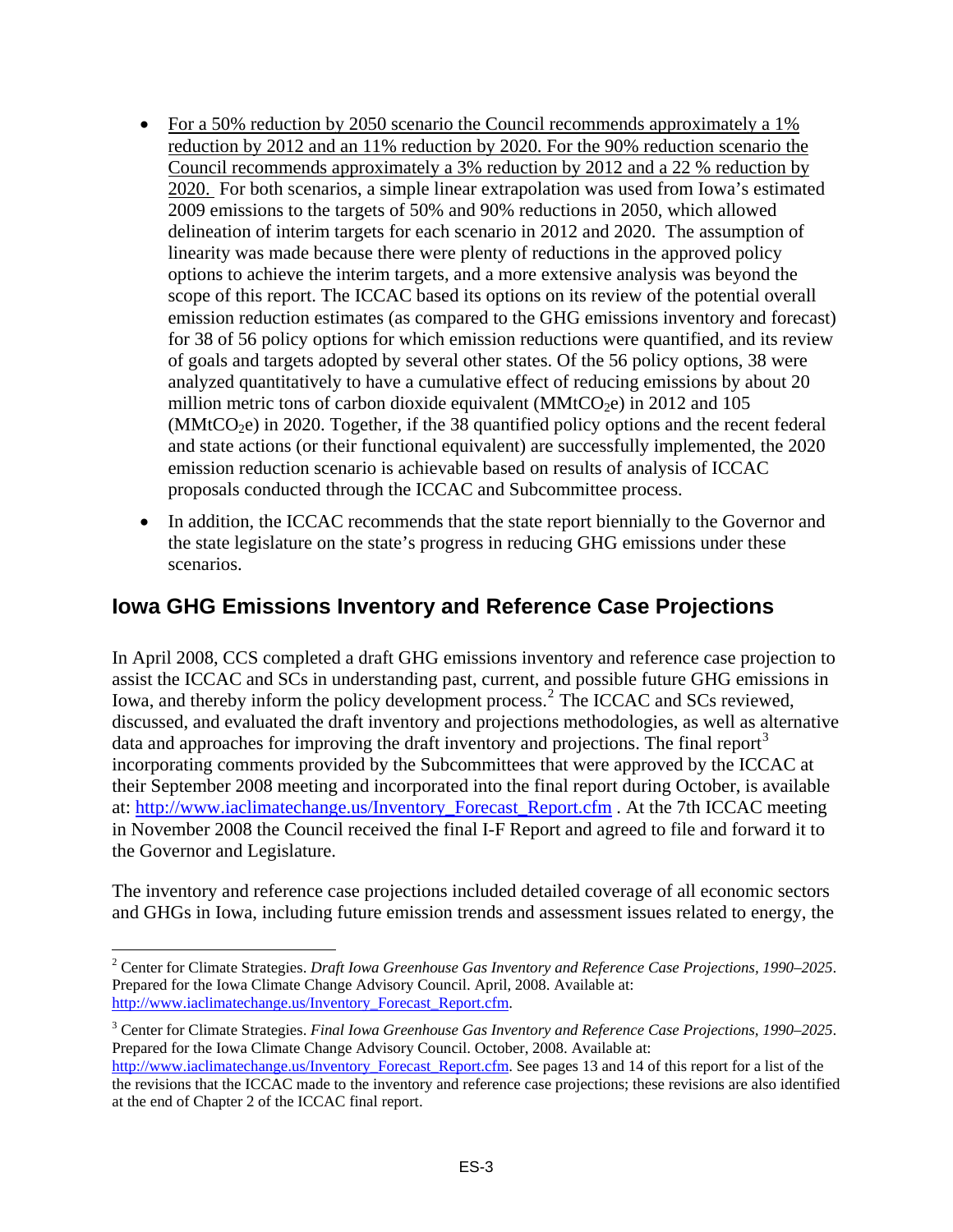- For a 50% reduction by 2050 scenario the Council recommends approximately a 1% reduction by 2012 and an 11% reduction by 2020. For the 90% reduction scenario the Council recommends approximately a 3% reduction by 2012 and a 22 % reduction by 2020. For both scenarios, a simple linear extrapolation was used from Iowa's estimated 2009 emissions to the targets of 50% and 90% reductions in 2050, which allowed delineation of interim targets for each scenario in 2012 and 2020. The assumption of linearity was made because there were plenty of reductions in the approved policy options to achieve the interim targets, and a more extensive analysis was beyond the scope of this report. The ICCAC based its options on its review of the potential overall emission reduction estimates (as compared to the GHG emissions inventory and forecast) for 38 of 56 policy options for which emission reductions were quantified, and its review of goals and targets adopted by several other states. Of the 56 policy options, 38 were analyzed quantitatively to have a cumulative effect of reducing emissions by about 20 million metric tons of carbon dioxide equivalent ($MMtCO_2e$) in 2012 and 105 ($MMtCO_2e$) in 2020. Together, if the 38 quantified policy options and the recent federal and state actions (or their functional equivalent) are successfully implemented, the 2020 emission reduction scenario is achievable based on results of analysis of ICCAC proposals conducted through the ICCAC and Subcommittee process.
- In addition, the ICCAC recommends that the state report biennially to the Governor and the state legislature on the state's progress in reducing GHG emissions under these scenarios.

## Iowa GHG Emissions Inventory and Reference Case Projections

In April 2008, CCS completed a draft GHG emissions inventory and reference case projection to assist the ICCAC and SCs in understanding past, current, and possible future GHG emissions in Iowa, and thereby inform the policy development process.[2] The ICCAC and SCs reviewed, discussed, and evaluated the draft inventory and projections methodologies, as well as alternative data and approaches for improving the draft inventory and projections. The final report[3] incorporating comments provided by the Subcommittees that were approved by the ICCAC at their September 2008 meeting and incorporated into the final report during October, is available at: http://www.iaclimatechange.us/Inventory_Forecast_Report.cfm . At the 7th ICCAC meeting in November 2008 the Council received the final I-F Report and agreed to file and forward it to the Governor and Legislature.

The inventory and reference case projections included detailed coverage of all economic sectors and GHGs in Iowa, including future emission trends and assessment issues related to energy, the

---

[2] Center for Climate Strategies. *Draft Iowa Greenhouse Gas Inventory and Reference Case Projections, 1990–2025*. Prepared for the Iowa Climate Change Advisory Council. April, 2008. Available at: http://www.iaclimatechange.us/Inventory_Forecast_Report.cfm.

[3] Center for Climate Strategies. *Final Iowa Greenhouse Gas Inventory and Reference Case Projections, 1990–2025*. Prepared for the Iowa Climate Change Advisory Council. October, 2008. Available at: http://www.iaclimatechange.us/Inventory_Forecast_Report.cfm. See pages 13 and 14 of this report for a list of the the revisions that the ICCAC made to the inventory and reference case projections; these revisions are also identified at the end of Chapter 2 of the ICCAC final report.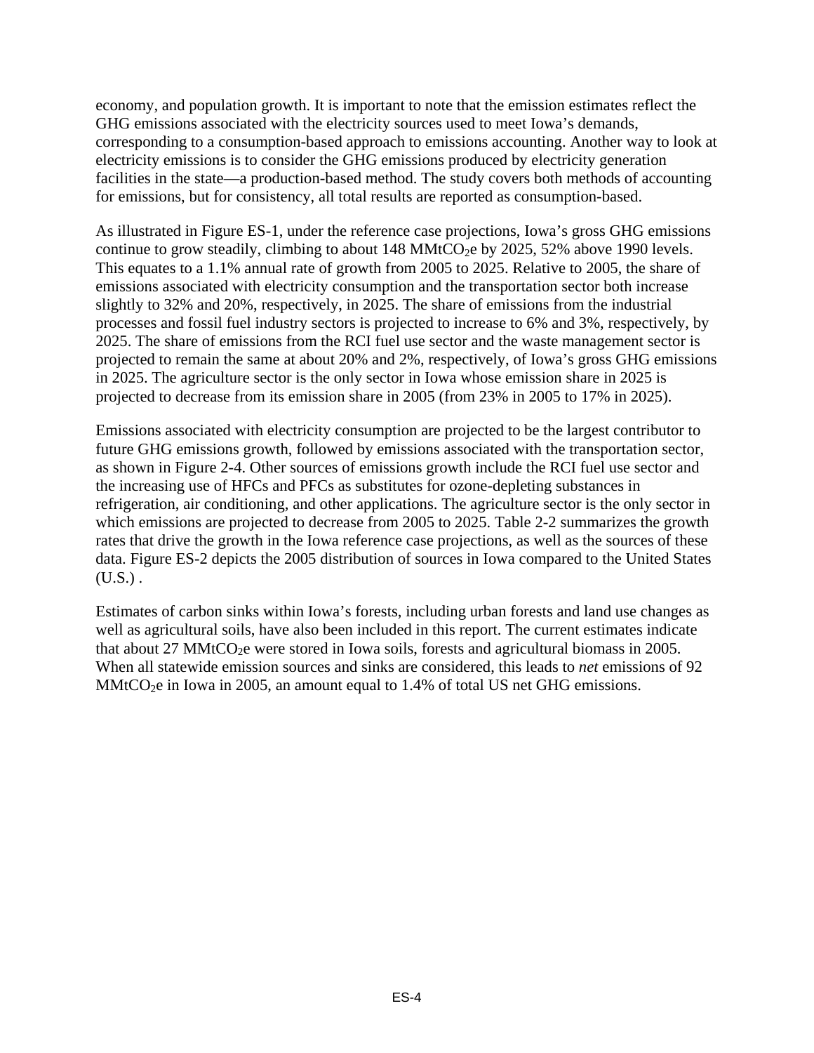economy, and population growth. It is important to note that the emission estimates reflect the GHG emissions associated with the electricity sources used to meet Iowa's demands, corresponding to a consumption-based approach to emissions accounting. Another way to look at electricity emissions is to consider the GHG emissions produced by electricity generation facilities in the state—a production-based method. The study covers both methods of accounting for emissions, but for consistency, all total results are reported as consumption-based.

As illustrated in Figure ES-1, under the reference case projections, Iowa's gross GHG emissions continue to grow steadily, climbing to about 148 $MMtCO_2e$ by 2025, 52% above 1990 levels. This equates to a 1.1% annual rate of growth from 2005 to 2025. Relative to 2005, the share of emissions associated with electricity consumption and the transportation sector both increase slightly to 32% and 20%, respectively, in 2025. The share of emissions from the industrial processes and fossil fuel industry sectors is projected to increase to 6% and 3%, respectively, by 2025. The share of emissions from the RCI fuel use sector and the waste management sector is projected to remain the same at about 20% and 2%, respectively, of Iowa's gross GHG emissions in 2025. The agriculture sector is the only sector in Iowa whose emission share in 2025 is projected to decrease from its emission share in 2005 (from 23% in 2005 to 17% in 2025).

Emissions associated with electricity consumption are projected to be the largest contributor to future GHG emissions growth, followed by emissions associated with the transportation sector, as shown in Figure 2-4. Other sources of emissions growth include the RCI fuel use sector and the increasing use of HFCs and PFCs as substitutes for ozone-depleting substances in refrigeration, air conditioning, and other applications. The agriculture sector is the only sector in which emissions are projected to decrease from 2005 to 2025. Table 2-2 summarizes the growth rates that drive the growth in the Iowa reference case projections, as well as the sources of these data. Figure ES-2 depicts the 2005 distribution of sources in Iowa compared to the United States (U.S.) .

Estimates of carbon sinks within Iowa's forests, including urban forests and land use changes as well as agricultural soils, have also been included in this report. The current estimates indicate that about 27 $MMtCO_2e$ were stored in Iowa soils, forests and agricultural biomass in 2005. When all statewide emission sources and sinks are considered, this leads to *net* emissions of 92 $MMtCO_2e$ in Iowa in 2005, an amount equal to 1.4% of total US net GHG emissions.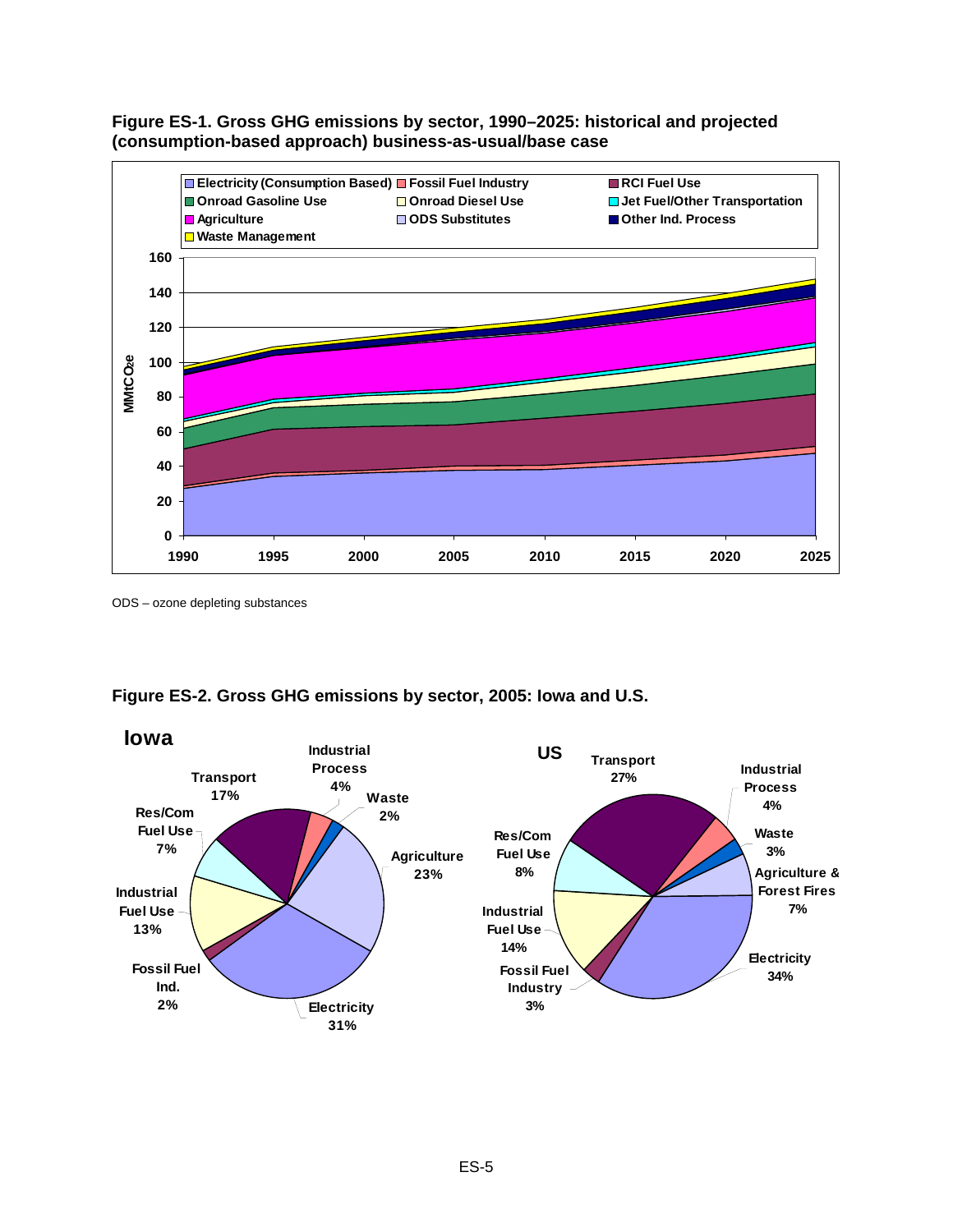**Figure ES-1. Gross GHG emissions by sector, 1990–2025: historical and projected (consumption-based approach) business-as-usual/base case**

ODS – ozone depleting substances

**Figure ES-2. Gross GHG emissions by sector, 2005: Iowa and U.S.**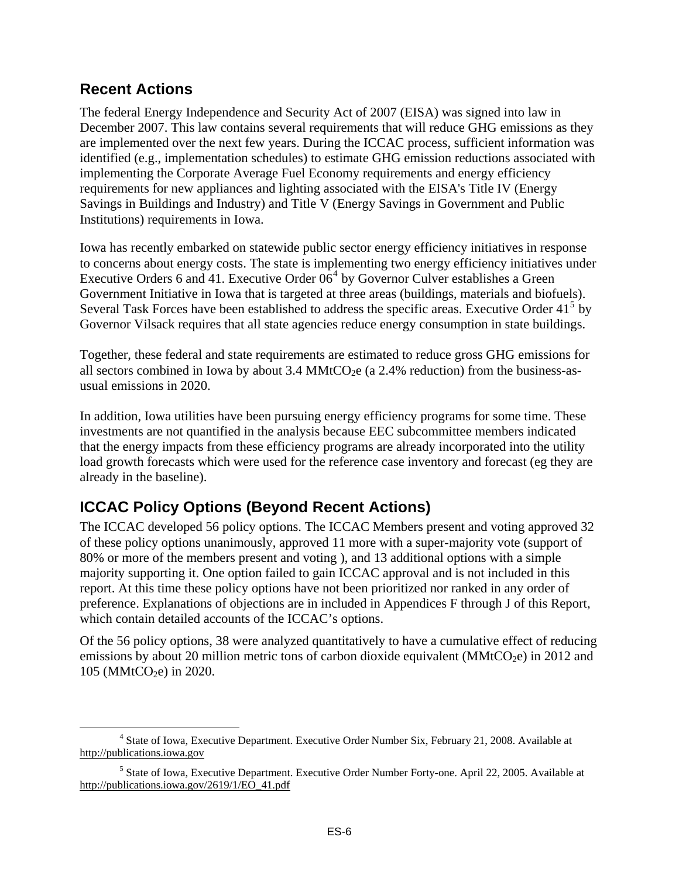## Recent Actions

The federal Energy Independence and Security Act of 2007 (EISA) was signed into law in December 2007. This law contains several requirements that will reduce GHG emissions as they are implemented over the next few years. During the ICCAC process, sufficient information was identified (e.g., implementation schedules) to estimate GHG emission reductions associated with implementing the Corporate Average Fuel Economy requirements and energy efficiency requirements for new appliances and lighting associated with the EISA's Title IV (Energy Savings in Buildings and Industry) and Title V (Energy Savings in Government and Public Institutions) requirements in Iowa.

Iowa has recently embarked on statewide public sector energy efficiency initiatives in response to concerns about energy costs. The state is implementing two energy efficiency initiatives under Executive Orders 6 and 41. Executive Order 06[4] by Governor Culver establishes a Green Government Initiative in Iowa that is targeted at three areas (buildings, materials and biofuels). Several Task Forces have been established to address the specific areas. Executive Order 41[5] by Governor Vilsack requires that all state agencies reduce energy consumption in state buildings.

Together, these federal and state requirements are estimated to reduce gross GHG emissions for all sectors combined in Iowa by about 3.4 $MMtCO_2e$ (a 2.4% reduction) from the business-as-usual emissions in 2020.

In addition, Iowa utilities have been pursuing energy efficiency programs for some time. These investments are not quantified in the analysis because EEC subcommittee members indicated that the energy impacts from these efficiency programs are already incorporated into the utility load growth forecasts which were used for the reference case inventory and forecast (eg they are already in the baseline).

## ICCAC Policy Options (Beyond Recent Actions)

The ICCAC developed 56 policy options. The ICCAC Members present and voting approved 32 of these policy options unanimously, approved 11 more with a super-majority vote (support of 80% or more of the members present and voting ), and 13 additional options with a simple majority supporting it. One option failed to gain ICCAC approval and is not included in this report. At this time these policy options have not been prioritized nor ranked in any order of preference. Explanations of objections are in included in Appendices F through J of this Report, which contain detailed accounts of the ICCAC's options.

Of the 56 policy options, 38 were analyzed quantitatively to have a cumulative effect of reducing emissions by about 20 million metric tons of carbon dioxide equivalent ($MMtCO_2e$) in 2012 and 105 ($MMtCO_2e$) in 2020.

---

[4] State of Iowa, Executive Department. Executive Order Number Six, February 21, 2008. Available at http://publications.iowa.gov

[5] State of Iowa, Executive Department. Executive Order Number Forty-one. April 22, 2005. Available at http://publications.iowa.gov/2619/1/EO_41.pdf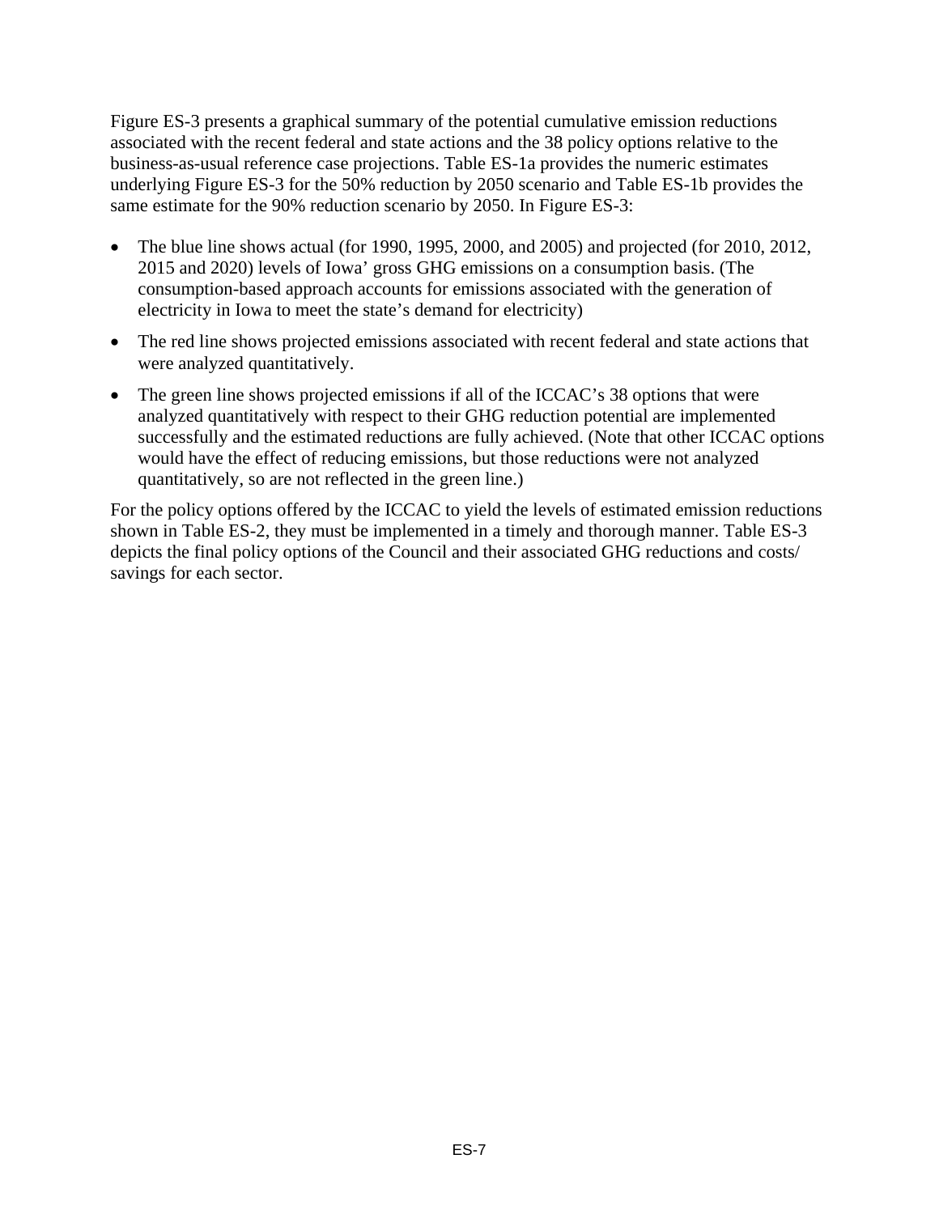Figure ES-3 presents a graphical summary of the potential cumulative emission reductions associated with the recent federal and state actions and the 38 policy options relative to the business-as-usual reference case projections. Table ES-1a provides the numeric estimates underlying Figure ES-3 for the 50% reduction by 2050 scenario and Table ES-1b provides the same estimate for the 90% reduction scenario by 2050. In Figure ES-3:

- The blue line shows actual (for 1990, 1995, 2000, and 2005) and projected (for 2010, 2012, 2015 and 2020) levels of Iowa' gross GHG emissions on a consumption basis. (The consumption-based approach accounts for emissions associated with the generation of electricity in Iowa to meet the state's demand for electricity)
- The red line shows projected emissions associated with recent federal and state actions that were analyzed quantitatively.
- The green line shows projected emissions if all of the ICCAC's 38 options that were analyzed quantitatively with respect to their GHG reduction potential are implemented successfully and the estimated reductions are fully achieved. (Note that other ICCAC options would have the effect of reducing emissions, but those reductions were not analyzed quantitatively, so are not reflected in the green line.)

For the policy options offered by the ICCAC to yield the levels of estimated emission reductions shown in Table ES-2, they must be implemented in a timely and thorough manner. Table ES-3 depicts the final policy options of the Council and their associated GHG reductions and costs/ savings for each sector.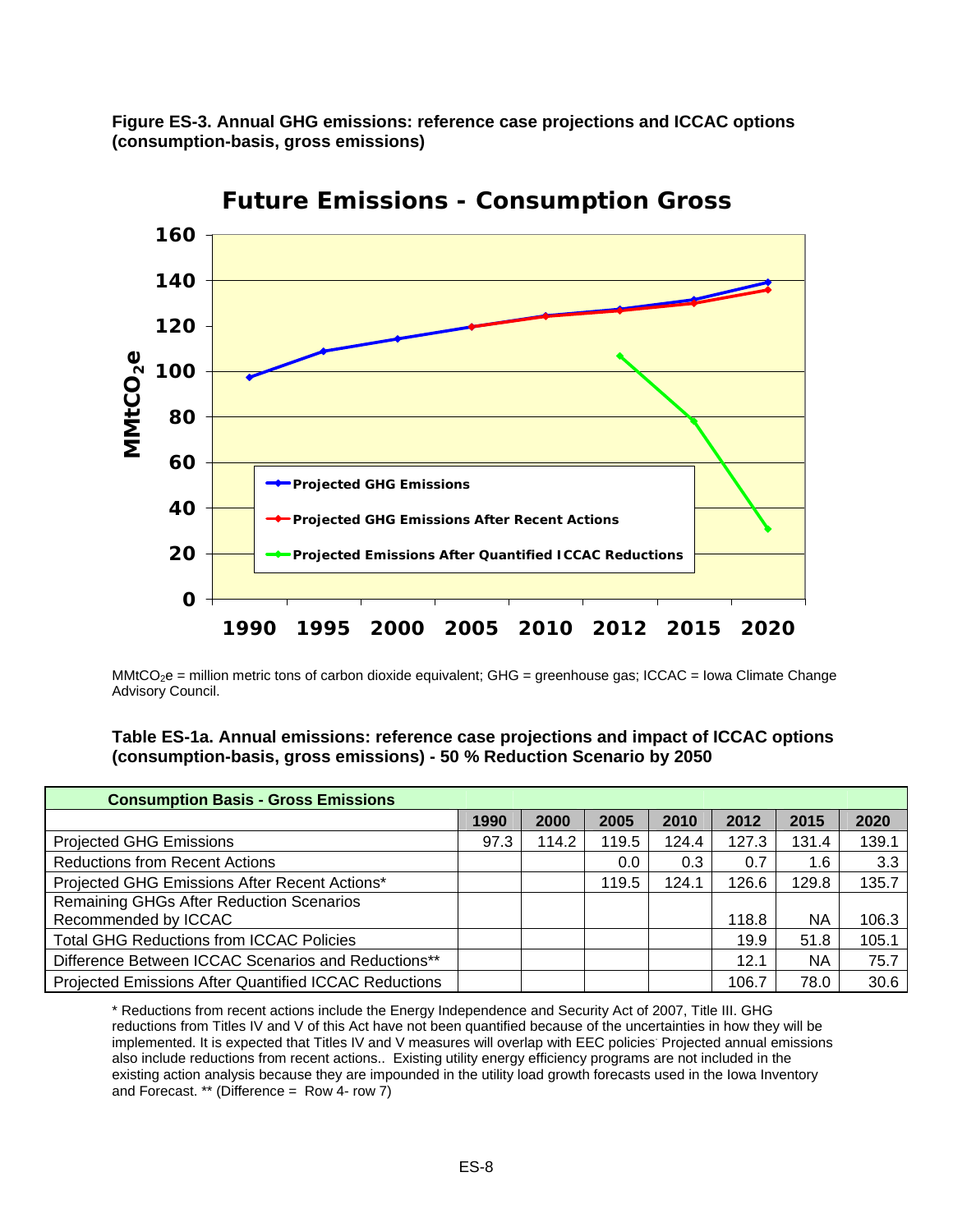**Figure ES-3. Annual GHG emissions: reference case projections and ICCAC options (consumption-basis, gross emissions)**

$MMtCO_2e$ = million metric tons of carbon dioxide equivalent; GHG = greenhouse gas; ICCAC = Iowa Climate Change Advisory Council.

**Table ES-1a. Annual emissions: reference case projections and impact of ICCAC options (consumption-basis, gross emissions) - 50 % Reduction Scenario by 2050**

| Consumption Basis - Gross Emissions | | | | | | | |
|---|---|---|---|---|---|---|---|
| | 1990 | 2000 | 2005 | 2010 | 2012 | 2015 | 2020 |
| Projected GHG Emissions | 97.3 | 114.2 | 119.5 | 124.4 | 127.3 | 131.4 | 139.1 |
| Reductions from Recent Actions | | | 0.0 | 0.3 | 0.7 | 1.6 | 3.3 |
| Projected GHG Emissions After Recent Actions* | | | 119.5 | 124.1 | 126.6 | 129.8 | 135.7 |
| Remaining GHGs After Reduction Scenarios Recommended by ICCAC | | | | | 118.8 | NA | 106.3 |
| Total GHG Reductions from ICCAC Policies | | | | | 19.9 | 51.8 | 105.1 |
| Difference Between ICCAC Scenarios and Reductions** | | | | | 12.1 | NA | 75.7 |
| Projected Emissions After Quantified ICCAC Reductions | | | | | 106.7 | 78.0 | 30.6 |

* Reductions from recent actions include the Energy Independence and Security Act of 2007, Title III. GHG reductions from Titles IV and V of this Act have not been quantified because of the uncertainties in how they will be implemented. It is expected that Titles IV and V measures will overlap with EEC policies. Projected annual emissions also include reductions from recent actions.. Existing utility energy efficiency programs are not included in the existing action analysis because they are impounded in the utility load growth forecasts used in the Iowa Inventory and Forecast. ** (Difference = Row 4- row 7)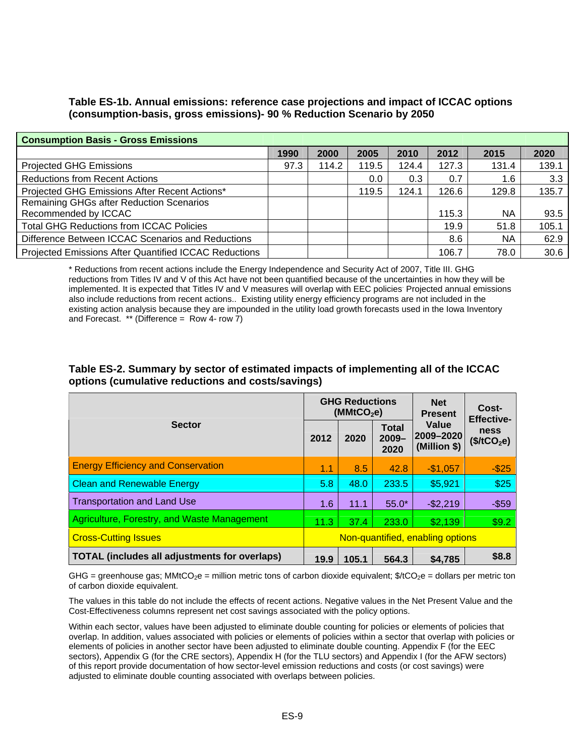**Table ES-1b. Annual emissions: reference case projections and impact of ICCAC options (consumption-basis, gross emissions)- 90 % Reduction Scenario by 2050**

| Consumption Basis - Gross Emissions | | | | | | | |
|---|---|---|---|---|---|---|---|
| | 1990 | 2000 | 2005 | 2010 | 2012 | 2015 | 2020 |
| Projected GHG Emissions | 97.3 | 114.2 | 119.5 | 124.4 | 127.3 | 131.4 | 139.1 |
| Reductions from Recent Actions | | | 0.0 | 0.3 | 0.7 | 1.6 | 3.3 |
| Projected GHG Emissions After Recent Actions* | | | 119.5 | 124.1 | 126.6 | 129.8 | 135.7 |
| Remaining GHGs after Reduction Scenarios Recommended by ICCAC | | | | | 115.3 | NA | 93.5 |
| Total GHG Reductions from ICCAC Policies | | | | | 19.9 | 51.8 | 105.1 |
| Difference Between ICCAC Scenarios and Reductions | | | | | 8.6 | NA | 62.9 |
| Projected Emissions After Quantified ICCAC Reductions | | | | | 106.7 | 78.0 | 30.6 |

\* Reductions from recent actions include the Energy Independence and Security Act of 2007, Title III. GHG reductions from Titles IV and V of this Act have not been quantified because of the uncertainties in how they will be implemented. It is expected that Titles IV and V measures will overlap with EEC policies. Projected annual emissions also include reductions from recent actions.. Existing utility energy efficiency programs are not included in the existing action analysis because they are impounded in the utility load growth forecasts used in the Iowa Inventory and Forecast. ** (Difference = Row 4- row 7)

**Table ES-2. Summary by sector of estimated impacts of implementing all of the ICCAC options (cumulative reductions and costs/savings)**

| Sector | GHG Reductions ($MMtCO_2e$) | | | Net Present Value 2009–2020 (Million $) | Cost-Effective-ness ($\$/tCO_2e$) |
|---|---|---|---|---|---|
| | 2012 | 2020 | Total 2009–2020 | | |
| Energy Efficiency and Conservation | 1.1 | 8.5 | 42.8 | -$1,057 | -$25 |
| Clean and Renewable Energy | 5.8 | 48.0 | 233.5 | $5,921 | $25 |
| Transportation and Land Use | 1.6 | 11.1 | 55.0* | -$2,219 | -$59 |
| Agriculture, Forestry, and Waste Management | 11.3 | 37.4 | 233.0 | $2,139 | $9.2 |
| Cross-Cutting Issues | Non-quantified, enabling options | | | | |
| **TOTAL (includes all adjustments for overlaps)** | **19.9** | **105.1** | **564.3** | **$4,785** | **$8.8** |

GHG = greenhouse gas; $MMtCO_2e$ = million metric tons of carbon dioxide equivalent; $\$/tCO_2e$ = dollars per metric ton of carbon dioxide equivalent.

The values in this table do not include the effects of recent actions. Negative values in the Net Present Value and the Cost-Effectiveness columns represent net cost savings associated with the policy options.

Within each sector, values have been adjusted to eliminate double counting for policies or elements of policies that overlap. In addition, values associated with policies or elements of policies within a sector that overlap with policies or elements of policies in another sector have been adjusted to eliminate double counting. Appendix F (for the EEC sectors), Appendix G (for the CRE sectors), Appendix H (for the TLU sectors) and Appendix I (for the AFW sectors) of this report provide documentation of how sector-level emission reductions and costs (or cost savings) were adjusted to eliminate double counting associated with overlaps between policies.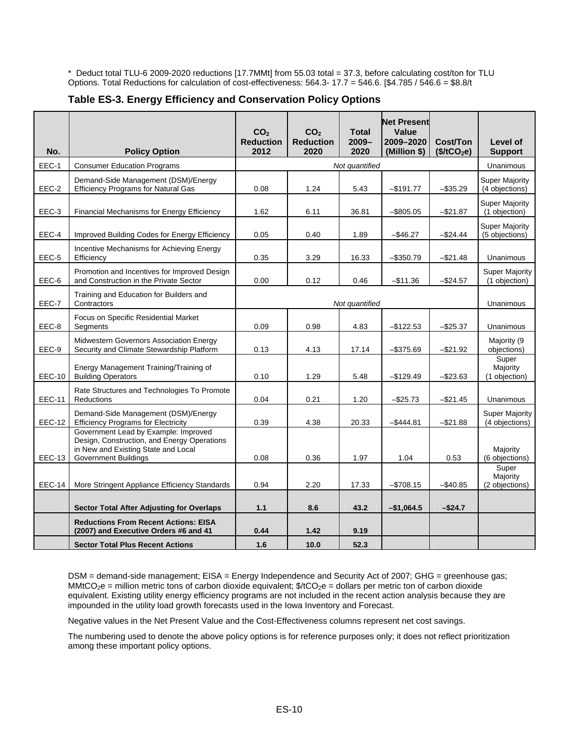* Deduct total TLU-6 2009-2020 reductions [17.7MMt] from 55.03 total = 37.3, before calculating cost/ton for TLU Options. Total Reductions for calculation of cost-effectiveness: 564.3- 17.7 = 546.6. [$4.785 / 546.6 = $8.8/t

### Table ES-3. Energy Efficiency and Conservation Policy Options

| No. | Policy Option | $CO_2$ Reduction 2012 | $CO_2$ Reduction 2020 | Total 2009–2020 | Net Present Value 2009–2020 (Million $) | Cost/Ton ($/t$CO_2$e) | Level of Support |
|---|---|---|---|---|---|---|---|
| EEC-1 | Consumer Education Programs | *Not quantified* | | | | | Unanimous |
| EEC-2 | Demand-Side Management (DSM)/Energy Efficiency Programs for Natural Gas | 0.08 | 1.24 | 5.43 | –$191.77 | –$35.29 | Super Majority (4 objections) |
| EEC-3 | Financial Mechanisms for Energy Efficiency | 1.62 | 6.11 | 36.81 | –$805.05 | –$21.87 | Super Majority (1 objection) |
| EEC-4 | Improved Building Codes for Energy Efficiency | 0.05 | 0.40 | 1.89 | –$46.27 | –$24.44 | Super Majority (5 objections) |
| EEC-5 | Incentive Mechanisms for Achieving Energy Efficiency | 0.35 | 3.29 | 16.33 | –$350.79 | –$21.48 | Unanimous |
| EEC-6 | Promotion and Incentives for Improved Design and Construction in the Private Sector | 0.00 | 0.12 | 0.46 | –$11.36 | –$24.57 | Super Majority (1 objection) |
| EEC-7 | Training and Education for Builders and Contractors | *Not quantified* | | | | | Unanimous |
| EEC-8 | Focus on Specific Residential Market Segments | 0.09 | 0.98 | 4.83 | –$122.53 | –$25.37 | Unanimous |
| EEC-9 | Midwestern Governors Association Energy Security and Climate Stewardship Platform | 0.13 | 4.13 | 17.14 | –$375.69 | –$21.92 | Majority (9 objections) |
| EEC-10 | Energy Management Training/Training of Building Operators | 0.10 | 1.29 | 5.48 | –$129.49 | –$23.63 | Super Majority (1 objection) |
| EEC-11 | Rate Structures and Technologies To Promote Reductions | 0.04 | 0.21 | 1.20 | –$25.73 | –$21.45 | Unanimous |
| EEC-12 | Demand-Side Management (DSM)/Energy Efficiency Programs for Electricity | 0.39 | 4.38 | 20.33 | –$444.81 | –$21.88 | Super Majority (4 objections) |
| EEC-13 | Government Lead by Example: Improved Design, Construction, and Energy Operations in New and Existing State and Local Government Buildings | 0.08 | 0.36 | 1.97 | 1.04 | 0.53 | Majority (6 objections) |
| EEC-14 | More Stringent Appliance Efficiency Standards | 0.94 | 2.20 | 17.33 | –$708.15 | –$40.85 | Super Majority (2 objections) |
| | **Sector Total After Adjusting for Overlaps** | **1.1** | **8.6** | **43.2** | **–$1,064.5** | **–$24.7** | |
| | **Reductions From Recent Actions: EISA (2007) and Executive Orders #6 and 41** | **0.44** | **1.42** | **9.19** | | | |
| | **Sector Total Plus Recent Actions** | **1.6** | **10.0** | **52.3** | | | |

DSM = demand-side management; EISA = Energy Independence and Security Act of 2007; GHG = greenhouse gas; MMt$CO_2$e = million metric tons of carbon dioxide equivalent; $/t$CO_2$e = dollars per metric ton of carbon dioxide equivalent. Existing utility energy efficiency programs are not included in the recent action analysis because they are impounded in the utility load growth forecasts used in the Iowa Inventory and Forecast.

Negative values in the Net Present Value and the Cost-Effectiveness columns represent net cost savings.

The numbering used to denote the above policy options is for reference purposes only; it does not reflect prioritization among these important policy options.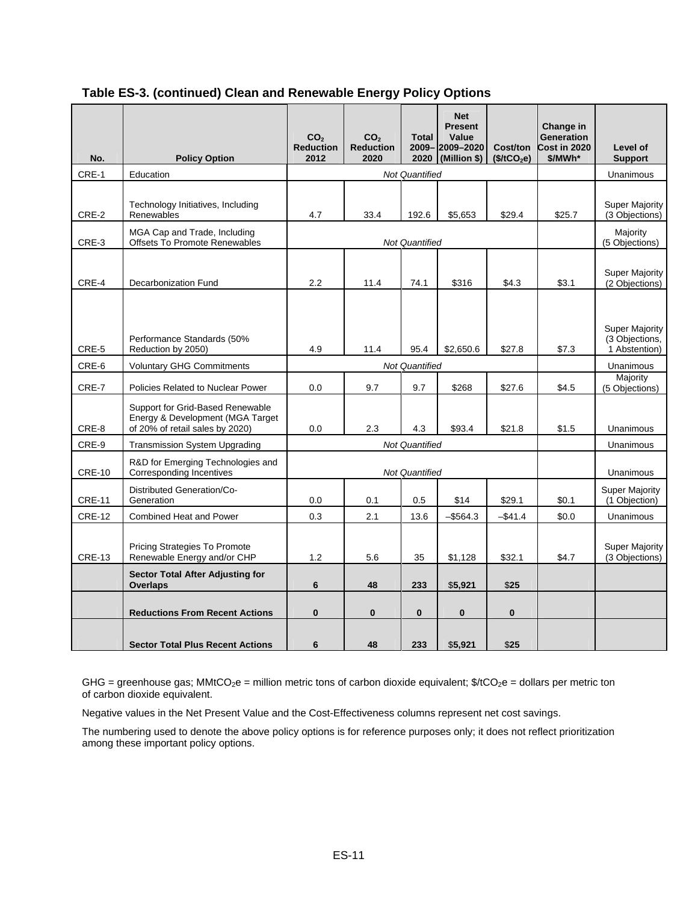**Table ES-3. (continued) Clean and Renewable Energy Policy Options**

| No. | Policy Option | $CO_2$ Reduction 2012 | $CO_2$ Reduction 2020 | Total 2009–2020 | Net Present Value 2009–2020 (Million $) | Cost/ton ($/t$CO_2$e) | Change in Generation Cost in 2020 $/MWh* | Level of Support |
|---|---|---|---|---|---|---|---|---|
| CRE-1 | Education | *Not Quantified* | | | | | | Unanimous |
| CRE-2 | Technology Initiatives, Including Renewables | 4.7 | 33.4 | 192.6 | $5,653 | $29.4 | $25.7 | Super Majority (3 Objections) |
| CRE-3 | MGA Cap and Trade, Including Offsets To Promote Renewables | *Not Quantified* | | | | | | Majority (5 Objections) |
| CRE-4 | Decarbonization Fund | 2.2 | 11.4 | 74.1 | $316 | $4.3 | $3.1 | Super Majority (2 Objections) |
| CRE-5 | Performance Standards (50% Reduction by 2050) | 4.9 | 11.4 | 95.4 | $2,650.6 | $27.8 | $7.3 | Super Majority (3 Objections, 1 Abstention) |
| CRE-6 | Voluntary GHG Commitments | *Not Quantified* | | | | | | Unanimous |
| CRE-7 | Policies Related to Nuclear Power | 0.0 | 9.7 | 9.7 | $268 | $27.6 | $4.5 | Majority (5 Objections) |
| CRE-8 | Support for Grid-Based Renewable Energy & Development (MGA Target of 20% of retail sales by 2020) | 0.0 | 2.3 | 4.3 | $93.4 | $21.8 | $1.5 | Unanimous |
| CRE-9 | Transmission System Upgrading | *Not Quantified* | | | | | | Unanimous |
| CRE-10 | R&D for Emerging Technologies and Corresponding Incentives | *Not Quantified* | | | | | | Unanimous |
| CRE-11 | Distributed Generation/Co-Generation | 0.0 | 0.1 | 0.5 | $14 | $29.1 | $0.1 | Super Majority (1 Objection) |
| CRE-12 | Combined Heat and Power | 0.3 | 2.1 | 13.6 | –$564.3 | –$41.4 | $0.0 | Unanimous |
| CRE-13 | Pricing Strategies To Promote Renewable Energy and/or CHP | 1.2 | 5.6 | 35 | $1,128 | $32.1 | $4.7 | Super Majority (3 Objections) |
| | **Sector Total After Adjusting for Overlaps** | **6** | **48** | **233** | $**5,921** | $**25** | | |
| | **Reductions From Recent Actions** | **0** | **0** | **0** | **0** | **0** | | |
| | **Sector Total Plus Recent Actions** | **6** | **48** | **233** | $**5,921** | $**25** | | |

GHG = greenhouse gas; MMt$CO_2$e = million metric tons of carbon dioxide equivalent; $/t$CO_2$e = dollars per metric ton of carbon dioxide equivalent.

Negative values in the Net Present Value and the Cost-Effectiveness columns represent net cost savings.

The numbering used to denote the above policy options is for reference purposes only; it does not reflect prioritization among these important policy options.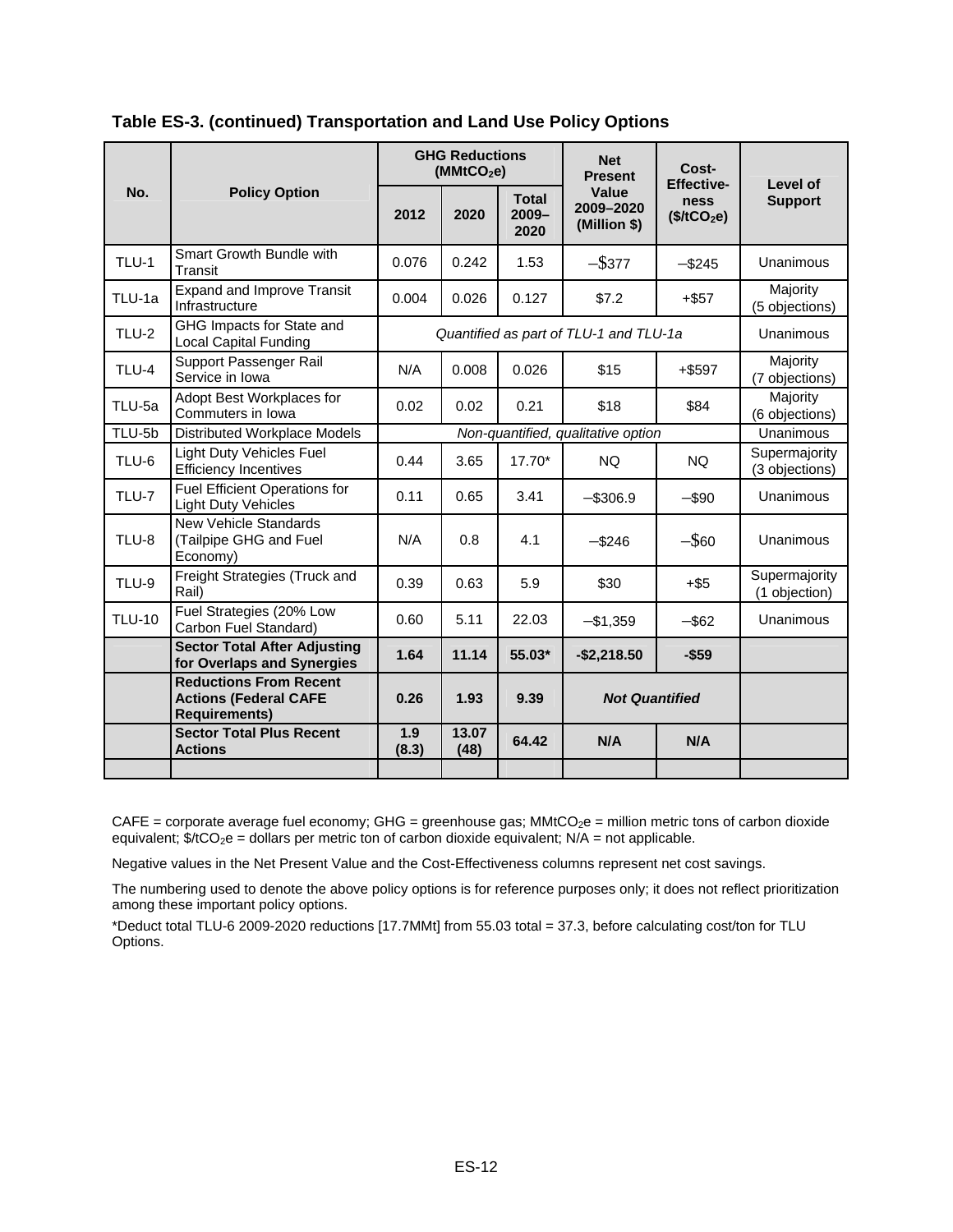**Table ES-3. (continued) Transportation and Land Use Policy Options**

| No. | Policy Option | GHG Reductions ($MMtCO_2e$) | | | Net Present Value 2009–2020 (Million $) | Cost-Effective-ness ($/t$CO_2e$) | Level of Support |
|---|---|---|---|---|---|---|---|
| | | 2012 | 2020 | Total 2009–2020 | | | |
| TLU-1 | Smart Growth Bundle with Transit | 0.076 | 0.242 | 1.53 | –$377 | –$245 | Unanimous |
| TLU-1a | Expand and Improve Transit Infrastructure | 0.004 | 0.026 | 0.127 | $7.2 | +$57 | Majority (5 objections) |
| TLU-2 | GHG Impacts for State and Local Capital Funding | *Quantified as part of TLU-1 and TLU-1a* | | | | | Unanimous |
| TLU-4 | Support Passenger Rail Service in Iowa | N/A | 0.008 | 0.026 | $15 | +$597 | Majority (7 objections) |
| TLU-5a | Adopt Best Workplaces for Commuters in Iowa | 0.02 | 0.02 | 0.21 | $18 | $84 | Majority (6 objections) |
| TLU-5b | Distributed Workplace Models | *Non-quantified, qualitative option* | | | | | Unanimous |
| TLU-6 | Light Duty Vehicles Fuel Efficiency Incentives | 0.44 | 3.65 | 17.70* | NQ | NQ | Supermajority (3 objections) |
| TLU-7 | Fuel Efficient Operations for Light Duty Vehicles | 0.11 | 0.65 | 3.41 | –$306.9 | –$90 | Unanimous |
| TLU-8 | New Vehicle Standards (Tailpipe GHG and Fuel Economy) | N/A | 0.8 | 4.1 | –$246 | –$60 | Unanimous |
| TLU-9 | Freight Strategies (Truck and Rail) | 0.39 | 0.63 | 5.9 | $30 | +$5 | Supermajority (1 objection) |
| TLU-10 | Fuel Strategies (20% Low Carbon Fuel Standard) | 0.60 | 5.11 | 22.03 | –$1,359 | –$62 | Unanimous |
| | **Sector Total After Adjusting for Overlaps and Synergies** | **1.64** | **11.14** | **55.03*** | **-$2,218.50** | **-$59** | |
| | **Reductions From Recent Actions (Federal CAFE Requirements)** | **0.26** | **1.93** | **9.39** | ***Not Quantified*** | | |
| | **Sector Total Plus Recent Actions** | **1.9 (8.3)** | **13.07 (48)** | **64.42** | **N/A** | **N/A** | |
| | | | | | | | |

CAFE = corporate average fuel economy; GHG = greenhouse gas; $MMtCO_2e$ = million metric tons of carbon dioxide equivalent; $/t$CO_2e$ = dollars per metric ton of carbon dioxide equivalent; N/A = not applicable.

Negative values in the Net Present Value and the Cost-Effectiveness columns represent net cost savings.

The numbering used to denote the above policy options is for reference purposes only; it does not reflect prioritization among these important policy options.

*Deduct total TLU-6 2009-2020 reductions [17.7MMt] from 55.03 total = 37.3, before calculating cost/ton for TLU Options.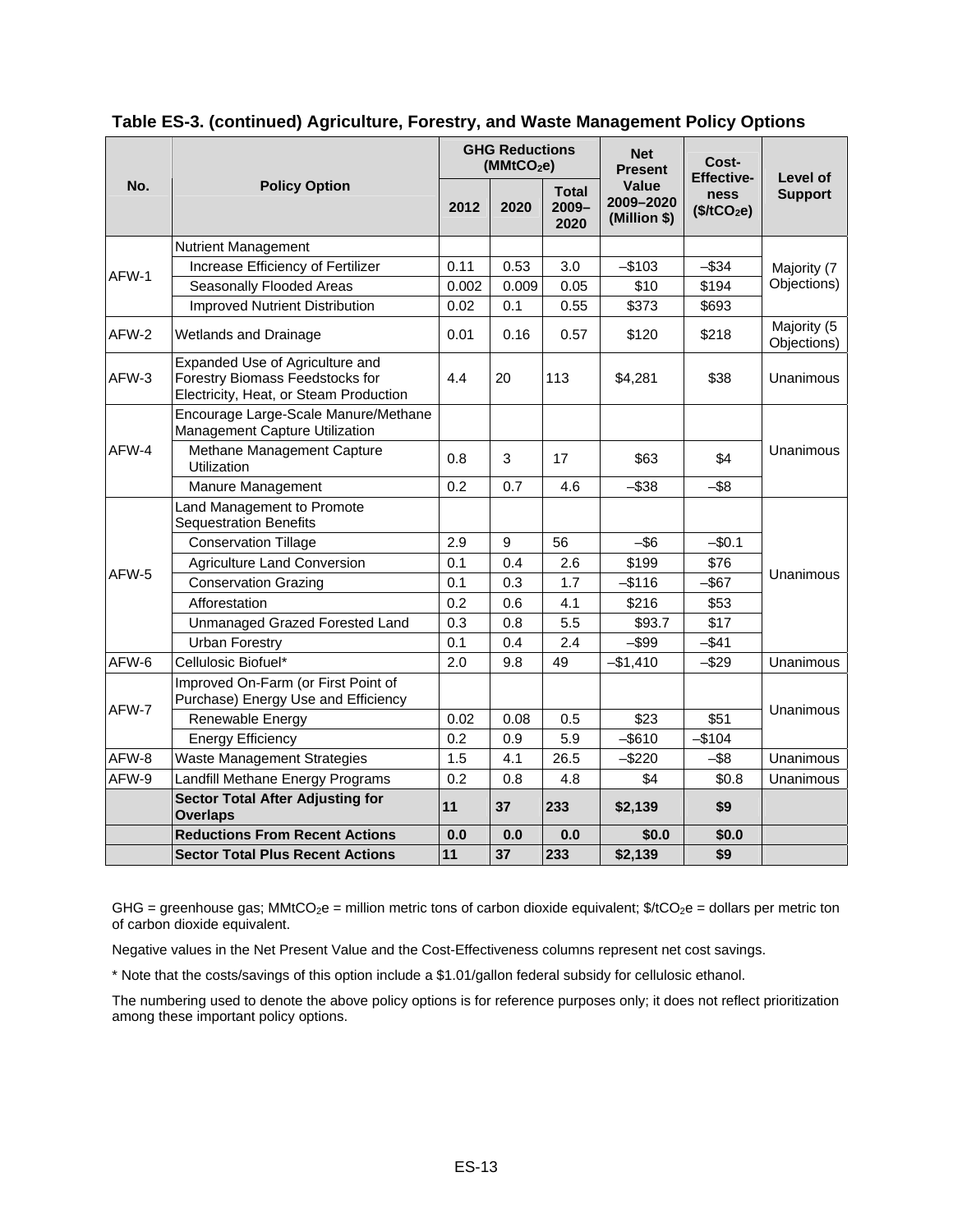**Table ES-3. (continued) Agriculture, Forestry, and Waste Management Policy Options**

| No. | Policy Option | GHG Reductions ($MMtCO_2e$) | | | Net Present Value 2009–2020 (Million $) | Cost-Effective-ness ($/$tCO_2e$) | Level of Support |
|---|---|---|---|---|---|---|---|
| | | 2012 | 2020 | Total 2009–2020 | | | |
| AFW-1 | Nutrient Management | | | | | | Majority (7 Objections) |
| | Increase Efficiency of Fertilizer | 0.11 | 0.53 | 3.0 | –$103 | –$34 | |
| | Seasonally Flooded Areas | 0.002 | 0.009 | 0.05 | $10 | $194 | |
| | Improved Nutrient Distribution | 0.02 | 0.1 | 0.55 | $373 | $693 | |
| AFW-2 | Wetlands and Drainage | 0.01 | 0.16 | 0.57 | $120 | $218 | Majority (5 Objections) |
| AFW-3 | Expanded Use of Agriculture and Forestry Biomass Feedstocks for Electricity, Heat, or Steam Production | 4.4 | 20 | 113 | $4,281 | $38 | Unanimous |
| AFW-4 | Encourage Large-Scale Manure/Methane Management Capture Utilization | | | | | | Unanimous |
| | Methane Management Capture Utilization | 0.8 | 3 | 17 | $63 | $4 | |
| | Manure Management | 0.2 | 0.7 | 4.6 | –$38 | –$8 | |
| AFW-5 | Land Management to Promote Sequestration Benefits | | | | | | Unanimous |
| | Conservation Tillage | 2.9 | 9 | 56 | –$6 | –$0.1 | |
| | Agriculture Land Conversion | 0.1 | 0.4 | 2.6 | $199 | $76 | |
| | Conservation Grazing | 0.1 | 0.3 | 1.7 | –$116 | –$67 | |
| | Afforestation | 0.2 | 0.6 | 4.1 | $216 | $53 | |
| | Unmanaged Grazed Forested Land | 0.3 | 0.8 | 5.5 | $93.7 | $17 | |
| | Urban Forestry | 0.1 | 0.4 | 2.4 | –$99 | –$41 | |
| AFW-6 | Cellulosic Biofuel* | 2.0 | 9.8 | 49 | –$1,410 | –$29 | Unanimous |
| AFW-7 | Improved On-Farm (or First Point of Purchase) Energy Use and Efficiency | | | | | | Unanimous |
| | Renewable Energy | 0.02 | 0.08 | 0.5 | $23 | $51 | |
| | Energy Efficiency | 0.2 | 0.9 | 5.9 | –$610 | –$104 | |
| AFW-8 | Waste Management Strategies | 1.5 | 4.1 | 26.5 | –$220 | –$8 | Unanimous |
| AFW-9 | Landfill Methane Energy Programs | 0.2 | 0.8 | 4.8 | $4 | $0.8 | Unanimous |
| | **Sector Total After Adjusting for Overlaps** | **11** | **37** | **233** | **$2,139** | **$9** | |
| | **Reductions From Recent Actions** | **0.0** | **0.0** | **0.0** | **$0.0** | **$0.0** | |
| | **Sector Total Plus Recent Actions** | **11** | **37** | **233** | **$2,139** | **$9** | |

GHG = greenhouse gas; $MMtCO_2e$ = million metric tons of carbon dioxide equivalent; $/$tCO_2e$ = dollars per metric ton of carbon dioxide equivalent.

Negative values in the Net Present Value and the Cost-Effectiveness columns represent net cost savings.

* Note that the costs/savings of this option include a $1.01/gallon federal subsidy for cellulosic ethanol.

The numbering used to denote the above policy options is for reference purposes only; it does not reflect prioritization among these important policy options.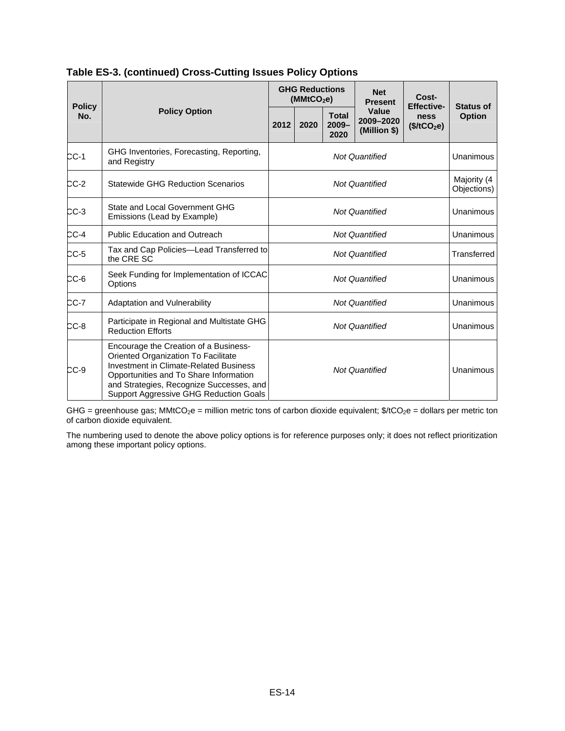**Table ES-3. (continued) Cross-Cutting Issues Policy Options**

| Policy No. | Policy Option | GHG Reductions ($MMtCO_2e$) | | | Net Present Value 2009–2020 (Million $) | Cost-Effectiveness ($/tCO_2e$) | Status of Option |
|---|---|---|---|---|---|---|---|
| | | 2012 | 2020 | Total 2009–2020 | | | |
| CC-1 | GHG Inventories, Forecasting, Reporting, and Registry | *Not Quantified* | | | | | Unanimous |
| CC-2 | Statewide GHG Reduction Scenarios | *Not Quantified* | | | | | Majority (4 Objections) |
| CC-3 | State and Local Government GHG Emissions (Lead by Example) | *Not Quantified* | | | | | Unanimous |
| CC-4 | Public Education and Outreach | *Not Quantified* | | | | | Unanimous |
| CC-5 | Tax and Cap Policies—Lead Transferred to the CRE SC | *Not Quantified* | | | | | Transferred |
| CC-6 | Seek Funding for Implementation of ICCAC Options | *Not Quantified* | | | | | Unanimous |
| CC-7 | Adaptation and Vulnerability | *Not Quantified* | | | | | Unanimous |
| CC-8 | Participate in Regional and Multistate GHG Reduction Efforts | *Not Quantified* | | | | | Unanimous |
| CC-9 | Encourage the Creation of a Business-Oriented Organization To Facilitate Investment in Climate-Related Business Opportunities and To Share Information and Strategies, Recognize Successes, and Support Aggressive GHG Reduction Goals | *Not Quantified* | | | | | Unanimous |

GHG = greenhouse gas; $MMtCO_2e$ = million metric tons of carbon dioxide equivalent; $/tCO_2e$ = dollars per metric ton of carbon dioxide equivalent.

The numbering used to denote the above policy options is for reference purposes only; it does not reflect prioritization among these important policy options.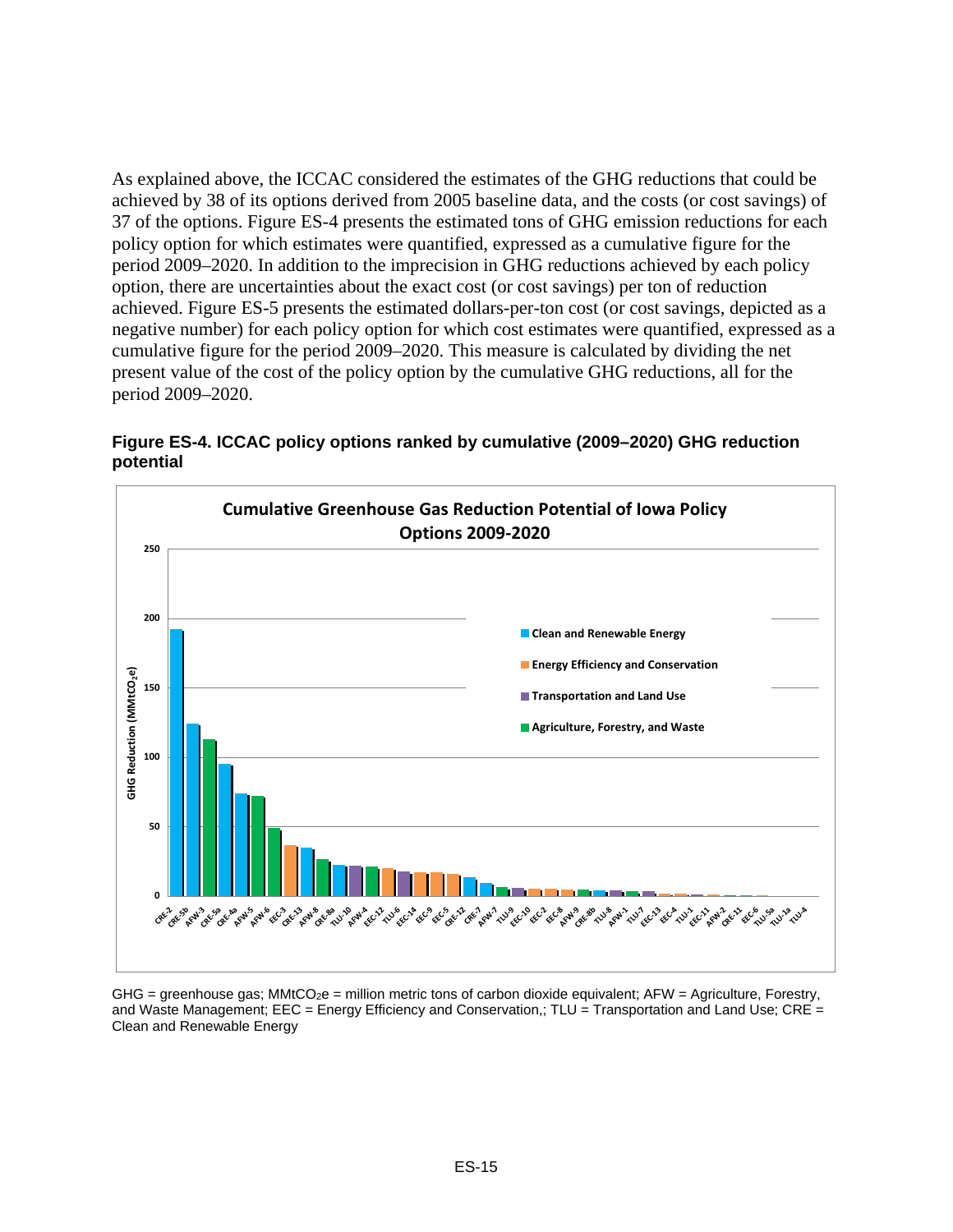As explained above, the ICCAC considered the estimates of the GHG reductions that could be achieved by 38 of its options derived from 2005 baseline data, and the costs (or cost savings) of 37 of the options. Figure ES-4 presents the estimated tons of GHG emission reductions for each policy option for which estimates were quantified, expressed as a cumulative figure for the period 2009–2020. In addition to the imprecision in GHG reductions achieved by each policy option, there are uncertainties about the exact cost (or cost savings) per ton of reduction achieved. Figure ES-5 presents the estimated dollars-per-ton cost (or cost savings, depicted as a negative number) for each policy option for which cost estimates were quantified, expressed as a cumulative figure for the period 2009–2020. This measure is calculated by dividing the net present value of the cost of the policy option by the cumulative GHG reductions, all for the period 2009–2020.

**Figure ES-4. ICCAC policy options ranked by cumulative (2009–2020) GHG reduction potential**

**Cumulative Greenhouse Gas Reduction Potential of Iowa Policy Options 2009-2020**

GHG Reduction ($MMtCO_2e$)

Legend: Clean and Renewable Energy; Energy Efficiency and Conservation; Transportation and Land Use; Agriculture, Forestry, and Waste

CRE-2, CRE-5b, AFW-3, CRE-5a, CRE-4a, AFW-5, AFW-6, EEC-3, CRE-13, AFW-8, CRE-8a, TLU-10, AFW-4, EEC-12, TLU-6, EEC-14, EEC-9, EEC-5, CRE-12, CRE-7, AFW-7, TLU-9, EEC-10, EEC-2, EEC-8, AFW-9, CRE-8b, TLU-8, AFW-1, TLU-7, EEC-13, EEC-4, TLU-1, EEC-11, AFW-2, CRE-11, EEC-6, TLU-5a, TLU-1a, TLU-4

GHG = greenhouse gas; $MMtCO_2e$ = million metric tons of carbon dioxide equivalent; AFW = Agriculture, Forestry, and Waste Management; EEC = Energy Efficiency and Conservation,; TLU = Transportation and Land Use; CRE = Clean and Renewable Energy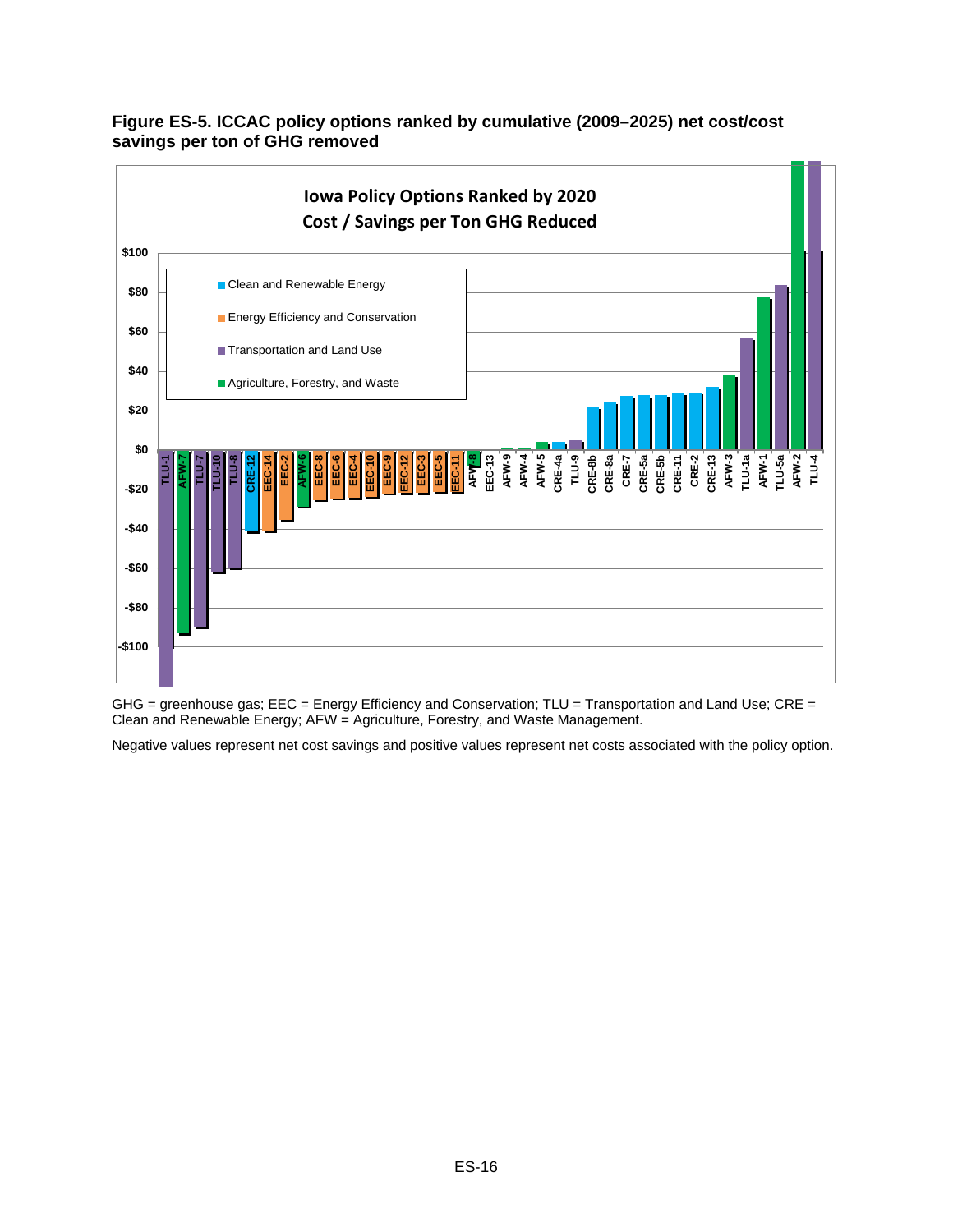**Figure ES-5. ICCAC policy options ranked by cumulative (2009–2025) net cost/cost savings per ton of GHG removed**

**Iowa Policy Options Ranked by 2020 Cost / Savings per Ton GHG Reduced**

GHG = greenhouse gas; EEC = Energy Efficiency and Conservation; TLU = Transportation and Land Use; CRE = Clean and Renewable Energy; AFW = Agriculture, Forestry, and Waste Management.

Negative values represent net cost savings and positive values represent net costs associated with the policy option.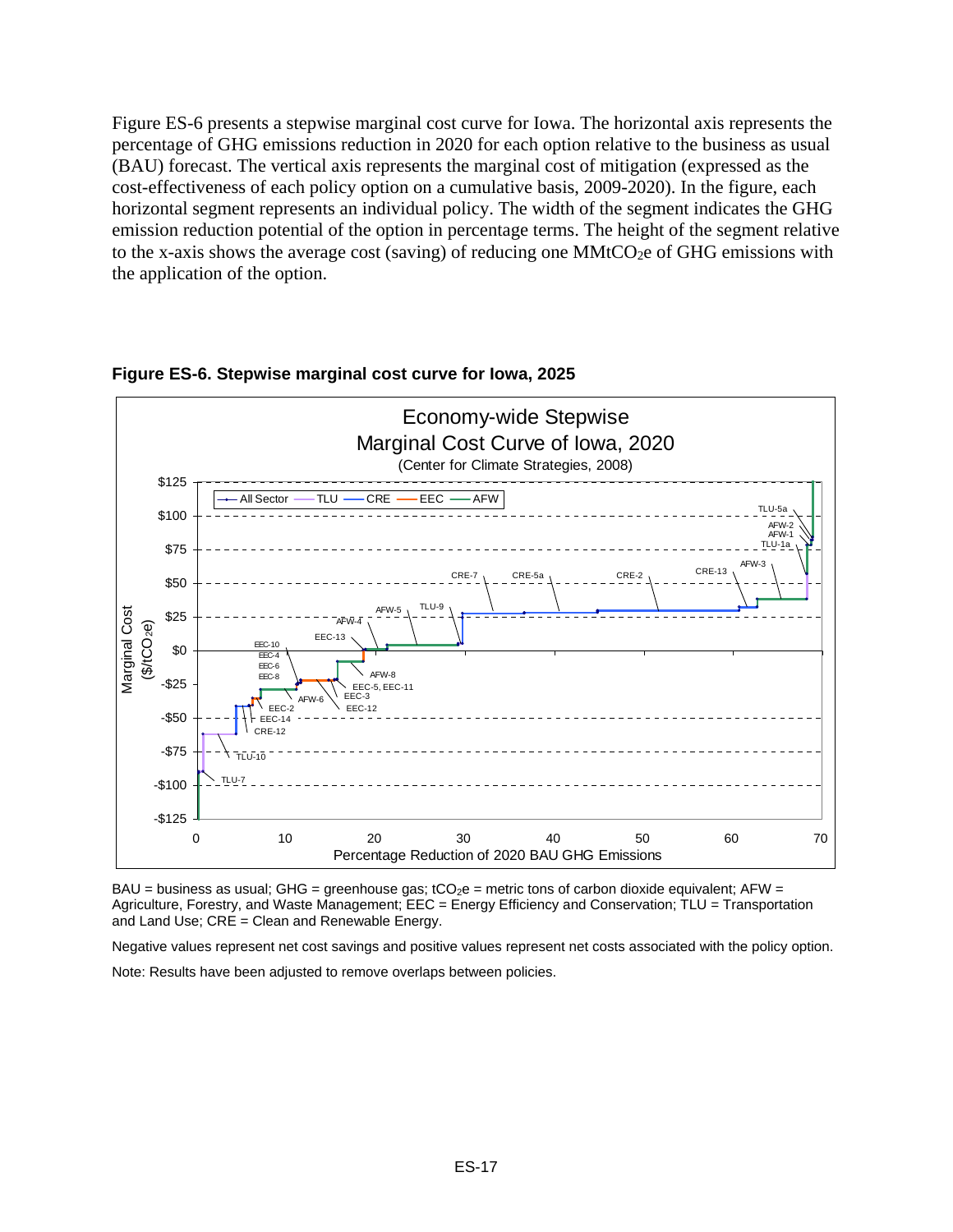Figure ES-6 presents a stepwise marginal cost curve for Iowa. The horizontal axis represents the percentage of GHG emissions reduction in 2020 for each option relative to the business as usual (BAU) forecast. The vertical axis represents the marginal cost of mitigation (expressed as the cost-effectiveness of each policy option on a cumulative basis, 2009-2020). In the figure, each horizontal segment represents an individual policy. The width of the segment indicates the GHG emission reduction potential of the option in percentage terms. The height of the segment relative to the x-axis shows the average cost (saving) of reducing one $MMtCO_2e$ of GHG emissions with the application of the option.

**Figure ES-6. Stepwise marginal cost curve for Iowa, 2025**

BAU = business as usual; GHG = greenhouse gas; $tCO_2e$ = metric tons of carbon dioxide equivalent; AFW = Agriculture, Forestry, and Waste Management; EEC = Energy Efficiency and Conservation; TLU = Transportation and Land Use; CRE = Clean and Renewable Energy.

Negative values represent net cost savings and positive values represent net costs associated with the policy option.

Note: Results have been adjusted to remove overlaps between policies.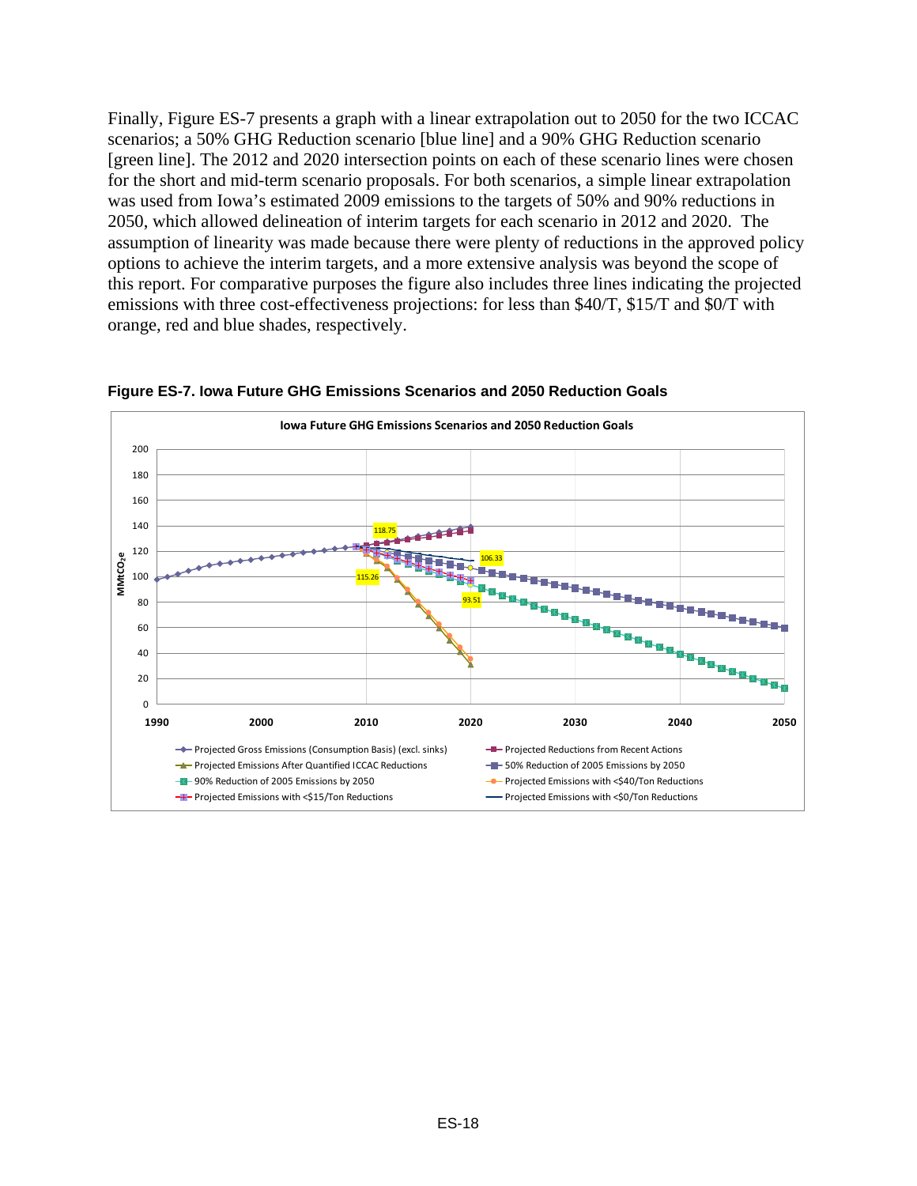Finally, Figure ES-7 presents a graph with a linear extrapolation out to 2050 for the two ICCAC scenarios; a 50% GHG Reduction scenario [blue line] and a 90% GHG Reduction scenario [green line]. The 2012 and 2020 intersection points on each of these scenario lines were chosen for the short and mid-term scenario proposals. For both scenarios, a simple linear extrapolation was used from Iowa's estimated 2009 emissions to the targets of 50% and 90% reductions in 2050, which allowed delineation of interim targets for each scenario in 2012 and 2020. The assumption of linearity was made because there were plenty of reductions in the approved policy options to achieve the interim targets, and a more extensive analysis was beyond the scope of this report. For comparative purposes the figure also includes three lines indicating the projected emissions with three cost-effectiveness projections: for less than $40/T, $15/T and $0/T with orange, red and blue shades, respectively.

**Figure ES-7. Iowa Future GHG Emissions Scenarios and 2050 Reduction Goals**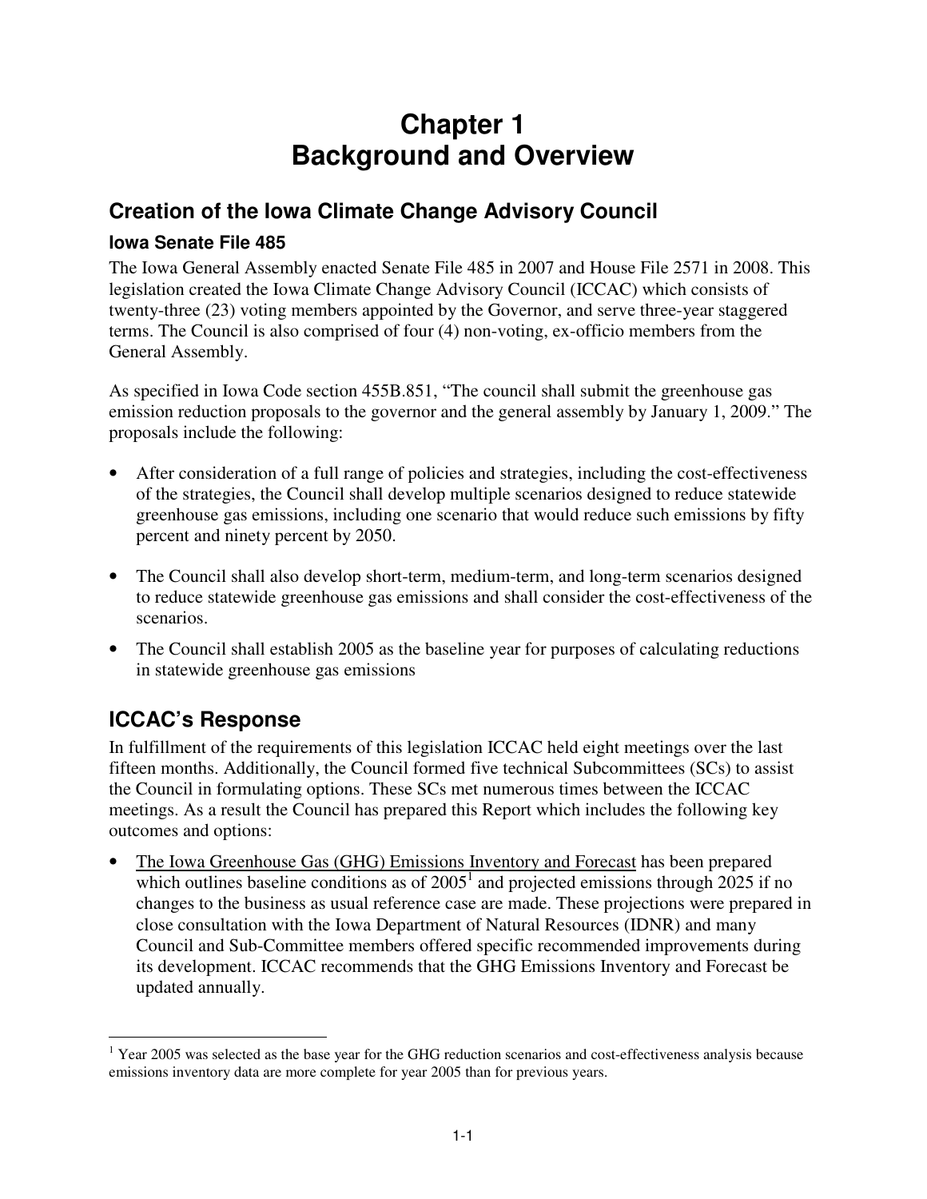# Chapter 1
# Background and Overview

## Creation of the Iowa Climate Change Advisory Council

### Iowa Senate File 485

The Iowa General Assembly enacted Senate File 485 in 2007 and House File 2571 in 2008. This legislation created the Iowa Climate Change Advisory Council (ICCAC) which consists of twenty-three (23) voting members appointed by the Governor, and serve three-year staggered terms. The Council is also comprised of four (4) non-voting, ex-officio members from the General Assembly.

As specified in Iowa Code section 455B.851, "The council shall submit the greenhouse gas emission reduction proposals to the governor and the general assembly by January 1, 2009." The proposals include the following:

- After consideration of a full range of policies and strategies, including the cost-effectiveness of the strategies, the Council shall develop multiple scenarios designed to reduce statewide greenhouse gas emissions, including one scenario that would reduce such emissions by fifty percent and ninety percent by 2050.
- The Council shall also develop short-term, medium-term, and long-term scenarios designed to reduce statewide greenhouse gas emissions and shall consider the cost-effectiveness of the scenarios.
- The Council shall establish 2005 as the baseline year for purposes of calculating reductions in statewide greenhouse gas emissions

## ICCAC's Response

In fulfillment of the requirements of this legislation ICCAC held eight meetings over the last fifteen months. Additionally, the Council formed five technical Subcommittees (SCs) to assist the Council in formulating options. These SCs met numerous times between the ICCAC meetings. As a result the Council has prepared this Report which includes the following key outcomes and options:

- The Iowa Greenhouse Gas (GHG) Emissions Inventory and Forecast has been prepared which outlines baseline conditions as of 2005[1] and projected emissions through 2025 if no changes to the business as usual reference case are made. These projections were prepared in close consultation with the Iowa Department of Natural Resources (IDNR) and many Council and Sub-Committee members offered specific recommended improvements during its development. ICCAC recommends that the GHG Emissions Inventory and Forecast be updated annually.

[1] Year 2005 was selected as the base year for the GHG reduction scenarios and cost-effectiveness analysis because emissions inventory data are more complete for year 2005 than for previous years.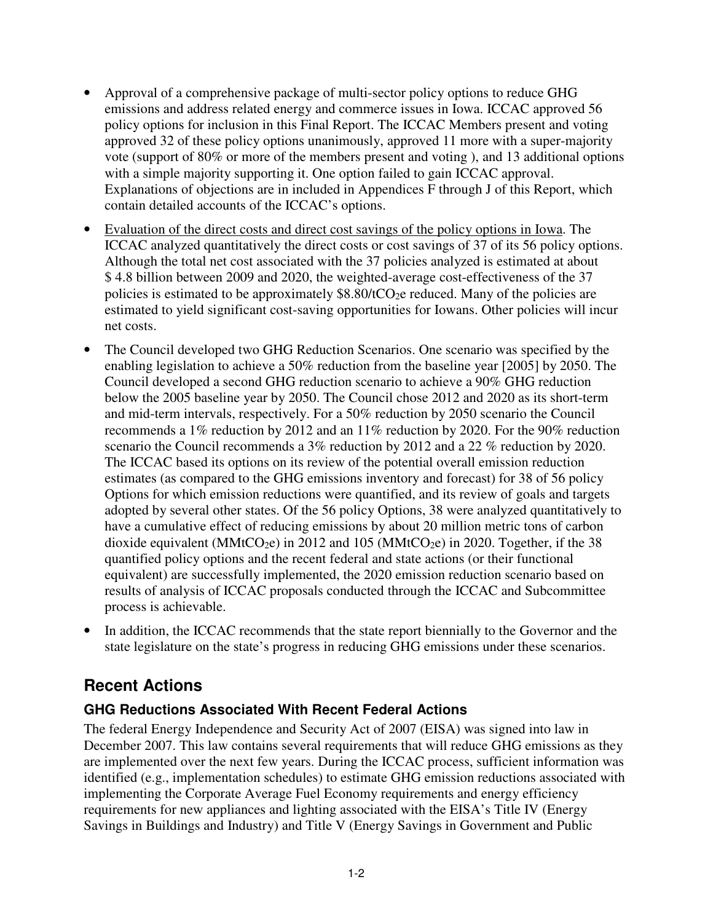- Approval of a comprehensive package of multi-sector policy options to reduce GHG emissions and address related energy and commerce issues in Iowa. ICCAC approved 56 policy options for inclusion in this Final Report. The ICCAC Members present and voting approved 32 of these policy options unanimously, approved 11 more with a super-majority vote (support of 80% or more of the members present and voting ), and 13 additional options with a simple majority supporting it. One option failed to gain ICCAC approval. Explanations of objections are in included in Appendices F through J of this Report, which contain detailed accounts of the ICCAC's options.
- Evaluation of the direct costs and direct cost savings of the policy options in Iowa. The ICCAC analyzed quantitatively the direct costs or cost savings of 37 of its 56 policy options. Although the total net cost associated with the 37 policies analyzed is estimated at about $ 4.8 billion between 2009 and 2020, the weighted-average cost-effectiveness of the 37 policies is estimated to be approximately $8.80/t$CO_2$e reduced. Many of the policies are estimated to yield significant cost-saving opportunities for Iowans. Other policies will incur net costs.
- The Council developed two GHG Reduction Scenarios. One scenario was specified by the enabling legislation to achieve a 50% reduction from the baseline year [2005] by 2050. The Council developed a second GHG reduction scenario to achieve a 90% GHG reduction below the 2005 baseline year by 2050. The Council chose 2012 and 2020 as its short-term and mid-term intervals, respectively. For a 50% reduction by 2050 scenario the Council recommends a 1% reduction by 2012 and an 11% reduction by 2020. For the 90% reduction scenario the Council recommends a 3% reduction by 2012 and a 22 % reduction by 2020. The ICCAC based its options on its review of the potential overall emission reduction estimates (as compared to the GHG emissions inventory and forecast) for 38 of 56 policy Options for which emission reductions were quantified, and its review of goals and targets adopted by several other states. Of the 56 policy Options, 38 were analyzed quantitatively to have a cumulative effect of reducing emissions by about 20 million metric tons of carbon dioxide equivalent (MMt$CO_2$e) in 2012 and 105 (MMt$CO_2$e) in 2020. Together, if the 38 quantified policy options and the recent federal and state actions (or their functional equivalent) are successfully implemented, the 2020 emission reduction scenario based on results of analysis of ICCAC proposals conducted through the ICCAC and Subcommittee process is achievable.
- In addition, the ICCAC recommends that the state report biennially to the Governor and the state legislature on the state's progress in reducing GHG emissions under these scenarios.

## Recent Actions

### GHG Reductions Associated With Recent Federal Actions

The federal Energy Independence and Security Act of 2007 (EISA) was signed into law in December 2007. This law contains several requirements that will reduce GHG emissions as they are implemented over the next few years. During the ICCAC process, sufficient information was identified (e.g., implementation schedules) to estimate GHG emission reductions associated with implementing the Corporate Average Fuel Economy requirements and energy efficiency requirements for new appliances and lighting associated with the EISA's Title IV (Energy Savings in Buildings and Industry) and Title V (Energy Savings in Government and Public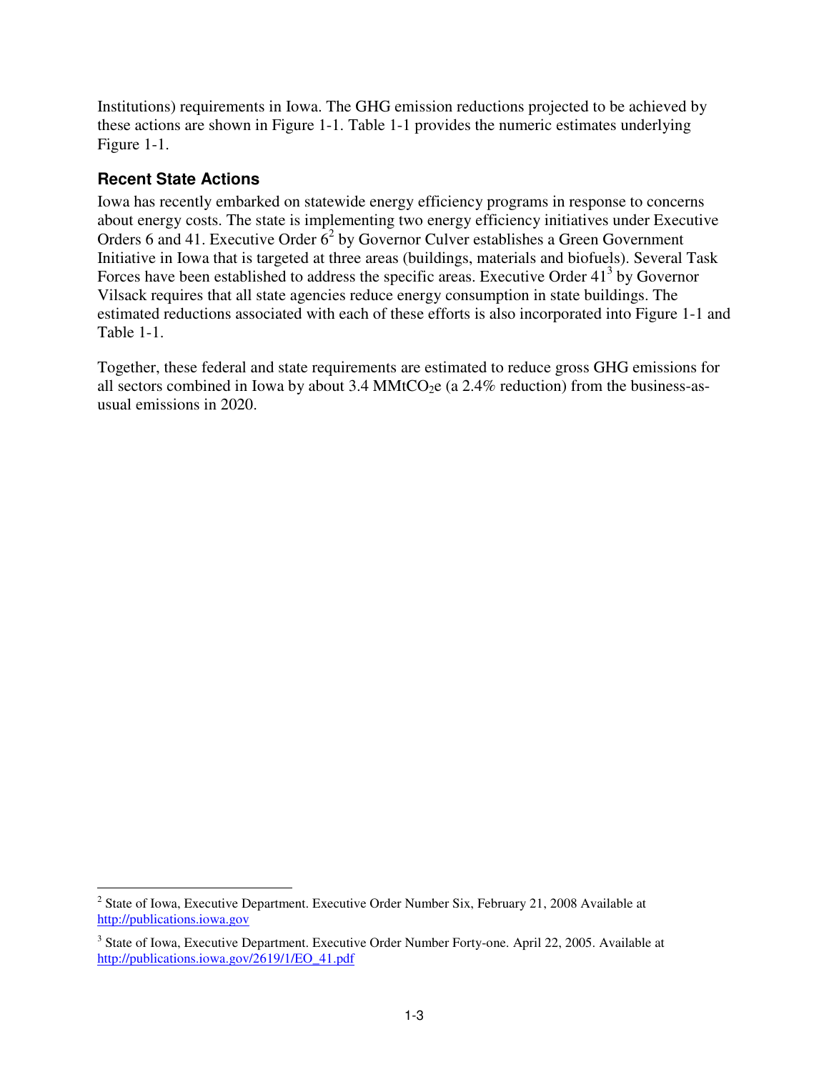Institutions) requirements in Iowa. The GHG emission reductions projected to be achieved by these actions are shown in Figure 1-1. Table 1-1 provides the numeric estimates underlying Figure 1-1.

### Recent State Actions

Iowa has recently embarked on statewide energy efficiency programs in response to concerns about energy costs. The state is implementing two energy efficiency initiatives under Executive Orders 6 and 41. Executive Order 6[2] by Governor Culver establishes a Green Government Initiative in Iowa that is targeted at three areas (buildings, materials and biofuels). Several Task Forces have been established to address the specific areas. Executive Order 41[3] by Governor Vilsack requires that all state agencies reduce energy consumption in state buildings. The estimated reductions associated with each of these efforts is also incorporated into Figure 1-1 and Table 1-1.

Together, these federal and state requirements are estimated to reduce gross GHG emissions for all sectors combined in Iowa by about 3.4 $MMtCO_2e$ (a 2.4% reduction) from the business-as-usual emissions in 2020.

---

[2] State of Iowa, Executive Department. Executive Order Number Six, February 21, 2008 Available at http://publications.iowa.gov

[3] State of Iowa, Executive Department. Executive Order Number Forty-one. April 22, 2005. Available at http://publications.iowa.gov/2619/1/EO_41.pdf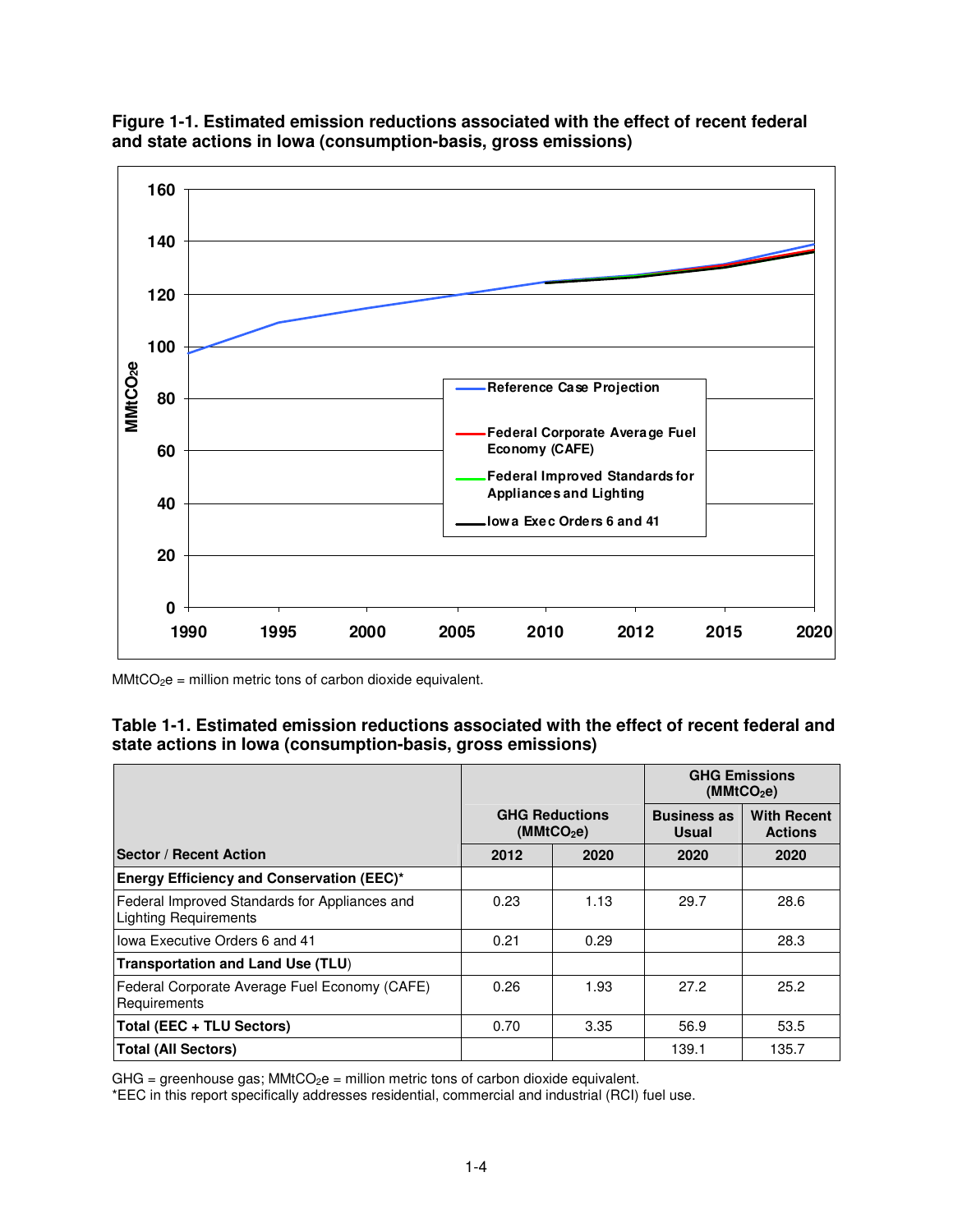**Figure 1-1. Estimated emission reductions associated with the effect of recent federal and state actions in Iowa (consumption-basis, gross emissions)**

$MMtCO_2e$ = million metric tons of carbon dioxide equivalent.

**Table 1-1. Estimated emission reductions associated with the effect of recent federal and state actions in Iowa (consumption-basis, gross emissions)**

| | GHG Reductions ($MMtCO_2e$) | | GHG Emissions ($MMtCO_2e$) | |
|---|---|---|---|---|
| | | | Business as Usual | With Recent Actions |
| **Sector / Recent Action** | **2012** | **2020** | **2020** | **2020** |
| **Energy Efficiency and Conservation (EEC)*** | | | | |
| Federal Improved Standards for Appliances and Lighting Requirements | 0.23 | 1.13 | 29.7 | 28.6 |
| Iowa Executive Orders 6 and 41 | 0.21 | 0.29 | | 28.3 |
| **Transportation and Land Use (TLU)** | | | | |
| Federal Corporate Average Fuel Economy (CAFE) Requirements | 0.26 | 1.93 | 27.2 | 25.2 |
| **Total (EEC + TLU Sectors)** | 0.70 | 3.35 | 56.9 | 53.5 |
| **Total (All Sectors)** | | | 139.1 | 135.7 |

GHG = greenhouse gas; $MMtCO_2e$ = million metric tons of carbon dioxide equivalent.
*EEC in this report specifically addresses residential, commercial and industrial (RCI) fuel use.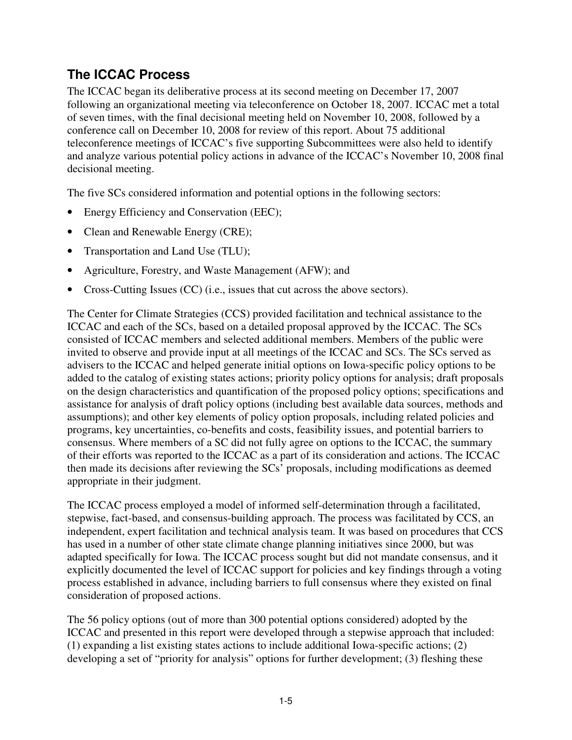## The ICCAC Process

The ICCAC began its deliberative process at its second meeting on December 17, 2007 following an organizational meeting via teleconference on October 18, 2007. ICCAC met a total of seven times, with the final decisional meeting held on November 10, 2008, followed by a conference call on December 10, 2008 for review of this report. About 75 additional teleconference meetings of ICCAC's five supporting Subcommittees were also held to identify and analyze various potential policy actions in advance of the ICCAC's November 10, 2008 final decisional meeting.

The five SCs considered information and potential options in the following sectors:

- Energy Efficiency and Conservation (EEC);
- Clean and Renewable Energy (CRE);
- Transportation and Land Use (TLU);
- Agriculture, Forestry, and Waste Management (AFW); and
- Cross-Cutting Issues (CC) (i.e., issues that cut across the above sectors).

The Center for Climate Strategies (CCS) provided facilitation and technical assistance to the ICCAC and each of the SCs, based on a detailed proposal approved by the ICCAC. The SCs consisted of ICCAC members and selected additional members. Members of the public were invited to observe and provide input at all meetings of the ICCAC and SCs. The SCs served as advisers to the ICCAC and helped generate initial options on Iowa-specific policy options to be added to the catalog of existing states actions; priority policy options for analysis; draft proposals on the design characteristics and quantification of the proposed policy options; specifications and assistance for analysis of draft policy options (including best available data sources, methods and assumptions); and other key elements of policy option proposals, including related policies and programs, key uncertainties, co-benefits and costs, feasibility issues, and potential barriers to consensus. Where members of a SC did not fully agree on options to the ICCAC, the summary of their efforts was reported to the ICCAC as a part of its consideration and actions. The ICCAC then made its decisions after reviewing the SCs' proposals, including modifications as deemed appropriate in their judgment.

The ICCAC process employed a model of informed self-determination through a facilitated, stepwise, fact-based, and consensus-building approach. The process was facilitated by CCS, an independent, expert facilitation and technical analysis team. It was based on procedures that CCS has used in a number of other state climate change planning initiatives since 2000, but was adapted specifically for Iowa. The ICCAC process sought but did not mandate consensus, and it explicitly documented the level of ICCAC support for policies and key findings through a voting process established in advance, including barriers to full consensus where they existed on final consideration of proposed actions.

The 56 policy options (out of more than 300 potential options considered) adopted by the ICCAC and presented in this report were developed through a stepwise approach that included: (1) expanding a list existing states actions to include additional Iowa-specific actions; (2) developing a set of "priority for analysis" options for further development; (3) fleshing these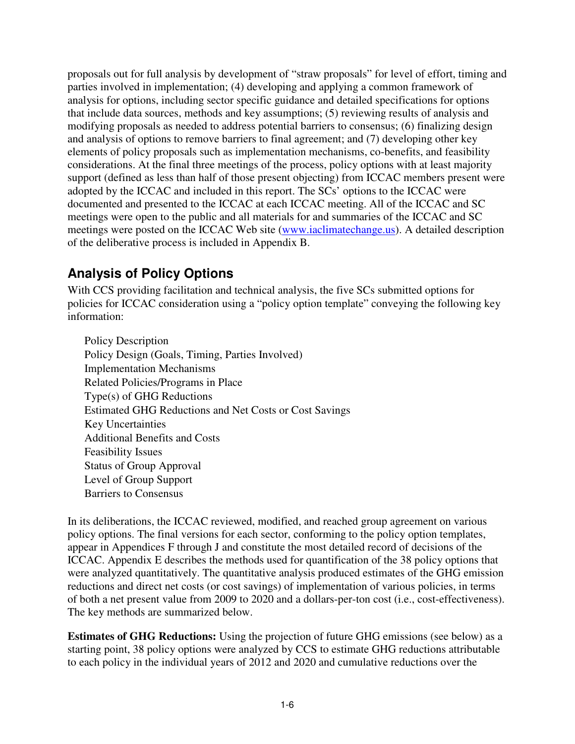proposals out for full analysis by development of "straw proposals" for level of effort, timing and parties involved in implementation; (4) developing and applying a common framework of analysis for options, including sector specific guidance and detailed specifications for options that include data sources, methods and key assumptions; (5) reviewing results of analysis and modifying proposals as needed to address potential barriers to consensus; (6) finalizing design and analysis of options to remove barriers to final agreement; and (7) developing other key elements of policy proposals such as implementation mechanisms, co-benefits, and feasibility considerations. At the final three meetings of the process, policy options with at least majority support (defined as less than half of those present objecting) from ICCAC members present were adopted by the ICCAC and included in this report. The SCs' options to the ICCAC were documented and presented to the ICCAC at each ICCAC meeting. All of the ICCAC and SC meetings were open to the public and all materials for and summaries of the ICCAC and SC meetings were posted on the ICCAC Web site (www.iaclimatechange.us). A detailed description of the deliberative process is included in Appendix B.

## Analysis of Policy Options

With CCS providing facilitation and technical analysis, the five SCs submitted options for policies for ICCAC consideration using a "policy option template" conveying the following key information:

- Policy Description
- Policy Design (Goals, Timing, Parties Involved)
- Implementation Mechanisms
- Related Policies/Programs in Place
- Type(s) of GHG Reductions
- Estimated GHG Reductions and Net Costs or Cost Savings
- Key Uncertainties
- Additional Benefits and Costs
- Feasibility Issues
- Status of Group Approval
- Level of Group Support
- Barriers to Consensus

In its deliberations, the ICCAC reviewed, modified, and reached group agreement on various policy options. The final versions for each sector, conforming to the policy option templates, appear in Appendices F through J and constitute the most detailed record of decisions of the ICCAC. Appendix E describes the methods used for quantification of the 38 policy options that were analyzed quantitatively. The quantitative analysis produced estimates of the GHG emission reductions and direct net costs (or cost savings) of implementation of various policies, in terms of both a net present value from 2009 to 2020 and a dollars-per-ton cost (i.e., cost-effectiveness). The key methods are summarized below.

**Estimates of GHG Reductions:** Using the projection of future GHG emissions (see below) as a starting point, 38 policy options were analyzed by CCS to estimate GHG reductions attributable to each policy in the individual years of 2012 and 2020 and cumulative reductions over the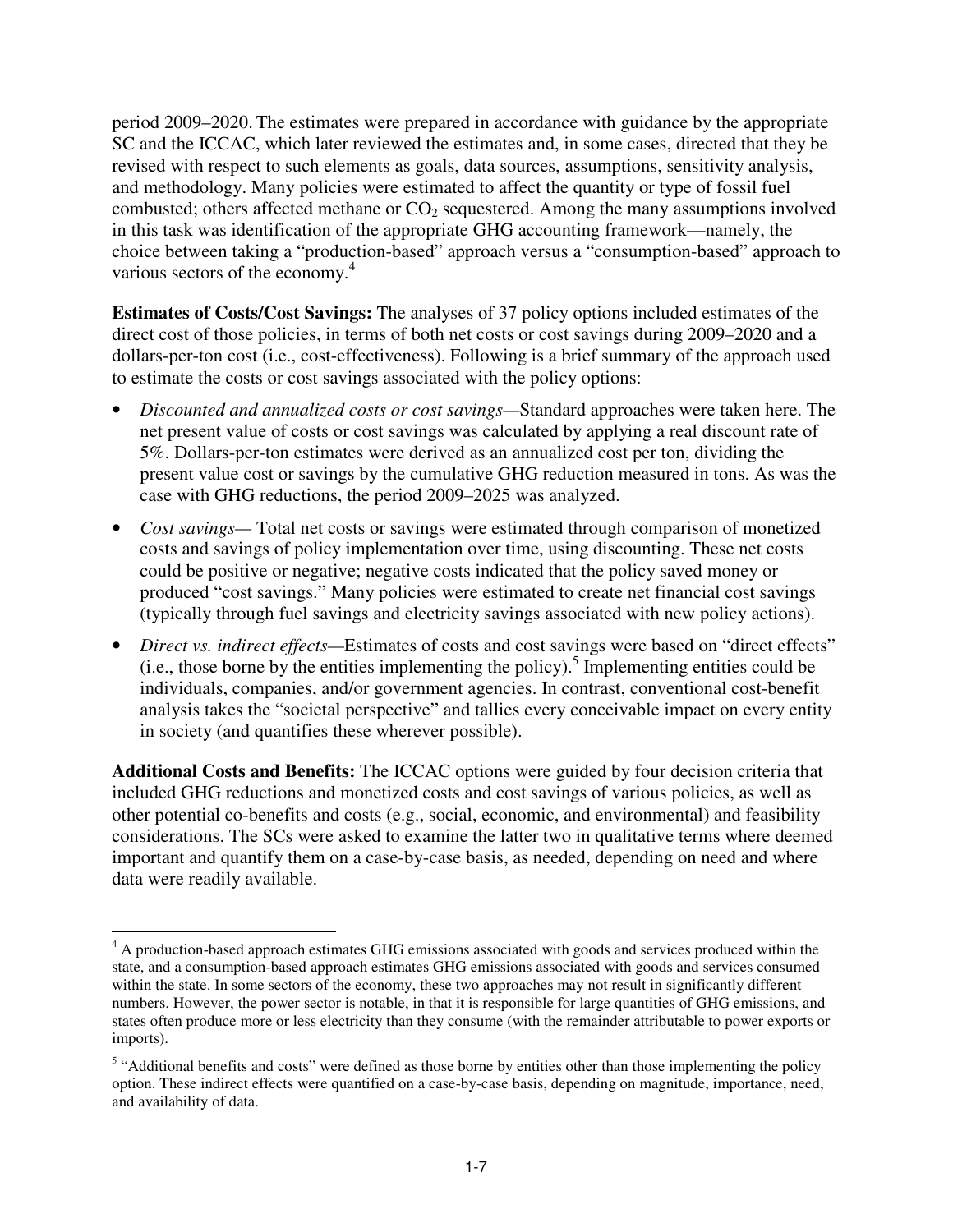period 2009–2020. The estimates were prepared in accordance with guidance by the appropriate SC and the ICCAC, which later reviewed the estimates and, in some cases, directed that they be revised with respect to such elements as goals, data sources, assumptions, sensitivity analysis, and methodology. Many policies were estimated to affect the quantity or type of fossil fuel combusted; others affected methane or $CO_2$ sequestered. Among the many assumptions involved in this task was identification of the appropriate GHG accounting framework—namely, the choice between taking a "production-based" approach versus a "consumption-based" approach to various sectors of the economy.[4]

**Estimates of Costs/Cost Savings:** The analyses of 37 policy options included estimates of the direct cost of those policies, in terms of both net costs or cost savings during 2009–2020 and a dollars-per-ton cost (i.e., cost-effectiveness). Following is a brief summary of the approach used to estimate the costs or cost savings associated with the policy options:

- *Discounted and annualized costs or cost savings*—Standard approaches were taken here. The net present value of costs or cost savings was calculated by applying a real discount rate of 5%. Dollars-per-ton estimates were derived as an annualized cost per ton, dividing the present value cost or savings by the cumulative GHG reduction measured in tons. As was the case with GHG reductions, the period 2009–2025 was analyzed.
- *Cost savings*— Total net costs or savings were estimated through comparison of monetized costs and savings of policy implementation over time, using discounting. These net costs could be positive or negative; negative costs indicated that the policy saved money or produced "cost savings." Many policies were estimated to create net financial cost savings (typically through fuel savings and electricity savings associated with new policy actions).
- *Direct vs. indirect effects*—Estimates of costs and cost savings were based on "direct effects" (i.e., those borne by the entities implementing the policy).[5] Implementing entities could be individuals, companies, and/or government agencies. In contrast, conventional cost-benefit analysis takes the "societal perspective" and tallies every conceivable impact on every entity in society (and quantifies these wherever possible).

**Additional Costs and Benefits:** The ICCAC options were guided by four decision criteria that included GHG reductions and monetized costs and cost savings of various policies, as well as other potential co-benefits and costs (e.g., social, economic, and environmental) and feasibility considerations. The SCs were asked to examine the latter two in qualitative terms where deemed important and quantify them on a case-by-case basis, as needed, depending on need and where data were readily available.

---

[4] A production-based approach estimates GHG emissions associated with goods and services produced within the state, and a consumption-based approach estimates GHG emissions associated with goods and services consumed within the state. In some sectors of the economy, these two approaches may not result in significantly different numbers. However, the power sector is notable, in that it is responsible for large quantities of GHG emissions, and states often produce more or less electricity than they consume (with the remainder attributable to power exports or imports).

[5] "Additional benefits and costs" were defined as those borne by entities other than those implementing the policy option. These indirect effects were quantified on a case-by-case basis, depending on magnitude, importance, need, and availability of data.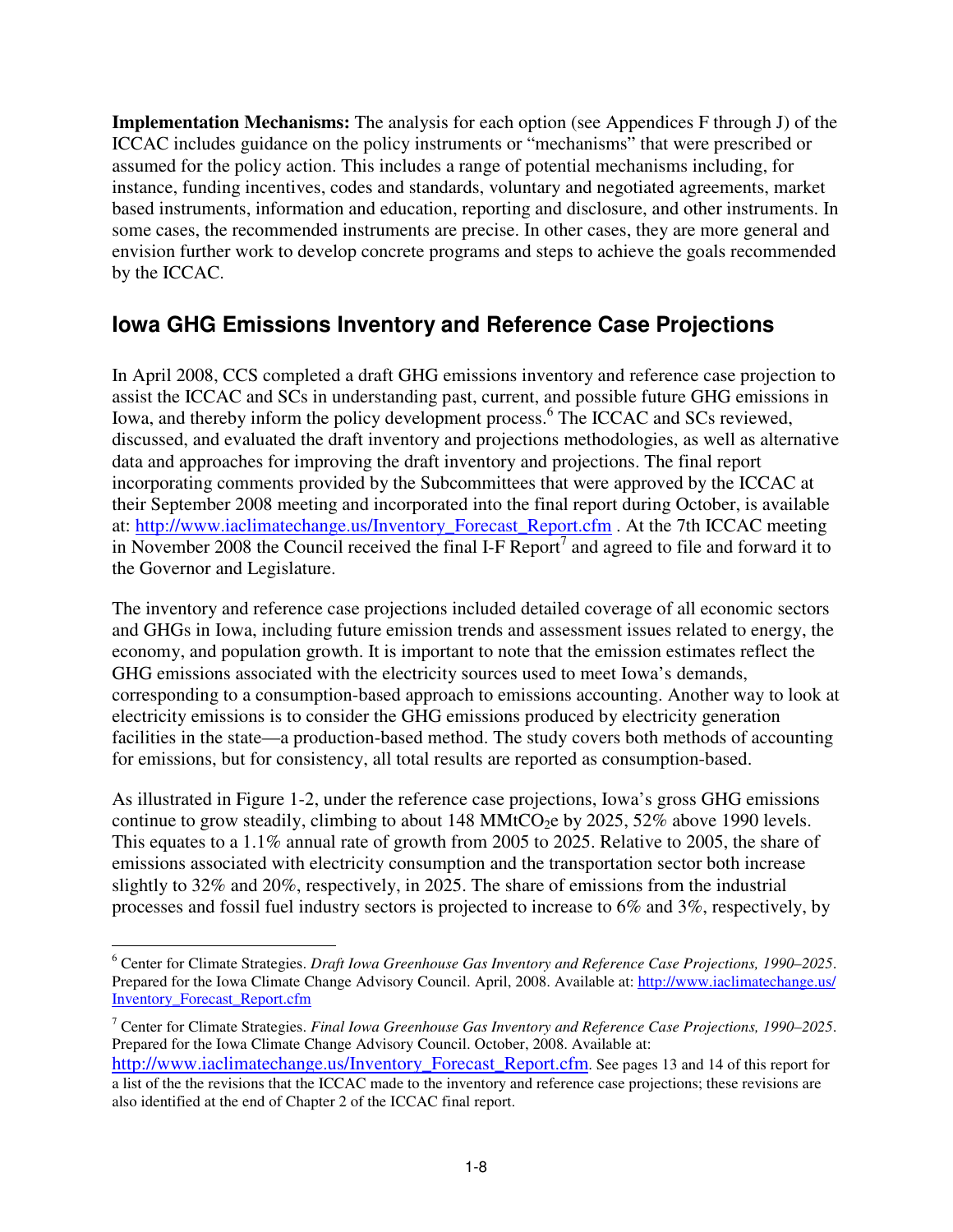**Implementation Mechanisms:** The analysis for each option (see Appendices F through J) of the ICCAC includes guidance on the policy instruments or "mechanisms" that were prescribed or assumed for the policy action. This includes a range of potential mechanisms including, for instance, funding incentives, codes and standards, voluntary and negotiated agreements, market based instruments, information and education, reporting and disclosure, and other instruments. In some cases, the recommended instruments are precise. In other cases, they are more general and envision further work to develop concrete programs and steps to achieve the goals recommended by the ICCAC.

## Iowa GHG Emissions Inventory and Reference Case Projections

In April 2008, CCS completed a draft GHG emissions inventory and reference case projection to assist the ICCAC and SCs in understanding past, current, and possible future GHG emissions in Iowa, and thereby inform the policy development process.[6] The ICCAC and SCs reviewed, discussed, and evaluated the draft inventory and projections methodologies, as well as alternative data and approaches for improving the draft inventory and projections. The final report incorporating comments provided by the Subcommittees that were approved by the ICCAC at their September 2008 meeting and incorporated into the final report during October, is available at: http://www.iaclimatechange.us/Inventory_Forecast_Report.cfm . At the 7th ICCAC meeting in November 2008 the Council received the final I-F Report[7] and agreed to file and forward it to the Governor and Legislature.

The inventory and reference case projections included detailed coverage of all economic sectors and GHGs in Iowa, including future emission trends and assessment issues related to energy, the economy, and population growth. It is important to note that the emission estimates reflect the GHG emissions associated with the electricity sources used to meet Iowa's demands, corresponding to a consumption-based approach to emissions accounting. Another way to look at electricity emissions is to consider the GHG emissions produced by electricity generation facilities in the state—a production-based method. The study covers both methods of accounting for emissions, but for consistency, all total results are reported as consumption-based.

As illustrated in Figure 1-2, under the reference case projections, Iowa's gross GHG emissions continue to grow steadily, climbing to about 148 $MMtCO_2e$ by 2025, 52% above 1990 levels. This equates to a 1.1% annual rate of growth from 2005 to 2025. Relative to 2005, the share of emissions associated with electricity consumption and the transportation sector both increase slightly to 32% and 20%, respectively, in 2025. The share of emissions from the industrial processes and fossil fuel industry sectors is projected to increase to 6% and 3%, respectively, by

---

[6] Center for Climate Strategies. *Draft Iowa Greenhouse Gas Inventory and Reference Case Projections, 1990–2025*. Prepared for the Iowa Climate Change Advisory Council. April, 2008. Available at: http://www.iaclimatechange.us/Inventory_Forecast_Report.cfm

[7] Center for Climate Strategies. *Final Iowa Greenhouse Gas Inventory and Reference Case Projections, 1990–2025*. Prepared for the Iowa Climate Change Advisory Council. October, 2008. Available at: http://www.iaclimatechange.us/Inventory_Forecast_Report.cfm. See pages 13 and 14 of this report for a list of the the revisions that the ICCAC made to the inventory and reference case projections; these revisions are also identified at the end of Chapter 2 of the ICCAC final report.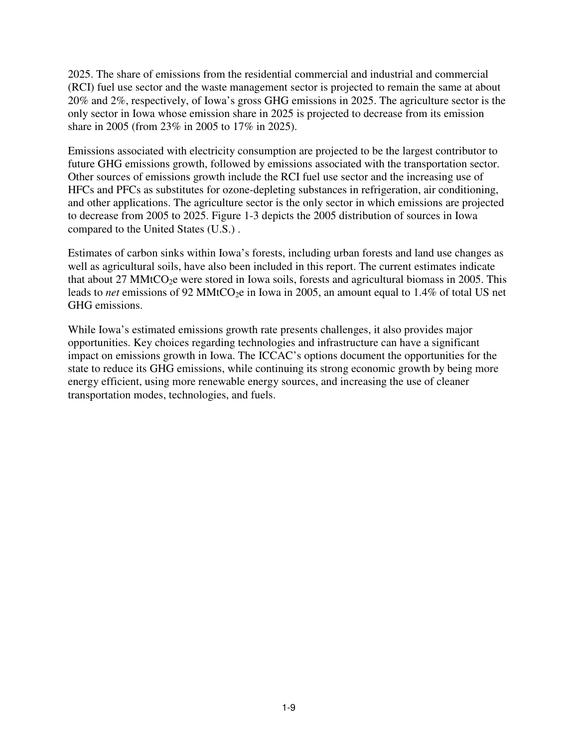2025. The share of emissions from the residential commercial and industrial and commercial (RCI) fuel use sector and the waste management sector is projected to remain the same at about 20% and 2%, respectively, of Iowa's gross GHG emissions in 2025. The agriculture sector is the only sector in Iowa whose emission share in 2025 is projected to decrease from its emission share in 2005 (from 23% in 2005 to 17% in 2025).

Emissions associated with electricity consumption are projected to be the largest contributor to future GHG emissions growth, followed by emissions associated with the transportation sector. Other sources of emissions growth include the RCI fuel use sector and the increasing use of HFCs and PFCs as substitutes for ozone-depleting substances in refrigeration, air conditioning, and other applications. The agriculture sector is the only sector in which emissions are projected to decrease from 2005 to 2025. Figure 1-3 depicts the 2005 distribution of sources in Iowa compared to the United States (U.S.) .

Estimates of carbon sinks within Iowa's forests, including urban forests and land use changes as well as agricultural soils, have also been included in this report. The current estimates indicate that about 27 $MMtCO_2e$ were stored in Iowa soils, forests and agricultural biomass in 2005. This leads to *net* emissions of 92 $MMtCO_2e$ in Iowa in 2005, an amount equal to 1.4% of total US net GHG emissions.

While Iowa's estimated emissions growth rate presents challenges, it also provides major opportunities. Key choices regarding technologies and infrastructure can have a significant impact on emissions growth in Iowa. The ICCAC's options document the opportunities for the state to reduce its GHG emissions, while continuing its strong economic growth by being more energy efficient, using more renewable energy sources, and increasing the use of cleaner transportation modes, technologies, and fuels.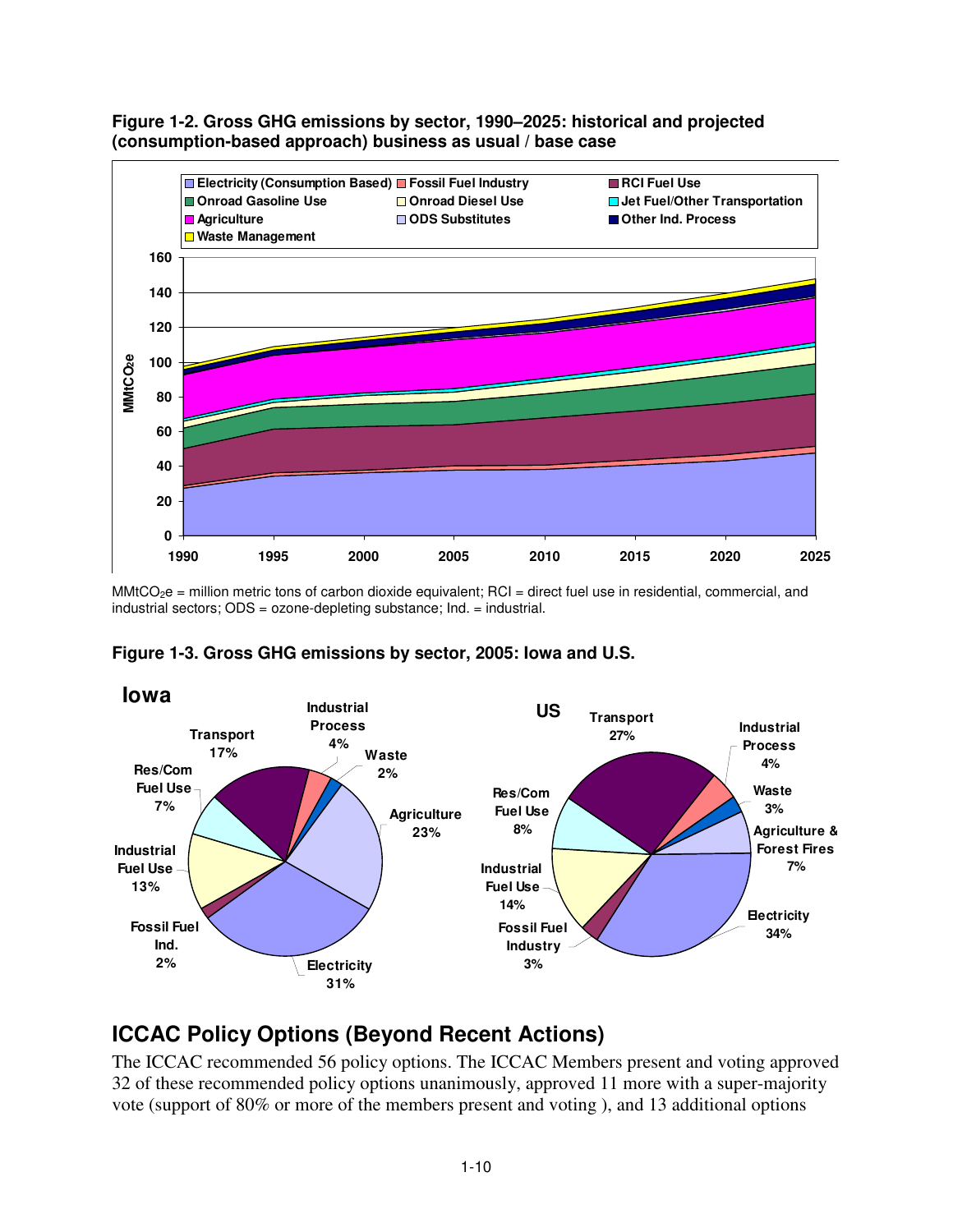**Figure 1-2. Gross GHG emissions by sector, 1990–2025: historical and projected (consumption-based approach) business as usual / base case**

$MMtCO_2e$ = million metric tons of carbon dioxide equivalent; RCI = direct fuel use in residential, commercial, and industrial sectors; ODS = ozone-depleting substance; Ind. = industrial.

**Figure 1-3. Gross GHG emissions by sector, 2005: Iowa and U.S.**

## ICCAC Policy Options (Beyond Recent Actions)

The ICCAC recommended 56 policy options. The ICCAC Members present and voting approved 32 of these recommended policy options unanimously, approved 11 more with a super-majority vote (support of 80% or more of the members present and voting ), and 13 additional options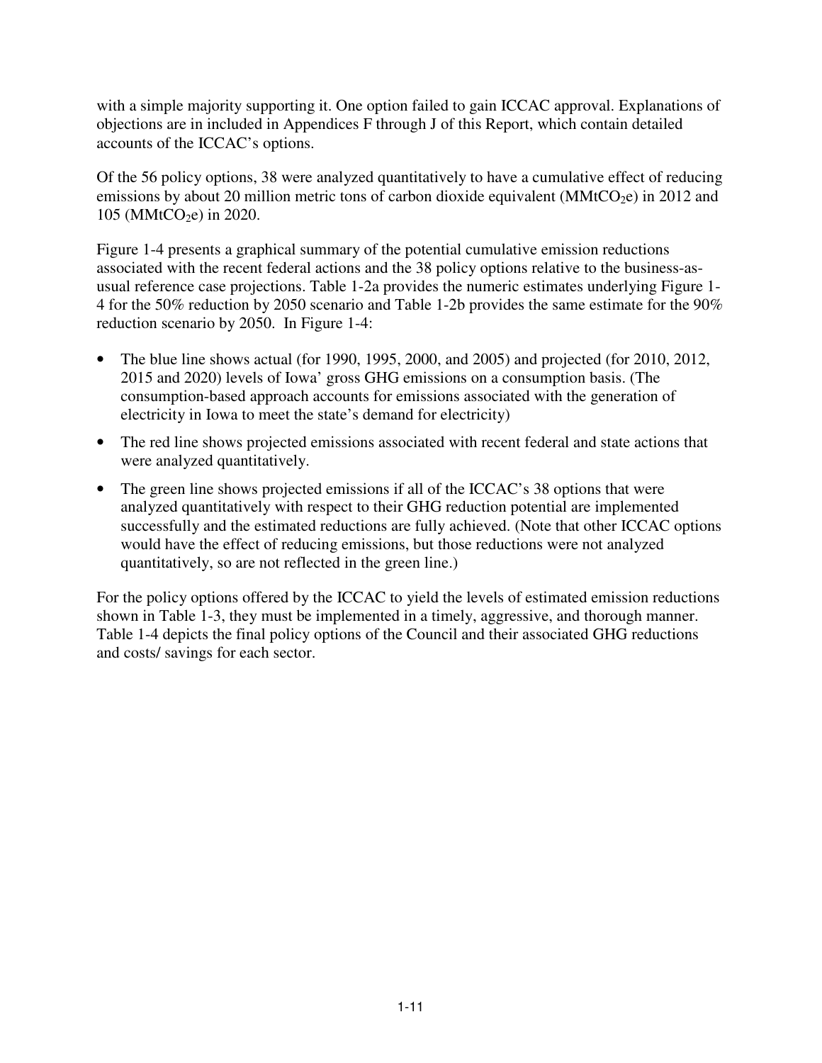with a simple majority supporting it. One option failed to gain ICCAC approval. Explanations of objections are in included in Appendices F through J of this Report, which contain detailed accounts of the ICCAC's options.

Of the 56 policy options, 38 were analyzed quantitatively to have a cumulative effect of reducing emissions by about 20 million metric tons of carbon dioxide equivalent ($MMtCO_2e$) in 2012 and 105 ($MMtCO_2e$) in 2020.

Figure 1-4 presents a graphical summary of the potential cumulative emission reductions associated with the recent federal actions and the 38 policy options relative to the business-as-usual reference case projections. Table 1-2a provides the numeric estimates underlying Figure 1-4 for the 50% reduction by 2050 scenario and Table 1-2b provides the same estimate for the 90% reduction scenario by 2050. In Figure 1-4:

- The blue line shows actual (for 1990, 1995, 2000, and 2005) and projected (for 2010, 2012, 2015 and 2020) levels of Iowa' gross GHG emissions on a consumption basis. (The consumption-based approach accounts for emissions associated with the generation of electricity in Iowa to meet the state's demand for electricity)
- The red line shows projected emissions associated with recent federal and state actions that were analyzed quantitatively.
- The green line shows projected emissions if all of the ICCAC's 38 options that were analyzed quantitatively with respect to their GHG reduction potential are implemented successfully and the estimated reductions are fully achieved. (Note that other ICCAC options would have the effect of reducing emissions, but those reductions were not analyzed quantitatively, so are not reflected in the green line.)

For the policy options offered by the ICCAC to yield the levels of estimated emission reductions shown in Table 1-3, they must be implemented in a timely, aggressive, and thorough manner. Table 1-4 depicts the final policy options of the Council and their associated GHG reductions and costs/ savings for each sector.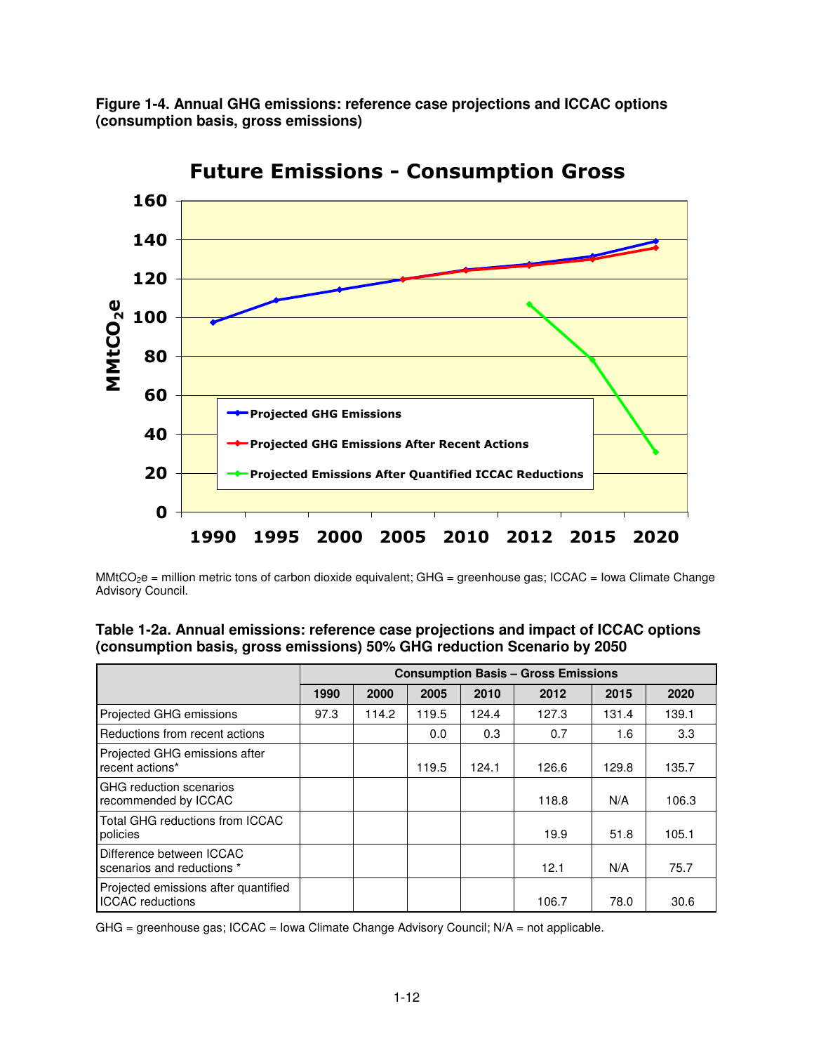**Figure 1-4. Annual GHG emissions: reference case projections and ICCAC options (consumption basis, gross emissions)**

MMtCO$_2$e = million metric tons of carbon dioxide equivalent; GHG = greenhouse gas; ICCAC = Iowa Climate Change Advisory Council.

**Table 1-2a. Annual emissions: reference case projections and impact of ICCAC options (consumption basis, gross emissions) 50% GHG reduction Scenario by 2050**

| | Consumption Basis – Gross Emissions | | | | | | |
|---|---|---|---|---|---|---|---|
| | 1990 | 2000 | 2005 | 2010 | 2012 | 2015 | 2020 |
| Projected GHG emissions | 97.3 | 114.2 | 119.5 | 124.4 | 127.3 | 131.4 | 139.1 |
| Reductions from recent actions | | | 0.0 | 0.3 | 0.7 | 1.6 | 3.3 |
| Projected GHG emissions after recent actions* | | | 119.5 | 124.1 | 126.6 | 129.8 | 135.7 |
| GHG reduction scenarios recommended by ICCAC | | | | | 118.8 | N/A | 106.3 |
| Total GHG reductions from ICCAC policies | | | | | 19.9 | 51.8 | 105.1 |
| Difference between ICCAC scenarios and reductions * | | | | | 12.1 | N/A | 75.7 |
| Projected emissions after quantified ICCAC reductions | | | | | 106.7 | 78.0 | 30.6 |

GHG = greenhouse gas; ICCAC = Iowa Climate Change Advisory Council; N/A = not applicable.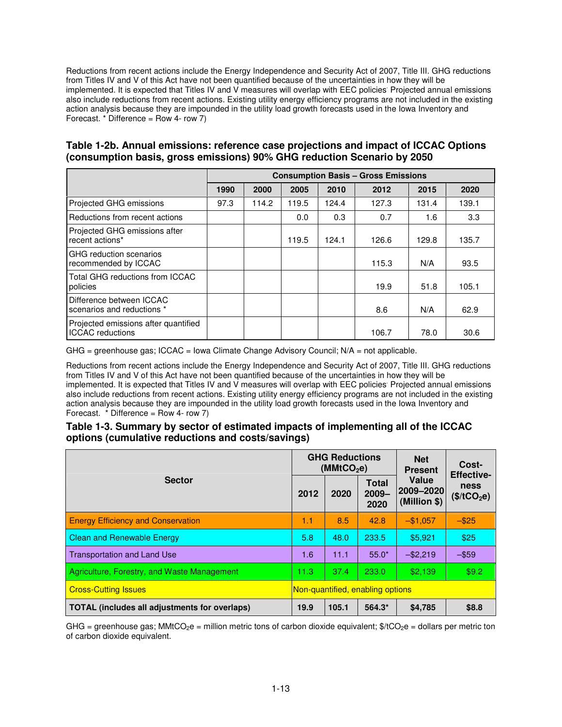Reductions from recent actions include the Energy Independence and Security Act of 2007, Title III. GHG reductions from Titles IV and V of this Act have not been quantified because of the uncertainties in how they will be implemented. It is expected that Titles IV and V measures will overlap with EEC policies. Projected annual emissions also include reductions from recent actions. Existing utility energy efficiency programs are not included in the existing action analysis because they are impounded in the utility load growth forecasts used in the Iowa Inventory and Forecast. * Difference = Row 4- row 7)

### Table 1-2b. Annual emissions: reference case projections and impact of ICCAC Options (consumption basis, gross emissions) 90% GHG reduction Scenario by 2050

| | Consumption Basis – Gross Emissions | | | | | | |
|---|---|---|---|---|---|---|---|
| | 1990 | 2000 | 2005 | 2010 | 2012 | 2015 | 2020 |
| Projected GHG emissions | 97.3 | 114.2 | 119.5 | 124.4 | 127.3 | 131.4 | 139.1 |
| Reductions from recent actions | | | 0.0 | 0.3 | 0.7 | 1.6 | 3.3 |
| Projected GHG emissions after recent actions* | | | 119.5 | 124.1 | 126.6 | 129.8 | 135.7 |
| GHG reduction scenarios recommended by ICCAC | | | | | 115.3 | N/A | 93.5 |
| Total GHG reductions from ICCAC policies | | | | | 19.9 | 51.8 | 105.1 |
| Difference between ICCAC scenarios and reductions * | | | | | 8.6 | N/A | 62.9 |
| Projected emissions after quantified ICCAC reductions | | | | | 106.7 | 78.0 | 30.6 |

GHG = greenhouse gas; ICCAC = Iowa Climate Change Advisory Council; N/A = not applicable.

Reductions from recent actions include the Energy Independence and Security Act of 2007, Title III. GHG reductions from Titles IV and V of this Act have not been quantified because of the uncertainties in how they will be implemented. It is expected that Titles IV and V measures will overlap with EEC policies. Projected annual emissions also include reductions from recent actions. Existing utility energy efficiency programs are not included in the existing action analysis because they are impounded in the utility load growth forecasts used in the Iowa Inventory and Forecast. * Difference = Row 4- row 7)

### Table 1-3. Summary by sector of estimated impacts of implementing all of the ICCAC options (cumulative reductions and costs/savings)

| Sector | GHG Reductions ($MMtCO_2e$) | | | Net Present Value 2009–2020 (Million $) | Cost-Effectiveness ($\$/tCO_2e$) |
|---|---|---|---|---|---|
| | 2012 | 2020 | Total 2009–2020 | | |
| Energy Efficiency and Conservation | 1.1 | 8.5 | 42.8 | –$1,057 | –$25 |
| Clean and Renewable Energy | 5.8 | 48.0 | 233.5 | $5,921 | $25 |
| Transportation and Land Use | 1.6 | 11.1 | 55.0* | –$2,219 | –$59 |
| Agriculture, Forestry, and Waste Management | 11.3 | 37.4 | 233.0 | $2,139 | $9.2 |
| Cross-Cutting Issues | Non-quantified, enabling options | | | | |
| **TOTAL (includes all adjustments for overlaps)** | **19.9** | **105.1** | **564.3*** | **$4,785** | **$8.8** |

GHG = greenhouse gas; $MMtCO_2e$ = million metric tons of carbon dioxide equivalent; $\$/tCO_2e$ = dollars per metric ton of carbon dioxide equivalent.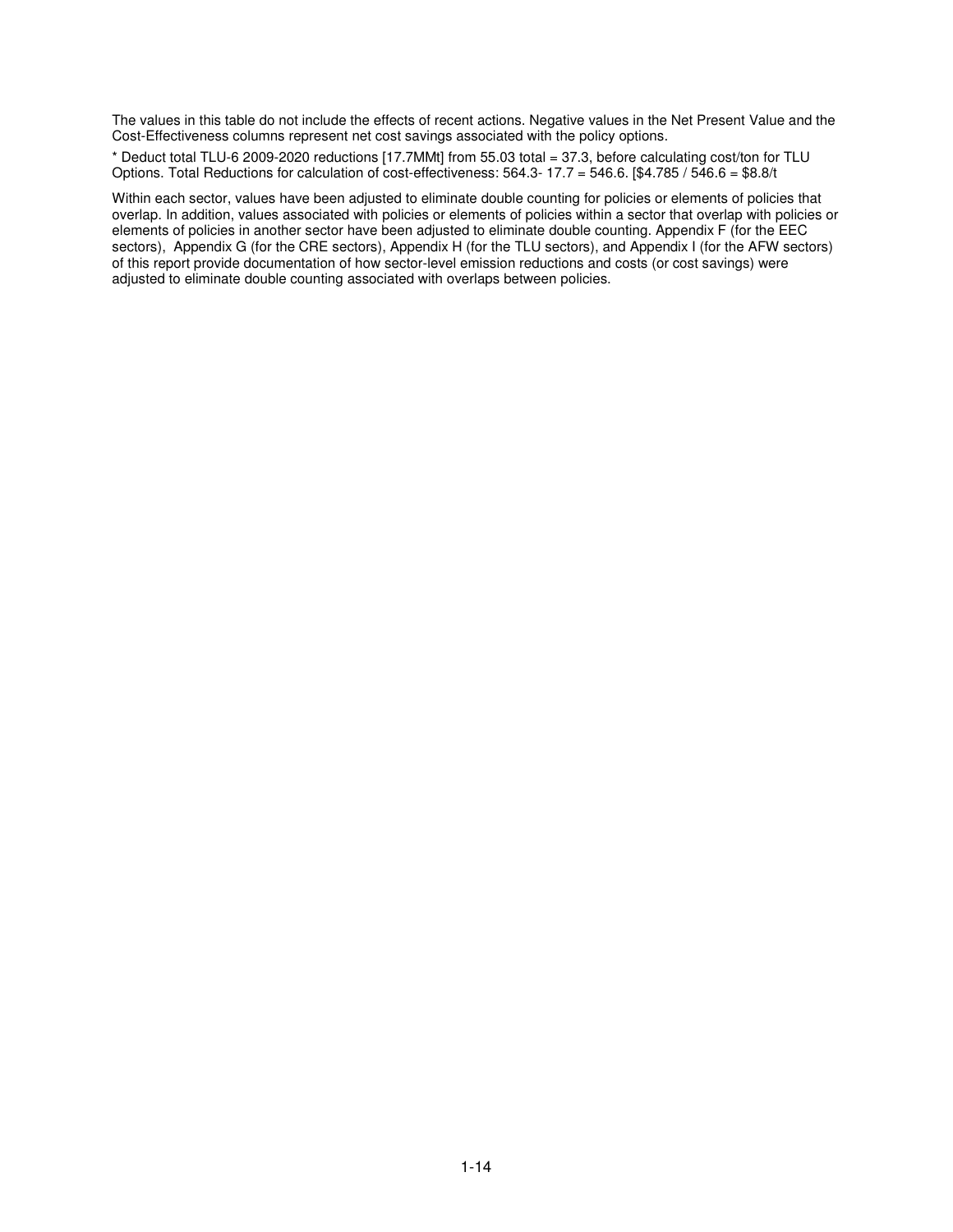The values in this table do not include the effects of recent actions. Negative values in the Net Present Value and the Cost-Effectiveness columns represent net cost savings associated with the policy options.

* Deduct total TLU-6 2009-2020 reductions [17.7MMt] from 55.03 total = 37.3, before calculating cost/ton for TLU Options. Total Reductions for calculation of cost-effectiveness: 564.3- 17.7 = 546.6. [$4.785 / 546.6 = $8.8/t

Within each sector, values have been adjusted to eliminate double counting for policies or elements of policies that overlap. In addition, values associated with policies or elements of policies within a sector that overlap with policies or elements of policies in another sector have been adjusted to eliminate double counting. Appendix F (for the EEC sectors), Appendix G (for the CRE sectors), Appendix H (for the TLU sectors), and Appendix I (for the AFW sectors) of this report provide documentation of how sector-level emission reductions and costs (or cost savings) were adjusted to eliminate double counting associated with overlaps between policies.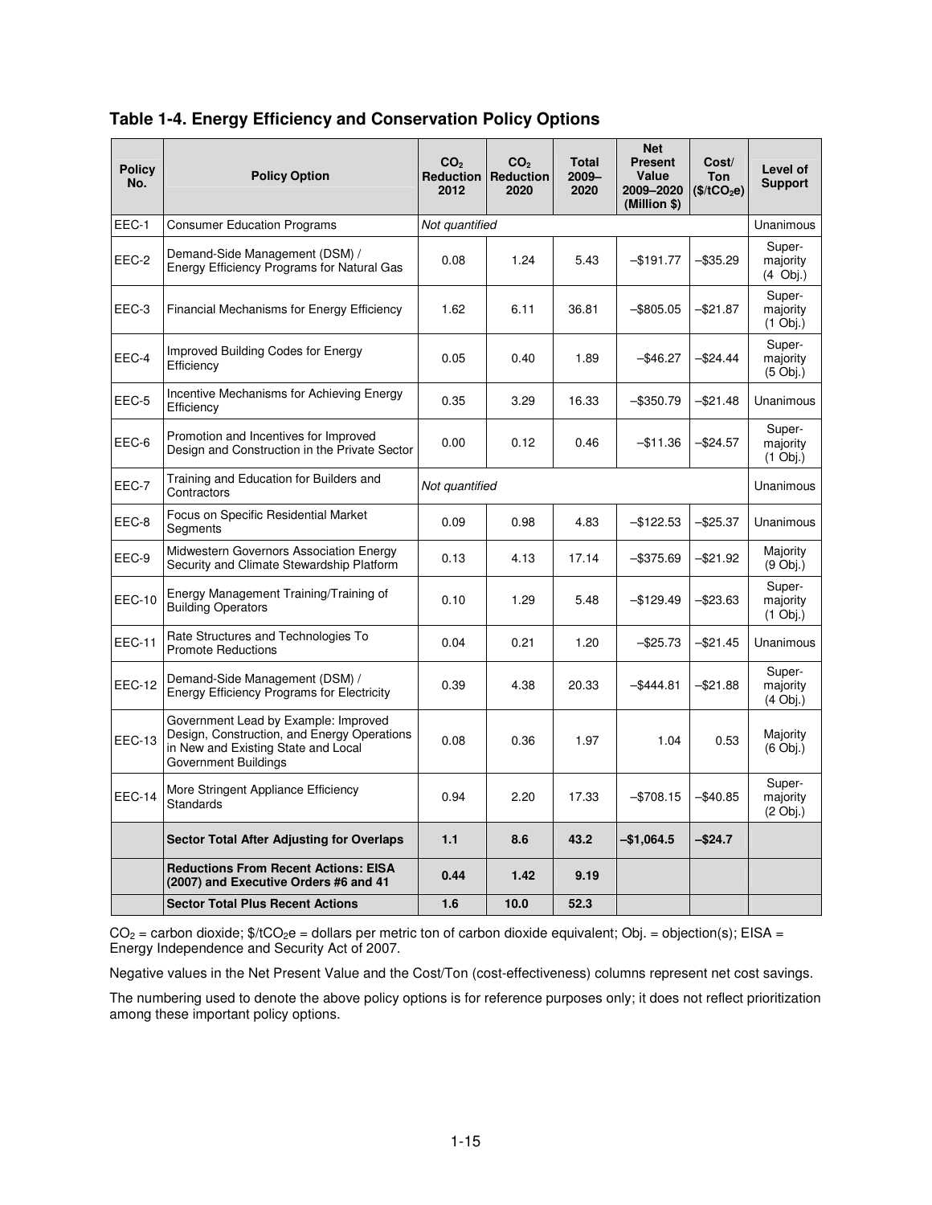### Table 1-4. Energy Efficiency and Conservation Policy Options

| Policy No. | Policy Option | $CO_2$ Reduction 2012 | $CO_2$ Reduction 2020 | Total 2009–2020 | Net Present Value 2009–2020 (Million $) | Cost/ Ton ($/t$CO_2$e) | Level of Support |
|---|---|---|---|---|---|---|---|
| EEC-1 | Consumer Education Programs | *Not quantified* | | | | | Unanimous |
| EEC-2 | Demand-Side Management (DSM) / Energy Efficiency Programs for Natural Gas | 0.08 | 1.24 | 5.43 | –$191.77 | –$35.29 | Super-majority (4 Obj.) |
| EEC-3 | Financial Mechanisms for Energy Efficiency | 1.62 | 6.11 | 36.81 | –$805.05 | –$21.87 | Super-majority (1 Obj.) |
| EEC-4 | Improved Building Codes for Energy Efficiency | 0.05 | 0.40 | 1.89 | –$46.27 | –$24.44 | Super-majority (5 Obj.) |
| EEC-5 | Incentive Mechanisms for Achieving Energy Efficiency | 0.35 | 3.29 | 16.33 | –$350.79 | –$21.48 | Unanimous |
| EEC-6 | Promotion and Incentives for Improved Design and Construction in the Private Sector | 0.00 | 0.12 | 0.46 | –$11.36 | –$24.57 | Super-majority (1 Obj.) |
| EEC-7 | Training and Education for Builders and Contractors | *Not quantified* | | | | | Unanimous |
| EEC-8 | Focus on Specific Residential Market Segments | 0.09 | 0.98 | 4.83 | –$122.53 | –$25.37 | Unanimous |
| EEC-9 | Midwestern Governors Association Energy Security and Climate Stewardship Platform | 0.13 | 4.13 | 17.14 | –$375.69 | –$21.92 | Majority (9 Obj.) |
| EEC-10 | Energy Management Training/Training of Building Operators | 0.10 | 1.29 | 5.48 | –$129.49 | –$23.63 | Super-majority (1 Obj.) |
| EEC-11 | Rate Structures and Technologies To Promote Reductions | 0.04 | 0.21 | 1.20 | –$25.73 | –$21.45 | Unanimous |
| EEC-12 | Demand-Side Management (DSM) / Energy Efficiency Programs for Electricity | 0.39 | 4.38 | 20.33 | –$444.81 | –$21.88 | Super-majority (4 Obj.) |
| EEC-13 | Government Lead by Example: Improved Design, Construction, and Energy Operations in New and Existing State and Local Government Buildings | 0.08 | 0.36 | 1.97 | 1.04 | 0.53 | Majority (6 Obj.) |
| EEC-14 | More Stringent Appliance Efficiency Standards | 0.94 | 2.20 | 17.33 | –$708.15 | –$40.85 | Super-majority (2 Obj.) |
| | **Sector Total After Adjusting for Overlaps** | **1.1** | **8.6** | **43.2** | **–$1,064.5** | **–$24.7** | |
| | **Reductions From Recent Actions: EISA (2007) and Executive Orders #6 and 41** | **0.44** | **1.42** | **9.19** | | | |
| | **Sector Total Plus Recent Actions** | **1.6** | **10.0** | **52.3** | | | |

$CO_2$ = carbon dioxide; \$/t$CO_2$e = dollars per metric ton of carbon dioxide equivalent; Obj. = objection(s); EISA = Energy Independence and Security Act of 2007.

Negative values in the Net Present Value and the Cost/Ton (cost-effectiveness) columns represent net cost savings.

The numbering used to denote the above policy options is for reference purposes only; it does not reflect prioritization among these important policy options.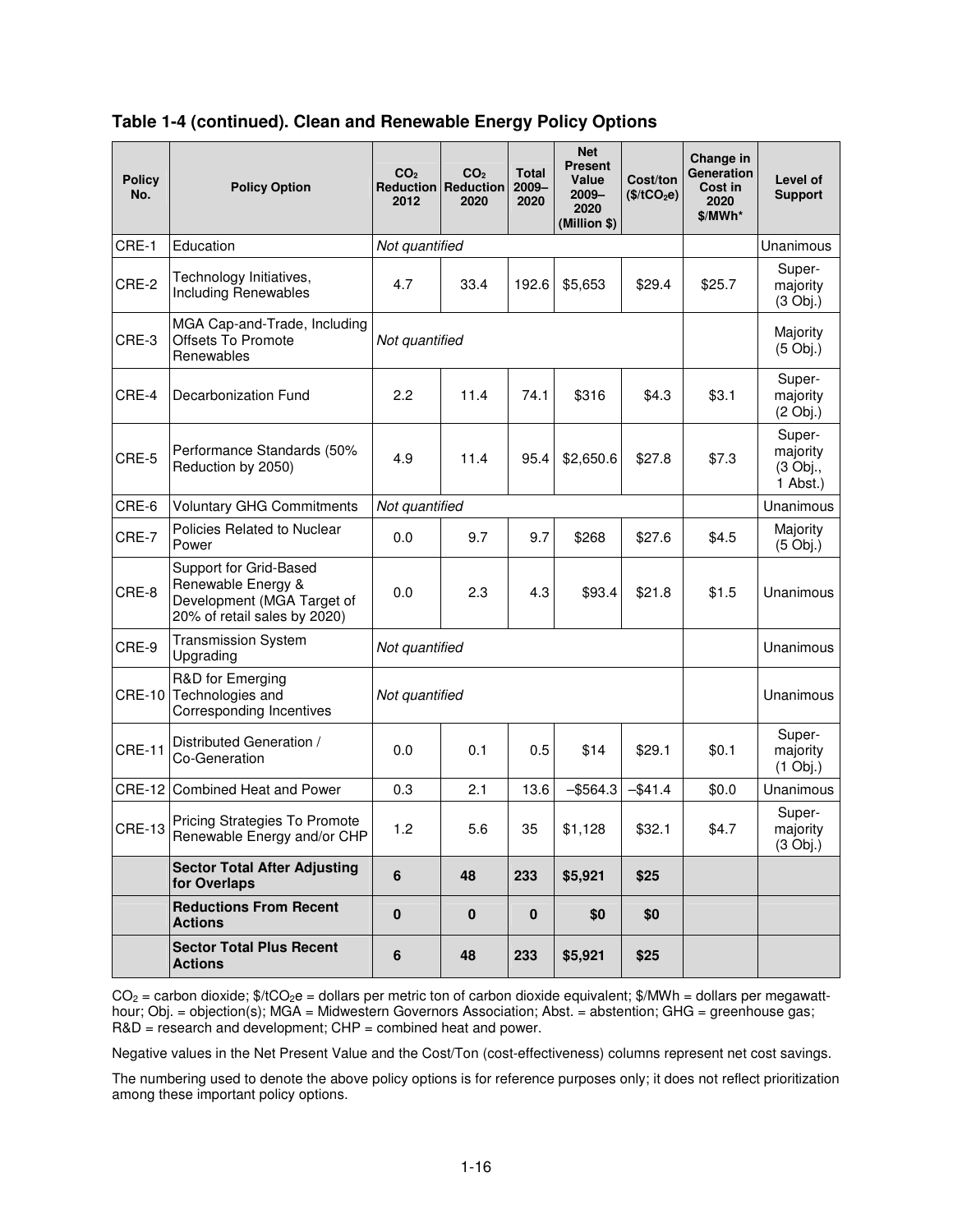## Table 1-4 (continued). Clean and Renewable Energy Policy Options

| Policy No. | Policy Option | $CO_2$ Reduction 2012 | $CO_2$ Reduction 2020 | Total 2009–2020 | Net Present Value 2009–2020 (Million $) | Cost/ton ($/tCO$_2$e) | Change in Generation Cost in 2020 $/MWh* | Level of Support |
|---|---|---|---|---|---|---|---|---|
| CRE-1 | Education | *Not quantified* | | | | | | Unanimous |
| CRE-2 | Technology Initiatives, Including Renewables | 4.7 | 33.4 | 192.6 | $5,653 | $29.4 | $25.7 | Super-majority (3 Obj.) |
| CRE-3 | MGA Cap-and-Trade, Including Offsets To Promote Renewables | *Not quantified* | | | | | | Majority (5 Obj.) |
| CRE-4 | Decarbonization Fund | 2.2 | 11.4 | 74.1 | $316 | $4.3 | $3.1 | Super-majority (2 Obj.) |
| CRE-5 | Performance Standards (50% Reduction by 2050) | 4.9 | 11.4 | 95.4 | $2,650.6 | $27.8 | $7.3 | Super-majority (3 Obj., 1 Abst.) |
| CRE-6 | Voluntary GHG Commitments | *Not quantified* | | | | | | Unanimous |
| CRE-7 | Policies Related to Nuclear Power | 0.0 | 9.7 | 9.7 | $268 | $27.6 | $4.5 | Majority (5 Obj.) |
| CRE-8 | Support for Grid-Based Renewable Energy & Development (MGA Target of 20% of retail sales by 2020) | 0.0 | 2.3 | 4.3 | $93.4 | $21.8 | $1.5 | Unanimous |
| CRE-9 | Transmission System Upgrading | *Not quantified* | | | | | | Unanimous |
| CRE-10 | R&D for Emerging Technologies and Corresponding Incentives | *Not quantified* | | | | | | Unanimous |
| CRE-11 | Distributed Generation / Co-Generation | 0.0 | 0.1 | 0.5 | $14 | $29.1 | $0.1 | Super-majority (1 Obj.) |
| CRE-12 | Combined Heat and Power | 0.3 | 2.1 | 13.6 | –$564.3 | –$41.4 | $0.0 | Unanimous |
| CRE-13 | Pricing Strategies To Promote Renewable Energy and/or CHP | 1.2 | 5.6 | 35 | $1,128 | $32.1 | $4.7 | Super-majority (3 Obj.) |
| | **Sector Total After Adjusting for Overlaps** | **6** | **48** | **233** | **$5,921** | **$25** | | |
| | **Reductions From Recent Actions** | **0** | **0** | **0** | **$0** | **$0** | | |
| | **Sector Total Plus Recent Actions** | **6** | **48** | **233** | **$5,921** | **$25** | | |

$CO_2$ = carbon dioxide; $/tCO$_2$e = dollars per metric ton of carbon dioxide equivalent; $/MWh = dollars per megawatt-hour; Obj. = objection(s); MGA = Midwestern Governors Association; Abst. = abstention; GHG = greenhouse gas; R&D = research and development; CHP = combined heat and power.

Negative values in the Net Present Value and the Cost/Ton (cost-effectiveness) columns represent net cost savings.

The numbering used to denote the above policy options is for reference purposes only; it does not reflect prioritization among these important policy options.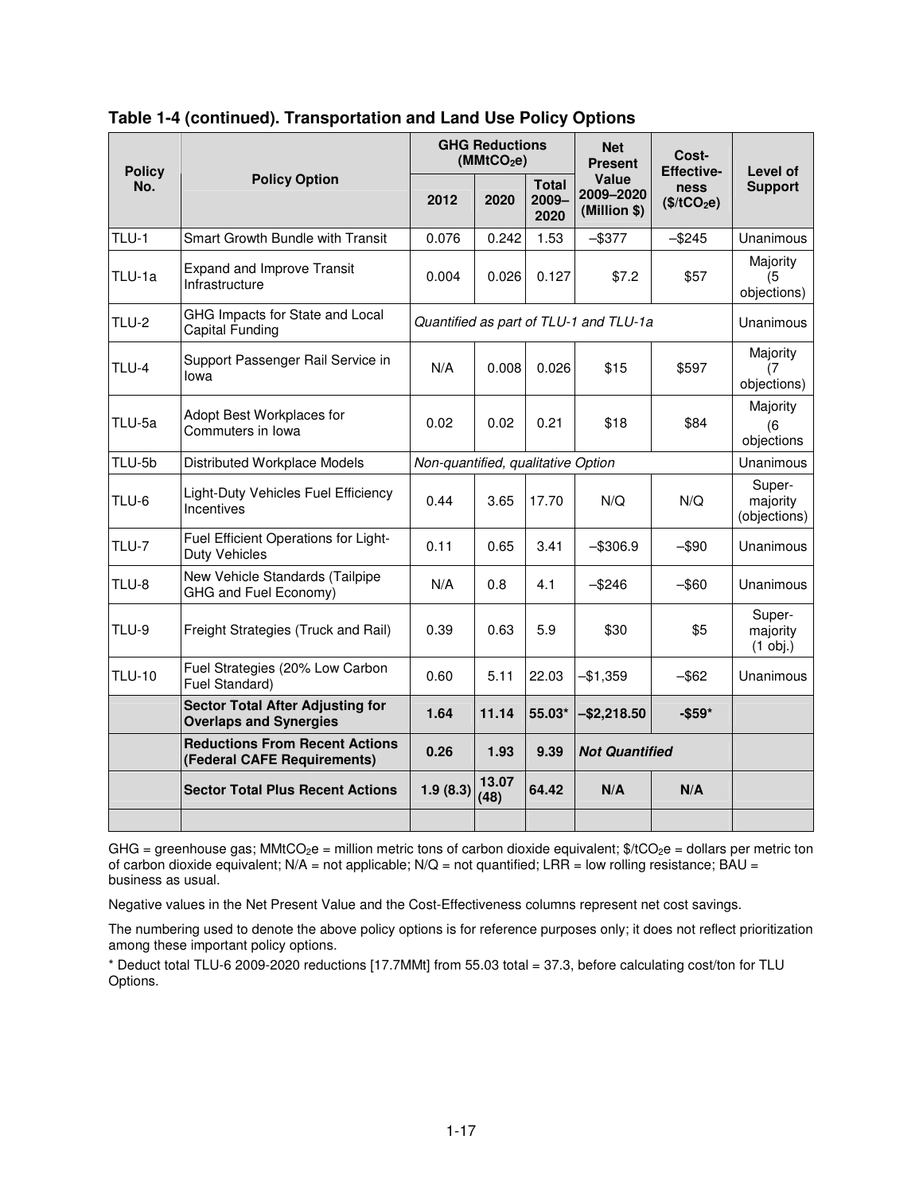**Table 1-4 (continued). Transportation and Land Use Policy Options**

| Policy No. | Policy Option | GHG Reductions ($MMtCO_2e$) | | | Net Present Value 2009–2020 (Million $) | Cost-Effectiveness ($\$/tCO_2e$) | Level of Support |
|---|---|---|---|---|---|---|---|
| | | 2012 | 2020 | Total 2009–2020 | | | |
| TLU-1 | Smart Growth Bundle with Transit | 0.076 | 0.242 | 1.53 | –$377 | –$245 | Unanimous |
| TLU-1a | Expand and Improve Transit Infrastructure | 0.004 | 0.026 | 0.127 | $7.2 | $57 | Majority (5 objections) |
| TLU-2 | GHG Impacts for State and Local Capital Funding | *Quantified as part of TLU-1 and TLU-1a* | | | | | Unanimous |
| TLU-4 | Support Passenger Rail Service in Iowa | N/A | 0.008 | 0.026 | $15 | $597 | Majority (7 objections) |
| TLU-5a | Adopt Best Workplaces for Commuters in Iowa | 0.02 | 0.02 | 0.21 | $18 | $84 | Majority (6 objections |
| TLU-5b | Distributed Workplace Models | *Non-quantified, qualitative Option* | | | | | Unanimous |
| TLU-6 | Light-Duty Vehicles Fuel Efficiency Incentives | 0.44 | 3.65 | 17.70 | N/Q | N/Q | Super-majority (objections) |
| TLU-7 | Fuel Efficient Operations for Light-Duty Vehicles | 0.11 | 0.65 | 3.41 | –$306.9 | –$90 | Unanimous |
| TLU-8 | New Vehicle Standards (Tailpipe GHG and Fuel Economy) | N/A | 0.8 | 4.1 | –$246 | –$60 | Unanimous |
| TLU-9 | Freight Strategies (Truck and Rail) | 0.39 | 0.63 | 5.9 | $30 | $5 | Super-majority (1 obj.) |
| TLU-10 | Fuel Strategies (20% Low Carbon Fuel Standard) | 0.60 | 5.11 | 22.03 | –$1,359 | –$62 | Unanimous |
| | **Sector Total After Adjusting for Overlaps and Synergies** | **1.64** | **11.14** | **55.03*** | **–$2,218.50** | **-$59*** | |
| | **Reductions From Recent Actions (Federal CAFE Requirements)** | **0.26** | **1.93** | **9.39** | ***Not Quantified*** | | |
| | **Sector Total Plus Recent Actions** | **1.9 (8.3)** | **13.07 (48)** | **64.42** | **N/A** | **N/A** | |
| | | | | | | | |

GHG = greenhouse gas; $MMtCO_2e$ = million metric tons of carbon dioxide equivalent; $\$/tCO_2e$ = dollars per metric ton of carbon dioxide equivalent; N/A = not applicable; N/Q = not quantified; LRR = low rolling resistance; BAU = business as usual.

Negative values in the Net Present Value and the Cost-Effectiveness columns represent net cost savings.

The numbering used to denote the above policy options is for reference purposes only; it does not reflect prioritization among these important policy options.

* Deduct total TLU-6 2009-2020 reductions [17.7MMt] from 55.03 total = 37.3, before calculating cost/ton for TLU Options.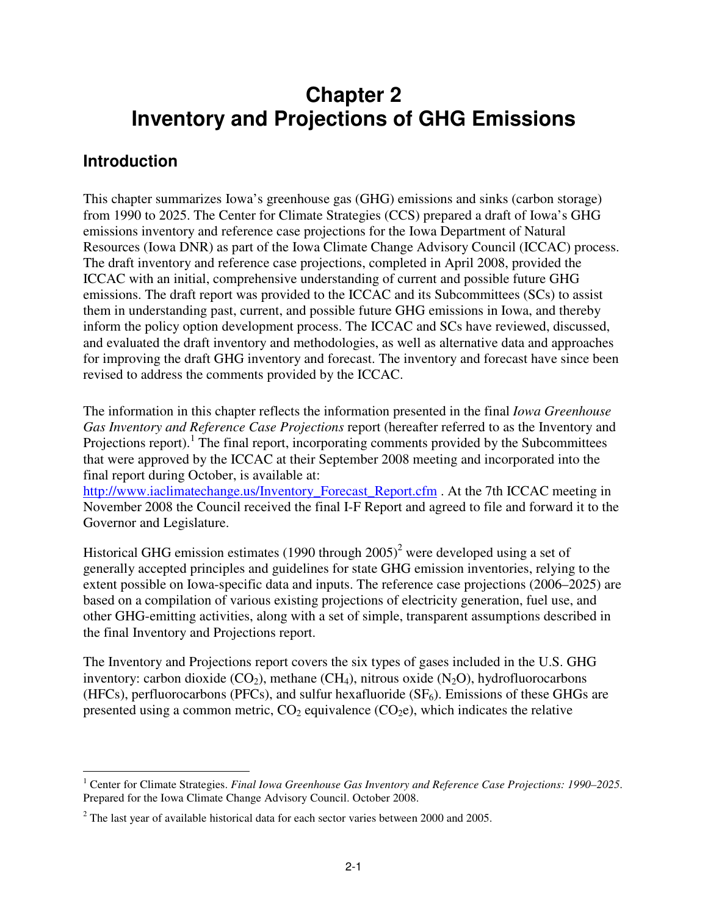# Chapter 2
# Inventory and Projections of GHG Emissions

## Introduction

This chapter summarizes Iowa's greenhouse gas (GHG) emissions and sinks (carbon storage) from 1990 to 2025. The Center for Climate Strategies (CCS) prepared a draft of Iowa's GHG emissions inventory and reference case projections for the Iowa Department of Natural Resources (Iowa DNR) as part of the Iowa Climate Change Advisory Council (ICCAC) process. The draft inventory and reference case projections, completed in April 2008, provided the ICCAC with an initial, comprehensive understanding of current and possible future GHG emissions. The draft report was provided to the ICCAC and its Subcommittees (SCs) to assist them in understanding past, current, and possible future GHG emissions in Iowa, and thereby inform the policy option development process. The ICCAC and SCs have reviewed, discussed, and evaluated the draft inventory and methodologies, as well as alternative data and approaches for improving the draft GHG inventory and forecast. The inventory and forecast have since been revised to address the comments provided by the ICCAC.

The information in this chapter reflects the information presented in the final *Iowa Greenhouse Gas Inventory and Reference Case Projections* report (hereafter referred to as the Inventory and Projections report).[1] The final report, incorporating comments provided by the Subcommittees that were approved by the ICCAC at their September 2008 meeting and incorporated into the final report during October, is available at: http://www.iaclimatechange.us/Inventory_Forecast_Report.cfm . At the 7th ICCAC meeting in November 2008 the Council received the final I-F Report and agreed to file and forward it to the Governor and Legislature.

Historical GHG emission estimates (1990 through 2005)[2] were developed using a set of generally accepted principles and guidelines for state GHG emission inventories, relying to the extent possible on Iowa-specific data and inputs. The reference case projections (2006–2025) are based on a compilation of various existing projections of electricity generation, fuel use, and other GHG-emitting activities, along with a set of simple, transparent assumptions described in the final Inventory and Projections report.

The Inventory and Projections report covers the six types of gases included in the U.S. GHG inventory: carbon dioxide ($CO_2$), methane ($CH_4$), nitrous oxide ($N_2O$), hydrofluorocarbons (HFCs), perfluorocarbons (PFCs), and sulfur hexafluoride ($SF_6$). Emissions of these GHGs are presented using a common metric, $CO_2$ equivalence ($CO_2e$), which indicates the relative

---

[1] Center for Climate Strategies. *Final Iowa Greenhouse Gas Inventory and Reference Case Projections: 1990–2025*. Prepared for the Iowa Climate Change Advisory Council. October 2008.

[2] The last year of available historical data for each sector varies between 2000 and 2005.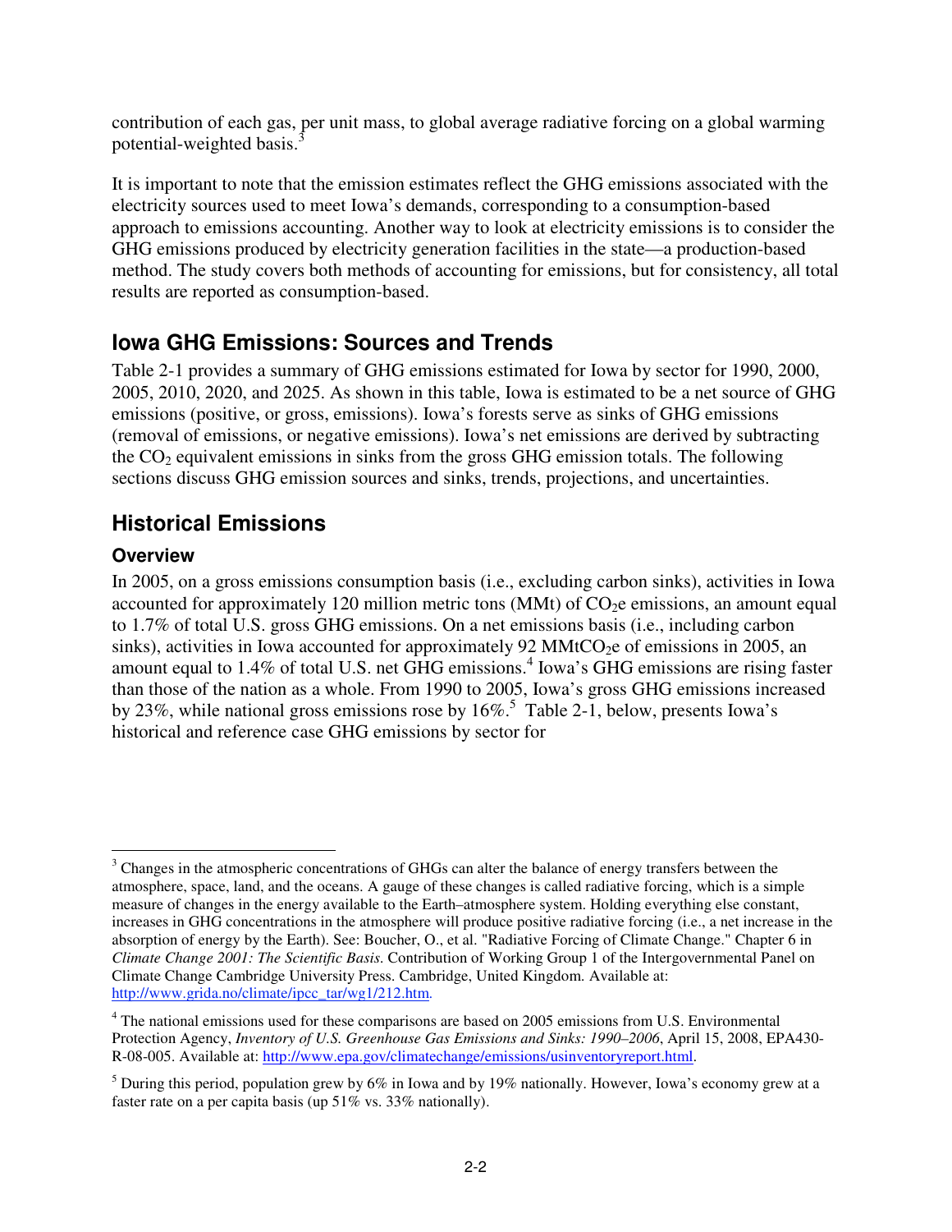contribution of each gas, per unit mass, to global average radiative forcing on a global warming potential-weighted basis.[3]

It is important to note that the emission estimates reflect the GHG emissions associated with the electricity sources used to meet Iowa's demands, corresponding to a consumption-based approach to emissions accounting. Another way to look at electricity emissions is to consider the GHG emissions produced by electricity generation facilities in the state—a production-based method. The study covers both methods of accounting for emissions, but for consistency, all total results are reported as consumption-based.

## Iowa GHG Emissions: Sources and Trends

Table 2-1 provides a summary of GHG emissions estimated for Iowa by sector for 1990, 2000, 2005, 2010, 2020, and 2025. As shown in this table, Iowa is estimated to be a net source of GHG emissions (positive, or gross, emissions). Iowa's forests serve as sinks of GHG emissions (removal of emissions, or negative emissions). Iowa's net emissions are derived by subtracting the $CO_2$ equivalent emissions in sinks from the gross GHG emission totals. The following sections discuss GHG emission sources and sinks, trends, projections, and uncertainties.

## Historical Emissions

### Overview

In 2005, on a gross emissions consumption basis (i.e., excluding carbon sinks), activities in Iowa accounted for approximately 120 million metric tons (MMt) of $CO_2$e emissions, an amount equal to 1.7% of total U.S. gross GHG emissions. On a net emissions basis (i.e., including carbon sinks), activities in Iowa accounted for approximately 92 MMt$CO_2$e of emissions in 2005, an amount equal to 1.4% of total U.S. net GHG emissions.[4] Iowa's GHG emissions are rising faster than those of the nation as a whole. From 1990 to 2005, Iowa's gross GHG emissions increased by 23%, while national gross emissions rose by 16%.[5] Table 2-1, below, presents Iowa's historical and reference case GHG emissions by sector for

---

[3] Changes in the atmospheric concentrations of GHGs can alter the balance of energy transfers between the atmosphere, space, land, and the oceans. A gauge of these changes is called radiative forcing, which is a simple measure of changes in the energy available to the Earth–atmosphere system. Holding everything else constant, increases in GHG concentrations in the atmosphere will produce positive radiative forcing (i.e., a net increase in the absorption of energy by the Earth). See: Boucher, O., et al. "Radiative Forcing of Climate Change." Chapter 6 in *Climate Change 2001: The Scientific Basis*. Contribution of Working Group 1 of the Intergovernmental Panel on Climate Change Cambridge University Press. Cambridge, United Kingdom. Available at: http://www.grida.no/climate/ipcc_tar/wg1/212.htm.

[4] The national emissions used for these comparisons are based on 2005 emissions from U.S. Environmental Protection Agency, *Inventory of U.S. Greenhouse Gas Emissions and Sinks: 1990–2006*, April 15, 2008, EPA430-R-08-005. Available at: http://www.epa.gov/climatechange/emissions/usinventoryreport.html.

[5] During this period, population grew by 6% in Iowa and by 19% nationally. However, Iowa's economy grew at a faster rate on a per capita basis (up 51% vs. 33% nationally).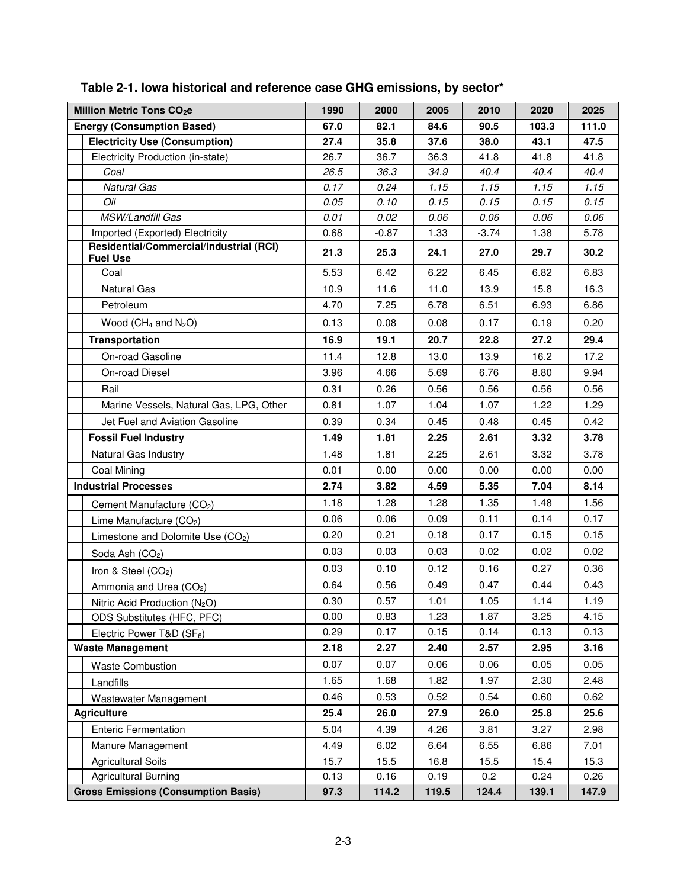**Table 2-1. Iowa historical and reference case GHG emissions, by sector***

| Million Metric Tons $CO_2e$ | 1990 | 2000 | 2005 | 2010 | 2020 | 2025 |
|---|---|---|---|---|---|---|
| **Energy (Consumption Based)** | **67.0** | **82.1** | **84.6** | **90.5** | **103.3** | **111.0** |
| **Electricity Use (Consumption)** | **27.4** | **35.8** | **37.6** | **38.0** | **43.1** | **47.5** |
| Electricity Production (in-state) | 26.7 | 36.7 | 36.3 | 41.8 | 41.8 | 41.8 |
| *Coal* | *26.5* | *36.3* | *34.9* | *40.4* | *40.4* | *40.4* |
| *Natural Gas* | *0.17* | *0.24* | *1.15* | *1.15* | *1.15* | *1.15* |
| *Oil* | *0.05* | *0.10* | *0.15* | *0.15* | *0.15* | *0.15* |
| *MSW/Landfill Gas* | *0.01* | *0.02* | *0.06* | *0.06* | *0.06* | *0.06* |
| Imported (Exported) Electricity | 0.68 | -0.87 | 1.33 | -3.74 | 1.38 | 5.78 |
| **Residential/Commercial/Industrial (RCI) Fuel Use** | **21.3** | **25.3** | **24.1** | **27.0** | **29.7** | **30.2** |
| Coal | 5.53 | 6.42 | 6.22 | 6.45 | 6.82 | 6.83 |
| Natural Gas | 10.9 | 11.6 | 11.0 | 13.9 | 15.8 | 16.3 |
| Petroleum | 4.70 | 7.25 | 6.78 | 6.51 | 6.93 | 6.86 |
| Wood ($CH_4$ and $N_2O$) | 0.13 | 0.08 | 0.08 | 0.17 | 0.19 | 0.20 |
| **Transportation** | **16.9** | **19.1** | **20.7** | **22.8** | **27.2** | **29.4** |
| On-road Gasoline | 11.4 | 12.8 | 13.0 | 13.9 | 16.2 | 17.2 |
| On-road Diesel | 3.96 | 4.66 | 5.69 | 6.76 | 8.80 | 9.94 |
| Rail | 0.31 | 0.26 | 0.56 | 0.56 | 0.56 | 0.56 |
| Marine Vessels, Natural Gas, LPG, Other | 0.81 | 1.07 | 1.04 | 1.07 | 1.22 | 1.29 |
| Jet Fuel and Aviation Gasoline | 0.39 | 0.34 | 0.45 | 0.48 | 0.45 | 0.42 |
| **Fossil Fuel Industry** | **1.49** | **1.81** | **2.25** | **2.61** | **3.32** | **3.78** |
| Natural Gas Industry | 1.48 | 1.81 | 2.25 | 2.61 | 3.32 | 3.78 |
| Coal Mining | 0.01 | 0.00 | 0.00 | 0.00 | 0.00 | 0.00 |
| **Industrial Processes** | **2.74** | **3.82** | **4.59** | **5.35** | **7.04** | **8.14** |
| Cement Manufacture ($CO_2$) | 1.18 | 1.28 | 1.28 | 1.35 | 1.48 | 1.56 |
| Lime Manufacture ($CO_2$) | 0.06 | 0.06 | 0.09 | 0.11 | 0.14 | 0.17 |
| Limestone and Dolomite Use ($CO_2$) | 0.20 | 0.21 | 0.18 | 0.17 | 0.15 | 0.15 |
| Soda Ash ($CO_2$) | 0.03 | 0.03 | 0.03 | 0.02 | 0.02 | 0.02 |
| Iron & Steel ($CO_2$) | 0.03 | 0.10 | 0.12 | 0.16 | 0.27 | 0.36 |
| Ammonia and Urea ($CO_2$) | 0.64 | 0.56 | 0.49 | 0.47 | 0.44 | 0.43 |
| Nitric Acid Production ($N_2O$) | 0.30 | 0.57 | 1.01 | 1.05 | 1.14 | 1.19 |
| ODS Substitutes (HFC, PFC) | 0.00 | 0.83 | 1.23 | 1.87 | 3.25 | 4.15 |
| Electric Power T&D ($SF_6$) | 0.29 | 0.17 | 0.15 | 0.14 | 0.13 | 0.13 |
| **Waste Management** | **2.18** | **2.27** | **2.40** | **2.57** | **2.95** | **3.16** |
| Waste Combustion | 0.07 | 0.07 | 0.06 | 0.06 | 0.05 | 0.05 |
| Landfills | 1.65 | 1.68 | 1.82 | 1.97 | 2.30 | 2.48 |
| Wastewater Management | 0.46 | 0.53 | 0.52 | 0.54 | 0.60 | 0.62 |
| **Agriculture** | **25.4** | **26.0** | **27.9** | **26.0** | **25.8** | **25.6** |
| Enteric Fermentation | 5.04 | 4.39 | 4.26 | 3.81 | 3.27 | 2.98 |
| Manure Management | 4.49 | 6.02 | 6.64 | 6.55 | 6.86 | 7.01 |
| Agricultural Soils | 15.7 | 15.5 | 16.8 | 15.5 | 15.4 | 15.3 |
| Agricultural Burning | 0.13 | 0.16 | 0.19 | 0.2 | 0.24 | 0.26 |
| **Gross Emissions (Consumption Basis)** | **97.3** | **114.2** | **119.5** | **124.4** | **139.1** | **147.9** |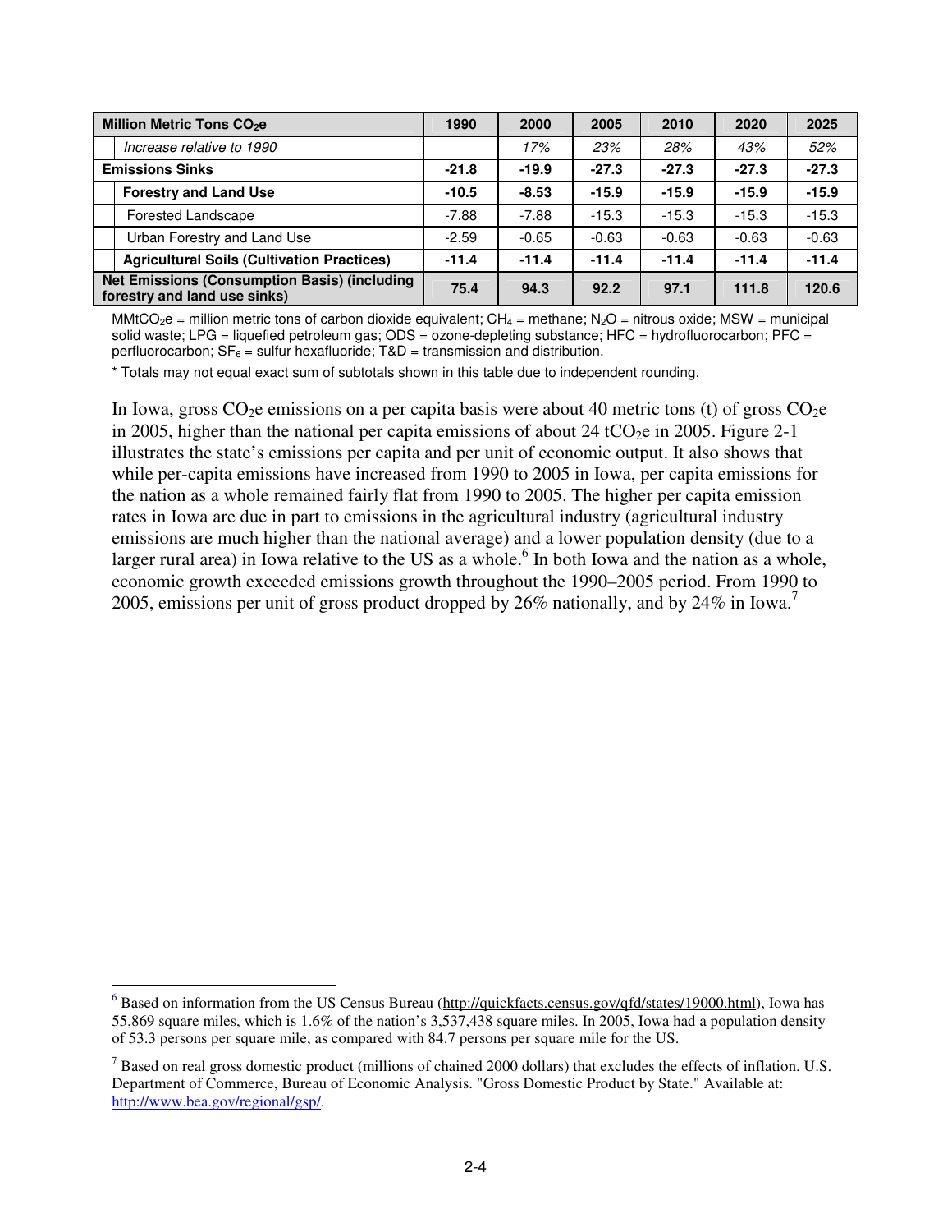| Million Metric Tons $CO_2e$ | 1990 | 2000 | 2005 | 2010 | 2020 | 2025 |
|---|---|---|---|---|---|---|
| *Increase relative to 1990* | | *17%* | *23%* | *28%* | *43%* | *52%* |
| **Emissions Sinks** | **-21.8** | **-19.9** | **-27.3** | **-27.3** | **-27.3** | **-27.3** |
| **Forestry and Land Use** | **-10.5** | **-8.53** | **-15.9** | **-15.9** | **-15.9** | **-15.9** |
| Forested Landscape | -7.88 | -7.88 | -15.3 | -15.3 | -15.3 | -15.3 |
| Urban Forestry and Land Use | -2.59 | -0.65 | -0.63 | -0.63 | -0.63 | -0.63 |
| **Agricultural Soils (Cultivation Practices)** | **-11.4** | **-11.4** | **-11.4** | **-11.4** | **-11.4** | **-11.4** |
| **Net Emissions (Consumption Basis) (including forestry and land use sinks)** | **75.4** | **94.3** | **92.2** | **97.1** | **111.8** | **120.6** |

$MMtCO_2e$ = million metric tons of carbon dioxide equivalent; $CH_4$ = methane; $N_2O$ = nitrous oxide; MSW = municipal solid waste; LPG = liquefied petroleum gas; ODS = ozone-depleting substance; HFC = hydrofluorocarbon; PFC = perfluorocarbon; $SF_6$ = sulfur hexafluoride; T&D = transmission and distribution.

* Totals may not equal exact sum of subtotals shown in this table due to independent rounding.

In Iowa, gross $CO_2e$ emissions on a per capita basis were about 40 metric tons (t) of gross $CO_2e$ in 2005, higher than the national per capita emissions of about 24 $tCO_2e$ in 2005. Figure 2-1 illustrates the state's emissions per capita and per unit of economic output. It also shows that while per-capita emissions have increased from 1990 to 2005 in Iowa, per capita emissions for the nation as a whole remained fairly flat from 1990 to 2005. The higher per capita emission rates in Iowa are due in part to emissions in the agricultural industry (agricultural industry emissions are much higher than the national average) and a lower population density (due to a larger rural area) in Iowa relative to the US as a whole.[6] In both Iowa and the nation as a whole, economic growth exceeded emissions growth throughout the 1990–2005 period. From 1990 to 2005, emissions per unit of gross product dropped by 26% nationally, and by 24% in Iowa.[7]

---

[6] Based on information from the US Census Bureau (http://quickfacts.census.gov/qfd/states/19000.html), Iowa has 55,869 square miles, which is 1.6% of the nation's 3,537,438 square miles. In 2005, Iowa had a population density of 53.3 persons per square mile, as compared with 84.7 persons per square mile for the US.

[7] Based on real gross domestic product (millions of chained 2000 dollars) that excludes the effects of inflation. U.S. Department of Commerce, Bureau of Economic Analysis. "Gross Domestic Product by State." Available at: http://www.bea.gov/regional/gsp/.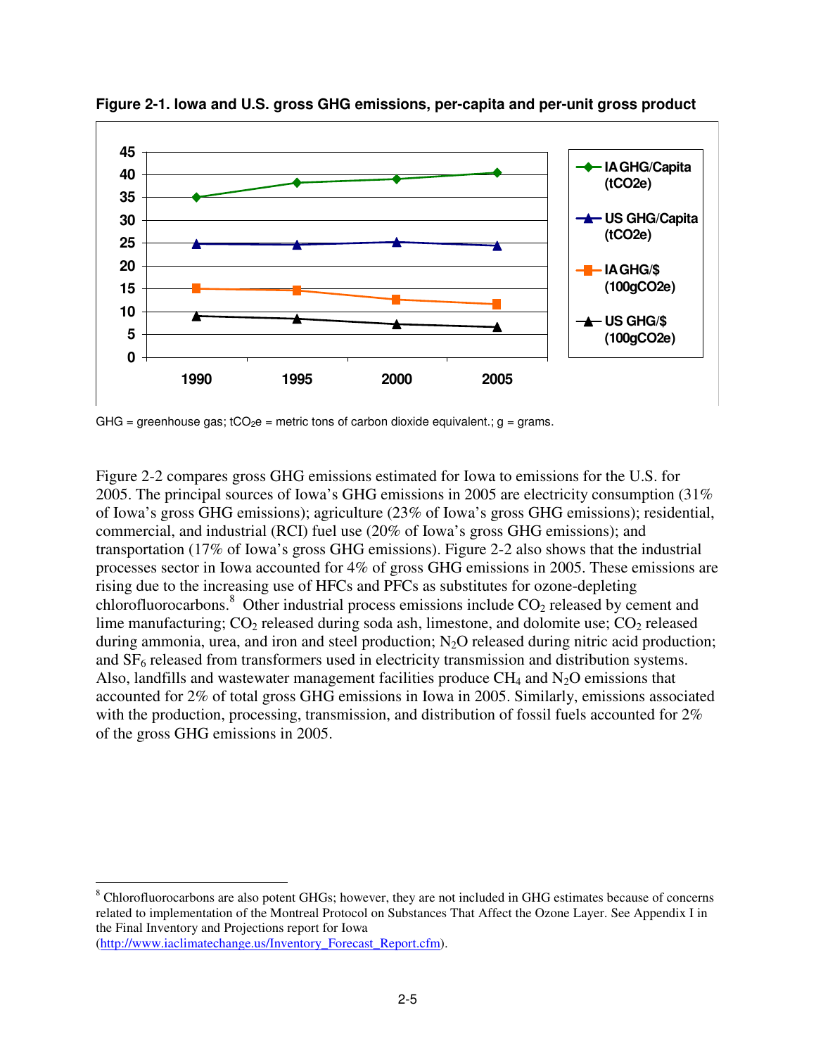**Figure 2-1. Iowa and U.S. gross GHG emissions, per-capita and per-unit gross product**

GHG = greenhouse gas; $tCO_2e$ = metric tons of carbon dioxide equivalent.; g = grams.

Figure 2-2 compares gross GHG emissions estimated for Iowa to emissions for the U.S. for 2005. The principal sources of Iowa's GHG emissions in 2005 are electricity consumption (31% of Iowa's gross GHG emissions); agriculture (23% of Iowa's gross GHG emissions); residential, commercial, and industrial (RCI) fuel use (20% of Iowa's gross GHG emissions); and transportation (17% of Iowa's gross GHG emissions). Figure 2-2 also shows that the industrial processes sector in Iowa accounted for 4% of gross GHG emissions in 2005. These emissions are rising due to the increasing use of HFCs and PFCs as substitutes for ozone-depleting chlorofluorocarbons.[8] Other industrial process emissions include $CO_2$ released by cement and lime manufacturing; $CO_2$ released during soda ash, limestone, and dolomite use; $CO_2$ released during ammonia, urea, and iron and steel production; $N_2O$ released during nitric acid production; and $SF_6$ released from transformers used in electricity transmission and distribution systems. Also, landfills and wastewater management facilities produce $CH_4$ and $N_2O$ emissions that accounted for 2% of total gross GHG emissions in Iowa in 2005. Similarly, emissions associated with the production, processing, transmission, and distribution of fossil fuels accounted for 2% of the gross GHG emissions in 2005.

[8] Chlorofluorocarbons are also potent GHGs; however, they are not included in GHG estimates because of concerns related to implementation of the Montreal Protocol on Substances That Affect the Ozone Layer. See Appendix I in the Final Inventory and Projections report for Iowa (http://www.iaclimatechange.us/Inventory_Forecast_Report.cfm).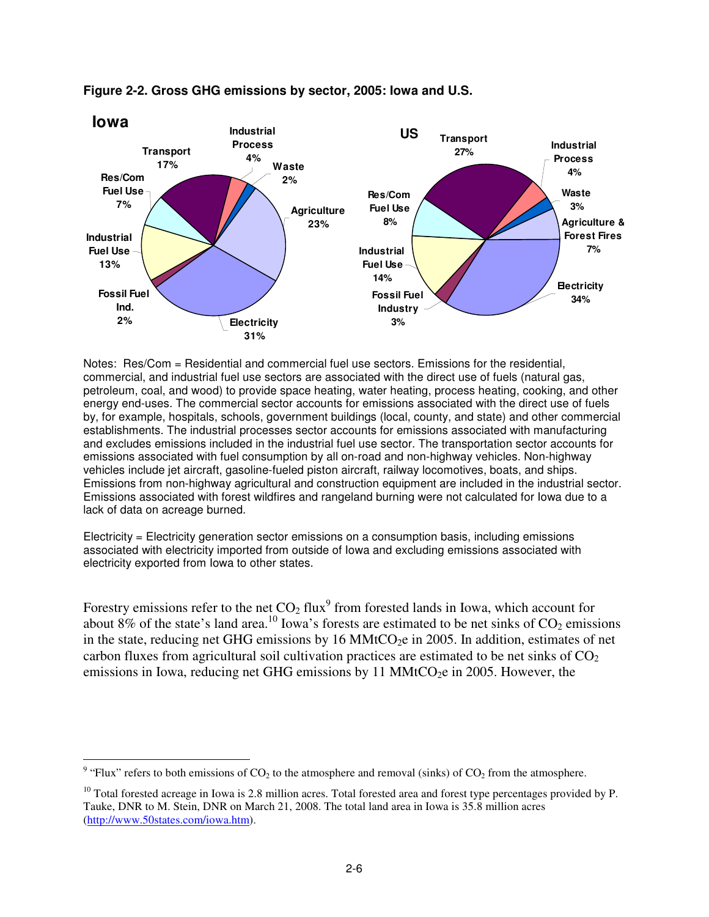**Figure 2-2. Gross GHG emissions by sector, 2005: Iowa and U.S.**

Notes: Res/Com = Residential and commercial fuel use sectors. Emissions for the residential, commercial, and industrial fuel use sectors are associated with the direct use of fuels (natural gas, petroleum, coal, and wood) to provide space heating, water heating, process heating, cooking, and other energy end-uses. The commercial sector accounts for emissions associated with the direct use of fuels by, for example, hospitals, schools, government buildings (local, county, and state) and other commercial establishments. The industrial processes sector accounts for emissions associated with manufacturing and excludes emissions included in the industrial fuel use sector. The transportation sector accounts for emissions associated with fuel consumption by all on-road and non-highway vehicles. Non-highway vehicles include jet aircraft, gasoline-fueled piston aircraft, railway locomotives, boats, and ships. Emissions from non-highway agricultural and construction equipment are included in the industrial sector. Emissions associated with forest wildfires and rangeland burning were not calculated for Iowa due to a lack of data on acreage burned.

Electricity = Electricity generation sector emissions on a consumption basis, including emissions associated with electricity imported from outside of Iowa and excluding emissions associated with electricity exported from Iowa to other states.

Forestry emissions refer to the net $CO_2$ flux[9] from forested lands in Iowa, which account for about 8% of the state's land area.[10] Iowa's forests are estimated to be net sinks of $CO_2$ emissions in the state, reducing net GHG emissions by 16 $MMtCO_2e$ in 2005. In addition, estimates of net carbon fluxes from agricultural soil cultivation practices are estimated to be net sinks of $CO_2$ emissions in Iowa, reducing net GHG emissions by 11 $MMtCO_2e$ in 2005. However, the

[9] "Flux" refers to both emissions of $CO_2$ to the atmosphere and removal (sinks) of $CO_2$ from the atmosphere.

[10] Total forested acreage in Iowa is 2.8 million acres. Total forested area and forest type percentages provided by P. Tauke, DNR to M. Stein, DNR on March 21, 2008. The total land area in Iowa is 35.8 million acres (http://www.50states.com/iowa.htm).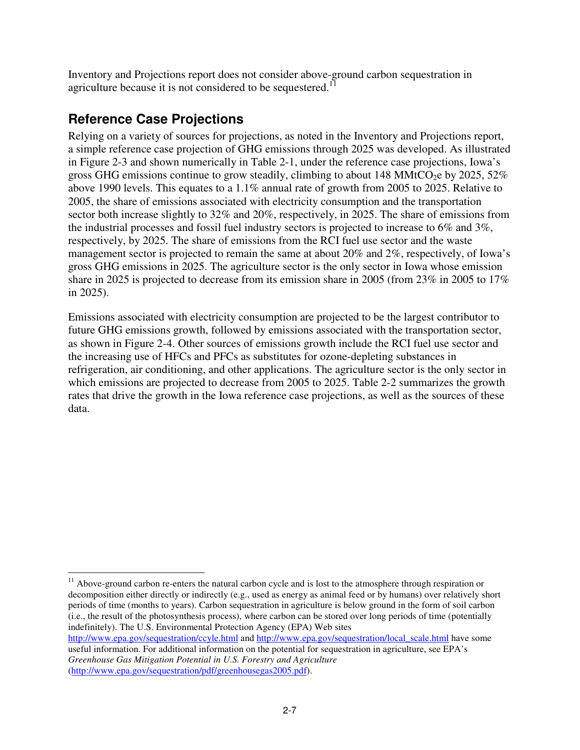Inventory and Projections report does not consider above-ground carbon sequestration in agriculture because it is not considered to be sequestered.[11]

## Reference Case Projections

Relying on a variety of sources for projections, as noted in the Inventory and Projections report, a simple reference case projection of GHG emissions through 2025 was developed. As illustrated in Figure 2-3 and shown numerically in Table 2-1, under the reference case projections, Iowa's gross GHG emissions continue to grow steadily, climbing to about 148 $MMtCO_2e$ by 2025, 52% above 1990 levels. This equates to a 1.1% annual rate of growth from 2005 to 2025. Relative to 2005, the share of emissions associated with electricity consumption and the transportation sector both increase slightly to 32% and 20%, respectively, in 2025. The share of emissions from the industrial processes and fossil fuel industry sectors is projected to increase to 6% and 3%, respectively, by 2025. The share of emissions from the RCI fuel use sector and the waste management sector is projected to remain the same at about 20% and 2%, respectively, of Iowa's gross GHG emissions in 2025. The agriculture sector is the only sector in Iowa whose emission share in 2025 is projected to decrease from its emission share in 2005 (from 23% in 2005 to 17% in 2025).

Emissions associated with electricity consumption are projected to be the largest contributor to future GHG emissions growth, followed by emissions associated with the transportation sector, as shown in Figure 2-4. Other sources of emissions growth include the RCI fuel use sector and the increasing use of HFCs and PFCs as substitutes for ozone-depleting substances in refrigeration, air conditioning, and other applications. The agriculture sector is the only sector in which emissions are projected to decrease from 2005 to 2025. Table 2-2 summarizes the growth rates that drive the growth in the Iowa reference case projections, as well as the sources of these data.

---

[11] Above-ground carbon re-enters the natural carbon cycle and is lost to the atmosphere through respiration or decomposition either directly or indirectly (e.g., used as energy as animal feed or by humans) over relatively short periods of time (months to years). Carbon sequestration in agriculture is below ground in the form of soil carbon (i.e., the result of the photosynthesis process), where carbon can be stored over long periods of time (potentially indefinitely). The U.S. Environmental Protection Agency (EPA) Web sites http://www.epa.gov/sequestration/ccyle.html and http://www.epa.gov/sequestration/local_scale.html have some useful information. For additional information on the potential for sequestration in agriculture, see EPA's *Greenhouse Gas Mitigation Potential in U.S. Forestry and Agriculture* (http://www.epa.gov/sequestration/pdf/greenhousegas2005.pdf).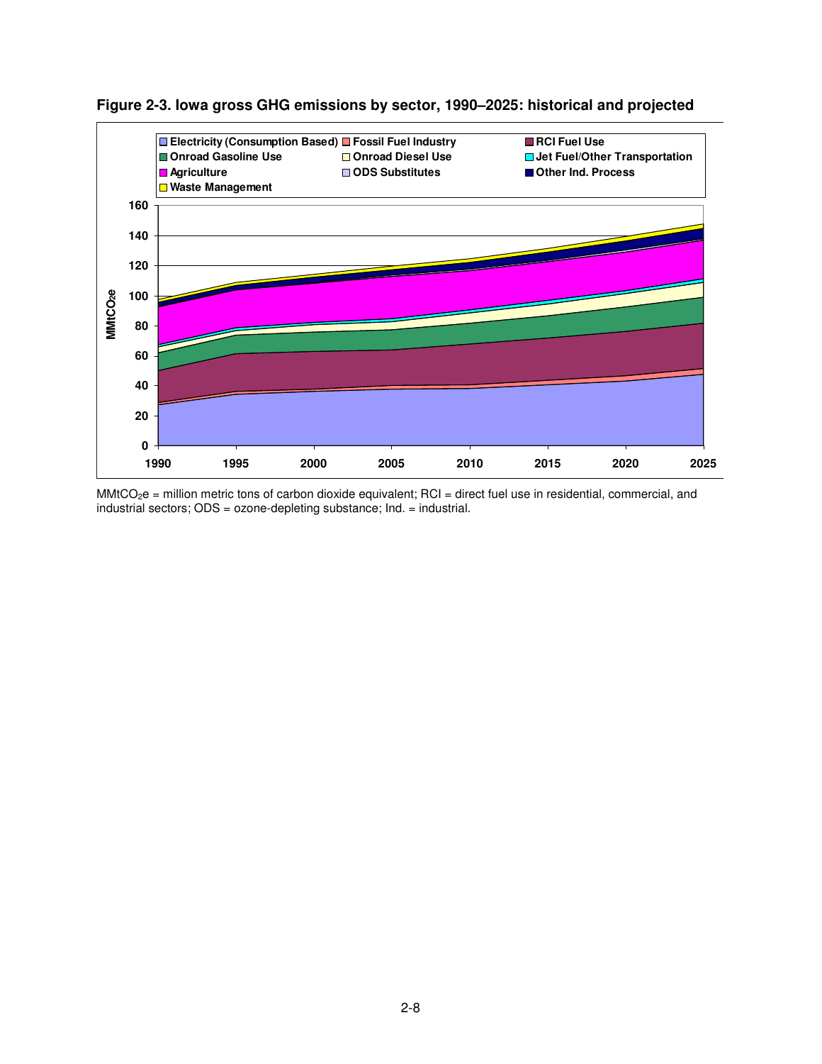**Figure 2-3. Iowa gross GHG emissions by sector, 1990–2025: historical and projected**

$MMtCO_2e$ = million metric tons of carbon dioxide equivalent; RCI = direct fuel use in residential, commercial, and industrial sectors; ODS = ozone-depleting substance; Ind. = industrial.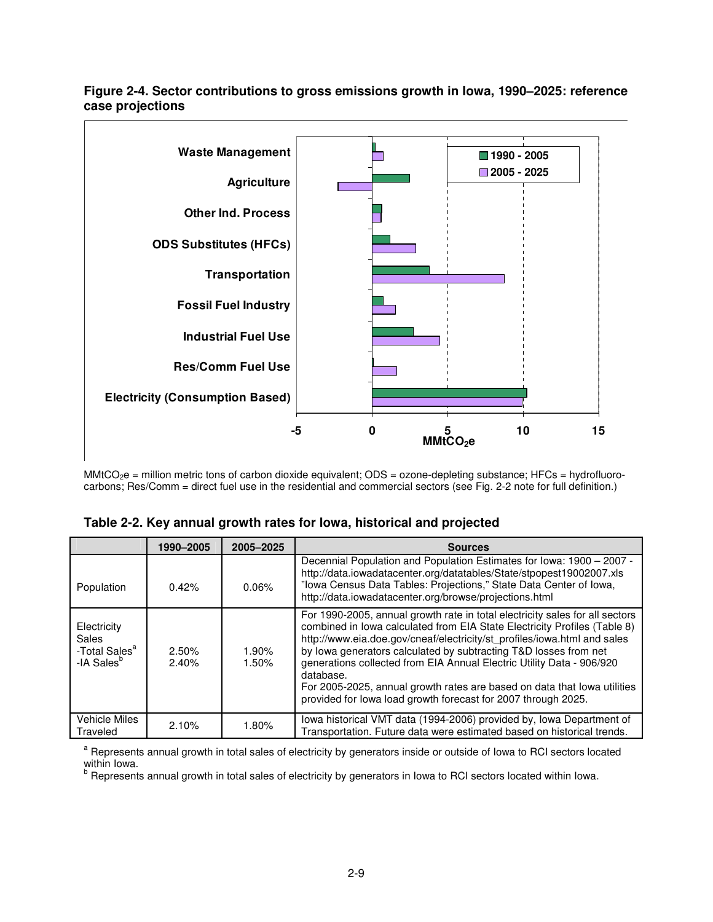**Figure 2-4. Sector contributions to gross emissions growth in Iowa, 1990–2025: reference case projections**

$MMtCO_2e$ = million metric tons of carbon dioxide equivalent; ODS = ozone-depleting substance; HFCs = hydrofluoro-carbons; Res/Comm = direct fuel use in the residential and commercial sectors (see Fig. 2-2 note for full definition.)

**Table 2-2. Key annual growth rates for Iowa, historical and projected**

| | 1990–2005 | 2005–2025 | Sources |
|---|---|---|---|
| Population | 0.42% | 0.06% | Decennial Population and Population Estimates for Iowa: 1900 – 2007 - http://data.iowadatacenter.org/datatables/State/stpopest19002007.xls "Iowa Census Data Tables: Projections," State Data Center of Iowa, http://data.iowadatacenter.org/browse/projections.html |
| Electricity Sales<br>-Total Sales[a]<br>-IA Sales[b] | 2.50%<br>2.40% | 1.90%<br>1.50% | For 1990-2005, annual growth rate in total electricity sales for all sectors combined in Iowa calculated from EIA State Electricity Profiles (Table 8) http://www.eia.doe.gov/cneaf/electricity/st_profiles/iowa.html and sales by Iowa generators calculated by subtracting T&D losses from net generations collected from EIA Annual Electric Utility Data - 906/920 database.<br>For 2005-2025, annual growth rates are based on data that Iowa utilities provided for Iowa load growth forecast for 2007 through 2025. |
| Vehicle Miles Traveled | 2.10% | 1.80% | Iowa historical VMT data (1994-2006) provided by, Iowa Department of Transportation. Future data were estimated based on historical trends. |

[a] Represents annual growth in total sales of electricity by generators inside or outside of Iowa to RCI sectors located within Iowa.
[b] Represents annual growth in total sales of electricity by generators in Iowa to RCI sectors located within Iowa.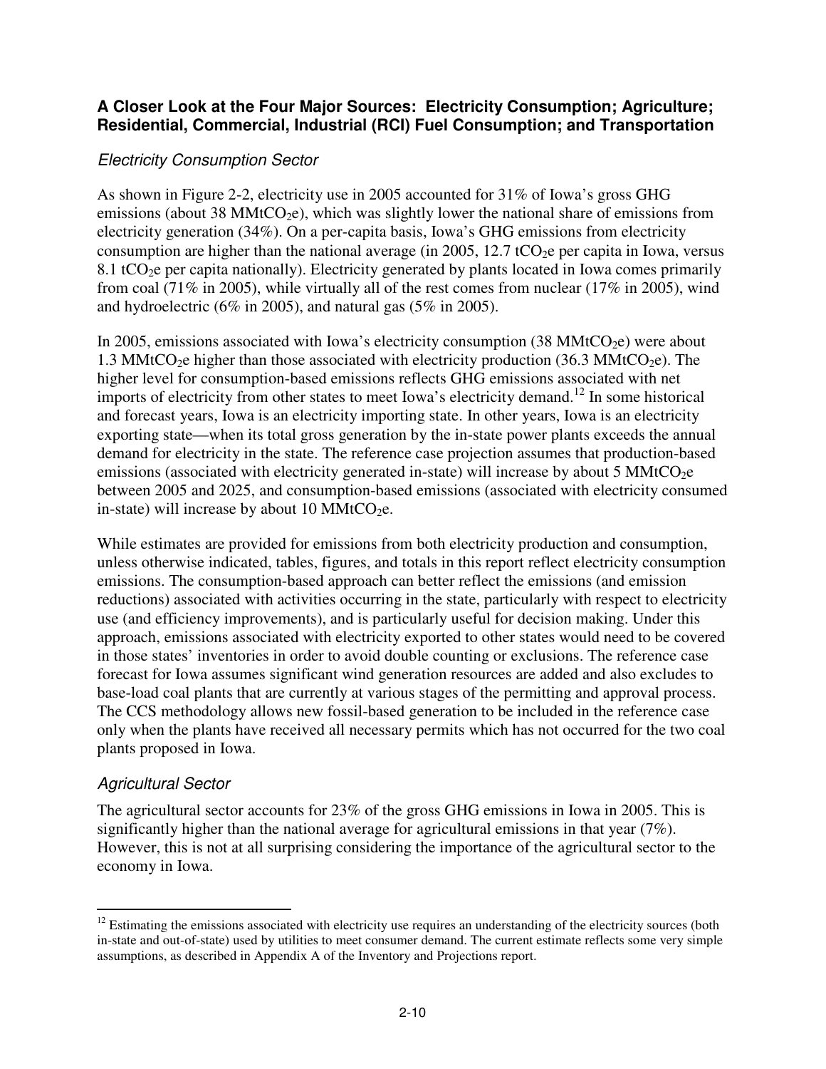### A Closer Look at the Four Major Sources: Electricity Consumption; Agriculture; Residential, Commercial, Industrial (RCI) Fuel Consumption; and Transportation

#### *Electricity Consumption Sector*

As shown in Figure 2-2, electricity use in 2005 accounted for 31% of Iowa's gross GHG emissions (about 38 $MMtCO_2e$), which was slightly lower the national share of emissions from electricity generation (34%). On a per-capita basis, Iowa's GHG emissions from electricity consumption are higher than the national average (in 2005, 12.7 $tCO_2e$ per capita in Iowa, versus 8.1 $tCO_2e$ per capita nationally). Electricity generated by plants located in Iowa comes primarily from coal (71% in 2005), while virtually all of the rest comes from nuclear (17% in 2005), wind and hydroelectric (6% in 2005), and natural gas (5% in 2005).

In 2005, emissions associated with Iowa's electricity consumption (38 $MMtCO_2e$) were about 1.3 $MMtCO_2e$ higher than those associated with electricity production (36.3 $MMtCO_2e$). The higher level for consumption-based emissions reflects GHG emissions associated with net imports of electricity from other states to meet Iowa's electricity demand.[12] In some historical and forecast years, Iowa is an electricity importing state. In other years, Iowa is an electricity exporting state—when its total gross generation by the in-state power plants exceeds the annual demand for electricity in the state. The reference case projection assumes that production-based emissions (associated with electricity generated in-state) will increase by about 5 $MMtCO_2e$ between 2005 and 2025, and consumption-based emissions (associated with electricity consumed in-state) will increase by about 10 $MMtCO_2e$.

While estimates are provided for emissions from both electricity production and consumption, unless otherwise indicated, tables, figures, and totals in this report reflect electricity consumption emissions. The consumption-based approach can better reflect the emissions (and emission reductions) associated with activities occurring in the state, particularly with respect to electricity use (and efficiency improvements), and is particularly useful for decision making. Under this approach, emissions associated with electricity exported to other states would need to be covered in those states' inventories in order to avoid double counting or exclusions. The reference case forecast for Iowa assumes significant wind generation resources are added and also excludes to base-load coal plants that are currently at various stages of the permitting and approval process. The CCS methodology allows new fossil-based generation to be included in the reference case only when the plants have received all necessary permits which has not occurred for the two coal plants proposed in Iowa.

#### *Agricultural Sector*

The agricultural sector accounts for 23% of the gross GHG emissions in Iowa in 2005. This is significantly higher than the national average for agricultural emissions in that year (7%). However, this is not at all surprising considering the importance of the agricultural sector to the economy in Iowa.

---

[12] Estimating the emissions associated with electricity use requires an understanding of the electricity sources (both in-state and out-of-state) used by utilities to meet consumer demand. The current estimate reflects some very simple assumptions, as described in Appendix A of the Inventory and Projections report.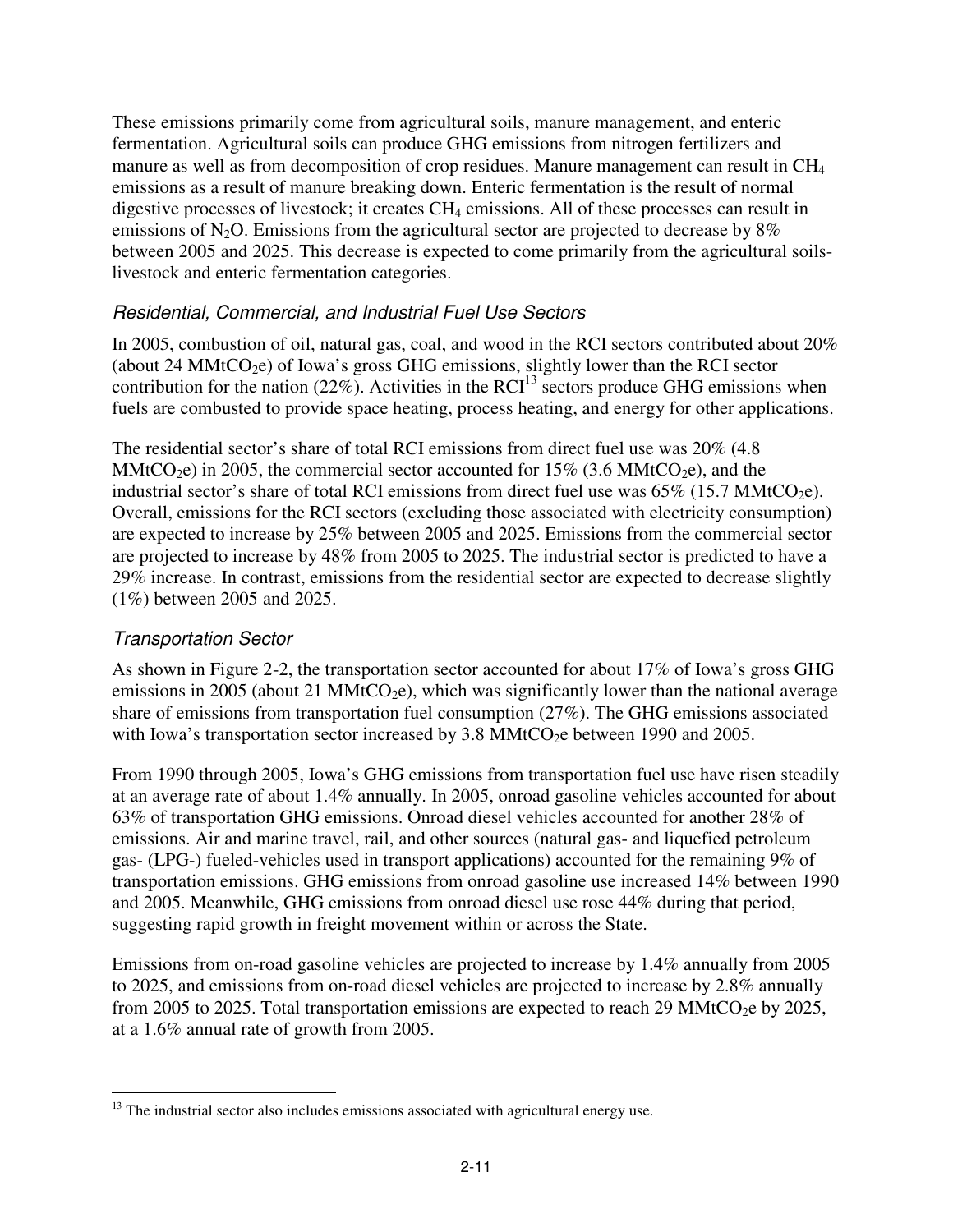These emissions primarily come from agricultural soils, manure management, and enteric fermentation. Agricultural soils can produce GHG emissions from nitrogen fertilizers and manure as well as from decomposition of crop residues. Manure management can result in $CH_4$ emissions as a result of manure breaking down. Enteric fermentation is the result of normal digestive processes of livestock; it creates $CH_4$ emissions. All of these processes can result in emissions of $N_2O$. Emissions from the agricultural sector are projected to decrease by 8% between 2005 and 2025. This decrease is expected to come primarily from the agricultural soils-livestock and enteric fermentation categories.

### *Residential, Commercial, and Industrial Fuel Use Sectors*

In 2005, combustion of oil, natural gas, coal, and wood in the RCI sectors contributed about 20% (about 24 $MMtCO_2e$) of Iowa's gross GHG emissions, slightly lower than the RCI sector contribution for the nation (22%). Activities in the RCI[13] sectors produce GHG emissions when fuels are combusted to provide space heating, process heating, and energy for other applications.

The residential sector's share of total RCI emissions from direct fuel use was 20% (4.8 $MMtCO_2e$) in 2005, the commercial sector accounted for 15% (3.6 $MMtCO_2e$), and the industrial sector's share of total RCI emissions from direct fuel use was 65% (15.7 $MMtCO_2e$). Overall, emissions for the RCI sectors (excluding those associated with electricity consumption) are expected to increase by 25% between 2005 and 2025. Emissions from the commercial sector are projected to increase by 48% from 2005 to 2025. The industrial sector is predicted to have a 29% increase. In contrast, emissions from the residential sector are expected to decrease slightly (1%) between 2005 and 2025.

### *Transportation Sector*

As shown in Figure 2-2, the transportation sector accounted for about 17% of Iowa's gross GHG emissions in 2005 (about 21 $MMtCO_2e$), which was significantly lower than the national average share of emissions from transportation fuel consumption (27%). The GHG emissions associated with Iowa's transportation sector increased by 3.8 $MMtCO_2e$ between 1990 and 2005.

From 1990 through 2005, Iowa's GHG emissions from transportation fuel use have risen steadily at an average rate of about 1.4% annually. In 2005, onroad gasoline vehicles accounted for about 63% of transportation GHG emissions. Onroad diesel vehicles accounted for another 28% of emissions. Air and marine travel, rail, and other sources (natural gas- and liquefied petroleum gas- (LPG-) fueled-vehicles used in transport applications) accounted for the remaining 9% of transportation emissions. GHG emissions from onroad gasoline use increased 14% between 1990 and 2005. Meanwhile, GHG emissions from onroad diesel use rose 44% during that period, suggesting rapid growth in freight movement within or across the State.

Emissions from on-road gasoline vehicles are projected to increase by 1.4% annually from 2005 to 2025, and emissions from on-road diesel vehicles are projected to increase by 2.8% annually from 2005 to 2025. Total transportation emissions are expected to reach 29 $MMtCO_2e$ by 2025, at a 1.6% annual rate of growth from 2005.

[13] The industrial sector also includes emissions associated with agricultural energy use.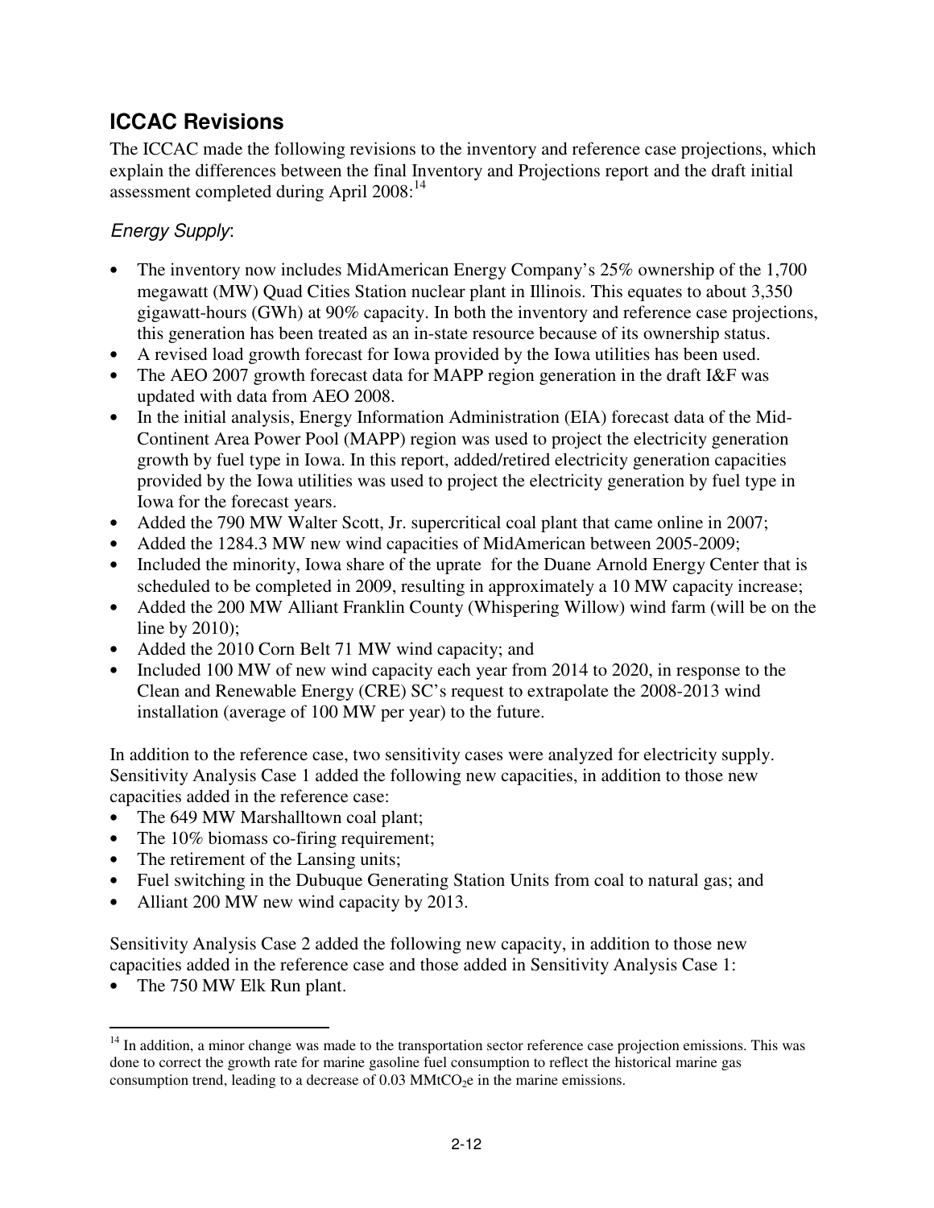## ICCAC Revisions

The ICCAC made the following revisions to the inventory and reference case projections, which explain the differences between the final Inventory and Projections report and the draft initial assessment completed during April 2008:[14]

### *Energy Supply*:

- The inventory now includes MidAmerican Energy Company's 25% ownership of the 1,700 megawatt (MW) Quad Cities Station nuclear plant in Illinois. This equates to about 3,350 gigawatt-hours (GWh) at 90% capacity. In both the inventory and reference case projections, this generation has been treated as an in-state resource because of its ownership status.
- A revised load growth forecast for Iowa provided by the Iowa utilities has been used.
- The AEO 2007 growth forecast data for MAPP region generation in the draft I&F was updated with data from AEO 2008.
- In the initial analysis, Energy Information Administration (EIA) forecast data of the Mid-Continent Area Power Pool (MAPP) region was used to project the electricity generation growth by fuel type in Iowa. In this report, added/retired electricity generation capacities provided by the Iowa utilities was used to project the electricity generation by fuel type in Iowa for the forecast years.
- Added the 790 MW Walter Scott, Jr. supercritical coal plant that came online in 2007;
- Added the 1284.3 MW new wind capacities of MidAmerican between 2005-2009;
- Included the minority, Iowa share of the uprate for the Duane Arnold Energy Center that is scheduled to be completed in 2009, resulting in approximately a 10 MW capacity increase;
- Added the 200 MW Alliant Franklin County (Whispering Willow) wind farm (will be on the line by 2010);
- Added the 2010 Corn Belt 71 MW wind capacity; and
- Included 100 MW of new wind capacity each year from 2014 to 2020, in response to the Clean and Renewable Energy (CRE) SC's request to extrapolate the 2008-2013 wind installation (average of 100 MW per year) to the future.

In addition to the reference case, two sensitivity cases were analyzed for electricity supply. Sensitivity Analysis Case 1 added the following new capacities, in addition to those new capacities added in the reference case:

- The 649 MW Marshalltown coal plant;
- The 10% biomass co-firing requirement;
- The retirement of the Lansing units;
- Fuel switching in the Dubuque Generating Station Units from coal to natural gas; and
- Alliant 200 MW new wind capacity by 2013.

Sensitivity Analysis Case 2 added the following new capacity, in addition to those new capacities added in the reference case and those added in Sensitivity Analysis Case 1:

- The 750 MW Elk Run plant.

[14] In addition, a minor change was made to the transportation sector reference case projection emissions. This was done to correct the growth rate for marine gasoline fuel consumption to reflect the historical marine gas consumption trend, leading to a decrease of 0.03 $MMtCO_2e$ in the marine emissions.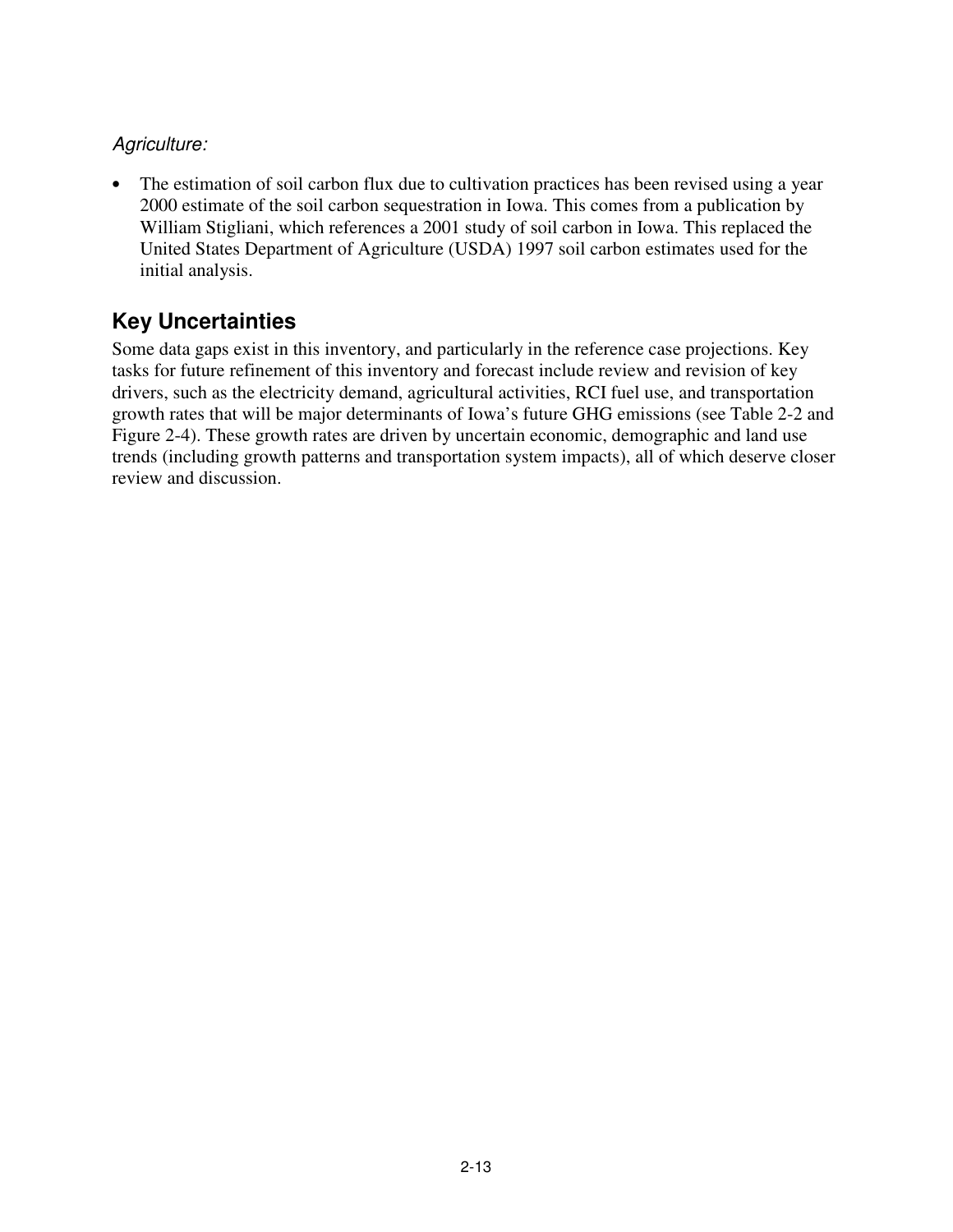*Agriculture:*

- The estimation of soil carbon flux due to cultivation practices has been revised using a year 2000 estimate of the soil carbon sequestration in Iowa. This comes from a publication by William Stigliani, which references a 2001 study of soil carbon in Iowa. This replaced the United States Department of Agriculture (USDA) 1997 soil carbon estimates used for the initial analysis.

## Key Uncertainties

Some data gaps exist in this inventory, and particularly in the reference case projections. Key tasks for future refinement of this inventory and forecast include review and revision of key drivers, such as the electricity demand, agricultural activities, RCI fuel use, and transportation growth rates that will be major determinants of Iowa's future GHG emissions (see Table 2-2 and Figure 2-4). These growth rates are driven by uncertain economic, demographic and land use trends (including growth patterns and transportation system impacts), all of which deserve closer review and discussion.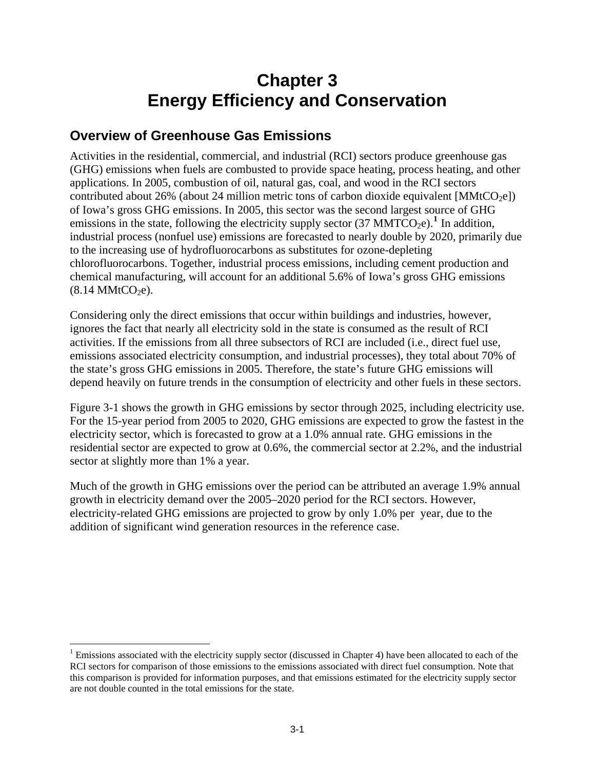# Chapter 3
# Energy Efficiency and Conservation

## Overview of Greenhouse Gas Emissions

Activities in the residential, commercial, and industrial (RCI) sectors produce greenhouse gas (GHG) emissions when fuels are combusted to provide space heating, process heating, and other applications. In 2005, combustion of oil, natural gas, coal, and wood in the RCI sectors contributed about 26% (about 24 million metric tons of carbon dioxide equivalent [$MMtCO_2e$]) of Iowa's gross GHG emissions. In 2005, this sector was the second largest source of GHG emissions in the state, following the electricity supply sector (37 $MMTCO_2e$).[1] In addition, industrial process (nonfuel use) emissions are forecasted to nearly double by 2020, primarily due to the increasing use of hydrofluorocarbons as substitutes for ozone-depleting chlorofluorocarbons. Together, industrial process emissions, including cement production and chemical manufacturing, will account for an additional 5.6% of Iowa's gross GHG emissions (8.14 $MMtCO_2e$).

Considering only the direct emissions that occur within buildings and industries, however, ignores the fact that nearly all electricity sold in the state is consumed as the result of RCI activities. If the emissions from all three subsectors of RCI are included (i.e., direct fuel use, emissions associated electricity consumption, and industrial processes), they total about 70% of the state's gross GHG emissions in 2005. Therefore, the state's future GHG emissions will depend heavily on future trends in the consumption of electricity and other fuels in these sectors.

Figure 3-1 shows the growth in GHG emissions by sector through 2025, including electricity use. For the 15-year period from 2005 to 2020, GHG emissions are expected to grow the fastest in the electricity sector, which is forecasted to grow at a 1.0% annual rate. GHG emissions in the residential sector are expected to grow at 0.6%, the commercial sector at 2.2%, and the industrial sector at slightly more than 1% a year.

Much of the growth in GHG emissions over the period can be attributed an average 1.9% annual growth in electricity demand over the 2005–2020 period for the RCI sectors. However, electricity-related GHG emissions are projected to grow by only 1.0% per year, due to the addition of significant wind generation resources in the reference case.

---

[1] Emissions associated with the electricity supply sector (discussed in Chapter 4) have been allocated to each of the RCI sectors for comparison of those emissions to the emissions associated with direct fuel consumption. Note that this comparison is provided for information purposes, and that emissions estimated for the electricity supply sector are not double counted in the total emissions for the state.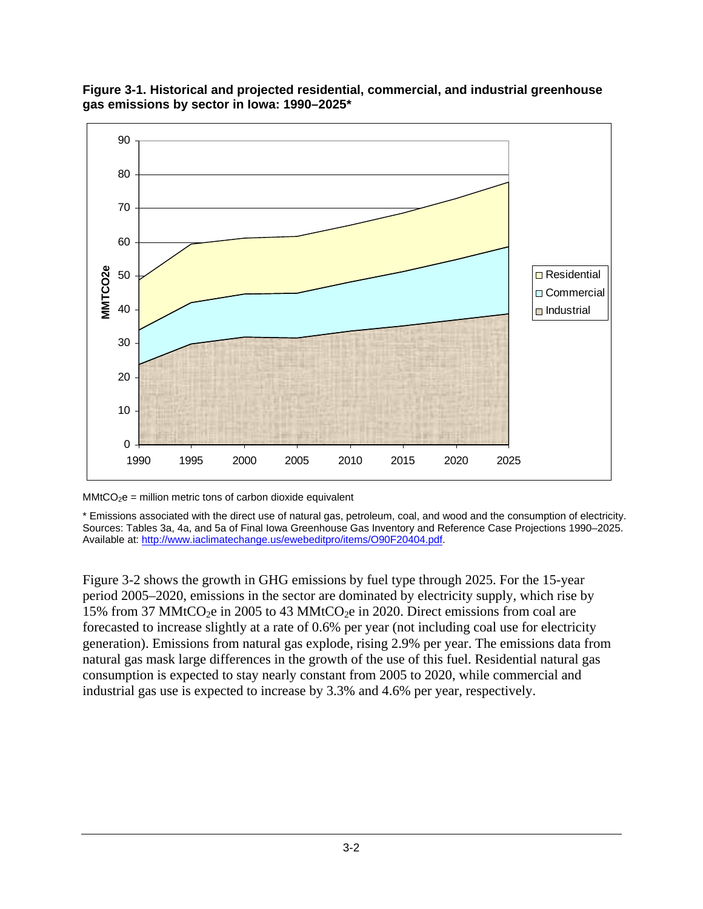**Figure 3-1. Historical and projected residential, commercial, and industrial greenhouse gas emissions by sector in Iowa: 1990–2025***

$MMtCO_2e$ = million metric tons of carbon dioxide equivalent

* Emissions associated with the direct use of natural gas, petroleum, coal, and wood and the consumption of electricity. Sources: Tables 3a, 4a, and 5a of Final Iowa Greenhouse Gas Inventory and Reference Case Projections 1990–2025. Available at: http://www.iaclimatechange.us/ewebeditpro/items/O90F20404.pdf.

Figure 3-2 shows the growth in GHG emissions by fuel type through 2025. For the 15-year period 2005–2020, emissions in the sector are dominated by electricity supply, which rise by 15% from 37 $MMtCO_2e$ in 2005 to 43 $MMtCO_2e$ in 2020. Direct emissions from coal are forecasted to increase slightly at a rate of 0.6% per year (not including coal use for electricity generation). Emissions from natural gas explode, rising 2.9% per year. The emissions data from natural gas mask large differences in the growth of the use of this fuel. Residential natural gas consumption is expected to stay nearly constant from 2005 to 2020, while commercial and industrial gas use is expected to increase by 3.3% and 4.6% per year, respectively.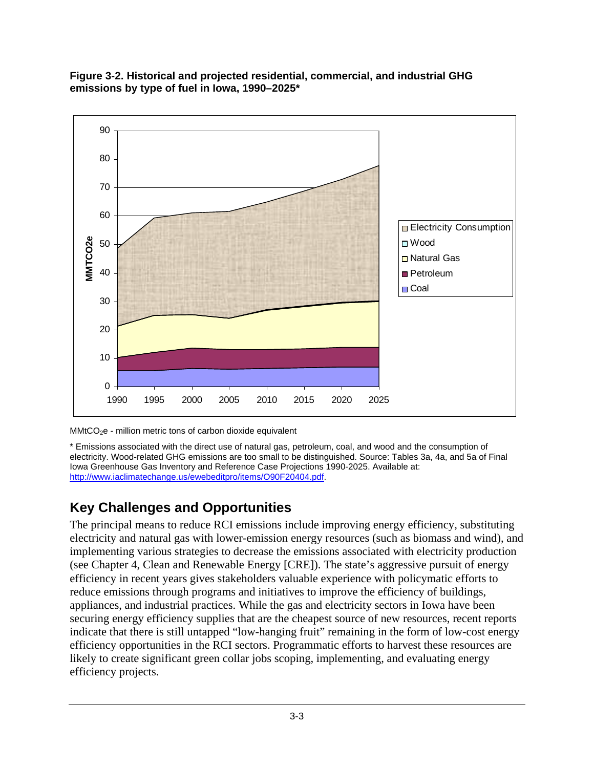**Figure 3-2. Historical and projected residential, commercial, and industrial GHG emissions by type of fuel in Iowa, 1990–2025***

$MMtCO_2e$ - million metric tons of carbon dioxide equivalent

\* Emissions associated with the direct use of natural gas, petroleum, coal, and wood and the consumption of electricity. Wood-related GHG emissions are too small to be distinguished. Source: Tables 3a, 4a, and 5a of Final Iowa Greenhouse Gas Inventory and Reference Case Projections 1990-2025. Available at: http://www.iaclimatechange.us/ewebeditpro/items/O90F20404.pdf.

## Key Challenges and Opportunities

The principal means to reduce RCI emissions include improving energy efficiency, substituting electricity and natural gas with lower-emission energy resources (such as biomass and wind), and implementing various strategies to decrease the emissions associated with electricity production (see Chapter 4, Clean and Renewable Energy [CRE]). The state's aggressive pursuit of energy efficiency in recent years gives stakeholders valuable experience with policymatic efforts to reduce emissions through programs and initiatives to improve the efficiency of buildings, appliances, and industrial practices. While the gas and electricity sectors in Iowa have been securing energy efficiency supplies that are the cheapest source of new resources, recent reports indicate that there is still untapped "low-hanging fruit" remaining in the form of low-cost energy efficiency opportunities in the RCI sectors. Programmatic efforts to harvest these resources are likely to create significant green collar jobs scoping, implementing, and evaluating energy efficiency projects.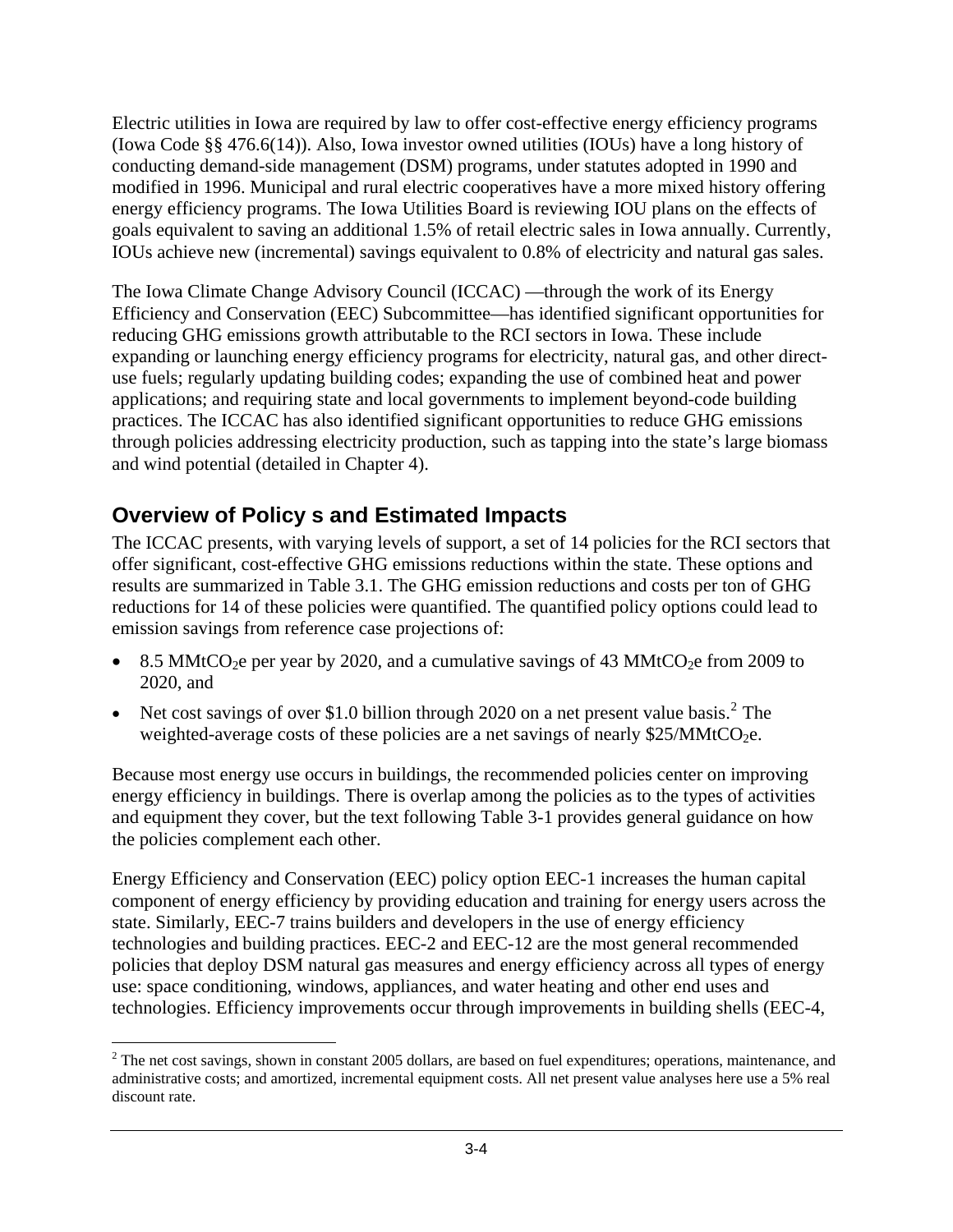Electric utilities in Iowa are required by law to offer cost-effective energy efficiency programs (Iowa Code §§ 476.6(14)). Also, Iowa investor owned utilities (IOUs) have a long history of conducting demand-side management (DSM) programs, under statutes adopted in 1990 and modified in 1996. Municipal and rural electric cooperatives have a more mixed history offering energy efficiency programs. The Iowa Utilities Board is reviewing IOU plans on the effects of goals equivalent to saving an additional 1.5% of retail electric sales in Iowa annually. Currently, IOUs achieve new (incremental) savings equivalent to 0.8% of electricity and natural gas sales.

The Iowa Climate Change Advisory Council (ICCAC) —through the work of its Energy Efficiency and Conservation (EEC) Subcommittee—has identified significant opportunities for reducing GHG emissions growth attributable to the RCI sectors in Iowa. These include expanding or launching energy efficiency programs for electricity, natural gas, and other direct-use fuels; regularly updating building codes; expanding the use of combined heat and power applications; and requiring state and local governments to implement beyond-code building practices. The ICCAC has also identified significant opportunities to reduce GHG emissions through policies addressing electricity production, such as tapping into the state's large biomass and wind potential (detailed in Chapter 4).

## Overview of Policy s and Estimated Impacts

The ICCAC presents, with varying levels of support, a set of 14 policies for the RCI sectors that offer significant, cost-effective GHG emissions reductions within the state. These options and results are summarized in Table 3.1. The GHG emission reductions and costs per ton of GHG reductions for 14 of these policies were quantified. The quantified policy options could lead to emission savings from reference case projections of:

- 8.5 $MMtCO_2e$ per year by 2020, and a cumulative savings of 43 $MMtCO_2e$ from 2009 to 2020, and
- Net cost savings of over \$1.0 billion through 2020 on a net present value basis.[2] The weighted-average costs of these policies are a net savings of nearly \$25/$MMtCO_2e$.

Because most energy use occurs in buildings, the recommended policies center on improving energy efficiency in buildings. There is overlap among the policies as to the types of activities and equipment they cover, but the text following Table 3-1 provides general guidance on how the policies complement each other.

Energy Efficiency and Conservation (EEC) policy option EEC-1 increases the human capital component of energy efficiency by providing education and training for energy users across the state. Similarly, EEC-7 trains builders and developers in the use of energy efficiency technologies and building practices. EEC-2 and EEC-12 are the most general recommended policies that deploy DSM natural gas measures and energy efficiency across all types of energy use: space conditioning, windows, appliances, and water heating and other end uses and technologies. Efficiency improvements occur through improvements in building shells (EEC-4,

[2] The net cost savings, shown in constant 2005 dollars, are based on fuel expenditures; operations, maintenance, and administrative costs; and amortized, incremental equipment costs. All net present value analyses here use a 5% real discount rate.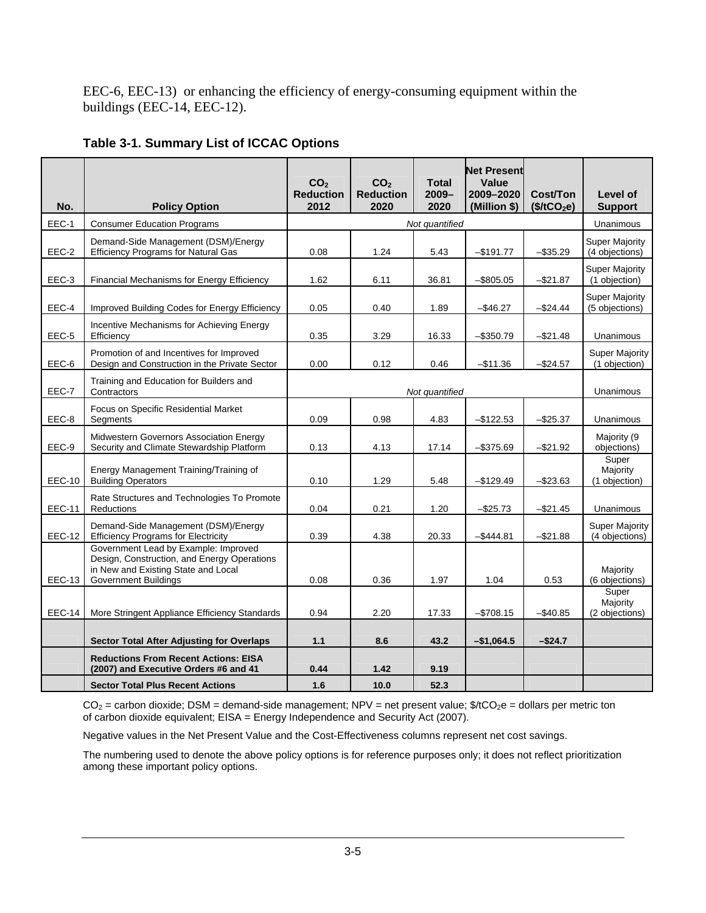EEC-6, EEC-13) or enhancing the efficiency of energy-consuming equipment within the buildings (EEC-14, EEC-12).

**Table 3-1. Summary List of ICCAC Options**

| No. | Policy Option | $CO_2$ Reduction 2012 | $CO_2$ Reduction 2020 | Total 2009–2020 | Net Present Value 2009–2020 (Million $) | Cost/Ton ($/t$CO_2$e) | Level of Support |
|---|---|---|---|---|---|---|---|
| EEC-1 | Consumer Education Programs | *Not quantified* | | | | | Unanimous |
| EEC-2 | Demand-Side Management (DSM)/Energy Efficiency Programs for Natural Gas | 0.08 | 1.24 | 5.43 | –$191.77 | –$35.29 | Super Majority (4 objections) |
| EEC-3 | Financial Mechanisms for Energy Efficiency | 1.62 | 6.11 | 36.81 | –$805.05 | –$21.87 | Super Majority (1 objection) |
| EEC-4 | Improved Building Codes for Energy Efficiency | 0.05 | 0.40 | 1.89 | –$46.27 | –$24.44 | Super Majority (5 objections) |
| EEC-5 | Incentive Mechanisms for Achieving Energy Efficiency | 0.35 | 3.29 | 16.33 | –$350.79 | –$21.48 | Unanimous |
| EEC-6 | Promotion of and Incentives for Improved Design and Construction in the Private Sector | 0.00 | 0.12 | 0.46 | –$11.36 | –$24.57 | Super Majority (1 objection) |
| EEC-7 | Training and Education for Builders and Contractors | *Not quantified* | | | | | Unanimous |
| EEC-8 | Focus on Specific Residential Market Segments | 0.09 | 0.98 | 4.83 | –$122.53 | –$25.37 | Unanimous |
| EEC-9 | Midwestern Governors Association Energy Security and Climate Stewardship Platform | 0.13 | 4.13 | 17.14 | –$375.69 | –$21.92 | Majority (9 objections) |
| EEC-10 | Energy Management Training/Training of Building Operators | 0.10 | 1.29 | 5.48 | –$129.49 | –$23.63 | Super Majority (1 objection) |
| EEC-11 | Rate Structures and Technologies To Promote Reductions | 0.04 | 0.21 | 1.20 | –$25.73 | –$21.45 | Unanimous |
| EEC-12 | Demand-Side Management (DSM)/Energy Efficiency Programs for Electricity | 0.39 | 4.38 | 20.33 | –$444.81 | –$21.88 | Super Majority (4 objections) |
| EEC-13 | Government Lead by Example: Improved Design, Construction, and Energy Operations in New and Existing State and Local Government Buildings | 0.08 | 0.36 | 1.97 | 1.04 | 0.53 | Majority (6 objections) |
| EEC-14 | More Stringent Appliance Efficiency Standards | 0.94 | 2.20 | 17.33 | –$708.15 | –$40.85 | Super Majority (2 objections) |
| | **Sector Total After Adjusting for Overlaps** | **1.1** | **8.6** | **43.2** | **–$1,064.5** | **–$24.7** | |
| | **Reductions From Recent Actions: EISA (2007) and Executive Orders #6 and 41** | **0.44** | **1.42** | **9.19** | | | |
| | **Sector Total Plus Recent Actions** | **1.6** | **10.0** | **52.3** | | | |

$CO_2$ = carbon dioxide; DSM = demand-side management; NPV = net present value; \$/t$CO_2$e = dollars per metric ton of carbon dioxide equivalent; EISA = Energy Independence and Security Act (2007).

Negative values in the Net Present Value and the Cost-Effectiveness columns represent net cost savings.

The numbering used to denote the above policy options is for reference purposes only; it does not reflect prioritization among these important policy options.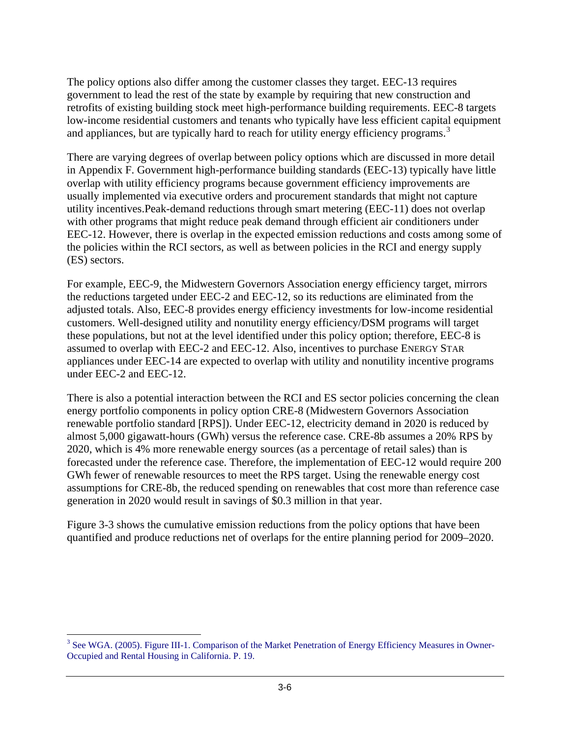The policy options also differ among the customer classes they target. EEC-13 requires government to lead the rest of the state by example by requiring that new construction and retrofits of existing building stock meet high-performance building requirements. EEC-8 targets low-income residential customers and tenants who typically have less efficient capital equipment and appliances, but are typically hard to reach for utility energy efficiency programs.[3]

There are varying degrees of overlap between policy options which are discussed in more detail in Appendix F. Government high-performance building standards (EEC-13) typically have little overlap with utility efficiency programs because government efficiency improvements are usually implemented via executive orders and procurement standards that might not capture utility incentives.Peak-demand reductions through smart metering (EEC-11) does not overlap with other programs that might reduce peak demand through efficient air conditioners under EEC-12. However, there is overlap in the expected emission reductions and costs among some of the policies within the RCI sectors, as well as between policies in the RCI and energy supply (ES) sectors.

For example, EEC-9, the Midwestern Governors Association energy efficiency target, mirrors the reductions targeted under EEC-2 and EEC-12, so its reductions are eliminated from the adjusted totals. Also, EEC-8 provides energy efficiency investments for low-income residential customers. Well-designed utility and nonutility energy efficiency/DSM programs will target these populations, but not at the level identified under this policy option; therefore, EEC-8 is assumed to overlap with EEC-2 and EEC-12. Also, incentives to purchase ENERGY STAR appliances under EEC-14 are expected to overlap with utility and nonutility incentive programs under EEC-2 and EEC-12.

There is also a potential interaction between the RCI and ES sector policies concerning the clean energy portfolio components in policy option CRE-8 (Midwestern Governors Association renewable portfolio standard [RPS]). Under EEC-12, electricity demand in 2020 is reduced by almost 5,000 gigawatt-hours (GWh) versus the reference case. CRE-8b assumes a 20% RPS by 2020, which is 4% more renewable energy sources (as a percentage of retail sales) than is forecasted under the reference case. Therefore, the implementation of EEC-12 would require 200 GWh fewer of renewable resources to meet the RPS target. Using the renewable energy cost assumptions for CRE-8b, the reduced spending on renewables that cost more than reference case generation in 2020 would result in savings of $0.3 million in that year.

Figure 3-3 shows the cumulative emission reductions from the policy options that have been quantified and produce reductions net of overlaps for the entire planning period for 2009–2020.

---

[3] See WGA. (2005). Figure III-1. Comparison of the Market Penetration of Energy Efficiency Measures in Owner-Occupied and Rental Housing in California. P. 19.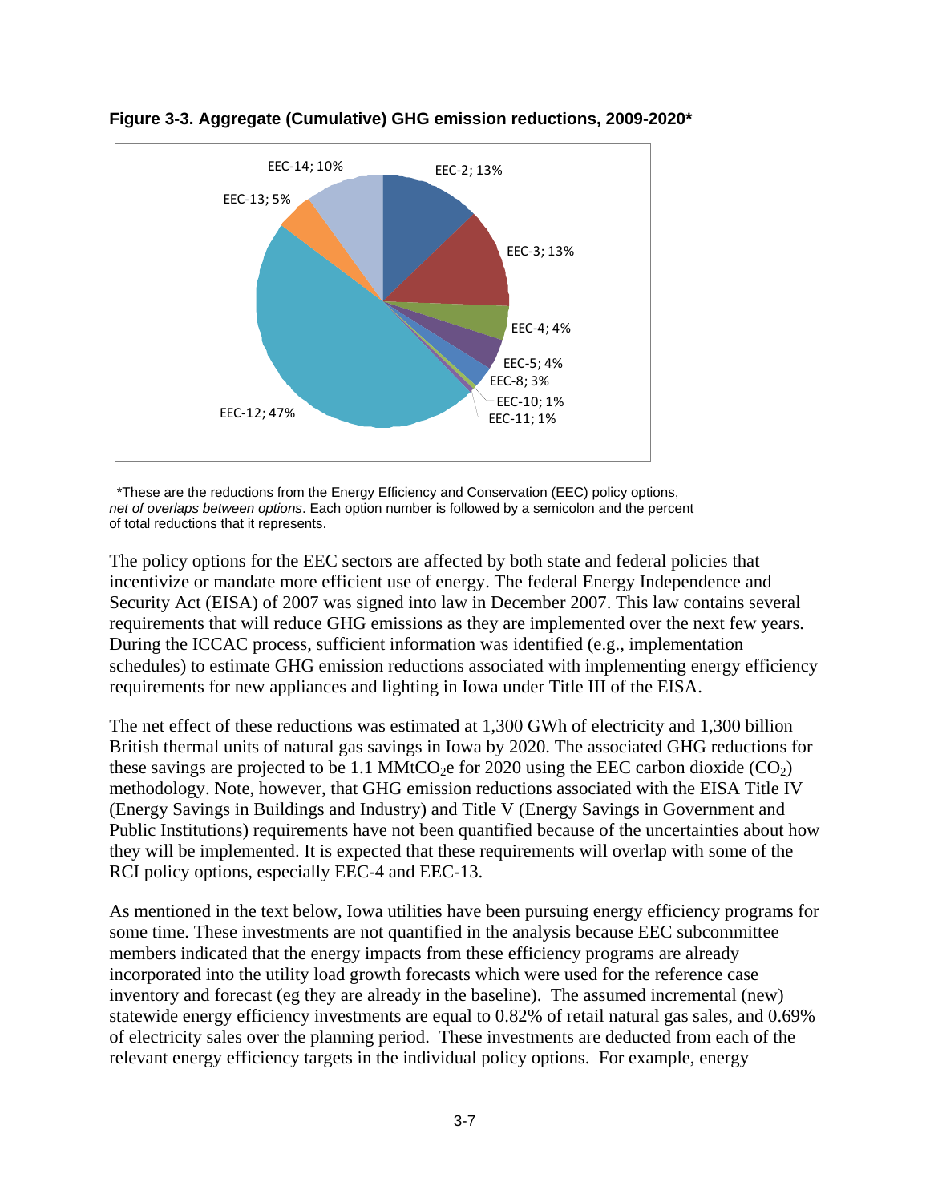**Figure 3-3. Aggregate (Cumulative) GHG emission reductions, 2009-2020***

EEC-14; 10%
EEC-2; 13%
EEC-13; 5%
EEC-3; 13%
EEC-4; 4%
EEC-5; 4%
EEC-8; 3%
EEC-10; 1%
EEC-11; 1%
EEC-12; 47%

*These are the reductions from the Energy Efficiency and Conservation (EEC) policy options, *net of overlaps between options*. Each option number is followed by a semicolon and the percent of total reductions that it represents.

The policy options for the EEC sectors are affected by both state and federal policies that incentivize or mandate more efficient use of energy. The federal Energy Independence and Security Act (EISA) of 2007 was signed into law in December 2007. This law contains several requirements that will reduce GHG emissions as they are implemented over the next few years. During the ICCAC process, sufficient information was identified (e.g., implementation schedules) to estimate GHG emission reductions associated with implementing energy efficiency requirements for new appliances and lighting in Iowa under Title III of the EISA.

The net effect of these reductions was estimated at 1,300 GWh of electricity and 1,300 billion British thermal units of natural gas savings in Iowa by 2020. The associated GHG reductions for these savings are projected to be 1.1 $MMtCO_2e$ for 2020 using the EEC carbon dioxide ($CO_2$) methodology. Note, however, that GHG emission reductions associated with the EISA Title IV (Energy Savings in Buildings and Industry) and Title V (Energy Savings in Government and Public Institutions) requirements have not been quantified because of the uncertainties about how they will be implemented. It is expected that these requirements will overlap with some of the RCI policy options, especially EEC-4 and EEC-13.

As mentioned in the text below, Iowa utilities have been pursuing energy efficiency programs for some time. These investments are not quantified in the analysis because EEC subcommittee members indicated that the energy impacts from these efficiency programs are already incorporated into the utility load growth forecasts which were used for the reference case inventory and forecast (eg they are already in the baseline). The assumed incremental (new) statewide energy efficiency investments are equal to 0.82% of retail natural gas sales, and 0.69% of electricity sales over the planning period. These investments are deducted from each of the relevant energy efficiency targets in the individual policy options. For example, energy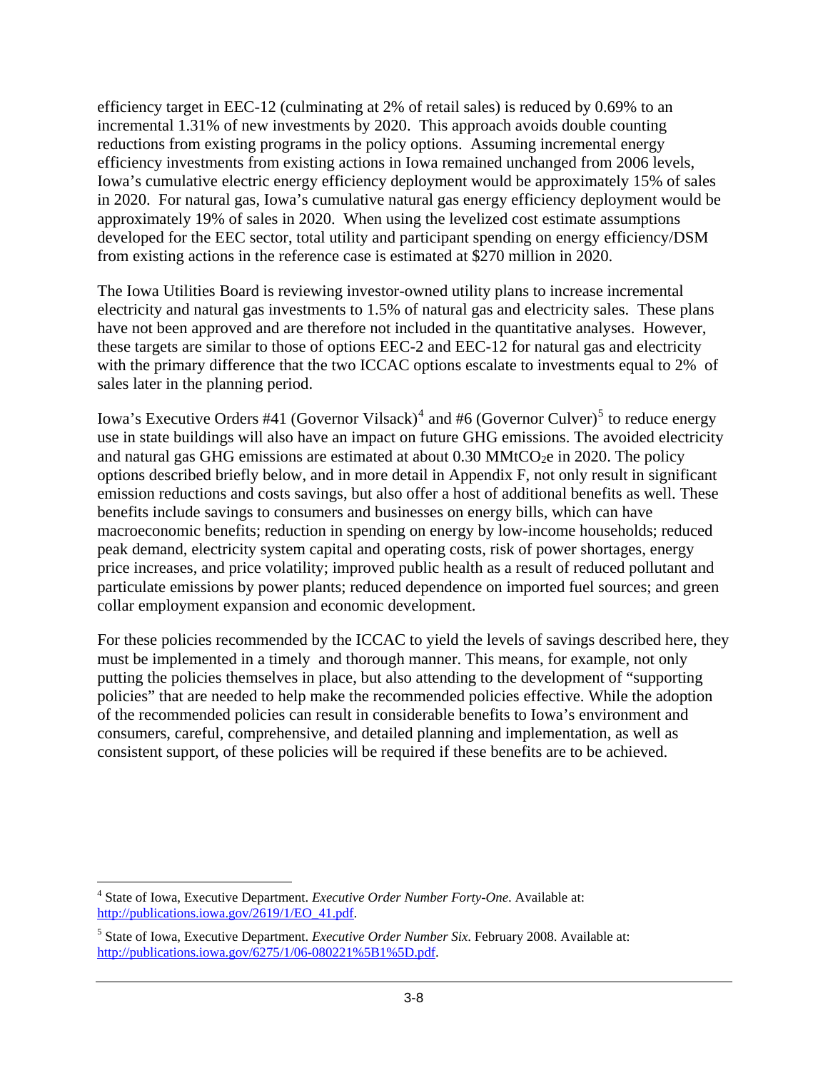efficiency target in EEC-12 (culminating at 2% of retail sales) is reduced by 0.69% to an incremental 1.31% of new investments by 2020. This approach avoids double counting reductions from existing programs in the policy options. Assuming incremental energy efficiency investments from existing actions in Iowa remained unchanged from 2006 levels, Iowa's cumulative electric energy efficiency deployment would be approximately 15% of sales in 2020. For natural gas, Iowa's cumulative natural gas energy efficiency deployment would be approximately 19% of sales in 2020. When using the levelized cost estimate assumptions developed for the EEC sector, total utility and participant spending on energy efficiency/DSM from existing actions in the reference case is estimated at $270 million in 2020.

The Iowa Utilities Board is reviewing investor-owned utility plans to increase incremental electricity and natural gas investments to 1.5% of natural gas and electricity sales. These plans have not been approved and are therefore not included in the quantitative analyses. However, these targets are similar to those of options EEC-2 and EEC-12 for natural gas and electricity with the primary difference that the two ICCAC options escalate to investments equal to 2% of sales later in the planning period.

Iowa's Executive Orders #41 (Governor Vilsack)[4] and #6 (Governor Culver)[5] to reduce energy use in state buildings will also have an impact on future GHG emissions. The avoided electricity and natural gas GHG emissions are estimated at about 0.30 $MMtCO_2e$ in 2020. The policy options described briefly below, and in more detail in Appendix F, not only result in significant emission reductions and costs savings, but also offer a host of additional benefits as well. These benefits include savings to consumers and businesses on energy bills, which can have macroeconomic benefits; reduction in spending on energy by low-income households; reduced peak demand, electricity system capital and operating costs, risk of power shortages, energy price increases, and price volatility; improved public health as a result of reduced pollutant and particulate emissions by power plants; reduced dependence on imported fuel sources; and green collar employment expansion and economic development.

For these policies recommended by the ICCAC to yield the levels of savings described here, they must be implemented in a timely and thorough manner. This means, for example, not only putting the policies themselves in place, but also attending to the development of "supporting policies" that are needed to help make the recommended policies effective. While the adoption of the recommended policies can result in considerable benefits to Iowa's environment and consumers, careful, comprehensive, and detailed planning and implementation, as well as consistent support, of these policies will be required if these benefits are to be achieved.

---

[4] State of Iowa, Executive Department. *Executive Order Number Forty-One*. Available at: http://publications.iowa.gov/2619/1/EO_41.pdf.

[5] State of Iowa, Executive Department. *Executive Order Number Six*. February 2008. Available at: http://publications.iowa.gov/6275/1/06-080221%5B1%5D.pdf.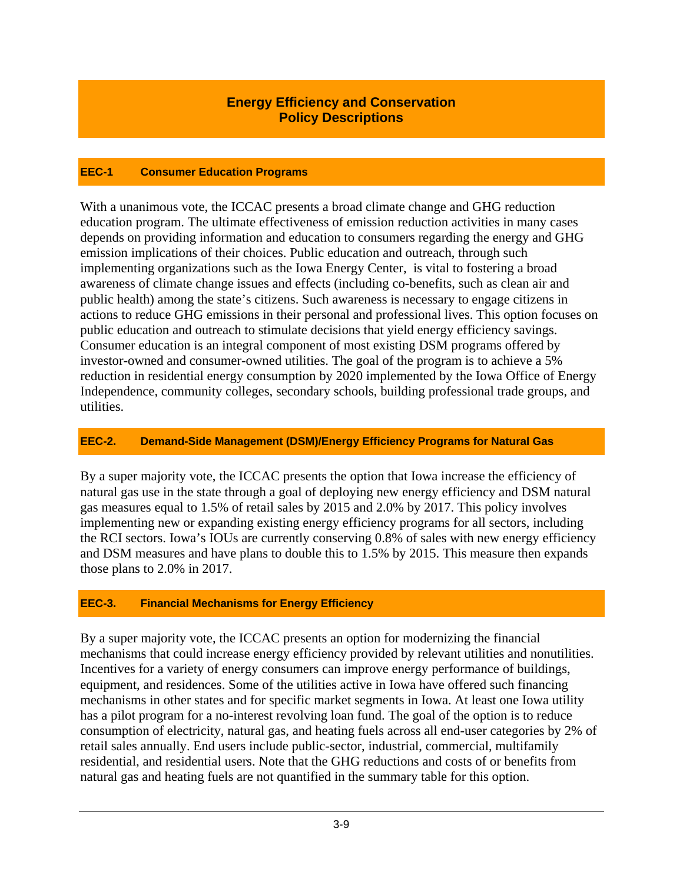# Energy Efficiency and Conservation Policy Descriptions

## EEC-1 Consumer Education Programs

With a unanimous vote, the ICCAC presents a broad climate change and GHG reduction education program. The ultimate effectiveness of emission reduction activities in many cases depends on providing information and education to consumers regarding the energy and GHG emission implications of their choices. Public education and outreach, through such implementing organizations such as the Iowa Energy Center, is vital to fostering a broad awareness of climate change issues and effects (including co-benefits, such as clean air and public health) among the state's citizens. Such awareness is necessary to engage citizens in actions to reduce GHG emissions in their personal and professional lives. This option focuses on public education and outreach to stimulate decisions that yield energy efficiency savings. Consumer education is an integral component of most existing DSM programs offered by investor-owned and consumer-owned utilities. The goal of the program is to achieve a 5% reduction in residential energy consumption by 2020 implemented by the Iowa Office of Energy Independence, community colleges, secondary schools, building professional trade groups, and utilities.

## EEC-2. Demand-Side Management (DSM)/Energy Efficiency Programs for Natural Gas

By a super majority vote, the ICCAC presents the option that Iowa increase the efficiency of natural gas use in the state through a goal of deploying new energy efficiency and DSM natural gas measures equal to 1.5% of retail sales by 2015 and 2.0% by 2017. This policy involves implementing new or expanding existing energy efficiency programs for all sectors, including the RCI sectors. Iowa's IOUs are currently conserving 0.8% of sales with new energy efficiency and DSM measures and have plans to double this to 1.5% by 2015. This measure then expands those plans to 2.0% in 2017.

## EEC-3. Financial Mechanisms for Energy Efficiency

By a super majority vote, the ICCAC presents an option for modernizing the financial mechanisms that could increase energy efficiency provided by relevant utilities and nonutilities. Incentives for a variety of energy consumers can improve energy performance of buildings, equipment, and residences. Some of the utilities active in Iowa have offered such financing mechanisms in other states and for specific market segments in Iowa. At least one Iowa utility has a pilot program for a no-interest revolving loan fund. The goal of the option is to reduce consumption of electricity, natural gas, and heating fuels across all end-user categories by 2% of retail sales annually. End users include public-sector, industrial, commercial, multifamily residential, and residential users. Note that the GHG reductions and costs of or benefits from natural gas and heating fuels are not quantified in the summary table for this option.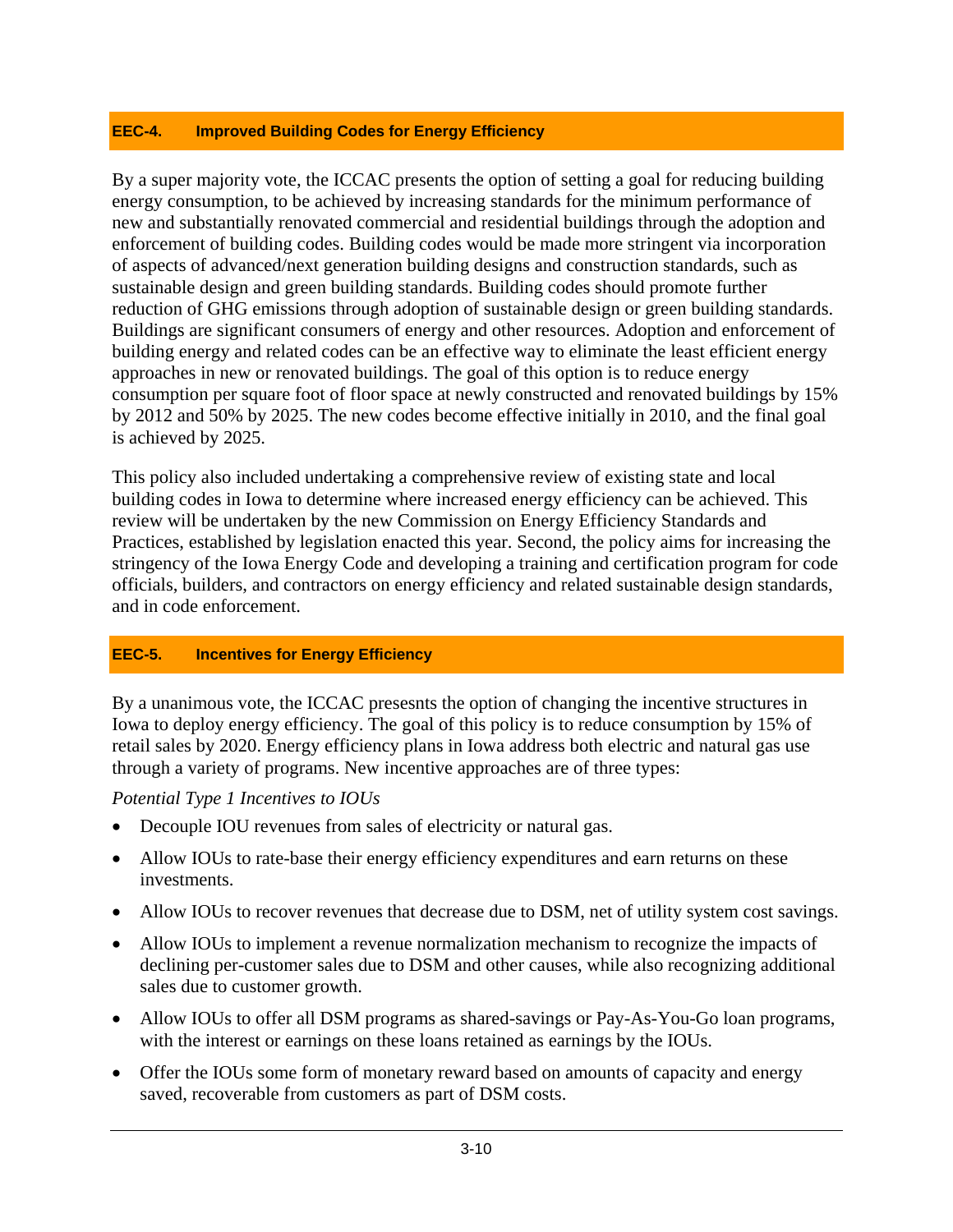### EEC-4. Improved Building Codes for Energy Efficiency

By a super majority vote, the ICCAC presents the option of setting a goal for reducing building energy consumption, to be achieved by increasing standards for the minimum performance of new and substantially renovated commercial and residential buildings through the adoption and enforcement of building codes. Building codes would be made more stringent via incorporation of aspects of advanced/next generation building designs and construction standards, such as sustainable design and green building standards. Building codes should promote further reduction of GHG emissions through adoption of sustainable design or green building standards. Buildings are significant consumers of energy and other resources. Adoption and enforcement of building energy and related codes can be an effective way to eliminate the least efficient energy approaches in new or renovated buildings. The goal of this option is to reduce energy consumption per square foot of floor space at newly constructed and renovated buildings by 15% by 2012 and 50% by 2025. The new codes become effective initially in 2010, and the final goal is achieved by 2025.

This policy also included undertaking a comprehensive review of existing state and local building codes in Iowa to determine where increased energy efficiency can be achieved. This review will be undertaken by the new Commission on Energy Efficiency Standards and Practices, established by legislation enacted this year. Second, the policy aims for increasing the stringency of the Iowa Energy Code and developing a training and certification program for code officials, builders, and contractors on energy efficiency and related sustainable design standards, and in code enforcement.

### EEC-5. Incentives for Energy Efficiency

By a unanimous vote, the ICCAC presesnts the option of changing the incentive structures in Iowa to deploy energy efficiency. The goal of this policy is to reduce consumption by 15% of retail sales by 2020. Energy efficiency plans in Iowa address both electric and natural gas use through a variety of programs. New incentive approaches are of three types:

*Potential Type 1 Incentives to IOUs*

- Decouple IOU revenues from sales of electricity or natural gas.
- Allow IOUs to rate-base their energy efficiency expenditures and earn returns on these investments.
- Allow IOUs to recover revenues that decrease due to DSM, net of utility system cost savings.
- Allow IOUs to implement a revenue normalization mechanism to recognize the impacts of declining per-customer sales due to DSM and other causes, while also recognizing additional sales due to customer growth.
- Allow IOUs to offer all DSM programs as shared-savings or Pay-As-You-Go loan programs, with the interest or earnings on these loans retained as earnings by the IOUs.
- Offer the IOUs some form of monetary reward based on amounts of capacity and energy saved, recoverable from customers as part of DSM costs.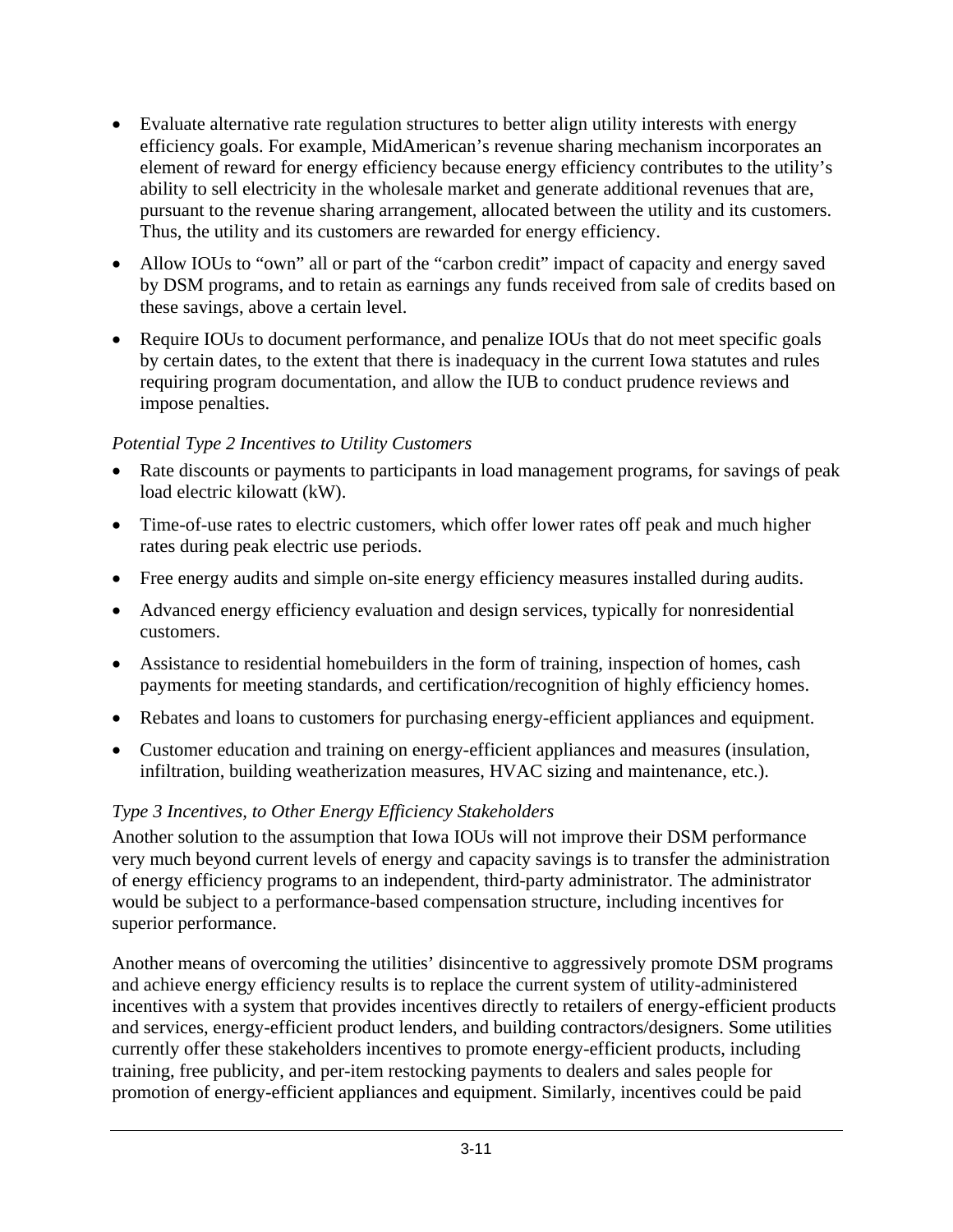- Evaluate alternative rate regulation structures to better align utility interests with energy efficiency goals. For example, MidAmerican's revenue sharing mechanism incorporates an element of reward for energy efficiency because energy efficiency contributes to the utility's ability to sell electricity in the wholesale market and generate additional revenues that are, pursuant to the revenue sharing arrangement, allocated between the utility and its customers. Thus, the utility and its customers are rewarded for energy efficiency.
- Allow IOUs to "own" all or part of the "carbon credit" impact of capacity and energy saved by DSM programs, and to retain as earnings any funds received from sale of credits based on these savings, above a certain level.
- Require IOUs to document performance, and penalize IOUs that do not meet specific goals by certain dates, to the extent that there is inadequacy in the current Iowa statutes and rules requiring program documentation, and allow the IUB to conduct prudence reviews and impose penalties.

*Potential Type 2 Incentives to Utility Customers*

- Rate discounts or payments to participants in load management programs, for savings of peak load electric kilowatt (kW).
- Time-of-use rates to electric customers, which offer lower rates off peak and much higher rates during peak electric use periods.
- Free energy audits and simple on-site energy efficiency measures installed during audits.
- Advanced energy efficiency evaluation and design services, typically for nonresidential customers.
- Assistance to residential homebuilders in the form of training, inspection of homes, cash payments for meeting standards, and certification/recognition of highly efficiency homes.
- Rebates and loans to customers for purchasing energy-efficient appliances and equipment.
- Customer education and training on energy-efficient appliances and measures (insulation, infiltration, building weatherization measures, HVAC sizing and maintenance, etc.).

*Type 3 Incentives, to Other Energy Efficiency Stakeholders*

Another solution to the assumption that Iowa IOUs will not improve their DSM performance very much beyond current levels of energy and capacity savings is to transfer the administration of energy efficiency programs to an independent, third-party administrator. The administrator would be subject to a performance-based compensation structure, including incentives for superior performance.

Another means of overcoming the utilities' disincentive to aggressively promote DSM programs and achieve energy efficiency results is to replace the current system of utility-administered incentives with a system that provides incentives directly to retailers of energy-efficient products and services, energy-efficient product lenders, and building contractors/designers. Some utilities currently offer these stakeholders incentives to promote energy-efficient products, including training, free publicity, and per-item restocking payments to dealers and sales people for promotion of energy-efficient appliances and equipment. Similarly, incentives could be paid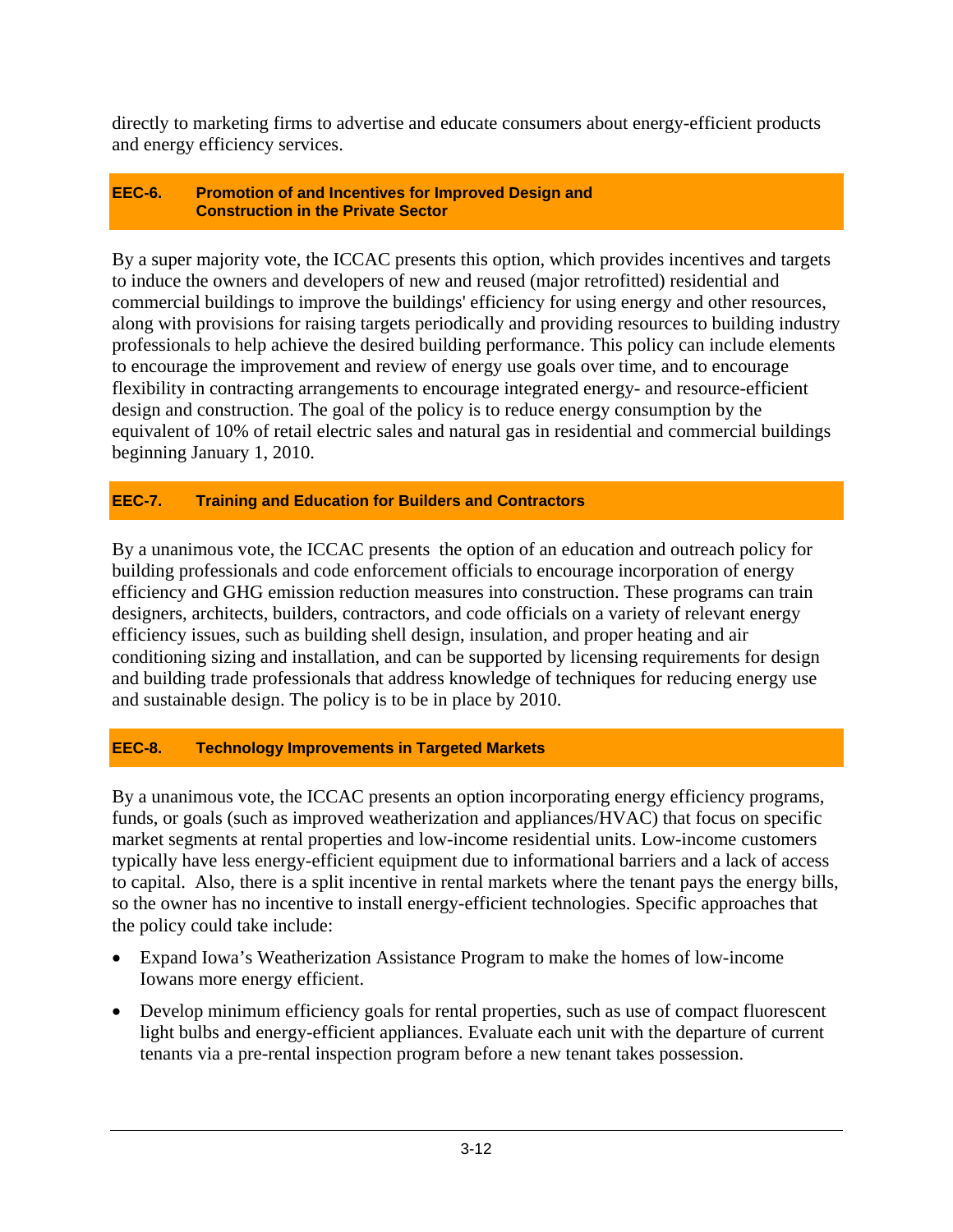directly to marketing firms to advertise and educate consumers about energy-efficient products and energy efficiency services.

### EEC-6. Promotion of and Incentives for Improved Design and Construction in the Private Sector

By a super majority vote, the ICCAC presents this option, which provides incentives and targets to induce the owners and developers of new and reused (major retrofitted) residential and commercial buildings to improve the buildings' efficiency for using energy and other resources, along with provisions for raising targets periodically and providing resources to building industry professionals to help achieve the desired building performance. This policy can include elements to encourage the improvement and review of energy use goals over time, and to encourage flexibility in contracting arrangements to encourage integrated energy- and resource-efficient design and construction. The goal of the policy is to reduce energy consumption by the equivalent of 10% of retail electric sales and natural gas in residential and commercial buildings beginning January 1, 2010.

### EEC-7. Training and Education for Builders and Contractors

By a unanimous vote, the ICCAC presents the option of an education and outreach policy for building professionals and code enforcement officials to encourage incorporation of energy efficiency and GHG emission reduction measures into construction. These programs can train designers, architects, builders, contractors, and code officials on a variety of relevant energy efficiency issues, such as building shell design, insulation, and proper heating and air conditioning sizing and installation, and can be supported by licensing requirements for design and building trade professionals that address knowledge of techniques for reducing energy use and sustainable design. The policy is to be in place by 2010.

### EEC-8. Technology Improvements in Targeted Markets

By a unanimous vote, the ICCAC presents an option incorporating energy efficiency programs, funds, or goals (such as improved weatherization and appliances/HVAC) that focus on specific market segments at rental properties and low-income residential units. Low-income customers typically have less energy-efficient equipment due to informational barriers and a lack of access to capital. Also, there is a split incentive in rental markets where the tenant pays the energy bills, so the owner has no incentive to install energy-efficient technologies. Specific approaches that the policy could take include:

- Expand Iowa's Weatherization Assistance Program to make the homes of low-income Iowans more energy efficient.
- Develop minimum efficiency goals for rental properties, such as use of compact fluorescent light bulbs and energy-efficient appliances. Evaluate each unit with the departure of current tenants via a pre-rental inspection program before a new tenant takes possession.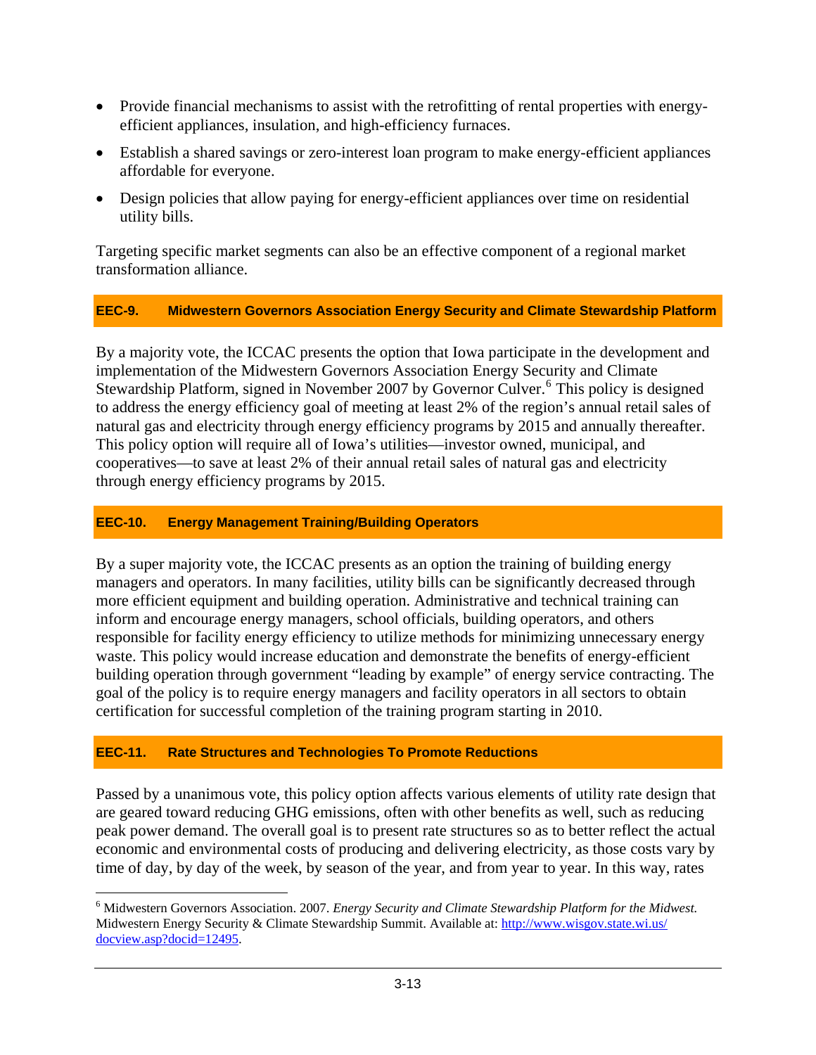- Provide financial mechanisms to assist with the retrofitting of rental properties with energy-efficient appliances, insulation, and high-efficiency furnaces.
- Establish a shared savings or zero-interest loan program to make energy-efficient appliances affordable for everyone.
- Design policies that allow paying for energy-efficient appliances over time on residential utility bills.

Targeting specific market segments can also be an effective component of a regional market transformation alliance.

### EEC-9. Midwestern Governors Association Energy Security and Climate Stewardship Platform

By a majority vote, the ICCAC presents the option that Iowa participate in the development and implementation of the Midwestern Governors Association Energy Security and Climate Stewardship Platform, signed in November 2007 by Governor Culver.[6] This policy is designed to address the energy efficiency goal of meeting at least 2% of the region's annual retail sales of natural gas and electricity through energy efficiency programs by 2015 and annually thereafter. This policy option will require all of Iowa's utilities—investor owned, municipal, and cooperatives—to save at least 2% of their annual retail sales of natural gas and electricity through energy efficiency programs by 2015.

### EEC-10. Energy Management Training/Building Operators

By a super majority vote, the ICCAC presents as an option the training of building energy managers and operators. In many facilities, utility bills can be significantly decreased through more efficient equipment and building operation. Administrative and technical training can inform and encourage energy managers, school officials, building operators, and others responsible for facility energy efficiency to utilize methods for minimizing unnecessary energy waste. This policy would increase education and demonstrate the benefits of energy-efficient building operation through government "leading by example" of energy service contracting. The goal of the policy is to require energy managers and facility operators in all sectors to obtain certification for successful completion of the training program starting in 2010.

### EEC-11. Rate Structures and Technologies To Promote Reductions

Passed by a unanimous vote, this policy option affects various elements of utility rate design that are geared toward reducing GHG emissions, often with other benefits as well, such as reducing peak power demand. The overall goal is to present rate structures so as to better reflect the actual economic and environmental costs of producing and delivering electricity, as those costs vary by time of day, by day of the week, by season of the year, and from year to year. In this way, rates

---

[6] Midwestern Governors Association. 2007. *Energy Security and Climate Stewardship Platform for the Midwest.* Midwestern Energy Security & Climate Stewardship Summit. Available at: http://www.wisgov.state.wi.us/docview.asp?docid=12495.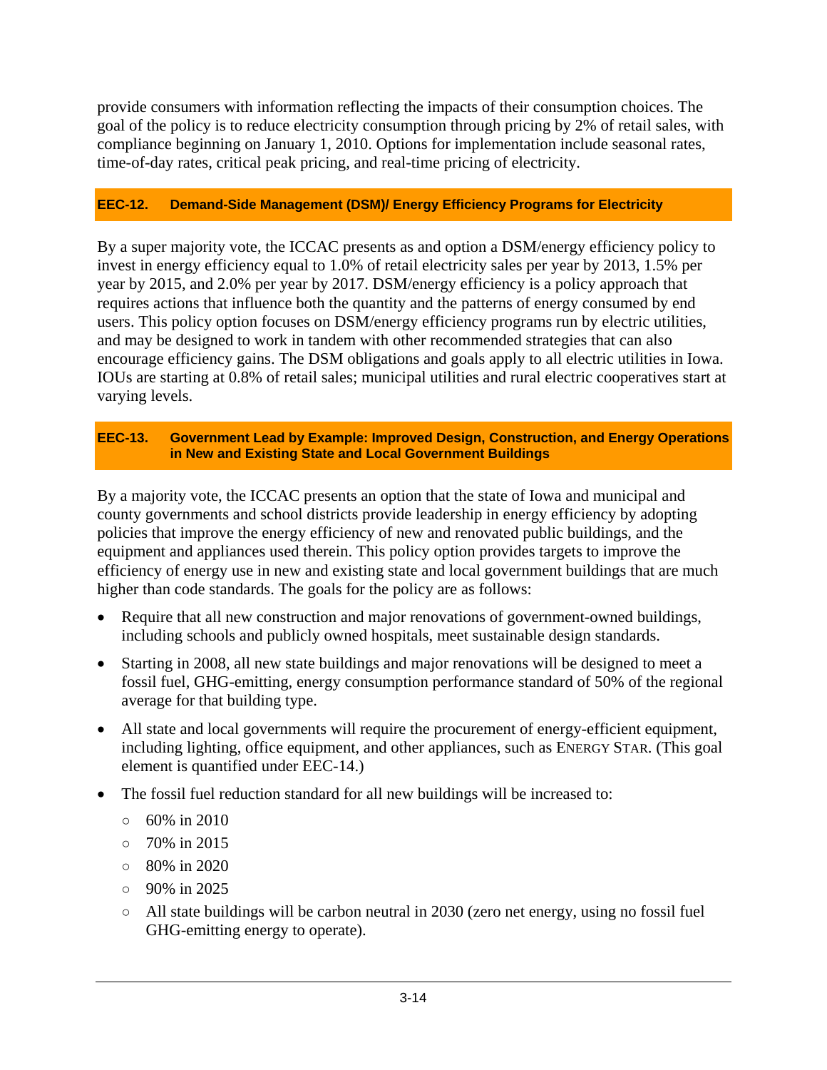provide consumers with information reflecting the impacts of their consumption choices. The goal of the policy is to reduce electricity consumption through pricing by 2% of retail sales, with compliance beginning on January 1, 2010. Options for implementation include seasonal rates, time-of-day rates, critical peak pricing, and real-time pricing of electricity.

### EEC-12. Demand-Side Management (DSM)/ Energy Efficiency Programs for Electricity

By a super majority vote, the ICCAC presents as and option a DSM/energy efficiency policy to invest in energy efficiency equal to 1.0% of retail electricity sales per year by 2013, 1.5% per year by 2015, and 2.0% per year by 2017. DSM/energy efficiency is a policy approach that requires actions that influence both the quantity and the patterns of energy consumed by end users. This policy option focuses on DSM/energy efficiency programs run by electric utilities, and may be designed to work in tandem with other recommended strategies that can also encourage efficiency gains. The DSM obligations and goals apply to all electric utilities in Iowa. IOUs are starting at 0.8% of retail sales; municipal utilities and rural electric cooperatives start at varying levels.

### EEC-13. Government Lead by Example: Improved Design, Construction, and Energy Operations in New and Existing State and Local Government Buildings

By a majority vote, the ICCAC presents an option that the state of Iowa and municipal and county governments and school districts provide leadership in energy efficiency by adopting policies that improve the energy efficiency of new and renovated public buildings, and the equipment and appliances used therein. This policy option provides targets to improve the efficiency of energy use in new and existing state and local government buildings that are much higher than code standards. The goals for the policy are as follows:

- Require that all new construction and major renovations of government-owned buildings, including schools and publicly owned hospitals, meet sustainable design standards.
- Starting in 2008, all new state buildings and major renovations will be designed to meet a fossil fuel, GHG-emitting, energy consumption performance standard of 50% of the regional average for that building type.
- All state and local governments will require the procurement of energy-efficient equipment, including lighting, office equipment, and other appliances, such as ENERGY STAR. (This goal element is quantified under EEC-14.)
- The fossil fuel reduction standard for all new buildings will be increased to:
  - 60% in 2010
  - 70% in 2015
  - 80% in 2020
  - 90% in 2025
  - All state buildings will be carbon neutral in 2030 (zero net energy, using no fossil fuel GHG-emitting energy to operate).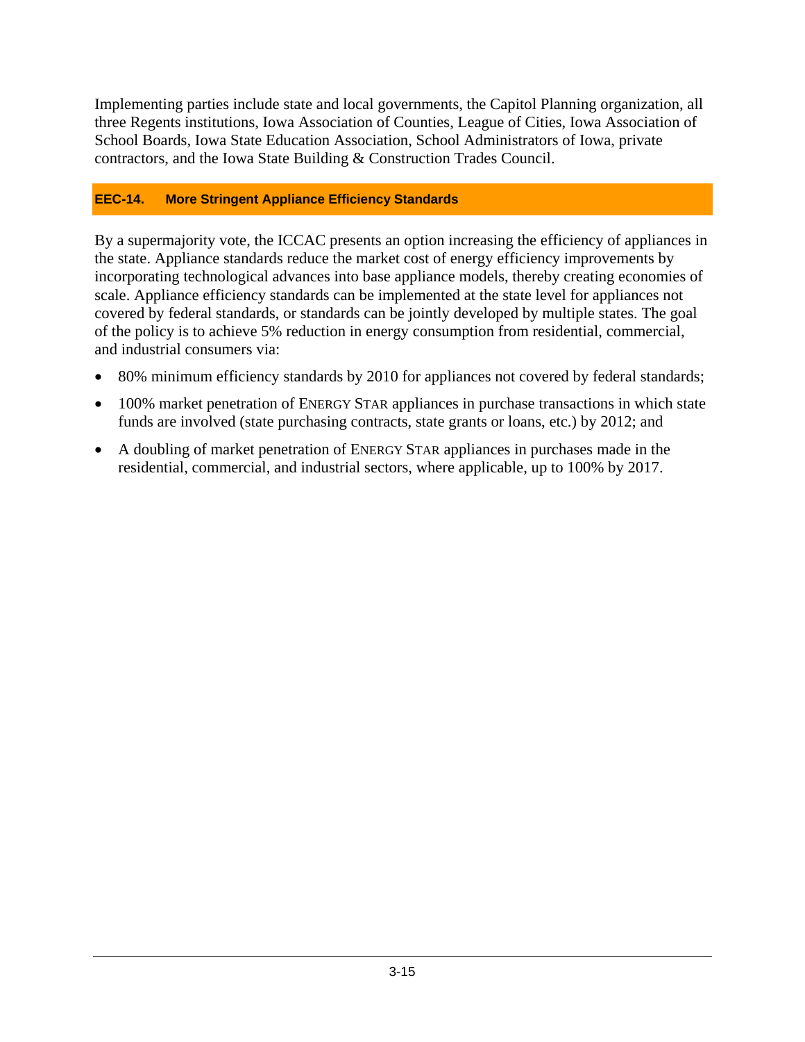Implementing parties include state and local governments, the Capitol Planning organization, all three Regents institutions, Iowa Association of Counties, League of Cities, Iowa Association of School Boards, Iowa State Education Association, School Administrators of Iowa, private contractors, and the Iowa State Building & Construction Trades Council.

### EEC-14. More Stringent Appliance Efficiency Standards

By a supermajority vote, the ICCAC presents an option increasing the efficiency of appliances in the state. Appliance standards reduce the market cost of energy efficiency improvements by incorporating technological advances into base appliance models, thereby creating economies of scale. Appliance efficiency standards can be implemented at the state level for appliances not covered by federal standards, or standards can be jointly developed by multiple states. The goal of the policy is to achieve 5% reduction in energy consumption from residential, commercial, and industrial consumers via:

- 80% minimum efficiency standards by 2010 for appliances not covered by federal standards;
- 100% market penetration of ENERGY STAR appliances in purchase transactions in which state funds are involved (state purchasing contracts, state grants or loans, etc.) by 2012; and
- A doubling of market penetration of ENERGY STAR appliances in purchases made in the residential, commercial, and industrial sectors, where applicable, up to 100% by 2017.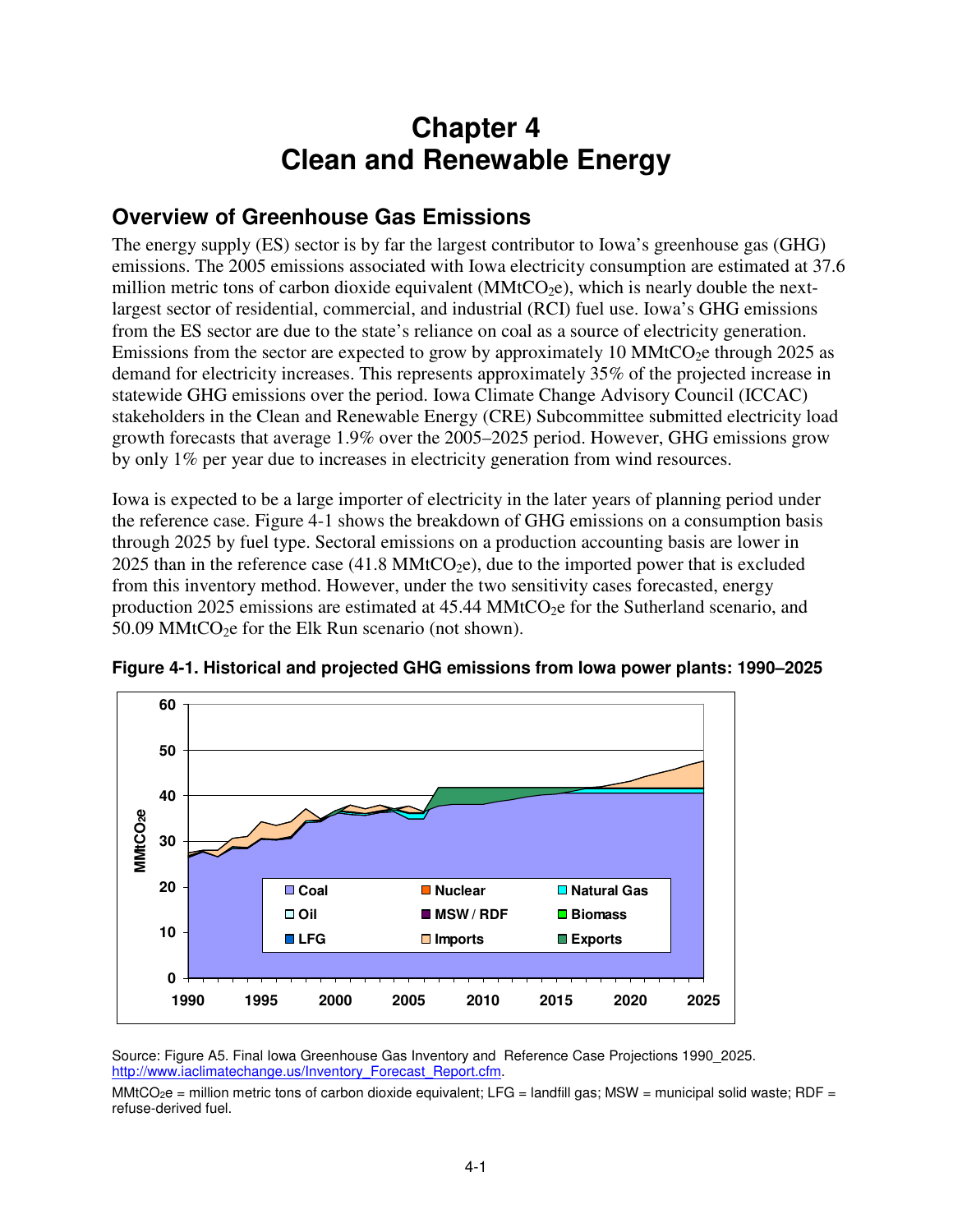# Chapter 4
# Clean and Renewable Energy

## Overview of Greenhouse Gas Emissions

The energy supply (ES) sector is by far the largest contributor to Iowa's greenhouse gas (GHG) emissions. The 2005 emissions associated with Iowa electricity consumption are estimated at 37.6 million metric tons of carbon dioxide equivalent ($MMtCO_2e$), which is nearly double the next-largest sector of residential, commercial, and industrial (RCI) fuel use. Iowa's GHG emissions from the ES sector are due to the state's reliance on coal as a source of electricity generation. Emissions from the sector are expected to grow by approximately 10 $MMtCO_2e$ through 2025 as demand for electricity increases. This represents approximately 35% of the projected increase in statewide GHG emissions over the period. Iowa Climate Change Advisory Council (ICCAC) stakeholders in the Clean and Renewable Energy (CRE) Subcommittee submitted electricity load growth forecasts that average 1.9% over the 2005–2025 period. However, GHG emissions grow by only 1% per year due to increases in electricity generation from wind resources.

Iowa is expected to be a large importer of electricity in the later years of planning period under the reference case. Figure 4-1 shows the breakdown of GHG emissions on a consumption basis through 2025 by fuel type. Sectoral emissions on a production accounting basis are lower in 2025 than in the reference case (41.8 $MMtCO_2e$), due to the imported power that is excluded from this inventory method. However, under the two sensitivity cases forecasted, energy production 2025 emissions are estimated at 45.44 $MMtCO_2e$ for the Sutherland scenario, and 50.09 $MMtCO_2e$ for the Elk Run scenario (not shown).

**Figure 4-1. Historical and projected GHG emissions from Iowa power plants: 1990–2025**

Source: Figure A5. Final Iowa Greenhouse Gas Inventory and Reference Case Projections 1990_2025. http://www.iaclimatechange.us/Inventory_Forecast_Report.cfm.

$MMtCO_2e$ = million metric tons of carbon dioxide equivalent; LFG = landfill gas; MSW = municipal solid waste; RDF = refuse-derived fuel.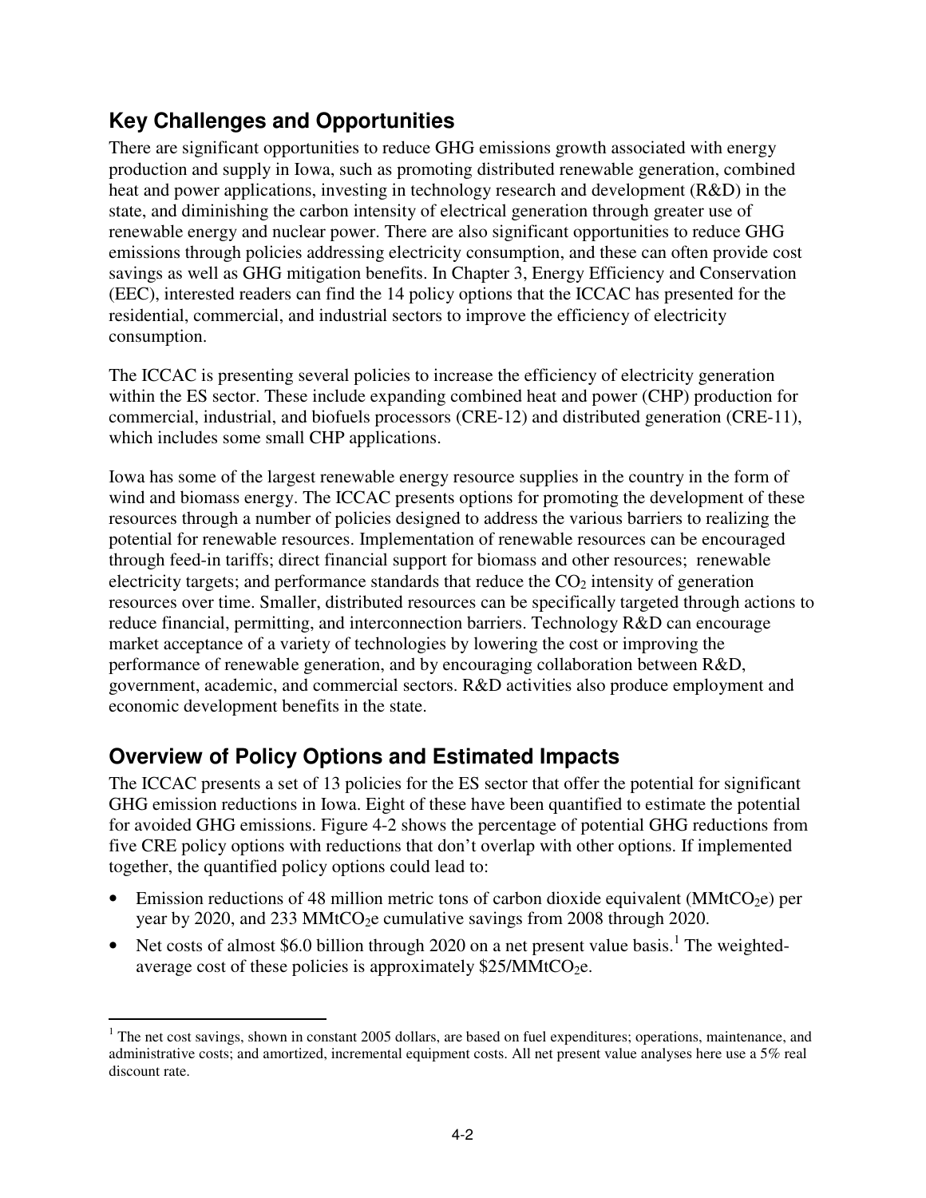## Key Challenges and Opportunities

There are significant opportunities to reduce GHG emissions growth associated with energy production and supply in Iowa, such as promoting distributed renewable generation, combined heat and power applications, investing in technology research and development (R&D) in the state, and diminishing the carbon intensity of electrical generation through greater use of renewable energy and nuclear power. There are also significant opportunities to reduce GHG emissions through policies addressing electricity consumption, and these can often provide cost savings as well as GHG mitigation benefits. In Chapter 3, Energy Efficiency and Conservation (EEC), interested readers can find the 14 policy options that the ICCAC has presented for the residential, commercial, and industrial sectors to improve the efficiency of electricity consumption.

The ICCAC is presenting several policies to increase the efficiency of electricity generation within the ES sector. These include expanding combined heat and power (CHP) production for commercial, industrial, and biofuels processors (CRE-12) and distributed generation (CRE-11), which includes some small CHP applications.

Iowa has some of the largest renewable energy resource supplies in the country in the form of wind and biomass energy. The ICCAC presents options for promoting the development of these resources through a number of policies designed to address the various barriers to realizing the potential for renewable resources. Implementation of renewable resources can be encouraged through feed-in tariffs; direct financial support for biomass and other resources; renewable electricity targets; and performance standards that reduce the $CO_2$ intensity of generation resources over time. Smaller, distributed resources can be specifically targeted through actions to reduce financial, permitting, and interconnection barriers. Technology R&D can encourage market acceptance of a variety of technologies by lowering the cost or improving the performance of renewable generation, and by encouraging collaboration between R&D, government, academic, and commercial sectors. R&D activities also produce employment and economic development benefits in the state.

## Overview of Policy Options and Estimated Impacts

The ICCAC presents a set of 13 policies for the ES sector that offer the potential for significant GHG emission reductions in Iowa. Eight of these have been quantified to estimate the potential for avoided GHG emissions. Figure 4-2 shows the percentage of potential GHG reductions from five CRE policy options with reductions that don't overlap with other options. If implemented together, the quantified policy options could lead to:

- Emission reductions of 48 million metric tons of carbon dioxide equivalent ($MMtCO_2e$) per year by 2020, and 233 $MMtCO_2e$ cumulative savings from 2008 through 2020.
- Net costs of almost \$6.0 billion through 2020 on a net present value basis.[1] The weighted-average cost of these policies is approximately \$25/$MMtCO_2e$.

---

[1] The net cost savings, shown in constant 2005 dollars, are based on fuel expenditures; operations, maintenance, and administrative costs; and amortized, incremental equipment costs. All net present value analyses here use a 5% real discount rate.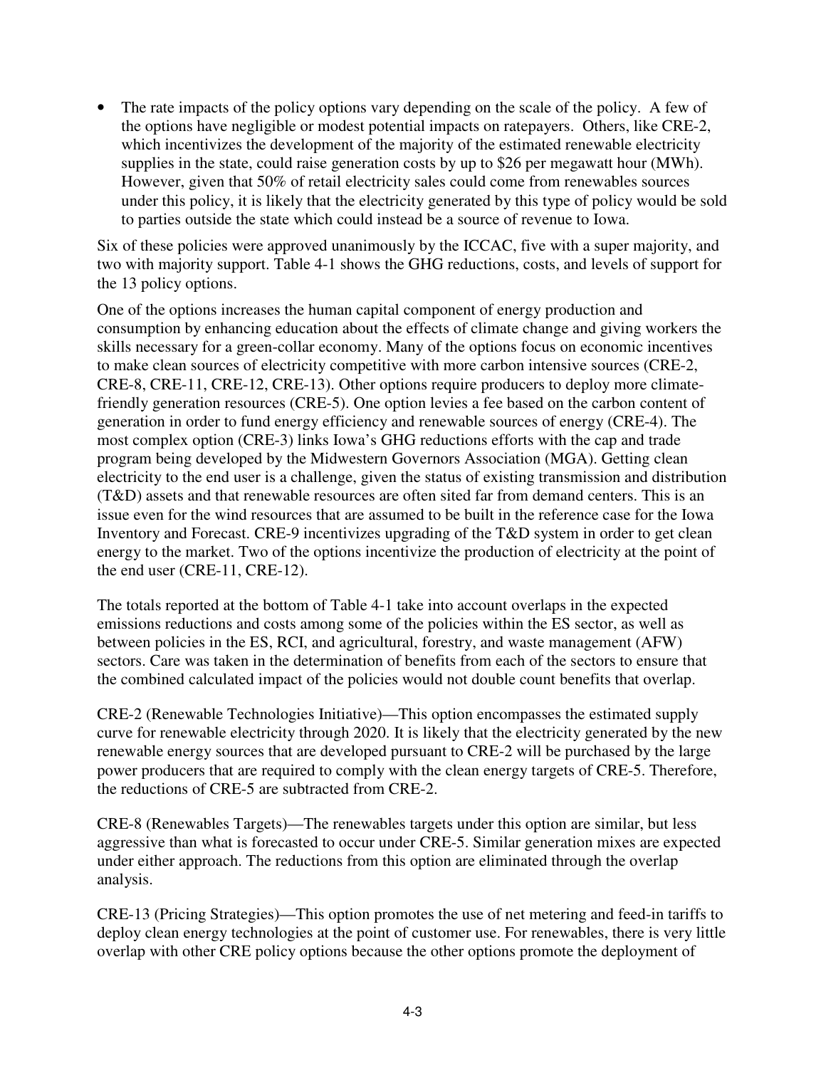- The rate impacts of the policy options vary depending on the scale of the policy. A few of the options have negligible or modest potential impacts on ratepayers. Others, like CRE-2, which incentivizes the development of the majority of the estimated renewable electricity supplies in the state, could raise generation costs by up to $26 per megawatt hour (MWh). However, given that 50% of retail electricity sales could come from renewables sources under this policy, it is likely that the electricity generated by this type of policy would be sold to parties outside the state which could instead be a source of revenue to Iowa.

Six of these policies were approved unanimously by the ICCAC, five with a super majority, and two with majority support. Table 4-1 shows the GHG reductions, costs, and levels of support for the 13 policy options.

One of the options increases the human capital component of energy production and consumption by enhancing education about the effects of climate change and giving workers the skills necessary for a green-collar economy. Many of the options focus on economic incentives to make clean sources of electricity competitive with more carbon intensive sources (CRE-2, CRE-8, CRE-11, CRE-12, CRE-13). Other options require producers to deploy more climate-friendly generation resources (CRE-5). One option levies a fee based on the carbon content of generation in order to fund energy efficiency and renewable sources of energy (CRE-4). The most complex option (CRE-3) links Iowa's GHG reductions efforts with the cap and trade program being developed by the Midwestern Governors Association (MGA). Getting clean electricity to the end user is a challenge, given the status of existing transmission and distribution (T&D) assets and that renewable resources are often sited far from demand centers. This is an issue even for the wind resources that are assumed to be built in the reference case for the Iowa Inventory and Forecast. CRE-9 incentivizes upgrading of the T&D system in order to get clean energy to the market. Two of the options incentivize the production of electricity at the point of the end user (CRE-11, CRE-12).

The totals reported at the bottom of Table 4-1 take into account overlaps in the expected emissions reductions and costs among some of the policies within the ES sector, as well as between policies in the ES, RCI, and agricultural, forestry, and waste management (AFW) sectors. Care was taken in the determination of benefits from each of the sectors to ensure that the combined calculated impact of the policies would not double count benefits that overlap.

CRE-2 (Renewable Technologies Initiative)—This option encompasses the estimated supply curve for renewable electricity through 2020. It is likely that the electricity generated by the new renewable energy sources that are developed pursuant to CRE-2 will be purchased by the large power producers that are required to comply with the clean energy targets of CRE-5. Therefore, the reductions of CRE-5 are subtracted from CRE-2.

CRE-8 (Renewables Targets)—The renewables targets under this option are similar, but less aggressive than what is forecasted to occur under CRE-5. Similar generation mixes are expected under either approach. The reductions from this option are eliminated through the overlap analysis.

CRE-13 (Pricing Strategies)—This option promotes the use of net metering and feed-in tariffs to deploy clean energy technologies at the point of customer use. For renewables, there is very little overlap with other CRE policy options because the other options promote the deployment of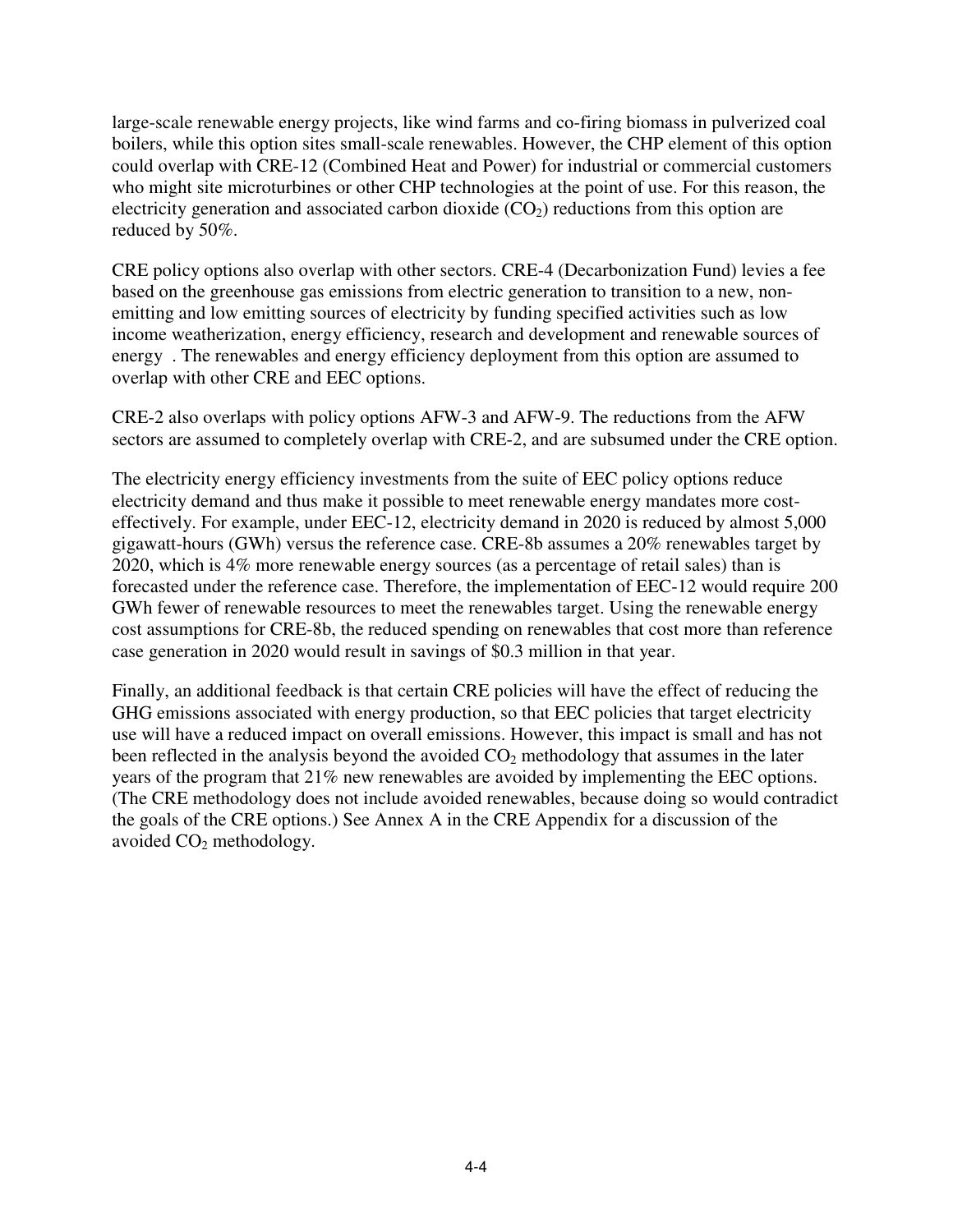large-scale renewable energy projects, like wind farms and co-firing biomass in pulverized coal boilers, while this option sites small-scale renewables. However, the CHP element of this option could overlap with CRE-12 (Combined Heat and Power) for industrial or commercial customers who might site microturbines or other CHP technologies at the point of use. For this reason, the electricity generation and associated carbon dioxide ($CO_2$) reductions from this option are reduced by 50%.

CRE policy options also overlap with other sectors. CRE-4 (Decarbonization Fund) levies a fee based on the greenhouse gas emissions from electric generation to transition to a new, non-emitting and low emitting sources of electricity by funding specified activities such as low income weatherization, energy efficiency, research and development and renewable sources of energy . The renewables and energy efficiency deployment from this option are assumed to overlap with other CRE and EEC options.

CRE-2 also overlaps with policy options AFW-3 and AFW-9. The reductions from the AFW sectors are assumed to completely overlap with CRE-2, and are subsumed under the CRE option.

The electricity energy efficiency investments from the suite of EEC policy options reduce electricity demand and thus make it possible to meet renewable energy mandates more cost-effectively. For example, under EEC-12, electricity demand in 2020 is reduced by almost 5,000 gigawatt-hours (GWh) versus the reference case. CRE-8b assumes a 20% renewables target by 2020, which is 4% more renewable energy sources (as a percentage of retail sales) than is forecasted under the reference case. Therefore, the implementation of EEC-12 would require 200 GWh fewer of renewable resources to meet the renewables target. Using the renewable energy cost assumptions for CRE-8b, the reduced spending on renewables that cost more than reference case generation in 2020 would result in savings of $0.3 million in that year.

Finally, an additional feedback is that certain CRE policies will have the effect of reducing the GHG emissions associated with energy production, so that EEC policies that target electricity use will have a reduced impact on overall emissions. However, this impact is small and has not been reflected in the analysis beyond the avoided $CO_2$ methodology that assumes in the later years of the program that 21% new renewables are avoided by implementing the EEC options. (The CRE methodology does not include avoided renewables, because doing so would contradict the goals of the CRE options.) See Annex A in the CRE Appendix for a discussion of the avoided $CO_2$ methodology.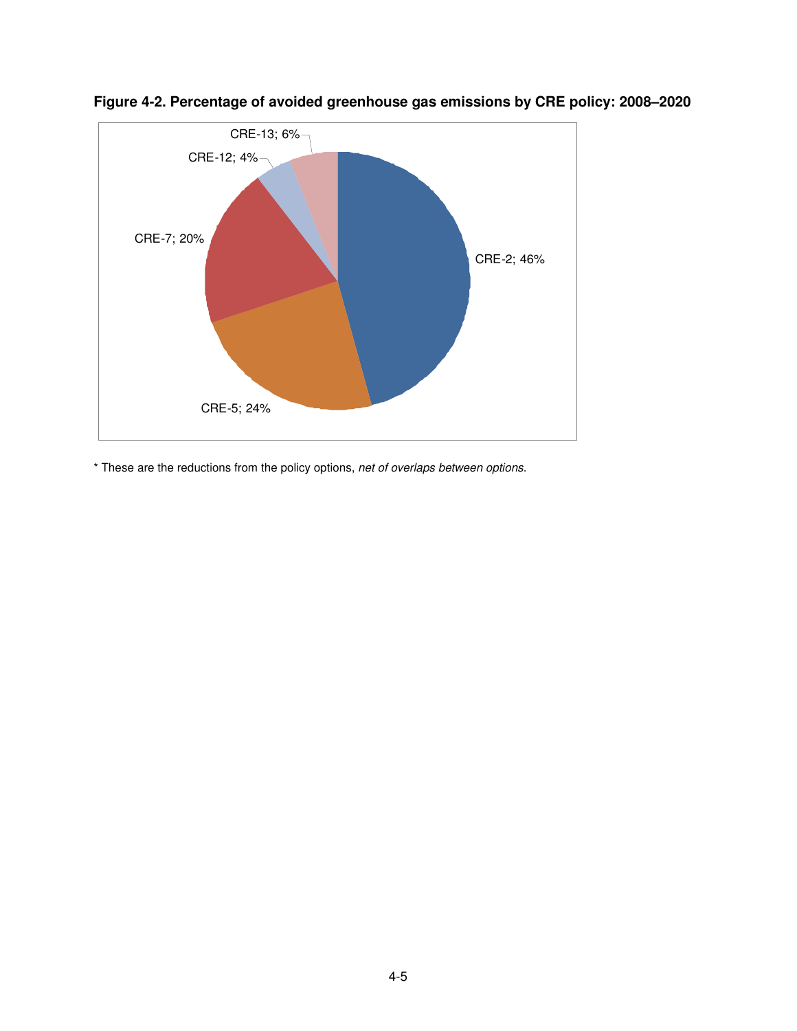**Figure 4-2. Percentage of avoided greenhouse gas emissions by CRE policy: 2008–2020**

CRE-2; 46%
CRE-5; 24%
CRE-7; 20%
CRE-12; 4%
CRE-13; 6%

\* These are the reductions from the policy options, *net of overlaps between options.*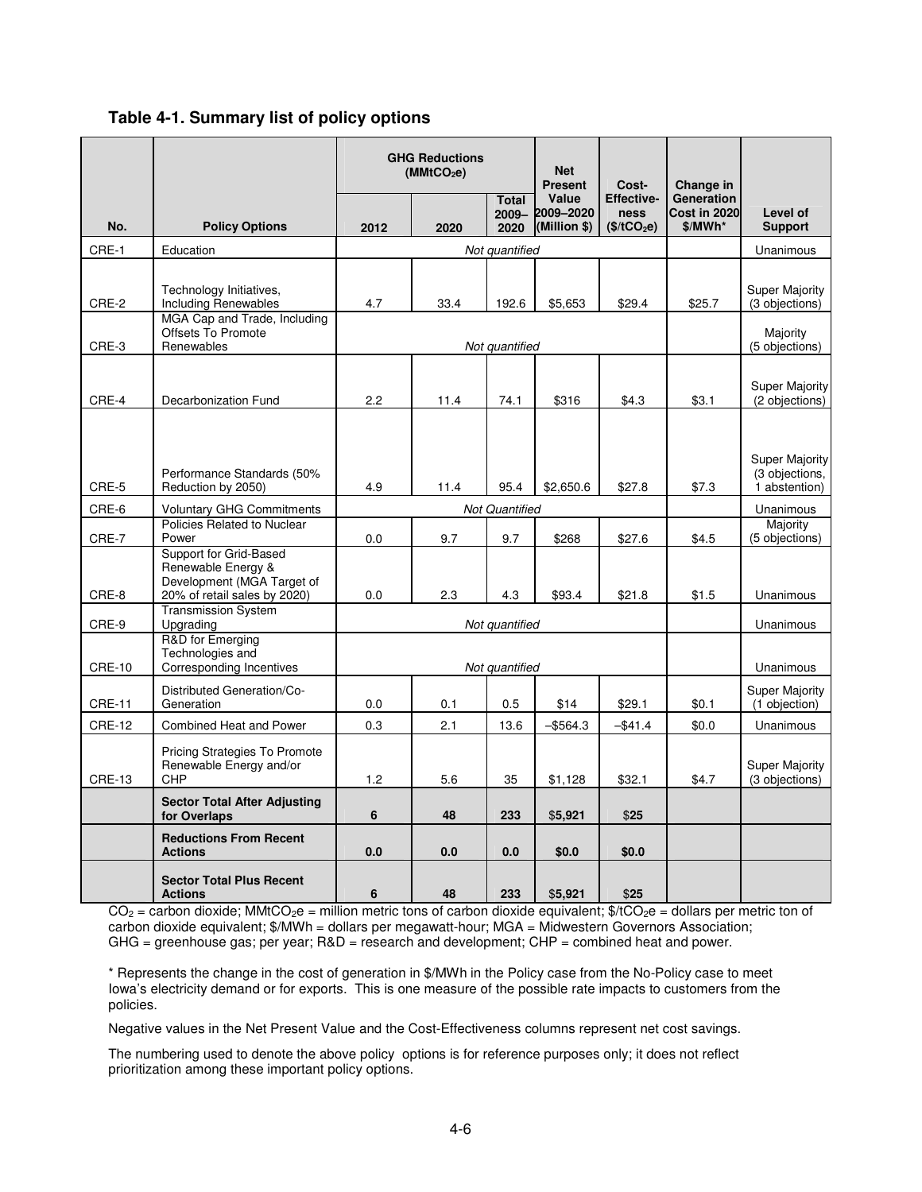**Table 4-1. Summary list of policy options**

| No. | Policy Options | GHG Reductions ($MMtCO_2e$) 2012 | 2020 | Total 2009–2020 | Net Present Value 2009–2020 (Million $) | Cost-Effectiveness ($/t$CO_2e$) | Change in Generation Cost in 2020 $/MWh* | Level of Support |
|---|---|---|---|---|---|---|---|---|
| CRE-1 | Education | *Not quantified* | | | | | | Unanimous |
| CRE-2 | Technology Initiatives, Including Renewables | 4.7 | 33.4 | 192.6 | $5,653 | $29.4 | $25.7 | Super Majority (3 objections) |
| CRE-3 | MGA Cap and Trade, Including Offsets To Promote Renewables | *Not quantified* | | | | | | Majority (5 objections) |
| CRE-4 | Decarbonization Fund | 2.2 | 11.4 | 74.1 | $316 | $4.3 | $3.1 | Super Majority (2 objections) |
| CRE-5 | Performance Standards (50% Reduction by 2050) | 4.9 | 11.4 | 95.4 | $2,650.6 | $27.8 | $7.3 | Super Majority (3 objections, 1 abstention) |
| CRE-6 | Voluntary GHG Commitments | *Not Quantified* | | | | | | Unanimous |
| CRE-7 | Policies Related to Nuclear Power | 0.0 | 9.7 | 9.7 | $268 | $27.6 | $4.5 | Majority (5 objections) |
| CRE-8 | Support for Grid-Based Renewable Energy & Development (MGA Target of 20% of retail sales by 2020) | 0.0 | 2.3 | 4.3 | $93.4 | $21.8 | $1.5 | Unanimous |
| CRE-9 | Transmission System Upgrading | *Not quantified* | | | | | | Unanimous |
| CRE-10 | R&D for Emerging Technologies and Corresponding Incentives | *Not quantified* | | | | | | Unanimous |
| CRE-11 | Distributed Generation/Co-Generation | 0.0 | 0.1 | 0.5 | $14 | $29.1 | $0.1 | Super Majority (1 objection) |
| CRE-12 | Combined Heat and Power | 0.3 | 2.1 | 13.6 | –$564.3 | –$41.4 | $0.0 | Unanimous |
| CRE-13 | Pricing Strategies To Promote Renewable Energy and/or CHP | 1.2 | 5.6 | 35 | $1,128 | $32.1 | $4.7 | Super Majority (3 objections) |
| | **Sector Total After Adjusting for Overlaps** | **6** | **48** | **233** | $**5,921** | $**25** | | |
| | **Reductions From Recent Actions** | **0.0** | **0.0** | **0.0** | **$0.0** | **$0.0** | | |
| | **Sector Total Plus Recent Actions** | **6** | **48** | **233** | $**5,921** | $**25** | | |

$CO_2$ = carbon dioxide; $MMtCO_2e$ = million metric tons of carbon dioxide equivalent; $/t$CO_2e$ = dollars per metric ton of carbon dioxide equivalent; $/MWh = dollars per megawatt-hour; MGA = Midwestern Governors Association; GHG = greenhouse gas; per year; R&D = research and development; CHP = combined heat and power.

* Represents the change in the cost of generation in $/MWh in the Policy case from the No-Policy case to meet Iowa's electricity demand or for exports. This is one measure of the possible rate impacts to customers from the policies.

Negative values in the Net Present Value and the Cost-Effectiveness columns represent net cost savings.

The numbering used to denote the above policy options is for reference purposes only; it does not reflect prioritization among these important policy options.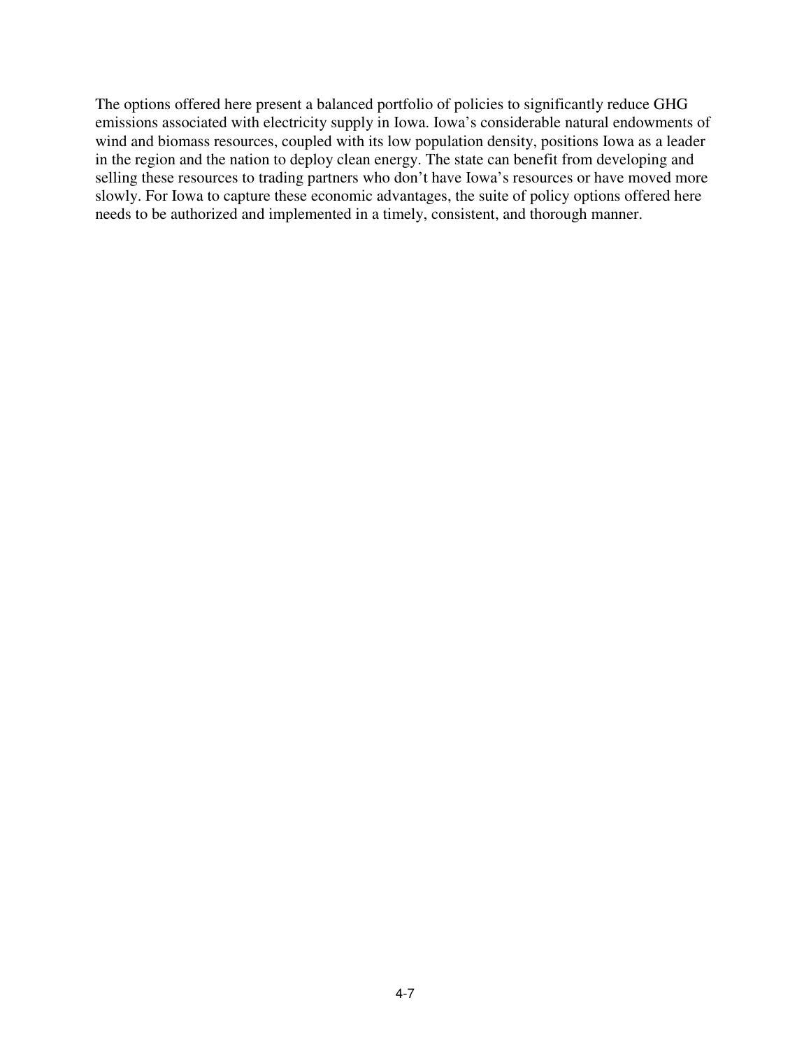The options offered here present a balanced portfolio of policies to significantly reduce GHG emissions associated with electricity supply in Iowa. Iowa's considerable natural endowments of wind and biomass resources, coupled with its low population density, positions Iowa as a leader in the region and the nation to deploy clean energy. The state can benefit from developing and selling these resources to trading partners who don't have Iowa's resources or have moved more slowly. For Iowa to capture these economic advantages, the suite of policy options offered here needs to be authorized and implemented in a timely, consistent, and thorough manner.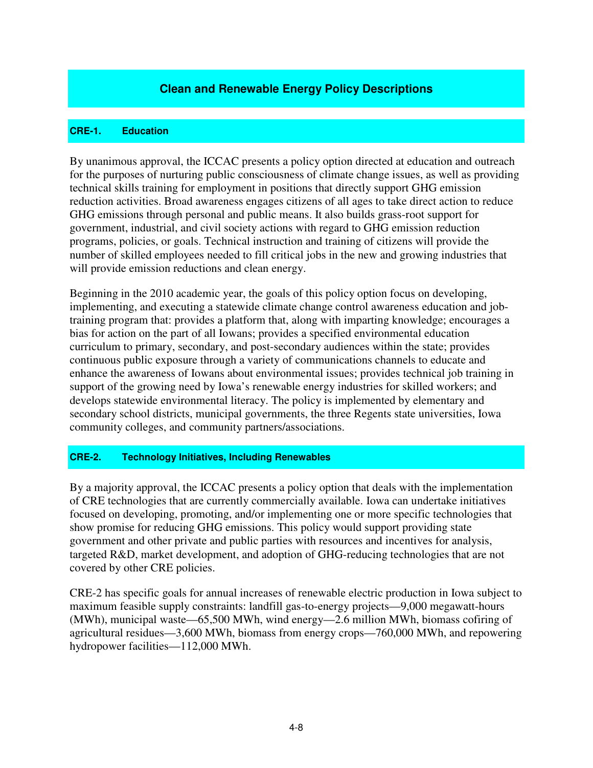## Clean and Renewable Energy Policy Descriptions

### CRE-1. Education

By unanimous approval, the ICCAC presents a policy option directed at education and outreach for the purposes of nurturing public consciousness of climate change issues, as well as providing technical skills training for employment in positions that directly support GHG emission reduction activities. Broad awareness engages citizens of all ages to take direct action to reduce GHG emissions through personal and public means. It also builds grass-root support for government, industrial, and civil society actions with regard to GHG emission reduction programs, policies, or goals. Technical instruction and training of citizens will provide the number of skilled employees needed to fill critical jobs in the new and growing industries that will provide emission reductions and clean energy.

Beginning in the 2010 academic year, the goals of this policy option focus on developing, implementing, and executing a statewide climate change control awareness education and job-training program that: provides a platform that, along with imparting knowledge; encourages a bias for action on the part of all Iowans; provides a specified environmental education curriculum to primary, secondary, and post-secondary audiences within the state; provides continuous public exposure through a variety of communications channels to educate and enhance the awareness of Iowans about environmental issues; provides technical job training in support of the growing need by Iowa's renewable energy industries for skilled workers; and develops statewide environmental literacy. The policy is implemented by elementary and secondary school districts, municipal governments, the three Regents state universities, Iowa community colleges, and community partners/associations.

### CRE-2. Technology Initiatives, Including Renewables

By a majority approval, the ICCAC presents a policy option that deals with the implementation of CRE technologies that are currently commercially available. Iowa can undertake initiatives focused on developing, promoting, and/or implementing one or more specific technologies that show promise for reducing GHG emissions. This policy would support providing state government and other private and public parties with resources and incentives for analysis, targeted R&D, market development, and adoption of GHG-reducing technologies that are not covered by other CRE policies.

CRE-2 has specific goals for annual increases of renewable electric production in Iowa subject to maximum feasible supply constraints: landfill gas-to-energy projects—9,000 megawatt-hours (MWh), municipal waste—65,500 MWh, wind energy—2.6 million MWh, biomass cofiring of agricultural residues—3,600 MWh, biomass from energy crops—760,000 MWh, and repowering hydropower facilities—112,000 MWh.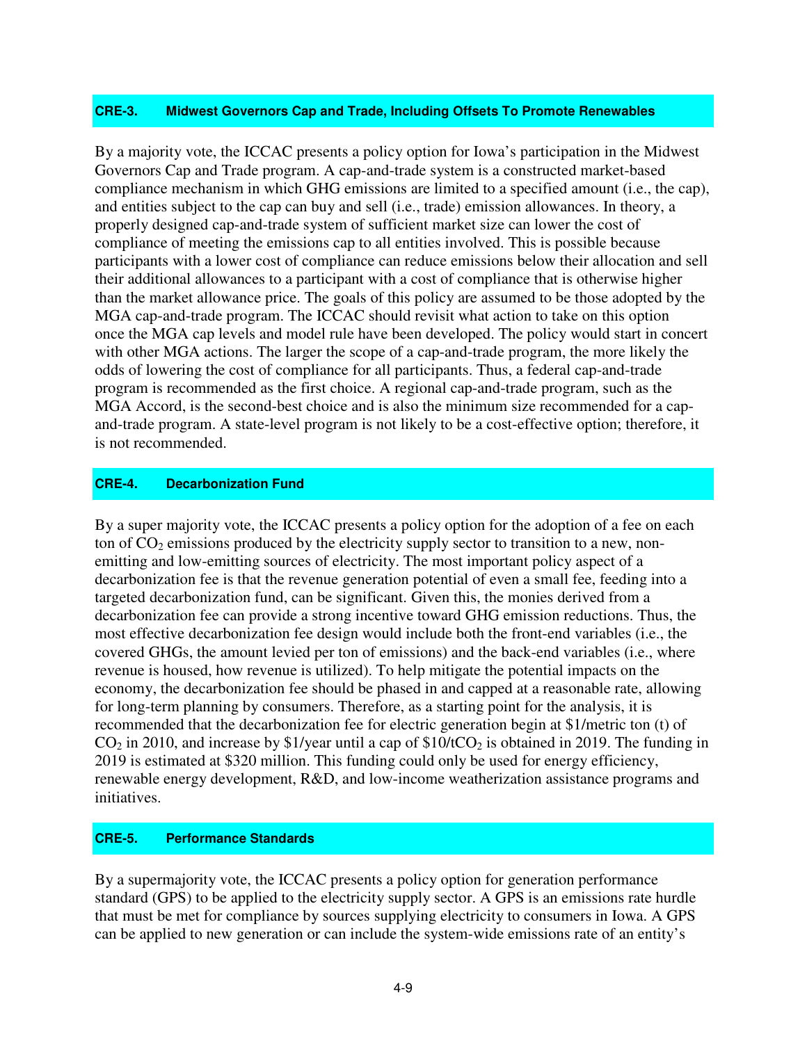### CRE-3. Midwest Governors Cap and Trade, Including Offsets To Promote Renewables

By a majority vote, the ICCAC presents a policy option for Iowa's participation in the Midwest Governors Cap and Trade program. A cap-and-trade system is a constructed market-based compliance mechanism in which GHG emissions are limited to a specified amount (i.e., the cap), and entities subject to the cap can buy and sell (i.e., trade) emission allowances. In theory, a properly designed cap-and-trade system of sufficient market size can lower the cost of compliance of meeting the emissions cap to all entities involved. This is possible because participants with a lower cost of compliance can reduce emissions below their allocation and sell their additional allowances to a participant with a cost of compliance that is otherwise higher than the market allowance price. The goals of this policy are assumed to be those adopted by the MGA cap-and-trade program. The ICCAC should revisit what action to take on this option once the MGA cap levels and model rule have been developed. The policy would start in concert with other MGA actions. The larger the scope of a cap-and-trade program, the more likely the odds of lowering the cost of compliance for all participants. Thus, a federal cap-and-trade program is recommended as the first choice. A regional cap-and-trade program, such as the MGA Accord, is the second-best choice and is also the minimum size recommended for a cap-and-trade program. A state-level program is not likely to be a cost-effective option; therefore, it is not recommended.

### CRE-4. Decarbonization Fund

By a super majority vote, the ICCAC presents a policy option for the adoption of a fee on each ton of $CO_2$ emissions produced by the electricity supply sector to transition to a new, non-emitting and low-emitting sources of electricity. The most important policy aspect of a decarbonization fee is that the revenue generation potential of even a small fee, feeding into a targeted decarbonization fund, can be significant. Given this, the monies derived from a decarbonization fee can provide a strong incentive toward GHG emission reductions. Thus, the most effective decarbonization fee design would include both the front-end variables (i.e., the covered GHGs, the amount levied per ton of emissions) and the back-end variables (i.e., where revenue is housed, how revenue is utilized). To help mitigate the potential impacts on the economy, the decarbonization fee should be phased in and capped at a reasonable rate, allowing for long-term planning by consumers. Therefore, as a starting point for the analysis, it is recommended that the decarbonization fee for electric generation begin at \$1/metric ton (t) of $CO_2$ in 2010, and increase by \$1/year until a cap of \$10/t$CO_2$ is obtained in 2019. The funding in 2019 is estimated at \$320 million. This funding could only be used for energy efficiency, renewable energy development, R&D, and low-income weatherization assistance programs and initiatives.

### CRE-5. Performance Standards

By a supermajority vote, the ICCAC presents a policy option for generation performance standard (GPS) to be applied to the electricity supply sector. A GPS is an emissions rate hurdle that must be met for compliance by sources supplying electricity to consumers in Iowa. A GPS can be applied to new generation or can include the system-wide emissions rate of an entity's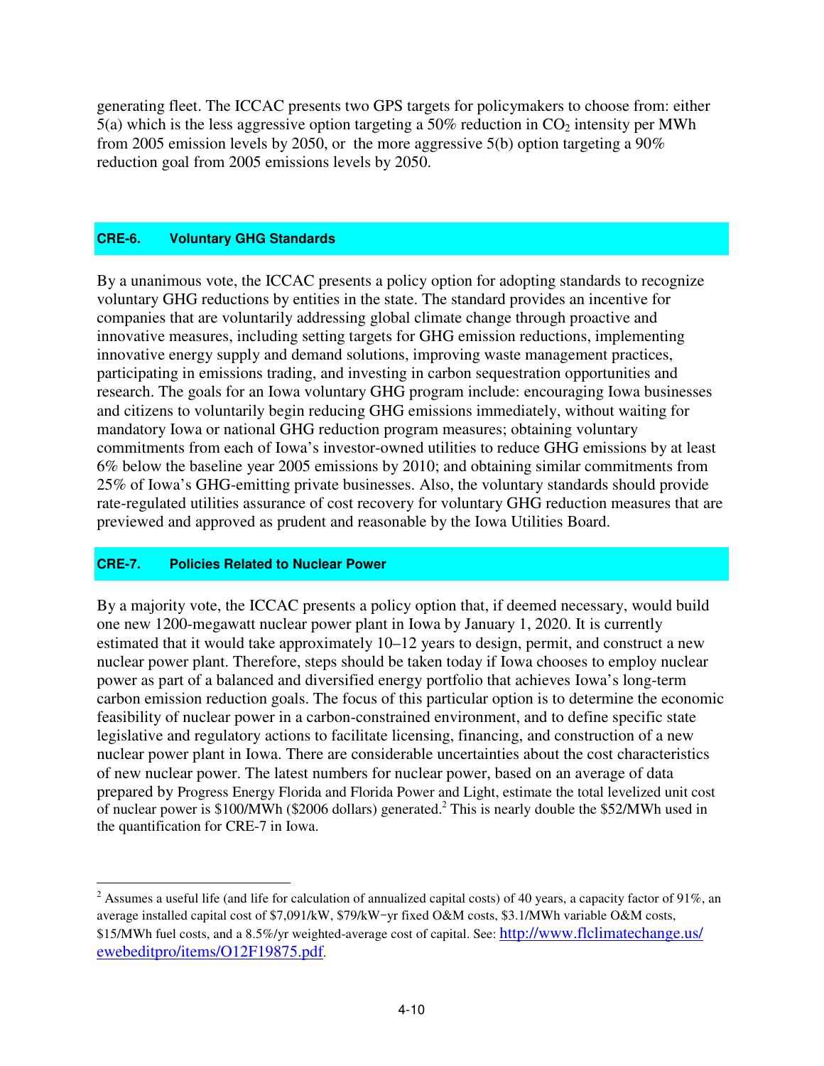generating fleet. The ICCAC presents two GPS targets for policymakers to choose from: either 5(a) which is the less aggressive option targeting a 50% reduction in $CO_2$ intensity per MWh from 2005 emission levels by 2050, or the more aggressive 5(b) option targeting a 90% reduction goal from 2005 emissions levels by 2050.

### CRE-6. Voluntary GHG Standards

By a unanimous vote, the ICCAC presents a policy option for adopting standards to recognize voluntary GHG reductions by entities in the state. The standard provides an incentive for companies that are voluntarily addressing global climate change through proactive and innovative measures, including setting targets for GHG emission reductions, implementing innovative energy supply and demand solutions, improving waste management practices, participating in emissions trading, and investing in carbon sequestration opportunities and research. The goals for an Iowa voluntary GHG program include: encouraging Iowa businesses and citizens to voluntarily begin reducing GHG emissions immediately, without waiting for mandatory Iowa or national GHG reduction program measures; obtaining voluntary commitments from each of Iowa's investor-owned utilities to reduce GHG emissions by at least 6% below the baseline year 2005 emissions by 2010; and obtaining similar commitments from 25% of Iowa's GHG-emitting private businesses. Also, the voluntary standards should provide rate-regulated utilities assurance of cost recovery for voluntary GHG reduction measures that are previewed and approved as prudent and reasonable by the Iowa Utilities Board.

### CRE-7. Policies Related to Nuclear Power

By a majority vote, the ICCAC presents a policy option that, if deemed necessary, would build one new 1200-megawatt nuclear power plant in Iowa by January 1, 2020. It is currently estimated that it would take approximately 10–12 years to design, permit, and construct a new nuclear power plant. Therefore, steps should be taken today if Iowa chooses to employ nuclear power as part of a balanced and diversified energy portfolio that achieves Iowa's long-term carbon emission reduction goals. The focus of this particular option is to determine the economic feasibility of nuclear power in a carbon-constrained environment, and to define specific state legislative and regulatory actions to facilitate licensing, financing, and construction of a new nuclear power plant in Iowa. There are considerable uncertainties about the cost characteristics of new nuclear power. The latest numbers for nuclear power, based on an average of data prepared by Progress Energy Florida and Florida Power and Light, estimate the total levelized unit cost of nuclear power is $100/MWh ($2006 dollars) generated.[2] This is nearly double the $52/MWh used in the quantification for CRE-7 in Iowa.

---

[2] Assumes a useful life (and life for calculation of annualized capital costs) of 40 years, a capacity factor of 91%, an average installed capital cost of $7,091/kW, $79/kW−yr fixed O&M costs, $3.1/MWh variable O&M costs, $15/MWh fuel costs, and a 8.5%/yr weighted-average cost of capital. See: http://www.flclimatechange.us/ewebeditpro/items/O12F19875.pdf.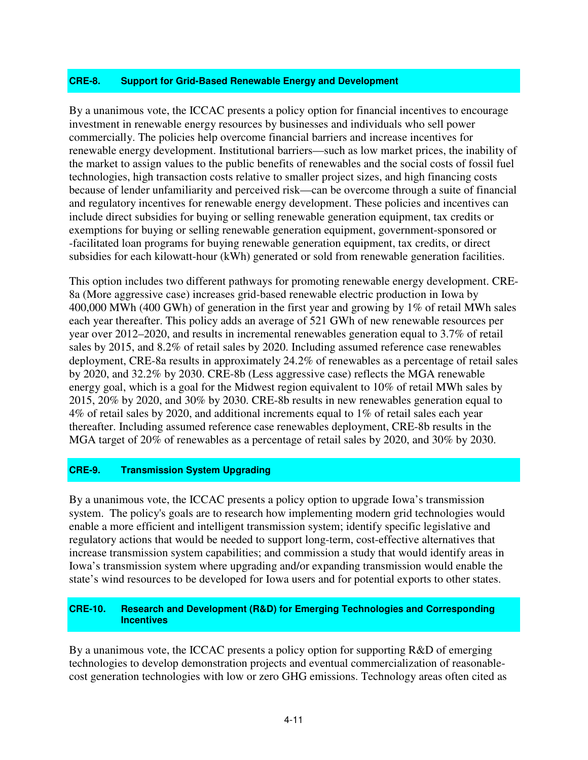### CRE-8. Support for Grid-Based Renewable Energy and Development

By a unanimous vote, the ICCAC presents a policy option for financial incentives to encourage investment in renewable energy resources by businesses and individuals who sell power commercially. The policies help overcome financial barriers and increase incentives for renewable energy development. Institutional barriers—such as low market prices, the inability of the market to assign values to the public benefits of renewables and the social costs of fossil fuel technologies, high transaction costs relative to smaller project sizes, and high financing costs because of lender unfamiliarity and perceived risk—can be overcome through a suite of financial and regulatory incentives for renewable energy development. These policies and incentives can include direct subsidies for buying or selling renewable generation equipment, tax credits or exemptions for buying or selling renewable generation equipment, government-sponsored or -facilitated loan programs for buying renewable generation equipment, tax credits, or direct subsidies for each kilowatt-hour (kWh) generated or sold from renewable generation facilities.

This option includes two different pathways for promoting renewable energy development. CRE-8a (More aggressive case) increases grid-based renewable electric production in Iowa by 400,000 MWh (400 GWh) of generation in the first year and growing by 1% of retail MWh sales each year thereafter. This policy adds an average of 521 GWh of new renewable resources per year over 2012–2020, and results in incremental renewables generation equal to 3.7% of retail sales by 2015, and 8.2% of retail sales by 2020. Including assumed reference case renewables deployment, CRE-8a results in approximately 24.2% of renewables as a percentage of retail sales by 2020, and 32.2% by 2030. CRE-8b (Less aggressive case) reflects the MGA renewable energy goal, which is a goal for the Midwest region equivalent to 10% of retail MWh sales by 2015, 20% by 2020, and 30% by 2030. CRE-8b results in new renewables generation equal to 4% of retail sales by 2020, and additional increments equal to 1% of retail sales each year thereafter. Including assumed reference case renewables deployment, CRE-8b results in the MGA target of 20% of renewables as a percentage of retail sales by 2020, and 30% by 2030.

### CRE-9. Transmission System Upgrading

By a unanimous vote, the ICCAC presents a policy option to upgrade Iowa's transmission system. The policy's goals are to research how implementing modern grid technologies would enable a more efficient and intelligent transmission system; identify specific legislative and regulatory actions that would be needed to support long-term, cost-effective alternatives that increase transmission system capabilities; and commission a study that would identify areas in Iowa's transmission system where upgrading and/or expanding transmission would enable the state's wind resources to be developed for Iowa users and for potential exports to other states.

### CRE-10. Research and Development (R&D) for Emerging Technologies and Corresponding Incentives

By a unanimous vote, the ICCAC presents a policy option for supporting R&D of emerging technologies to develop demonstration projects and eventual commercialization of reasonable-cost generation technologies with low or zero GHG emissions. Technology areas often cited as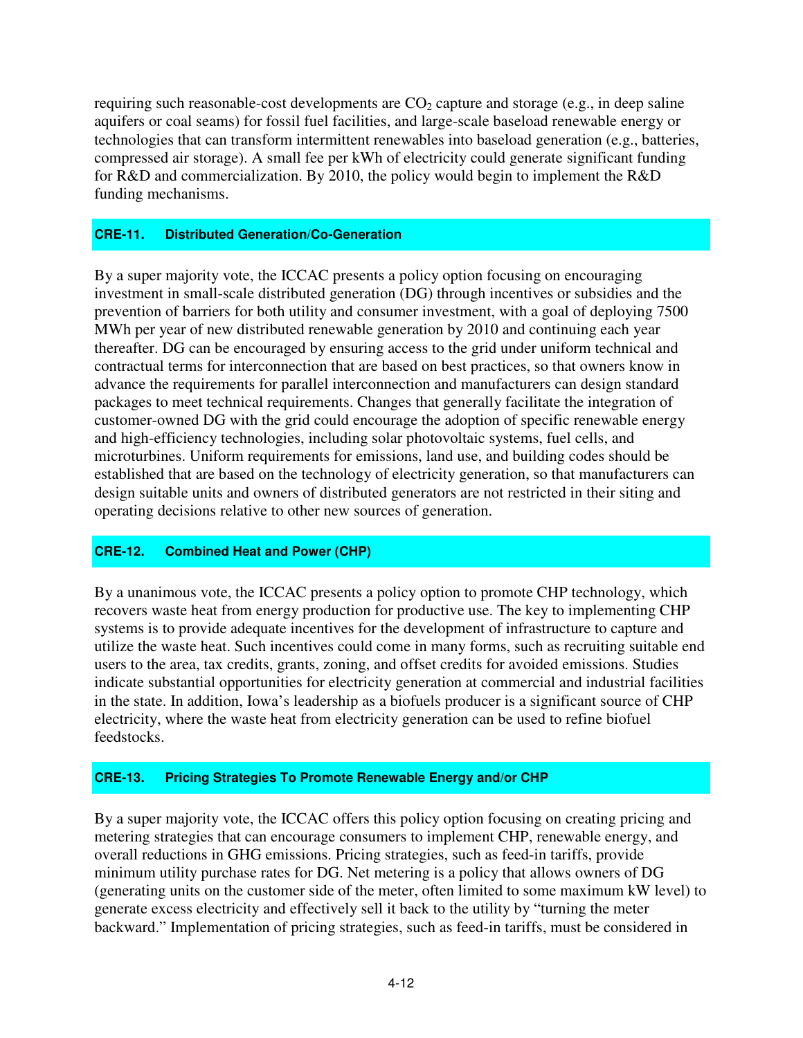requiring such reasonable-cost developments are $CO_2$ capture and storage (e.g., in deep saline aquifers or coal seams) for fossil fuel facilities, and large-scale baseload renewable energy or technologies that can transform intermittent renewables into baseload generation (e.g., batteries, compressed air storage). A small fee per kWh of electricity could generate significant funding for R&D and commercialization. By 2010, the policy would begin to implement the R&D funding mechanisms.

### CRE-11. Distributed Generation/Co-Generation

By a super majority vote, the ICCAC presents a policy option focusing on encouraging investment in small-scale distributed generation (DG) through incentives or subsidies and the prevention of barriers for both utility and consumer investment, with a goal of deploying 7500 MWh per year of new distributed renewable generation by 2010 and continuing each year thereafter. DG can be encouraged by ensuring access to the grid under uniform technical and contractual terms for interconnection that are based on best practices, so that owners know in advance the requirements for parallel interconnection and manufacturers can design standard packages to meet technical requirements. Changes that generally facilitate the integration of customer-owned DG with the grid could encourage the adoption of specific renewable energy and high-efficiency technologies, including solar photovoltaic systems, fuel cells, and microturbines. Uniform requirements for emissions, land use, and building codes should be established that are based on the technology of electricity generation, so that manufacturers can design suitable units and owners of distributed generators are not restricted in their siting and operating decisions relative to other new sources of generation.

### CRE-12. Combined Heat and Power (CHP)

By a unanimous vote, the ICCAC presents a policy option to promote CHP technology, which recovers waste heat from energy production for productive use. The key to implementing CHP systems is to provide adequate incentives for the development of infrastructure to capture and utilize the waste heat. Such incentives could come in many forms, such as recruiting suitable end users to the area, tax credits, grants, zoning, and offset credits for avoided emissions. Studies indicate substantial opportunities for electricity generation at commercial and industrial facilities in the state. In addition, Iowa's leadership as a biofuels producer is a significant source of CHP electricity, where the waste heat from electricity generation can be used to refine biofuel feedstocks.

### CRE-13. Pricing Strategies To Promote Renewable Energy and/or CHP

By a super majority vote, the ICCAC offers this policy option focusing on creating pricing and metering strategies that can encourage consumers to implement CHP, renewable energy, and overall reductions in GHG emissions. Pricing strategies, such as feed-in tariffs, provide minimum utility purchase rates for DG. Net metering is a policy that allows owners of DG (generating units on the customer side of the meter, often limited to some maximum kW level) to generate excess electricity and effectively sell it back to the utility by "turning the meter backward." Implementation of pricing strategies, such as feed-in tariffs, must be considered in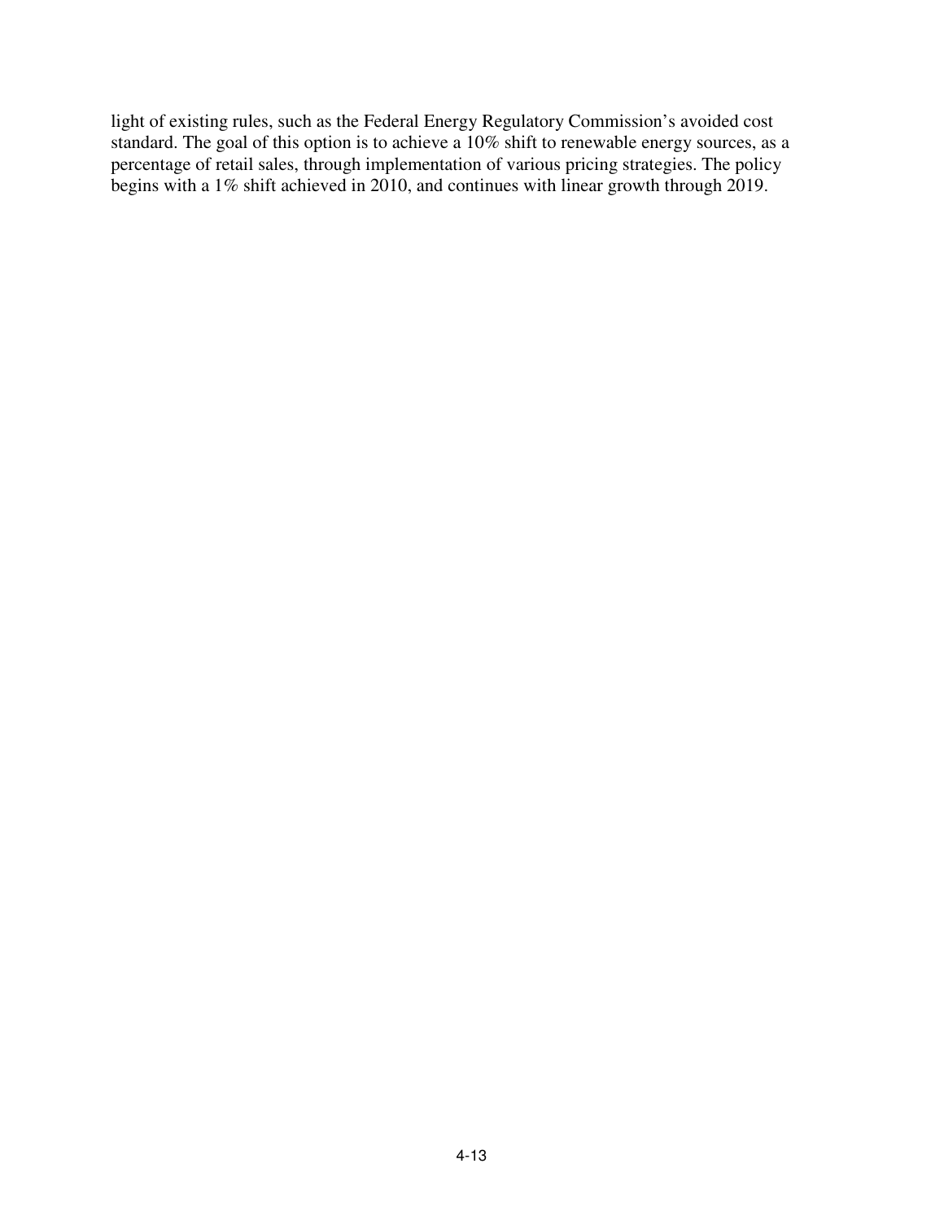light of existing rules, such as the Federal Energy Regulatory Commission's avoided cost standard. The goal of this option is to achieve a 10% shift to renewable energy sources, as a percentage of retail sales, through implementation of various pricing strategies. The policy begins with a 1% shift achieved in 2010, and continues with linear growth through 2019.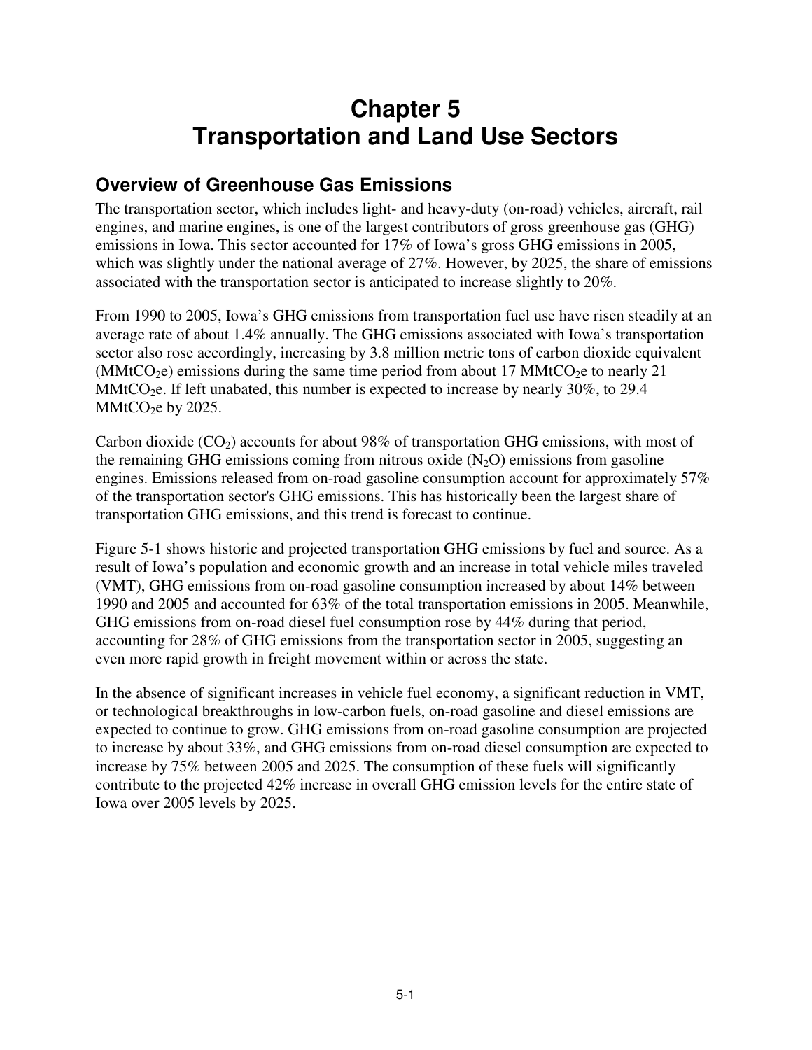# Chapter 5
# Transportation and Land Use Sectors

## Overview of Greenhouse Gas Emissions

The transportation sector, which includes light- and heavy-duty (on-road) vehicles, aircraft, rail engines, and marine engines, is one of the largest contributors of gross greenhouse gas (GHG) emissions in Iowa. This sector accounted for 17% of Iowa's gross GHG emissions in 2005, which was slightly under the national average of 27%. However, by 2025, the share of emissions associated with the transportation sector is anticipated to increase slightly to 20%.

From 1990 to 2005, Iowa's GHG emissions from transportation fuel use have risen steadily at an average rate of about 1.4% annually. The GHG emissions associated with Iowa's transportation sector also rose accordingly, increasing by 3.8 million metric tons of carbon dioxide equivalent ($MMtCO_2e$) emissions during the same time period from about 17 $MMtCO_2e$ to nearly 21 $MMtCO_2e$. If left unabated, this number is expected to increase by nearly 30%, to 29.4 $MMtCO_2e$ by 2025.

Carbon dioxide ($CO_2$) accounts for about 98% of transportation GHG emissions, with most of the remaining GHG emissions coming from nitrous oxide ($N_2O$) emissions from gasoline engines. Emissions released from on-road gasoline consumption account for approximately 57% of the transportation sector's GHG emissions. This has historically been the largest share of transportation GHG emissions, and this trend is forecast to continue.

Figure 5-1 shows historic and projected transportation GHG emissions by fuel and source. As a result of Iowa's population and economic growth and an increase in total vehicle miles traveled (VMT), GHG emissions from on-road gasoline consumption increased by about 14% between 1990 and 2005 and accounted for 63% of the total transportation emissions in 2005. Meanwhile, GHG emissions from on-road diesel fuel consumption rose by 44% during that period, accounting for 28% of GHG emissions from the transportation sector in 2005, suggesting an even more rapid growth in freight movement within or across the state.

In the absence of significant increases in vehicle fuel economy, a significant reduction in VMT, or technological breakthroughs in low-carbon fuels, on-road gasoline and diesel emissions are expected to continue to grow. GHG emissions from on-road gasoline consumption are projected to increase by about 33%, and GHG emissions from on-road diesel consumption are expected to increase by 75% between 2005 and 2025. The consumption of these fuels will significantly contribute to the projected 42% increase in overall GHG emission levels for the entire state of Iowa over 2005 levels by 2025.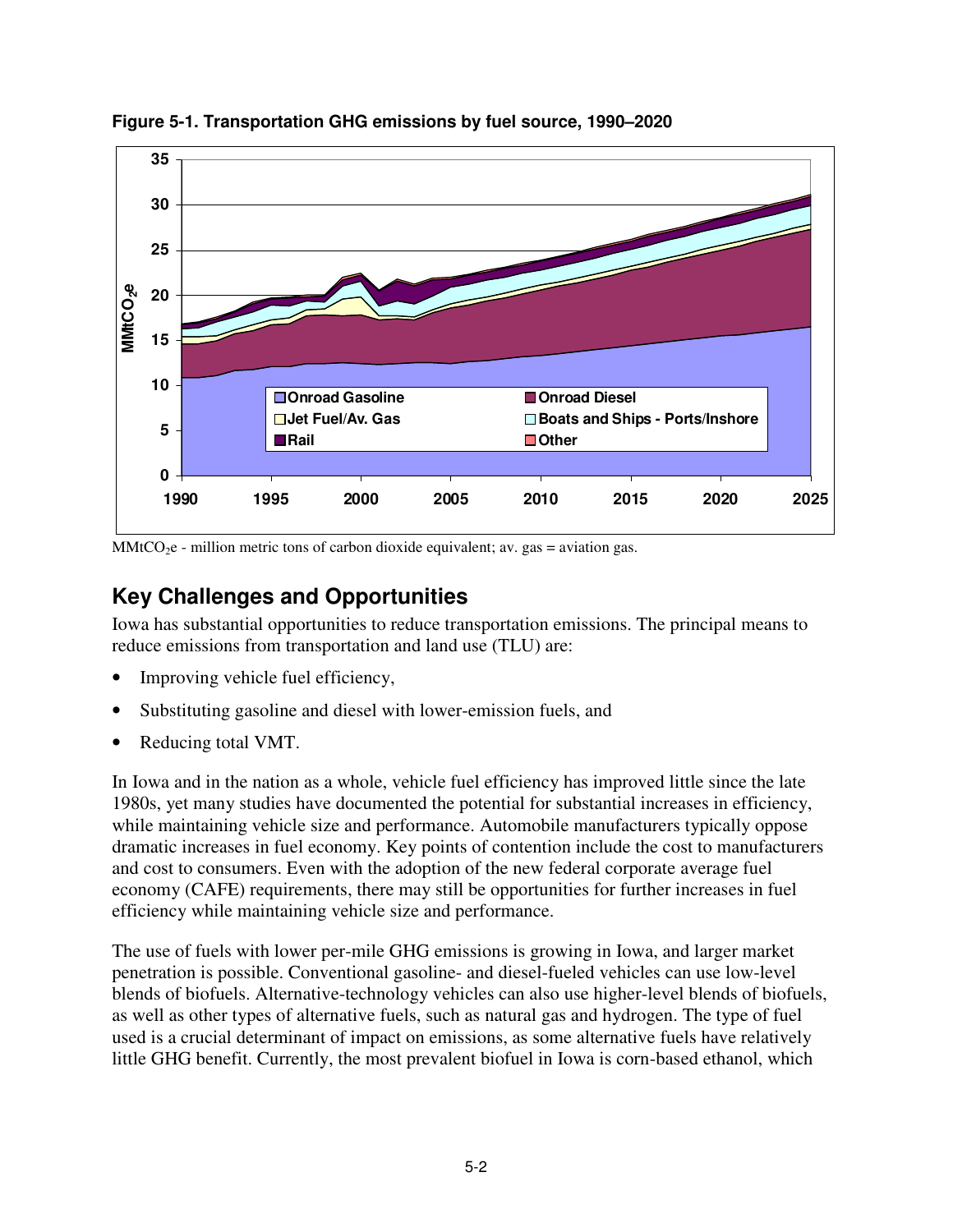**Figure 5-1. Transportation GHG emissions by fuel source, 1990–2020**

$MMtCO_2e$ - million metric tons of carbon dioxide equivalent; av. gas = aviation gas.

## Key Challenges and Opportunities

Iowa has substantial opportunities to reduce transportation emissions. The principal means to reduce emissions from transportation and land use (TLU) are:

- Improving vehicle fuel efficiency,
- Substituting gasoline and diesel with lower-emission fuels, and
- Reducing total VMT.

In Iowa and in the nation as a whole, vehicle fuel efficiency has improved little since the late 1980s, yet many studies have documented the potential for substantial increases in efficiency, while maintaining vehicle size and performance. Automobile manufacturers typically oppose dramatic increases in fuel economy. Key points of contention include the cost to manufacturers and cost to consumers. Even with the adoption of the new federal corporate average fuel economy (CAFE) requirements, there may still be opportunities for further increases in fuel efficiency while maintaining vehicle size and performance.

The use of fuels with lower per-mile GHG emissions is growing in Iowa, and larger market penetration is possible. Conventional gasoline- and diesel-fueled vehicles can use low-level blends of biofuels. Alternative-technology vehicles can also use higher-level blends of biofuels, as well as other types of alternative fuels, such as natural gas and hydrogen. The type of fuel used is a crucial determinant of impact on emissions, as some alternative fuels have relatively little GHG benefit. Currently, the most prevalent biofuel in Iowa is corn-based ethanol, which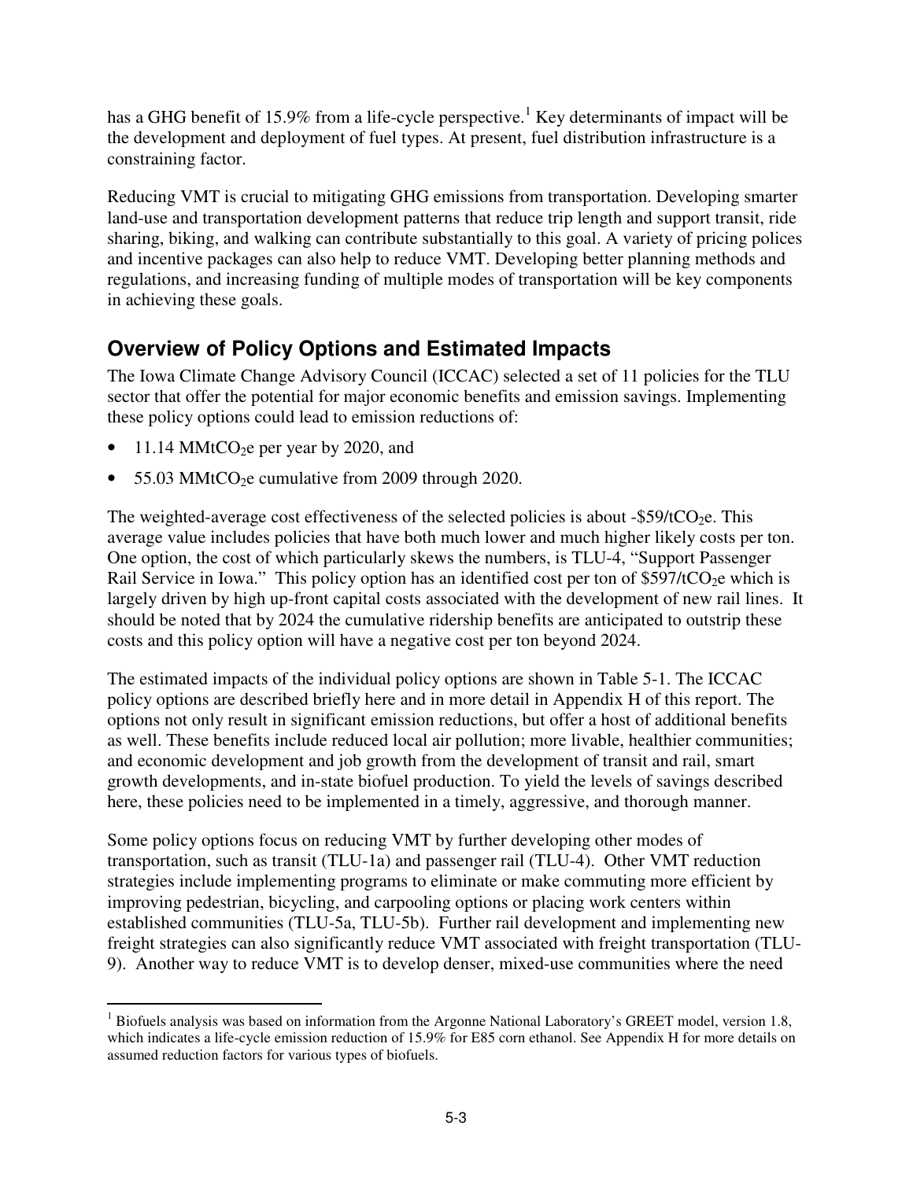has a GHG benefit of 15.9% from a life-cycle perspective.[1] Key determinants of impact will be the development and deployment of fuel types. At present, fuel distribution infrastructure is a constraining factor.

Reducing VMT is crucial to mitigating GHG emissions from transportation. Developing smarter land-use and transportation development patterns that reduce trip length and support transit, ride sharing, biking, and walking can contribute substantially to this goal. A variety of pricing polices and incentive packages can also help to reduce VMT. Developing better planning methods and regulations, and increasing funding of multiple modes of transportation will be key components in achieving these goals.

## Overview of Policy Options and Estimated Impacts

The Iowa Climate Change Advisory Council (ICCAC) selected a set of 11 policies for the TLU sector that offer the potential for major economic benefits and emission savings. Implementing these policy options could lead to emission reductions of:

- 11.14 $MMtCO_2e$ per year by 2020, and
- 55.03 $MMtCO_2e$ cumulative from 2009 through 2020.

The weighted-average cost effectiveness of the selected policies is about -$59/$tCO_2e$. This average value includes policies that have both much lower and much higher likely costs per ton. One option, the cost of which particularly skews the numbers, is TLU-4, "Support Passenger Rail Service in Iowa." This policy option has an identified cost per ton of $597/$tCO_2e$ which is largely driven by high up-front capital costs associated with the development of new rail lines. It should be noted that by 2024 the cumulative ridership benefits are anticipated to outstrip these costs and this policy option will have a negative cost per ton beyond 2024.

The estimated impacts of the individual policy options are shown in Table 5-1. The ICCAC policy options are described briefly here and in more detail in Appendix H of this report. The options not only result in significant emission reductions, but offer a host of additional benefits as well. These benefits include reduced local air pollution; more livable, healthier communities; and economic development and job growth from the development of transit and rail, smart growth developments, and in-state biofuel production. To yield the levels of savings described here, these policies need to be implemented in a timely, aggressive, and thorough manner.

Some policy options focus on reducing VMT by further developing other modes of transportation, such as transit (TLU-1a) and passenger rail (TLU-4). Other VMT reduction strategies include implementing programs to eliminate or make commuting more efficient by improving pedestrian, bicycling, and carpooling options or placing work centers within established communities (TLU-5a, TLU-5b). Further rail development and implementing new freight strategies can also significantly reduce VMT associated with freight transportation (TLU-9). Another way to reduce VMT is to develop denser, mixed-use communities where the need

[1] Biofuels analysis was based on information from the Argonne National Laboratory's GREET model, version 1.8, which indicates a life-cycle emission reduction of 15.9% for E85 corn ethanol. See Appendix H for more details on assumed reduction factors for various types of biofuels.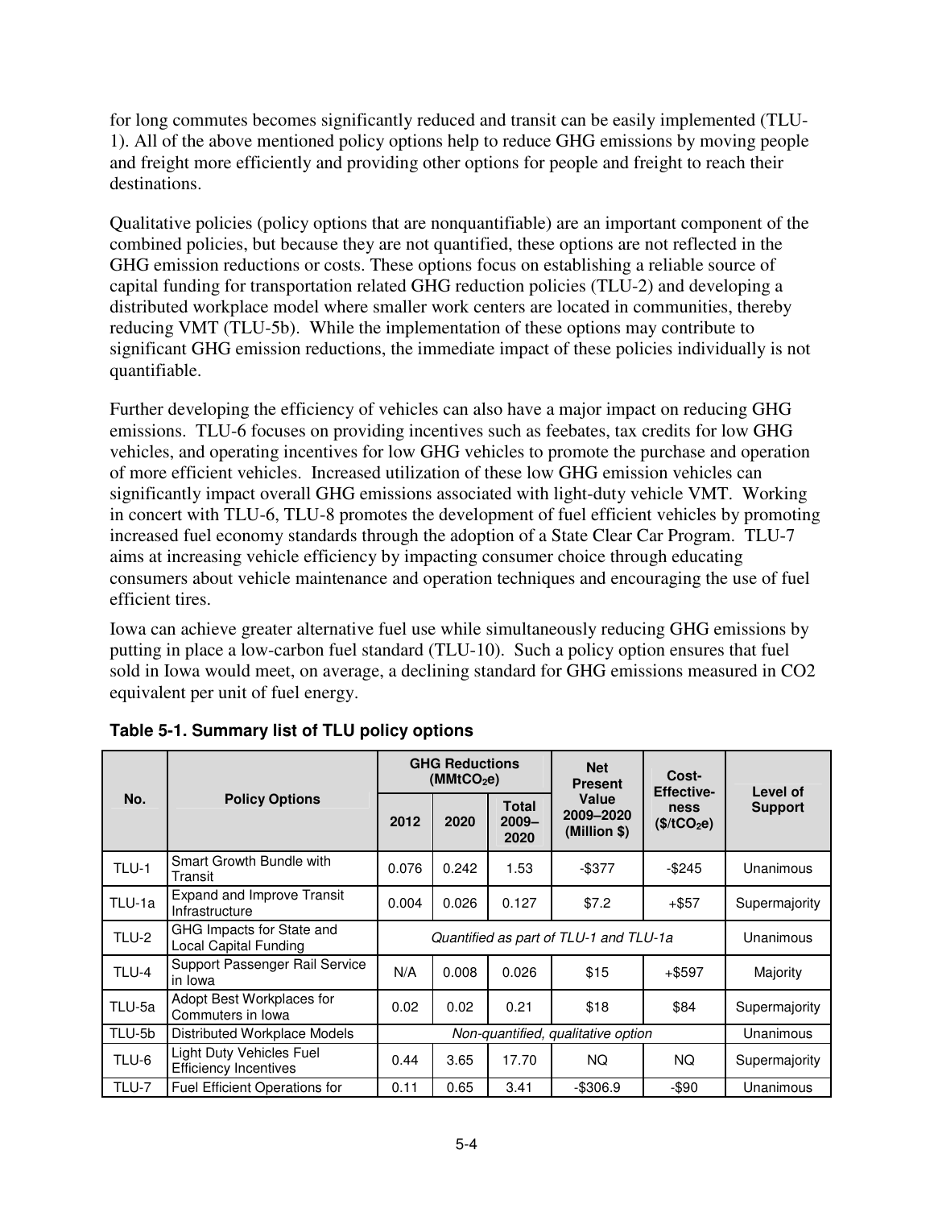for long commutes becomes significantly reduced and transit can be easily implemented (TLU-1). All of the above mentioned policy options help to reduce GHG emissions by moving people and freight more efficiently and providing other options for people and freight to reach their destinations.

Qualitative policies (policy options that are nonquantifiable) are an important component of the combined policies, but because they are not quantified, these options are not reflected in the GHG emission reductions or costs. These options focus on establishing a reliable source of capital funding for transportation related GHG reduction policies (TLU-2) and developing a distributed workplace model where smaller work centers are located in communities, thereby reducing VMT (TLU-5b). While the implementation of these options may contribute to significant GHG emission reductions, the immediate impact of these policies individually is not quantifiable.

Further developing the efficiency of vehicles can also have a major impact on reducing GHG emissions. TLU-6 focuses on providing incentives such as feebates, tax credits for low GHG vehicles, and operating incentives for low GHG vehicles to promote the purchase and operation of more efficient vehicles. Increased utilization of these low GHG emission vehicles can significantly impact overall GHG emissions associated with light-duty vehicle VMT. Working in concert with TLU-6, TLU-8 promotes the development of fuel efficient vehicles by promoting increased fuel economy standards through the adoption of a State Clear Car Program. TLU-7 aims at increasing vehicle efficiency by impacting consumer choice through educating consumers about vehicle maintenance and operation techniques and encouraging the use of fuel efficient tires.

Iowa can achieve greater alternative fuel use while simultaneously reducing GHG emissions by putting in place a low-carbon fuel standard (TLU-10). Such a policy option ensures that fuel sold in Iowa would meet, on average, a declining standard for GHG emissions measured in CO2 equivalent per unit of fuel energy.

**Table 5-1. Summary list of TLU policy options**

| No. | Policy Options | GHG Reductions ($MMtCO_2e$) | | | Net Present Value 2009–2020 (Million $) | Cost-Effective-ness ($\$/tCO_2e$) | Level of Support |
|---|---|---|---|---|---|---|---|
| | | 2012 | 2020 | Total 2009–2020 | | | |
| TLU-1 | Smart Growth Bundle with Transit | 0.076 | 0.242 | 1.53 | -$377 | -$245 | Unanimous |
| TLU-1a | Expand and Improve Transit Infrastructure | 0.004 | 0.026 | 0.127 | $7.2 | +$57 | Supermajority |
| TLU-2 | GHG Impacts for State and Local Capital Funding | *Quantified as part of TLU-1 and TLU-1a* | | | | | Unanimous |
| TLU-4 | Support Passenger Rail Service in Iowa | N/A | 0.008 | 0.026 | $15 | +$597 | Majority |
| TLU-5a | Adopt Best Workplaces for Commuters in Iowa | 0.02 | 0.02 | 0.21 | $18 | $84 | Supermajority |
| TLU-5b | Distributed Workplace Models | *Non-quantified, qualitative option* | | | | | Unanimous |
| TLU-6 | Light Duty Vehicles Fuel Efficiency Incentives | 0.44 | 3.65 | 17.70 | NQ | NQ | Supermajority |
| TLU-7 | Fuel Efficient Operations for | 0.11 | 0.65 | 3.41 | -$306.9 | -$90 | Unanimous |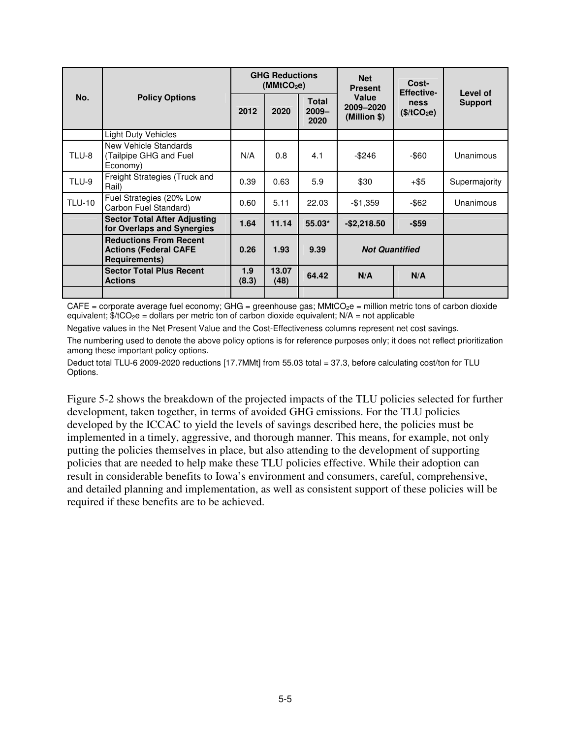| No. | Policy Options | GHG Reductions ($MMtCO_2e$) | | | Net Present Value 2009–2020 (Million $) | Cost-Effectiveness ($/$tCO_2e$) | Level of Support |
|---|---|---|---|---|---|---|---|
| | | 2012 | 2020 | Total 2009–2020 | | | |
| | Light Duty Vehicles | | | | | | |
| TLU-8 | New Vehicle Standards (Tailpipe GHG and Fuel Economy) | N/A | 0.8 | 4.1 | -$246 | -$60 | Unanimous |
| TLU-9 | Freight Strategies (Truck and Rail) | 0.39 | 0.63 | 5.9 | $30 | +$5 | Supermajority |
| TLU-10 | Fuel Strategies (20% Low Carbon Fuel Standard) | 0.60 | 5.11 | 22.03 | -$1,359 | -$62 | Unanimous |
| | **Sector Total After Adjusting for Overlaps and Synergies** | **1.64** | **11.14** | **55.03*** | **-$2,218.50** | **-$59** | |
| | **Reductions From Recent Actions (Federal CAFE Requirements)** | **0.26** | **1.93** | **9.39** | ***Not Quantified*** | | |
| | **Sector Total Plus Recent Actions** | **1.9 (8.3)** | **13.07 (48)** | **64.42** | **N/A** | **N/A** | |
| | | | | | | | |

CAFE = corporate average fuel economy; GHG = greenhouse gas; $MMtCO_2e$ = million metric tons of carbon dioxide equivalent; $/$tCO_2e$ = dollars per metric ton of carbon dioxide equivalent; N/A = not applicable

Negative values in the Net Present Value and the Cost-Effectiveness columns represent net cost savings.

The numbering used to denote the above policy options is for reference purposes only; it does not reflect prioritization among these important policy options.

Deduct total TLU-6 2009-2020 reductions [17.7MMt] from 55.03 total = 37.3, before calculating cost/ton for TLU Options.

Figure 5-2 shows the breakdown of the projected impacts of the TLU policies selected for further development, taken together, in terms of avoided GHG emissions. For the TLU policies developed by the ICCAC to yield the levels of savings described here, the policies must be implemented in a timely, aggressive, and thorough manner. This means, for example, not only putting the policies themselves in place, but also attending to the development of supporting policies that are needed to help make these TLU policies effective. While their adoption can result in considerable benefits to Iowa's environment and consumers, careful, comprehensive, and detailed planning and implementation, as well as consistent support of these policies will be required if these benefits are to be achieved.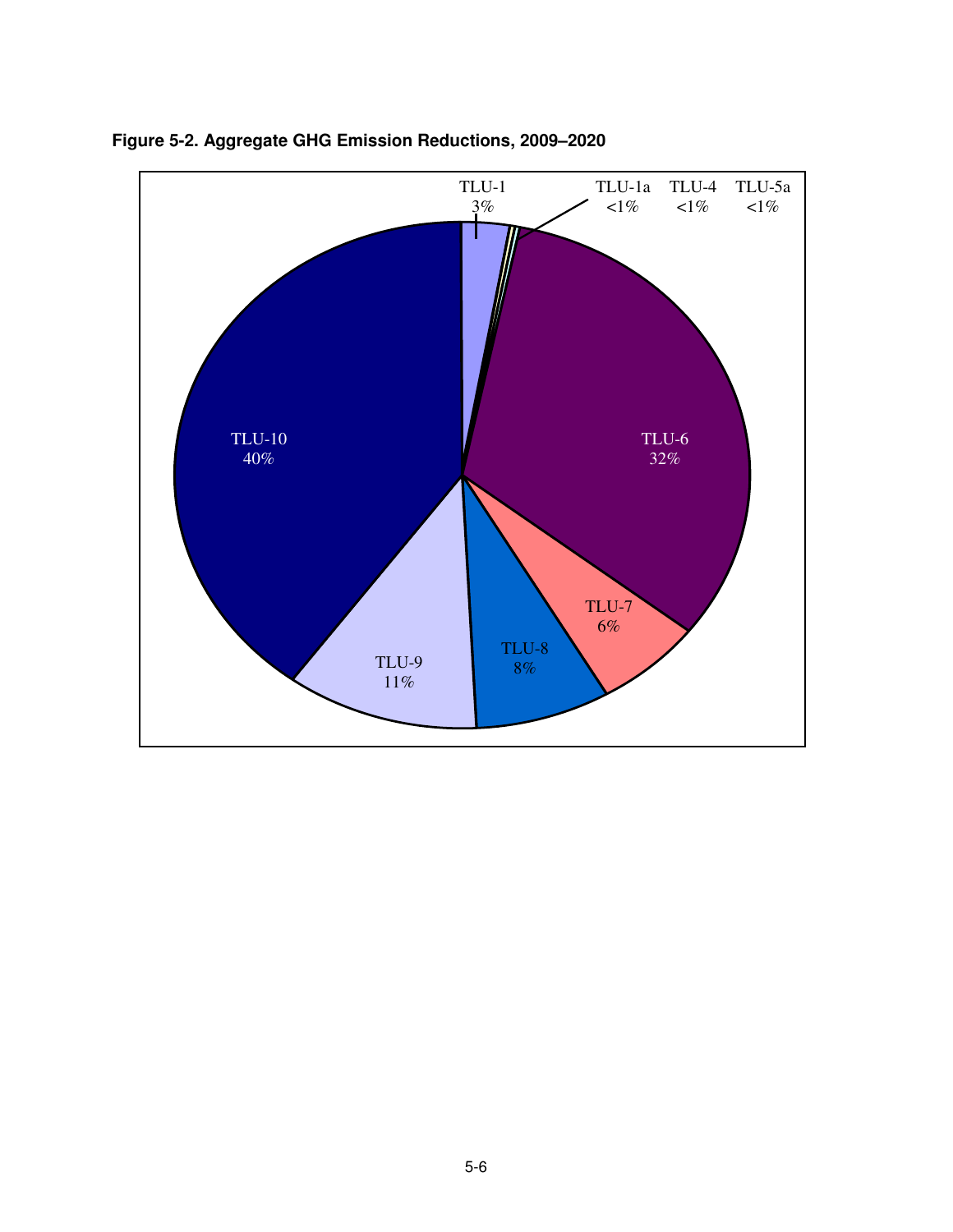**Figure 5-2. Aggregate GHG Emission Reductions, 2009–2020**

| Category | Share |
| --- | --- |
| TLU-1 | 3% |
| TLU-1a | <1% |
| TLU-4 | <1% |
| TLU-5a | <1% |
| TLU-6 | 32% |
| TLU-7 | 6% |
| TLU-8 | 8% |
| TLU-9 | 11% |
| TLU-10 | 40% |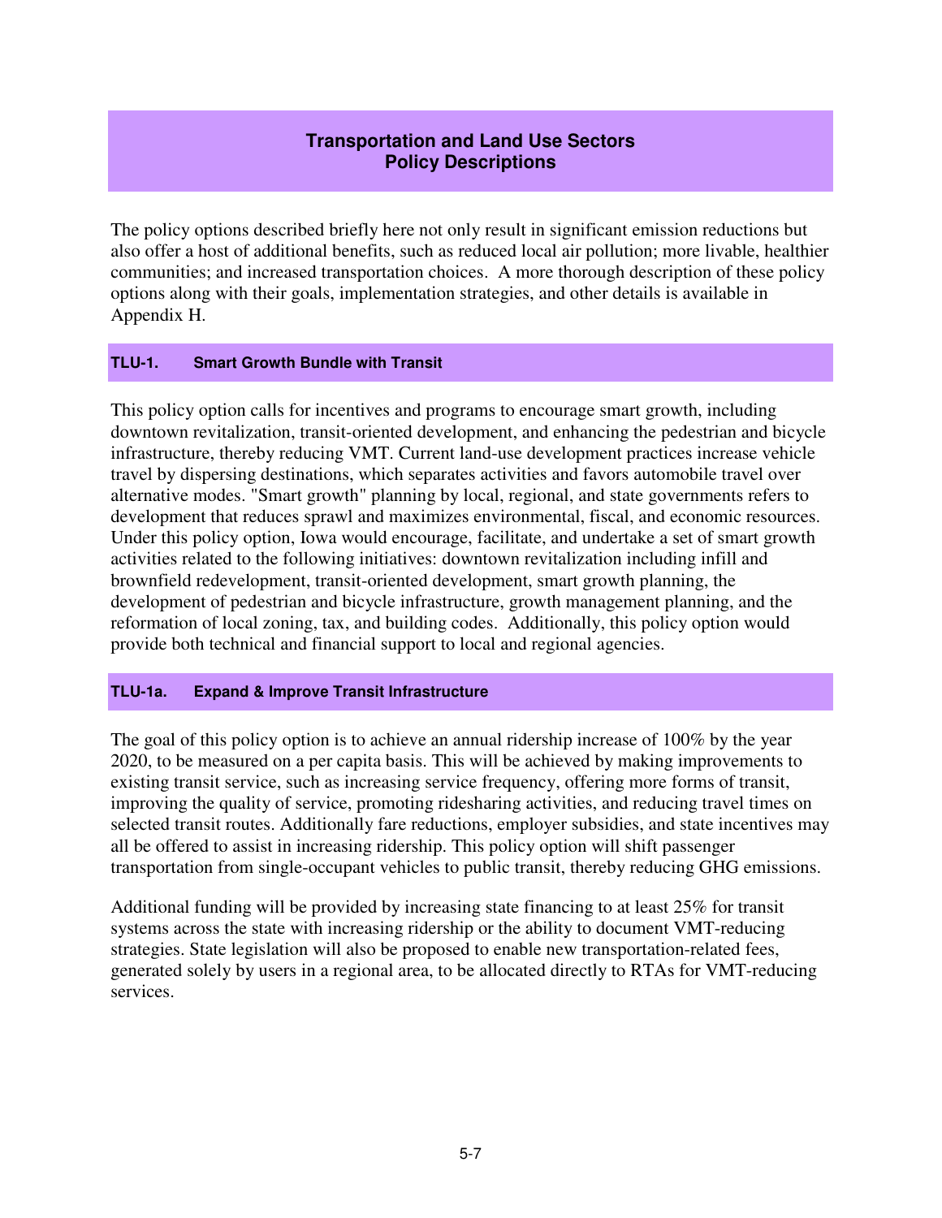## Transportation and Land Use Sectors
## Policy Descriptions

The policy options described briefly here not only result in significant emission reductions but also offer a host of additional benefits, such as reduced local air pollution; more livable, healthier communities; and increased transportation choices. A more thorough description of these policy options along with their goals, implementation strategies, and other details is available in Appendix H.

### TLU-1. Smart Growth Bundle with Transit

This policy option calls for incentives and programs to encourage smart growth, including downtown revitalization, transit-oriented development, and enhancing the pedestrian and bicycle infrastructure, thereby reducing VMT. Current land-use development practices increase vehicle travel by dispersing destinations, which separates activities and favors automobile travel over alternative modes. "Smart growth" planning by local, regional, and state governments refers to development that reduces sprawl and maximizes environmental, fiscal, and economic resources. Under this policy option, Iowa would encourage, facilitate, and undertake a set of smart growth activities related to the following initiatives: downtown revitalization including infill and brownfield redevelopment, transit-oriented development, smart growth planning, the development of pedestrian and bicycle infrastructure, growth management planning, and the reformation of local zoning, tax, and building codes. Additionally, this policy option would provide both technical and financial support to local and regional agencies.

### TLU-1a. Expand & Improve Transit Infrastructure

The goal of this policy option is to achieve an annual ridership increase of 100% by the year 2020, to be measured on a per capita basis. This will be achieved by making improvements to existing transit service, such as increasing service frequency, offering more forms of transit, improving the quality of service, promoting ridesharing activities, and reducing travel times on selected transit routes. Additionally fare reductions, employer subsidies, and state incentives may all be offered to assist in increasing ridership. This policy option will shift passenger transportation from single-occupant vehicles to public transit, thereby reducing GHG emissions.

Additional funding will be provided by increasing state financing to at least 25% for transit systems across the state with increasing ridership or the ability to document VMT-reducing strategies. State legislation will also be proposed to enable new transportation-related fees, generated solely by users in a regional area, to be allocated directly to RTAs for VMT-reducing services.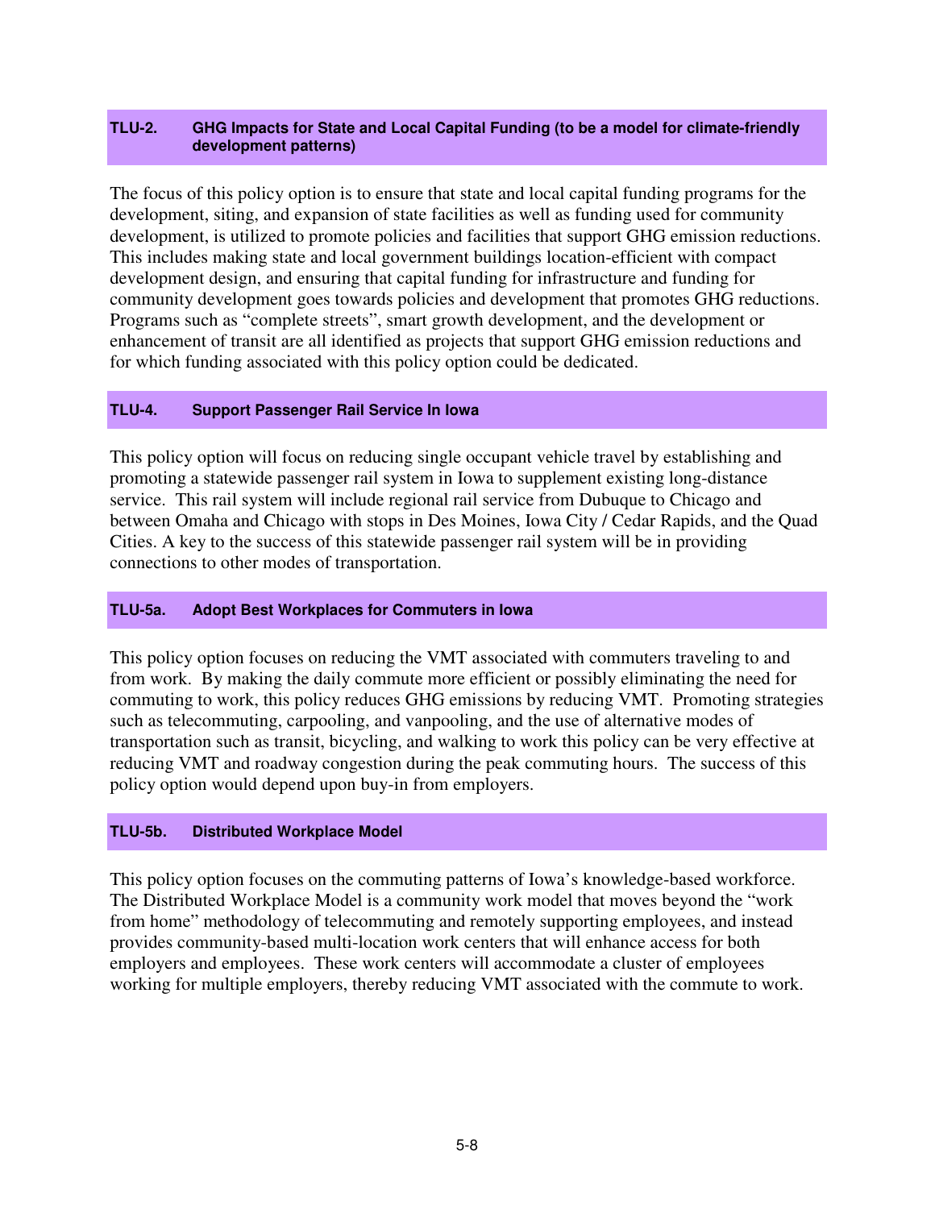### TLU-2. GHG Impacts for State and Local Capital Funding (to be a model for climate-friendly development patterns)

The focus of this policy option is to ensure that state and local capital funding programs for the development, siting, and expansion of state facilities as well as funding used for community development, is utilized to promote policies and facilities that support GHG emission reductions. This includes making state and local government buildings location-efficient with compact development design, and ensuring that capital funding for infrastructure and funding for community development goes towards policies and development that promotes GHG reductions. Programs such as "complete streets", smart growth development, and the development or enhancement of transit are all identified as projects that support GHG emission reductions and for which funding associated with this policy option could be dedicated.

### TLU-4. Support Passenger Rail Service In Iowa

This policy option will focus on reducing single occupant vehicle travel by establishing and promoting a statewide passenger rail system in Iowa to supplement existing long-distance service. This rail system will include regional rail service from Dubuque to Chicago and between Omaha and Chicago with stops in Des Moines, Iowa City / Cedar Rapids, and the Quad Cities. A key to the success of this statewide passenger rail system will be in providing connections to other modes of transportation.

### TLU-5a. Adopt Best Workplaces for Commuters in Iowa

This policy option focuses on reducing the VMT associated with commuters traveling to and from work. By making the daily commute more efficient or possibly eliminating the need for commuting to work, this policy reduces GHG emissions by reducing VMT. Promoting strategies such as telecommuting, carpooling, and vanpooling, and the use of alternative modes of transportation such as transit, bicycling, and walking to work this policy can be very effective at reducing VMT and roadway congestion during the peak commuting hours. The success of this policy option would depend upon buy-in from employers.

### TLU-5b. Distributed Workplace Model

This policy option focuses on the commuting patterns of Iowa's knowledge-based workforce. The Distributed Workplace Model is a community work model that moves beyond the "work from home" methodology of telecommuting and remotely supporting employees, and instead provides community-based multi-location work centers that will enhance access for both employers and employees. These work centers will accommodate a cluster of employees working for multiple employers, thereby reducing VMT associated with the commute to work.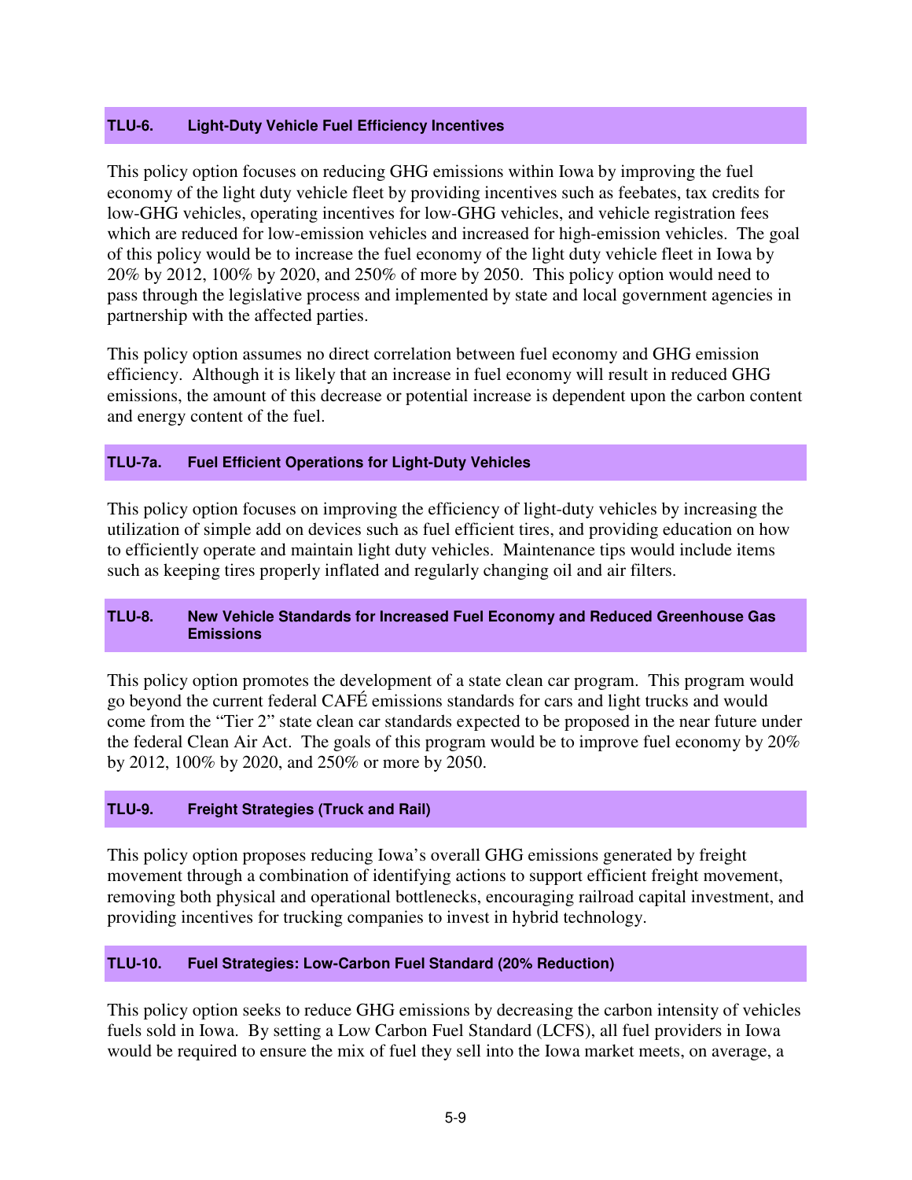### TLU-6. Light-Duty Vehicle Fuel Efficiency Incentives

This policy option focuses on reducing GHG emissions within Iowa by improving the fuel economy of the light duty vehicle fleet by providing incentives such as feebates, tax credits for low-GHG vehicles, operating incentives for low-GHG vehicles, and vehicle registration fees which are reduced for low-emission vehicles and increased for high-emission vehicles. The goal of this policy would be to increase the fuel economy of the light duty vehicle fleet in Iowa by 20% by 2012, 100% by 2020, and 250% of more by 2050. This policy option would need to pass through the legislative process and implemented by state and local government agencies in partnership with the affected parties.

This policy option assumes no direct correlation between fuel economy and GHG emission efficiency. Although it is likely that an increase in fuel economy will result in reduced GHG emissions, the amount of this decrease or potential increase is dependent upon the carbon content and energy content of the fuel.

### TLU-7a. Fuel Efficient Operations for Light-Duty Vehicles

This policy option focuses on improving the efficiency of light-duty vehicles by increasing the utilization of simple add on devices such as fuel efficient tires, and providing education on how to efficiently operate and maintain light duty vehicles. Maintenance tips would include items such as keeping tires properly inflated and regularly changing oil and air filters.

### TLU-8. New Vehicle Standards for Increased Fuel Economy and Reduced Greenhouse Gas Emissions

This policy option promotes the development of a state clean car program. This program would go beyond the current federal CAFÉ emissions standards for cars and light trucks and would come from the "Tier 2" state clean car standards expected to be proposed in the near future under the federal Clean Air Act. The goals of this program would be to improve fuel economy by 20% by 2012, 100% by 2020, and 250% or more by 2050.

### TLU-9. Freight Strategies (Truck and Rail)

This policy option proposes reducing Iowa's overall GHG emissions generated by freight movement through a combination of identifying actions to support efficient freight movement, removing both physical and operational bottlenecks, encouraging railroad capital investment, and providing incentives for trucking companies to invest in hybrid technology.

### TLU-10. Fuel Strategies: Low-Carbon Fuel Standard (20% Reduction)

This policy option seeks to reduce GHG emissions by decreasing the carbon intensity of vehicles fuels sold in Iowa. By setting a Low Carbon Fuel Standard (LCFS), all fuel providers in Iowa would be required to ensure the mix of fuel they sell into the Iowa market meets, on average, a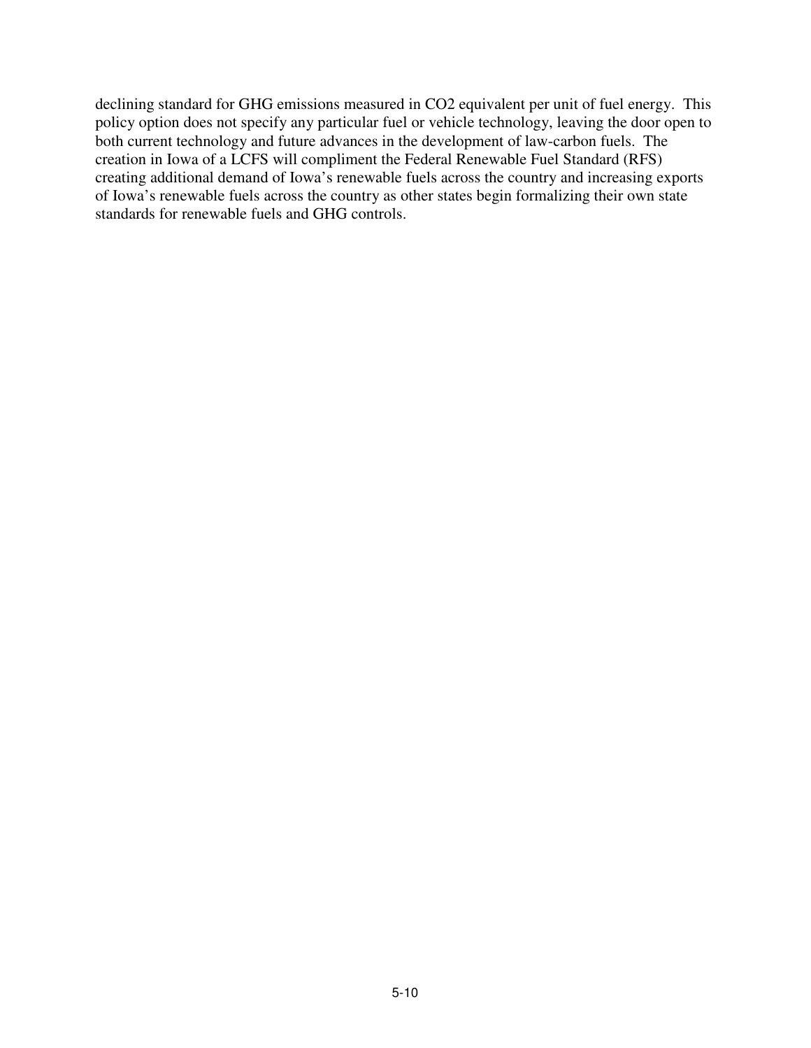declining standard for GHG emissions measured in CO2 equivalent per unit of fuel energy. This policy option does not specify any particular fuel or vehicle technology, leaving the door open to both current technology and future advances in the development of law-carbon fuels. The creation in Iowa of a LCFS will compliment the Federal Renewable Fuel Standard (RFS) creating additional demand of Iowa's renewable fuels across the country and increasing exports of Iowa's renewable fuels across the country as other states begin formalizing their own state standards for renewable fuels and GHG controls.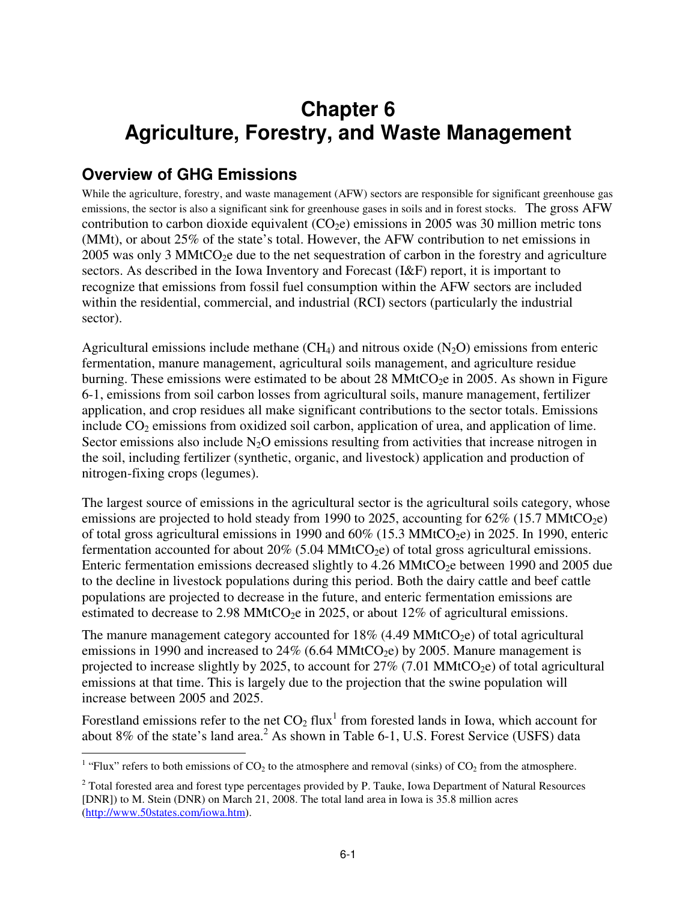# Chapter 6
# Agriculture, Forestry, and Waste Management

## Overview of GHG Emissions

While the agriculture, forestry, and waste management (AFW) sectors are responsible for significant greenhouse gas emissions, the sector is also a significant sink for greenhouse gases in soils and in forest stocks. The gross AFW contribution to carbon dioxide equivalent ($CO_2e$) emissions in 2005 was 30 million metric tons (MMt), or about 25% of the state's total. However, the AFW contribution to net emissions in 2005 was only 3 $MMtCO_2e$ due to the net sequestration of carbon in the forestry and agriculture sectors. As described in the Iowa Inventory and Forecast (I&F) report, it is important to recognize that emissions from fossil fuel consumption within the AFW sectors are included within the residential, commercial, and industrial (RCI) sectors (particularly the industrial sector).

Agricultural emissions include methane ($CH_4$) and nitrous oxide ($N_2O$) emissions from enteric fermentation, manure management, agricultural soils management, and agriculture residue burning. These emissions were estimated to be about 28 $MMtCO_2e$ in 2005. As shown in Figure 6-1, emissions from soil carbon losses from agricultural soils, manure management, fertilizer application, and crop residues all make significant contributions to the sector totals. Emissions include $CO_2$ emissions from oxidized soil carbon, application of urea, and application of lime. Sector emissions also include $N_2O$ emissions resulting from activities that increase nitrogen in the soil, including fertilizer (synthetic, organic, and livestock) application and production of nitrogen-fixing crops (legumes).

The largest source of emissions in the agricultural sector is the agricultural soils category, whose emissions are projected to hold steady from 1990 to 2025, accounting for 62% (15.7 $MMtCO_2e$) of total gross agricultural emissions in 1990 and 60% (15.3 $MMtCO_2e$) in 2025. In 1990, enteric fermentation accounted for about 20% (5.04 $MMtCO_2e$) of total gross agricultural emissions. Enteric fermentation emissions decreased slightly to 4.26 $MMtCO_2e$ between 1990 and 2005 due to the decline in livestock populations during this period. Both the dairy cattle and beef cattle populations are projected to decrease in the future, and enteric fermentation emissions are estimated to decrease to 2.98 $MMtCO_2e$ in 2025, or about 12% of agricultural emissions.

The manure management category accounted for 18% (4.49 $MMtCO_2e$) of total agricultural emissions in 1990 and increased to 24% (6.64 $MMtCO_2e$) by 2005. Manure management is projected to increase slightly by 2025, to account for 27% (7.01 $MMtCO_2e$) of total agricultural emissions at that time. This is largely due to the projection that the swine population will increase between 2005 and 2025.

Forestland emissions refer to the net $CO_2$ flux[1] from forested lands in Iowa, which account for about 8% of the state's land area.[2] As shown in Table 6-1, U.S. Forest Service (USFS) data

---

[1] "Flux" refers to both emissions of $CO_2$ to the atmosphere and removal (sinks) of $CO_2$ from the atmosphere.

[2] Total forested area and forest type percentages provided by P. Tauke, Iowa Department of Natural Resources [DNR]) to M. Stein (DNR) on March 21, 2008. The total land area in Iowa is 35.8 million acres (http://www.50states.com/iowa.htm).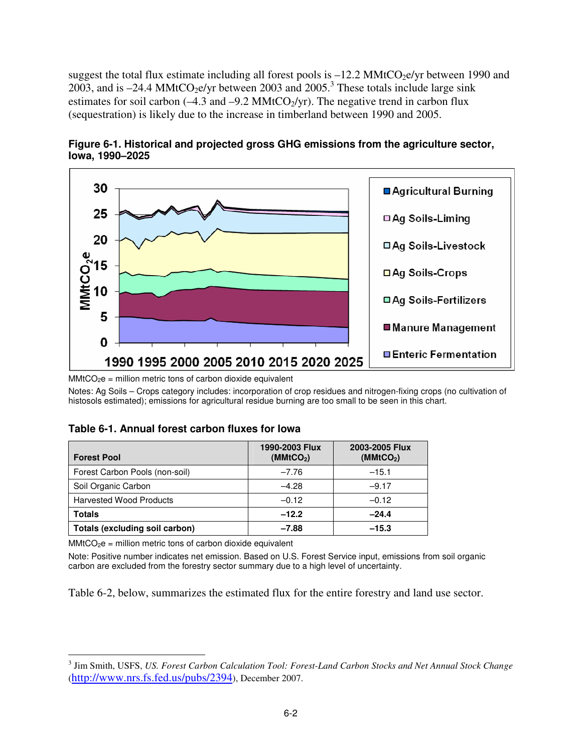suggest the total flux estimate including all forest pools is –12.2 $MMtCO_2e$/yr between 1990 and 2003, and is –24.4 $MMtCO_2e$/yr between 2003 and 2005.[3] These totals include large sink estimates for soil carbon (–4.3 and –9.2 $MMtCO_2$/yr). The negative trend in carbon flux (sequestration) is likely due to the increase in timberland between 1990 and 2005.

**Figure 6-1. Historical and projected gross GHG emissions from the agriculture sector, Iowa, 1990–2025**

$MMtCO_2e$ = million metric tons of carbon equivalent

Notes: Ag Soils – Crops category includes: incorporation of crop residues and nitrogen-fixing crops (no cultivation of histosols estimated); emissions for agricultural residue burning are too small to be seen in this chart.

**Table 6-1. Annual forest carbon fluxes for Iowa**

| Forest Pool | 1990-2003 Flux ($MMtCO_2$) | 2003-2005 Flux ($MMtCO_2$) |
|---|---|---|
| Forest Carbon Pools (non-soil) | –7.76 | –15.1 |
| Soil Organic Carbon | –4.28 | –9.17 |
| Harvested Wood Products | –0.12 | –0.12 |
| **Totals** | **–12.2** | **–24.4** |
| **Totals (excluding soil carbon)** | **–7.88** | **–15.3** |

$MMtCO_2e$ = million metric tons of carbon dioxide equivalent

Note: Positive number indicates net emission. Based on U.S. Forest Service input, emissions from soil organic carbon are excluded from the forestry sector summary due to a high level of uncertainty.

Table 6-2, below, summarizes the estimated flux for the entire forestry and land use sector.

---

[3] Jim Smith, USFS, *US. Forest Carbon Calculation Tool: Forest-Land Carbon Stocks and Net Annual Stock Change* (http://www.nrs.fs.fed.us/pubs/2394), December 2007.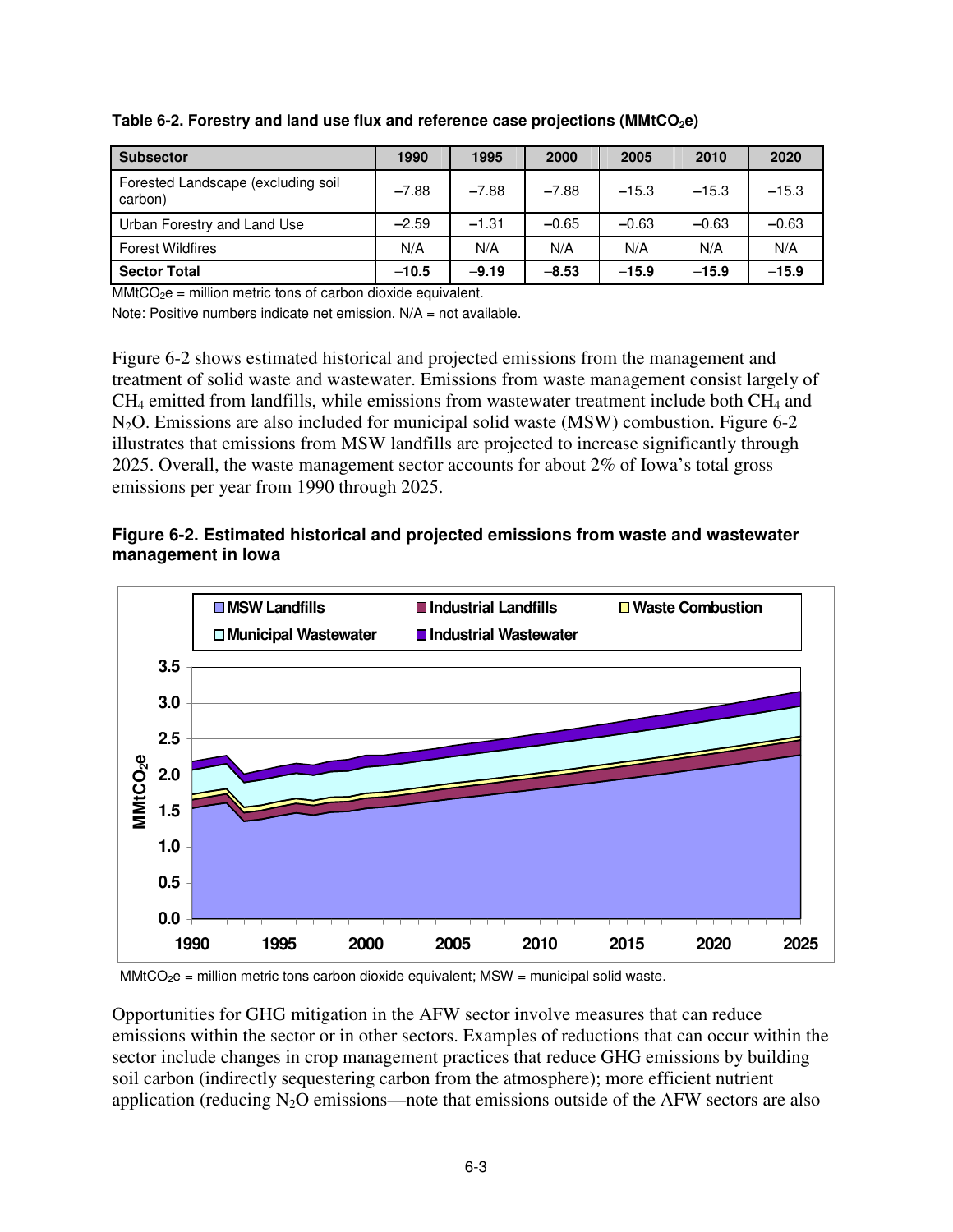**Table 6-2. Forestry and land use flux and reference case projections ($MMtCO_2e$)**

| Subsector | 1990 | 1995 | 2000 | 2005 | 2010 | 2020 |
|---|---|---|---|---|---|---|
| Forested Landscape (excluding soil carbon) | –7.88 | –7.88 | –7.88 | –15.3 | –15.3 | –15.3 |
| Urban Forestry and Land Use | –2.59 | –1.31 | –0.65 | –0.63 | –0.63 | –0.63 |
| Forest Wildfires | N/A | N/A | N/A | N/A | N/A | N/A |
| **Sector Total** | **–10.5** | **–9.19** | **–8.53** | **–15.9** | **–15.9** | **–15.9** |

$MMtCO_2e$ = million metric tons of carbon dioxide equivalent.

Note: Positive numbers indicate net emission. N/A = not available.

Figure 6-2 shows estimated historical and projected emissions from the management and treatment of solid waste and wastewater. Emissions from waste management consist largely of $CH_4$ emitted from landfills, while emissions from wastewater treatment include both $CH_4$ and $N_2O$. Emissions are also included for municipal solid waste (MSW) combustion. Figure 6-2 illustrates that emissions from MSW landfills are projected to increase significantly through 2025. Overall, the waste management sector accounts for about 2% of Iowa's total gross emissions per year from 1990 through 2025.

**Figure 6-2. Estimated historical and projected emissions from waste and wastewater management in Iowa**

$MMtCO_2e$ = million metric tons carbon dioxide equivalent; MSW = municipal solid waste.

Opportunities for GHG mitigation in the AFW sector involve measures that can reduce emissions within the sector or in other sectors. Examples of reductions that can occur within the sector include changes in crop management practices that reduce GHG emissions by building soil carbon (indirectly sequestering carbon from the atmosphere); more efficient nutrient application (reducing $N_2O$ emissions—note that emissions outside of the AFW sectors are also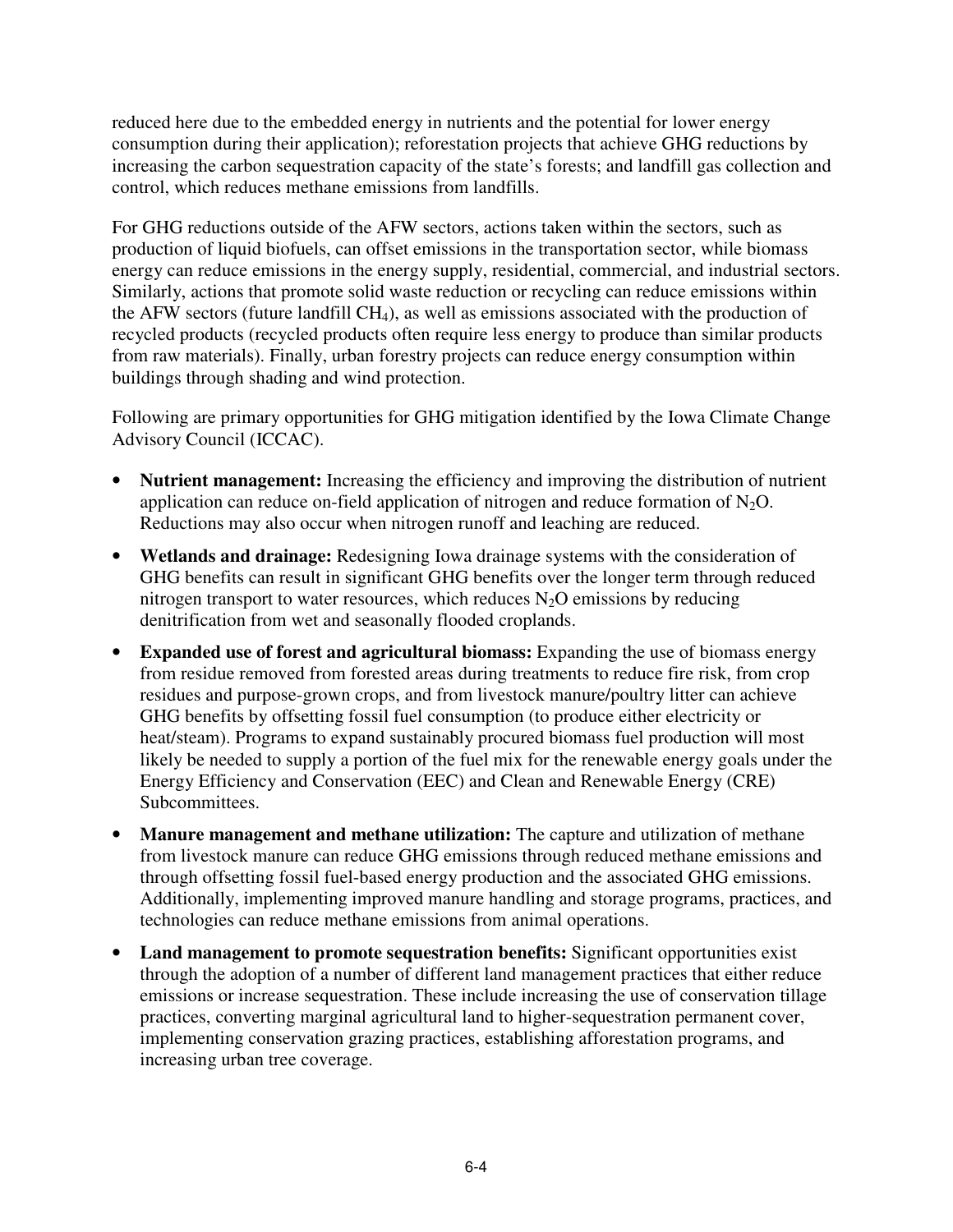reduced here due to the embedded energy in nutrients and the potential for lower energy consumption during their application); reforestation projects that achieve GHG reductions by increasing the carbon sequestration capacity of the state's forests; and landfill gas collection and control, which reduces methane emissions from landfills.

For GHG reductions outside of the AFW sectors, actions taken within the sectors, such as production of liquid biofuels, can offset emissions in the transportation sector, while biomass energy can reduce emissions in the energy supply, residential, commercial, and industrial sectors. Similarly, actions that promote solid waste reduction or recycling can reduce emissions within the AFW sectors (future landfill $CH_4$), as well as emissions associated with the production of recycled products (recycled products often require less energy to produce than similar products from raw materials). Finally, urban forestry projects can reduce energy consumption within buildings through shading and wind protection.

Following are primary opportunities for GHG mitigation identified by the Iowa Climate Change Advisory Council (ICCAC).

- **Nutrient management:** Increasing the efficiency and improving the distribution of nutrient application can reduce on-field application of nitrogen and reduce formation of $N_2O$. Reductions may also occur when nitrogen runoff and leaching are reduced.
- **Wetlands and drainage:** Redesigning Iowa drainage systems with the consideration of GHG benefits can result in significant GHG benefits over the longer term through reduced nitrogen transport to water resources, which reduces $N_2O$ emissions by reducing denitrification from wet and seasonally flooded croplands.
- **Expanded use of forest and agricultural biomass:** Expanding the use of biomass energy from residue removed from forested areas during treatments to reduce fire risk, from crop residues and purpose-grown crops, and from livestock manure/poultry litter can achieve GHG benefits by offsetting fossil fuel consumption (to produce either electricity or heat/steam). Programs to expand sustainably procured biomass fuel production will most likely be needed to supply a portion of the fuel mix for the renewable energy goals under the Energy Efficiency and Conservation (EEC) and Clean and Renewable Energy (CRE) Subcommittees.
- **Manure management and methane utilization:** The capture and utilization of methane from livestock manure can reduce GHG emissions through reduced methane emissions and through offsetting fossil fuel-based energy production and the associated GHG emissions. Additionally, implementing improved manure handling and storage programs, practices, and technologies can reduce methane emissions from animal operations.
- **Land management to promote sequestration benefits:** Significant opportunities exist through the adoption of a number of different land management practices that either reduce emissions or increase sequestration. These include increasing the use of conservation tillage practices, converting marginal agricultural land to higher-sequestration permanent cover, implementing conservation grazing practices, establishing afforestation programs, and increasing urban tree coverage.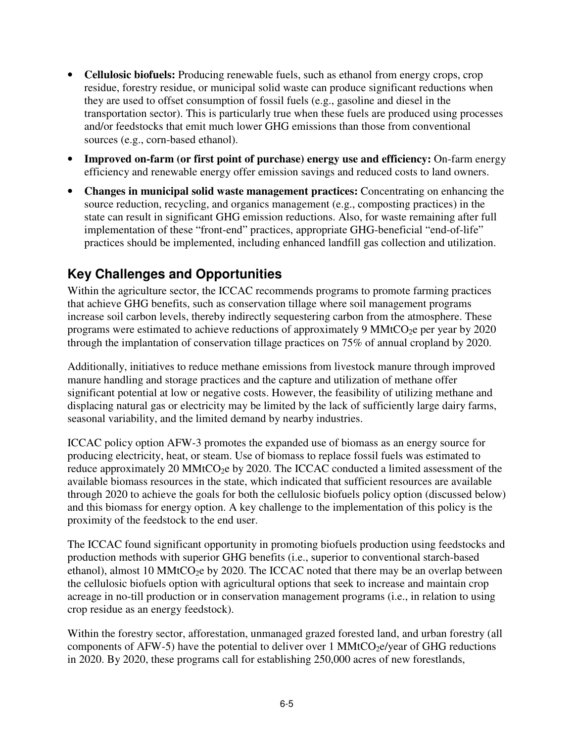- **Cellulosic biofuels:** Producing renewable fuels, such as ethanol from energy crops, crop residue, forestry residue, or municipal solid waste can produce significant reductions when they are used to offset consumption of fossil fuels (e.g., gasoline and diesel in the transportation sector). This is particularly true when these fuels are produced using processes and/or feedstocks that emit much lower GHG emissions than those from conventional sources (e.g., corn-based ethanol).
- **Improved on-farm (or first point of purchase) energy use and efficiency:** On-farm energy efficiency and renewable energy offer emission savings and reduced costs to land owners.
- **Changes in municipal solid waste management practices:** Concentrating on enhancing the source reduction, recycling, and organics management (e.g., composting practices) in the state can result in significant GHG emission reductions. Also, for waste remaining after full implementation of these "front-end" practices, appropriate GHG-beneficial "end-of-life" practices should be implemented, including enhanced landfill gas collection and utilization.

## Key Challenges and Opportunities

Within the agriculture sector, the ICCAC recommends programs to promote farming practices that achieve GHG benefits, such as conservation tillage where soil management programs increase soil carbon levels, thereby indirectly sequestering carbon from the atmosphere. These programs were estimated to achieve reductions of approximately 9 $MMtCO_2e$ per year by 2020 through the implantation of conservation tillage practices on 75% of annual cropland by 2020.

Additionally, initiatives to reduce methane emissions from livestock manure through improved manure handling and storage practices and the capture and utilization of methane offer significant potential at low or negative costs. However, the feasibility of utilizing methane and displacing natural gas or electricity may be limited by the lack of sufficiently large dairy farms, seasonal variability, and the limited demand by nearby industries.

ICCAC policy option AFW-3 promotes the expanded use of biomass as an energy source for producing electricity, heat, or steam. Use of biomass to replace fossil fuels was estimated to reduce approximately 20 $MMtCO_2e$ by 2020. The ICCAC conducted a limited assessment of the available biomass resources in the state, which indicated that sufficient resources are available through 2020 to achieve the goals for both the cellulosic biofuels policy option (discussed below) and this biomass for energy option. A key challenge to the implementation of this policy is the proximity of the feedstock to the end user.

The ICCAC found significant opportunity in promoting biofuels production using feedstocks and production methods with superior GHG benefits (i.e., superior to conventional starch-based ethanol), almost 10 $MMtCO_2e$ by 2020. The ICCAC noted that there may be an overlap between the cellulosic biofuels option with agricultural options that seek to increase and maintain crop acreage in no-till production or in conservation management programs (i.e., in relation to using crop residue as an energy feedstock).

Within the forestry sector, afforestation, unmanaged grazed forested land, and urban forestry (all components of AFW-5) have the potential to deliver over 1 $MMtCO_2e$/year of GHG reductions in 2020. By 2020, these programs call for establishing 250,000 acres of new forestlands,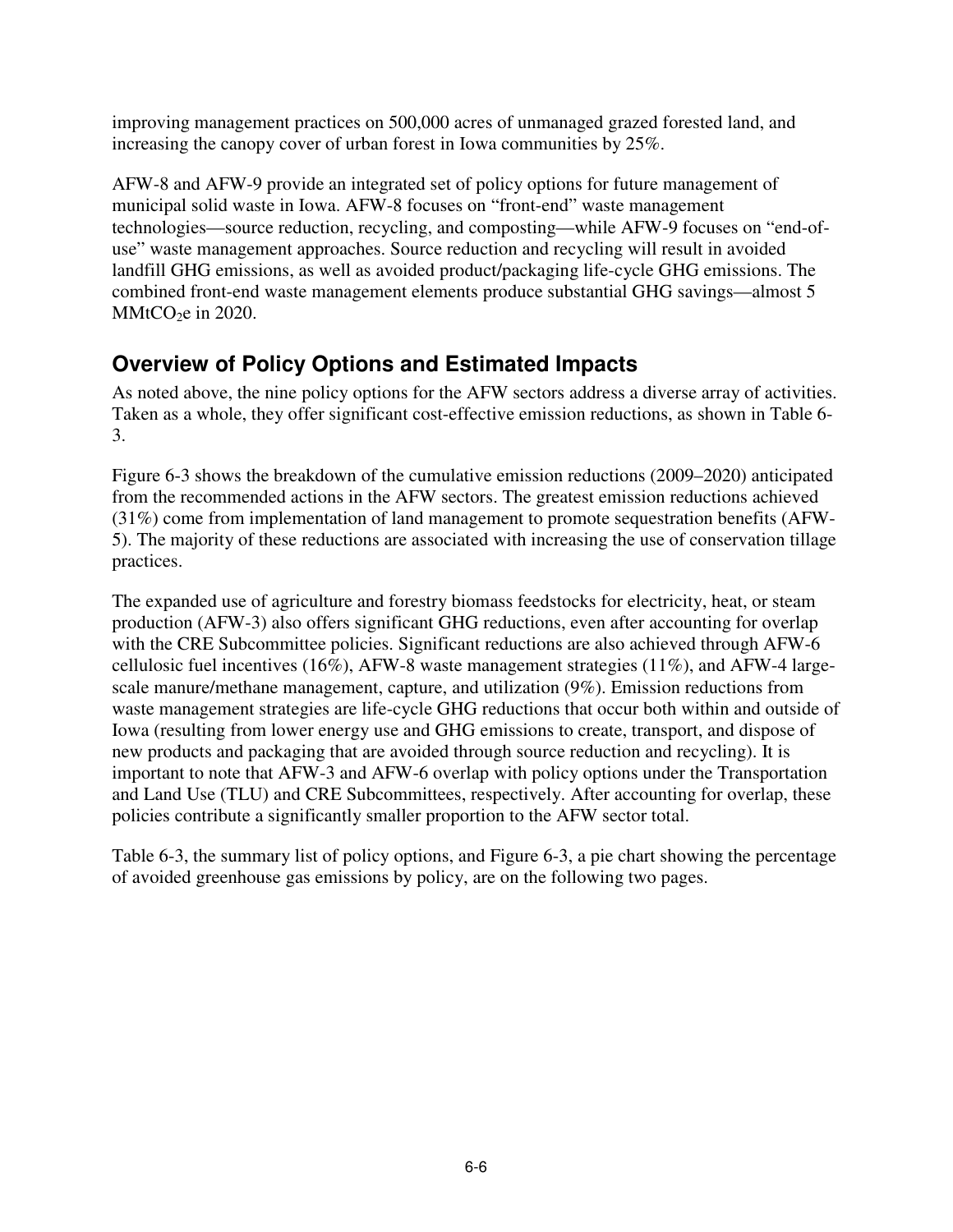improving management practices on 500,000 acres of unmanaged grazed forested land, and increasing the canopy cover of urban forest in Iowa communities by 25%.

AFW-8 and AFW-9 provide an integrated set of policy options for future management of municipal solid waste in Iowa. AFW-8 focuses on "front-end" waste management technologies—source reduction, recycling, and composting—while AFW-9 focuses on "end-of-use" waste management approaches. Source reduction and recycling will result in avoided landfill GHG emissions, as well as avoided product/packaging life-cycle GHG emissions. The combined front-end waste management elements produce substantial GHG savings—almost 5 $MMtCO_2e$ in 2020.

## Overview of Policy Options and Estimated Impacts

As noted above, the nine policy options for the AFW sectors address a diverse array of activities. Taken as a whole, they offer significant cost-effective emission reductions, as shown in Table 6-3.

Figure 6-3 shows the breakdown of the cumulative emission reductions (2009–2020) anticipated from the recommended actions in the AFW sectors. The greatest emission reductions achieved (31%) come from implementation of land management to promote sequestration benefits (AFW-5). The majority of these reductions are associated with increasing the use of conservation tillage practices.

The expanded use of agriculture and forestry biomass feedstocks for electricity, heat, or steam production (AFW-3) also offers significant GHG reductions, even after accounting for overlap with the CRE Subcommittee policies. Significant reductions are also achieved through AFW-6 cellulosic fuel incentives (16%), AFW-8 waste management strategies (11%), and AFW-4 large-scale manure/methane management, capture, and utilization (9%). Emission reductions from waste management strategies are life-cycle GHG reductions that occur both within and outside of Iowa (resulting from lower energy use and GHG emissions to create, transport, and dispose of new products and packaging that are avoided through source reduction and recycling). It is important to note that AFW-3 and AFW-6 overlap with policy options under the Transportation and Land Use (TLU) and CRE Subcommittees, respectively. After accounting for overlap, these policies contribute a significantly smaller proportion to the AFW sector total.

Table 6-3, the summary list of policy options, and Figure 6-3, a pie chart showing the percentage of avoided greenhouse gas emissions by policy, are on the following two pages.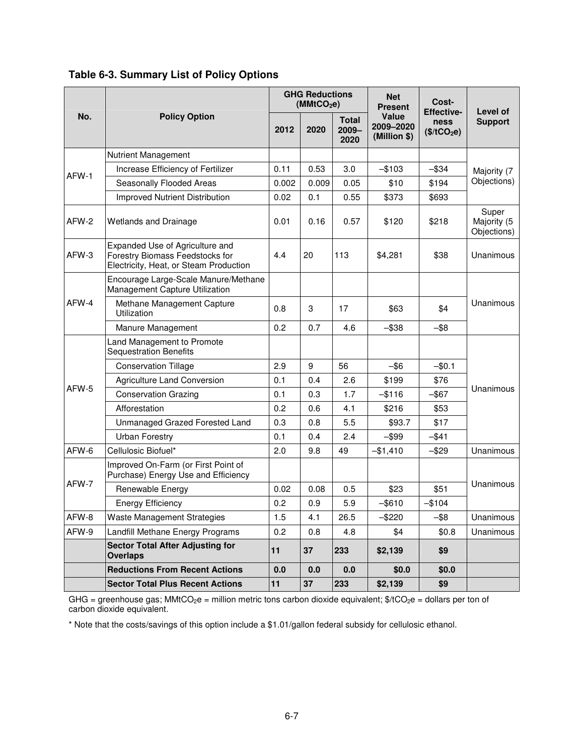**Table 6-3. Summary List of Policy Options**

| No. | Policy Option | GHG Reductions ($MMtCO_2e$) | | | Net Present Value 2009–2020 (Million $) | Cost-Effective-ness ($/t$CO_2e$) | Level of Support |
|---|---|---|---|---|---|---|---|
| | | 2012 | 2020 | Total 2009–2020 | | | |
| AFW-1 | Nutrient Management | | | | | | Majority (7 Objections) |
| | Increase Efficiency of Fertilizer | 0.11 | 0.53 | 3.0 | –$103 | –$34 | |
| | Seasonally Flooded Areas | 0.002 | 0.009 | 0.05 | $10 | $194 | |
| | Improved Nutrient Distribution | 0.02 | 0.1 | 0.55 | $373 | $693 | |
| AFW-2 | Wetlands and Drainage | 0.01 | 0.16 | 0.57 | $120 | $218 | Super Majority (5 Objections) |
| AFW-3 | Expanded Use of Agriculture and Forestry Biomass Feedstocks for Electricity, Heat, or Steam Production | 4.4 | 20 | 113 | $4,281 | $38 | Unanimous |
| AFW-4 | Encourage Large-Scale Manure/Methane Management Capture Utilization | | | | | | Unanimous |
| | Methane Management Capture Utilization | 0.8 | 3 | 17 | $63 | $4 | |
| | Manure Management | 0.2 | 0.7 | 4.6 | –$38 | –$8 | |
| AFW-5 | Land Management to Promote Sequestration Benefits | | | | | | Unanimous |
| | Conservation Tillage | 2.9 | 9 | 56 | –$6 | –$0.1 | |
| | Agriculture Land Conversion | 0.1 | 0.4 | 2.6 | $199 | $76 | |
| | Conservation Grazing | 0.1 | 0.3 | 1.7 | –$116 | –$67 | |
| | Afforestation | 0.2 | 0.6 | 4.1 | $216 | $53 | |
| | Unmanaged Grazed Forested Land | 0.3 | 0.8 | 5.5 | $93.7 | $17 | |
| | Urban Forestry | 0.1 | 0.4 | 2.4 | –$99 | –$41 | |
| AFW-6 | Cellulosic Biofuel* | 2.0 | 9.8 | 49 | –$1,410 | –$29 | Unanimous |
| AFW-7 | Improved On-Farm (or First Point of Purchase) Energy Use and Efficiency | | | | | | Unanimous |
| | Renewable Energy | 0.02 | 0.08 | 0.5 | $23 | $51 | |
| | Energy Efficiency | 0.2 | 0.9 | 5.9 | –$610 | –$104 | |
| AFW-8 | Waste Management Strategies | 1.5 | 4.1 | 26.5 | –$220 | –$8 | Unanimous |
| AFW-9 | Landfill Methane Energy Programs | 0.2 | 0.8 | 4.8 | $4 | $0.8 | Unanimous |
| | **Sector Total After Adjusting for Overlaps** | **11** | **37** | **233** | **$2,139** | **$9** | |
| | **Reductions From Recent Actions** | **0.0** | **0.0** | **0.0** | **$0.0** | **$0.0** | |
| | **Sector Total Plus Recent Actions** | **11** | **37** | **233** | **$2,139** | **$9** | |

GHG = greenhouse gas; $MMtCO_2e$ = million metric tons carbon dioxide equivalent; $/t$CO_2e$ = dollars per ton of carbon dioxide equivalent.

* Note that the costs/savings of this option include a $1.01/gallon federal subsidy for cellulosic ethanol.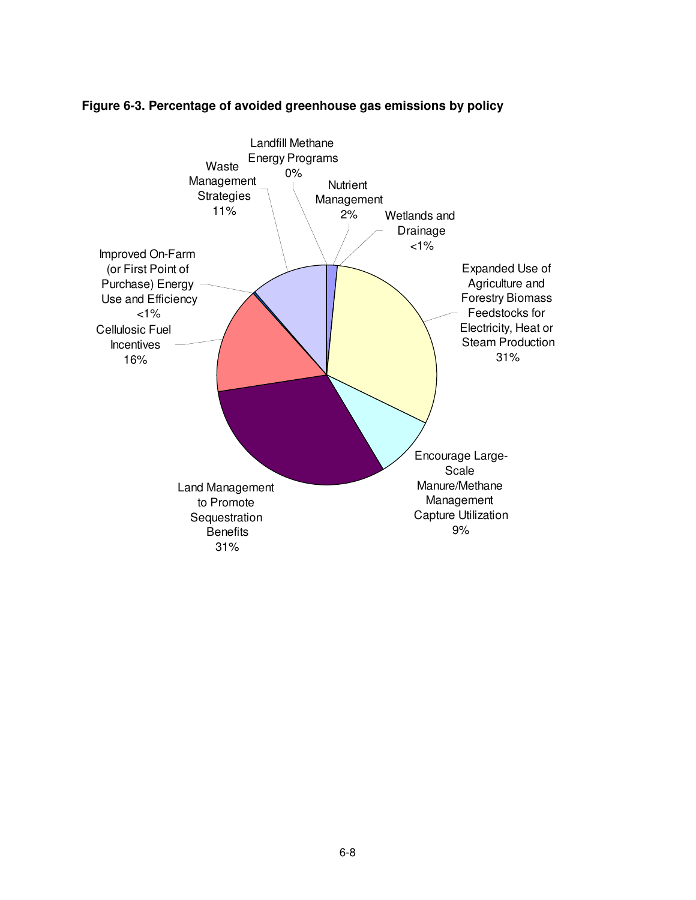**Figure 6-3. Percentage of avoided greenhouse gas emissions by policy**

Landfill Methane Energy Programs 0%

Nutrient Management 2%

Wetlands and Drainage <1%

Expanded Use of Agriculture and Forestry Biomass Feedstocks for Electricity, Heat or Steam Production 31%

Encourage Large-Scale Manure/Methane Management Capture Utilization 9%

Land Management to Promote Sequestration Benefits 31%

Cellulosic Fuel Incentives 16%

Improved On-Farm (or First Point of Purchase) Energy Use and Efficiency <1%

Waste Management Strategies 11%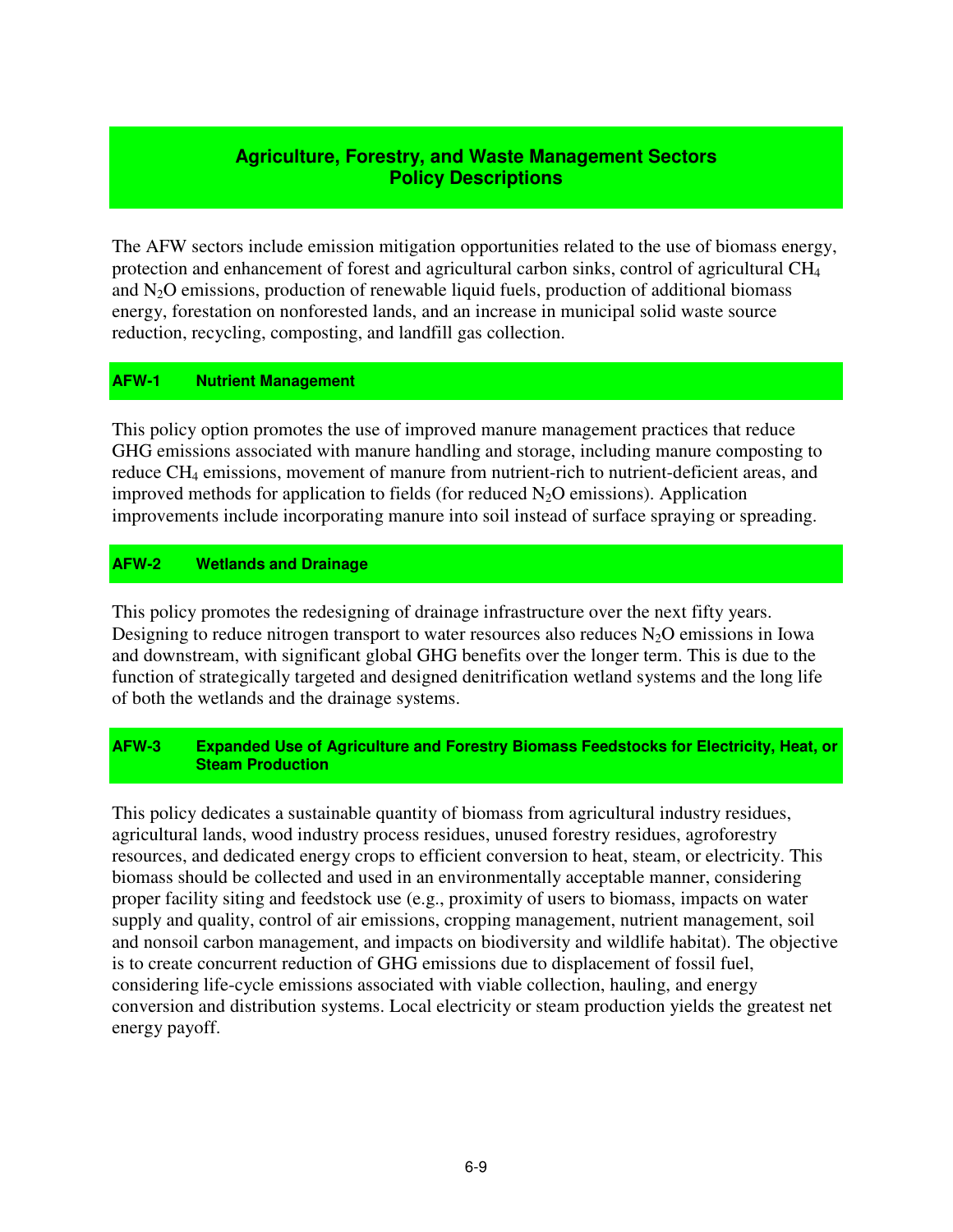# Agriculture, Forestry, and Waste Management Sectors Policy Descriptions

The AFW sectors include emission mitigation opportunities related to the use of biomass energy, protection and enhancement of forest and agricultural carbon sinks, control of agricultural $CH_4$ and $N_2O$ emissions, production of renewable liquid fuels, production of additional biomass energy, forestation on nonforested lands, and an increase in municipal solid waste source reduction, recycling, composting, and landfill gas collection.

## AFW-1 Nutrient Management

This policy option promotes the use of improved manure management practices that reduce GHG emissions associated with manure handling and storage, including manure composting to reduce $CH_4$ emissions, movement of manure from nutrient-rich to nutrient-deficient areas, and improved methods for application to fields (for reduced $N_2O$ emissions). Application improvements include incorporating manure into soil instead of surface spraying or spreading.

## AFW-2 Wetlands and Drainage

This policy promotes the redesigning of drainage infrastructure over the next fifty years. Designing to reduce nitrogen transport to water resources also reduces $N_2O$ emissions in Iowa and downstream, with significant global GHG benefits over the longer term. This is due to the function of strategically targeted and designed denitrification wetland systems and the long life of both the wetlands and the drainage systems.

## AFW-3 Expanded Use of Agriculture and Forestry Biomass Feedstocks for Electricity, Heat, or Steam Production

This policy dedicates a sustainable quantity of biomass from agricultural industry residues, agricultural lands, wood industry process residues, unused forestry residues, agroforestry resources, and dedicated energy crops to efficient conversion to heat, steam, or electricity. This biomass should be collected and used in an environmentally acceptable manner, considering proper facility siting and feedstock use (e.g., proximity of users to biomass, impacts on water supply and quality, control of air emissions, cropping management, nutrient management, soil and nonsoil carbon management, and impacts on biodiversity and wildlife habitat). The objective is to create concurrent reduction of GHG emissions due to displacement of fossil fuel, considering life-cycle emissions associated with viable collection, hauling, and energy conversion and distribution systems. Local electricity or steam production yields the greatest net energy payoff.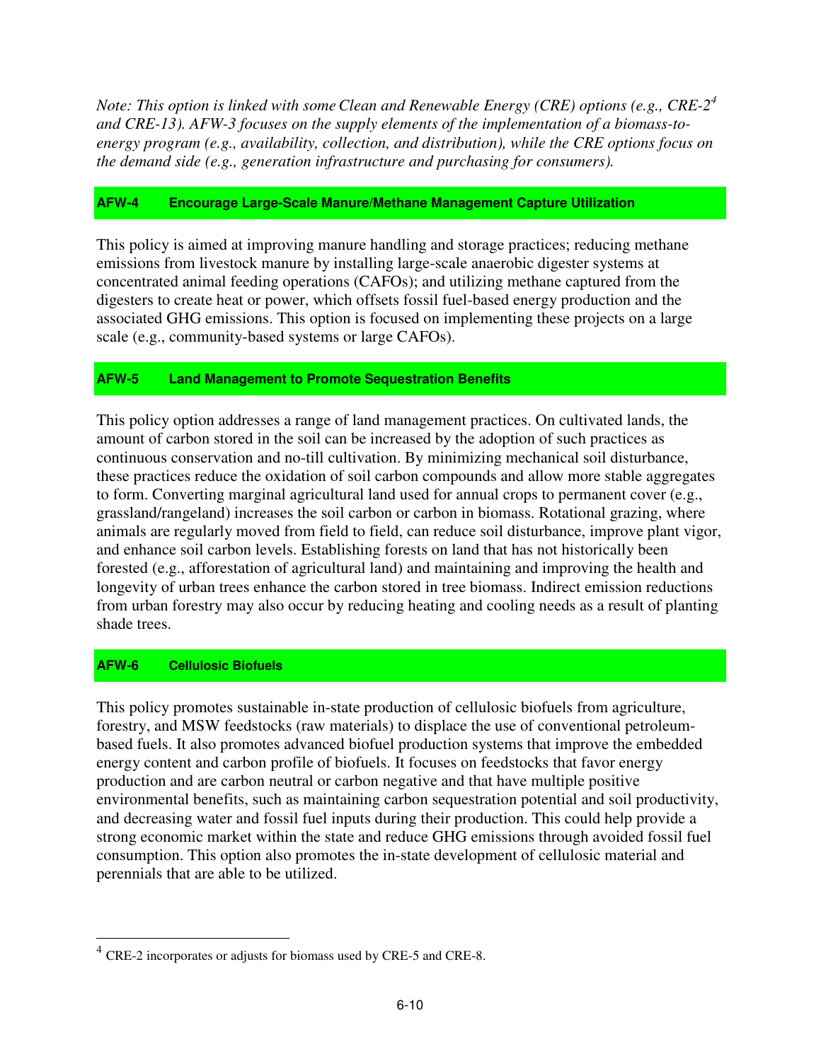*Note: This option is linked with some Clean and Renewable Energy (CRE) options (e.g., CRE-2[4] and CRE-13). AFW-3 focuses on the supply elements of the implementation of a biomass-to-energy program (e.g., availability, collection, and distribution), while the CRE options focus on the demand side (e.g., generation infrastructure and purchasing for consumers).*

### AFW-4 Encourage Large-Scale Manure/Methane Management Capture Utilization

This policy is aimed at improving manure handling and storage practices; reducing methane emissions from livestock manure by installing large-scale anaerobic digester systems at concentrated animal feeding operations (CAFOs); and utilizing methane captured from the digesters to create heat or power, which offsets fossil fuel-based energy production and the associated GHG emissions. This option is focused on implementing these projects on a large scale (e.g., community-based systems or large CAFOs).

### AFW-5 Land Management to Promote Sequestration Benefits

This policy option addresses a range of land management practices. On cultivated lands, the amount of carbon stored in the soil can be increased by the adoption of such practices as continuous conservation and no-till cultivation. By minimizing mechanical soil disturbance, these practices reduce the oxidation of soil carbon compounds and allow more stable aggregates to form. Converting marginal agricultural land used for annual crops to permanent cover (e.g., grassland/rangeland) increases the soil carbon or carbon in biomass. Rotational grazing, where animals are regularly moved from field to field, can reduce soil disturbance, improve plant vigor, and enhance soil carbon levels. Establishing forests on land that has not historically been forested (e.g., afforestation of agricultural land) and maintaining and improving the health and longevity of urban trees enhance the carbon stored in tree biomass. Indirect emission reductions from urban forestry may also occur by reducing heating and cooling needs as a result of planting shade trees.

### AFW-6 Cellulosic Biofuels

This policy promotes sustainable in-state production of cellulosic biofuels from agriculture, forestry, and MSW feedstocks (raw materials) to displace the use of conventional petroleum-based fuels. It also promotes advanced biofuel production systems that improve the embedded energy content and carbon profile of biofuels. It focuses on feedstocks that favor energy production and are carbon neutral or carbon negative and that have multiple positive environmental benefits, such as maintaining carbon sequestration potential and soil productivity, and decreasing water and fossil fuel inputs during their production. This could help provide a strong economic market within the state and reduce GHG emissions through avoided fossil fuel consumption. This option also promotes the in-state development of cellulosic material and perennials that are able to be utilized.

---

[4] CRE-2 incorporates or adjusts for biomass used by CRE-5 and CRE-8.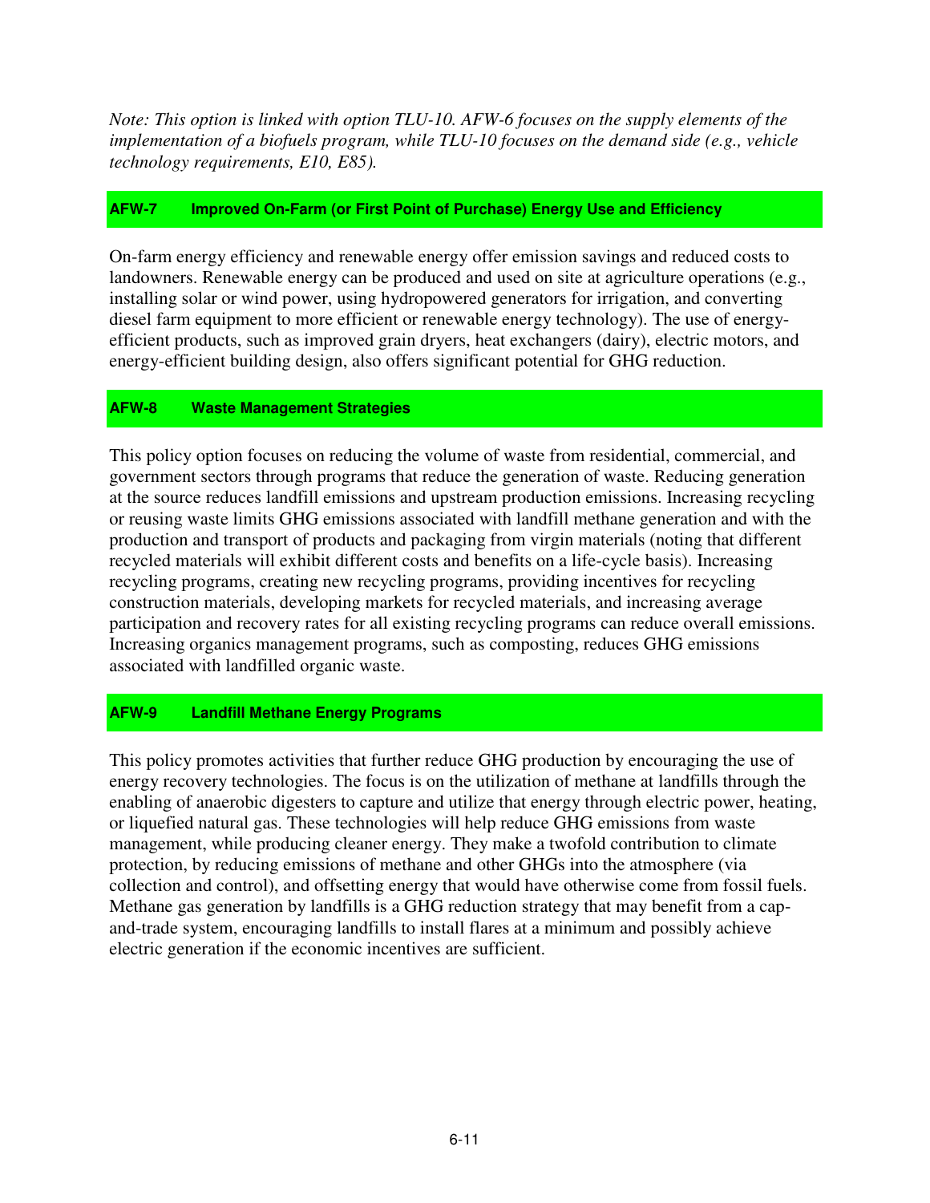*Note: This option is linked with option TLU-10. AFW-6 focuses on the supply elements of the implementation of a biofuels program, while TLU-10 focuses on the demand side (e.g., vehicle technology requirements, E10, E85).*

### AFW-7 Improved On-Farm (or First Point of Purchase) Energy Use and Efficiency

On-farm energy efficiency and renewable energy offer emission savings and reduced costs to landowners. Renewable energy can be produced and used on site at agriculture operations (e.g., installing solar or wind power, using hydropowered generators for irrigation, and converting diesel farm equipment to more efficient or renewable energy technology). The use of energy-efficient products, such as improved grain dryers, heat exchangers (dairy), electric motors, and energy-efficient building design, also offers significant potential for GHG reduction.

### AFW-8 Waste Management Strategies

This policy option focuses on reducing the volume of waste from residential, commercial, and government sectors through programs that reduce the generation of waste. Reducing generation at the source reduces landfill emissions and upstream production emissions. Increasing recycling or reusing waste limits GHG emissions associated with landfill methane generation and with the production and transport of products and packaging from virgin materials (noting that different recycled materials will exhibit different costs and benefits on a life-cycle basis). Increasing recycling programs, creating new recycling programs, providing incentives for recycling construction materials, developing markets for recycled materials, and increasing average participation and recovery rates for all existing recycling programs can reduce overall emissions. Increasing organics management programs, such as composting, reduces GHG emissions associated with landfilled organic waste.

### AFW-9 Landfill Methane Energy Programs

This policy promotes activities that further reduce GHG production by encouraging the use of energy recovery technologies. The focus is on the utilization of methane at landfills through the enabling of anaerobic digesters to capture and utilize that energy through electric power, heating, or liquefied natural gas. These technologies will help reduce GHG emissions from waste management, while producing cleaner energy. They make a twofold contribution to climate protection, by reducing emissions of methane and other GHGs into the atmosphere (via collection and control), and offsetting energy that would have otherwise come from fossil fuels. Methane gas generation by landfills is a GHG reduction strategy that may benefit from a cap-and-trade system, encouraging landfills to install flares at a minimum and possibly achieve electric generation if the economic incentives are sufficient.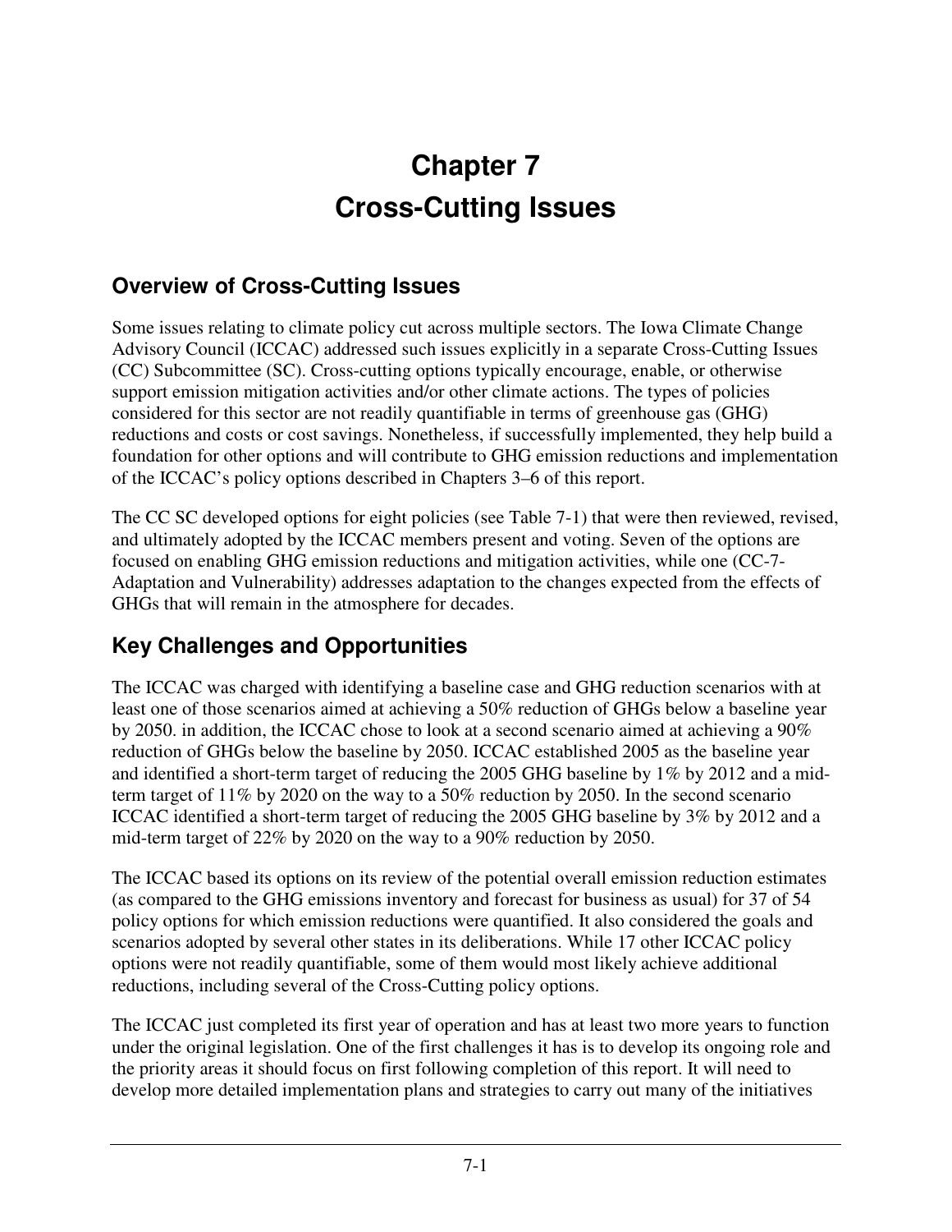# Chapter 7
# Cross-Cutting Issues

## Overview of Cross-Cutting Issues

Some issues relating to climate policy cut across multiple sectors. The Iowa Climate Change Advisory Council (ICCAC) addressed such issues explicitly in a separate Cross-Cutting Issues (CC) Subcommittee (SC). Cross-cutting options typically encourage, enable, or otherwise support emission mitigation activities and/or other climate actions. The types of policies considered for this sector are not readily quantifiable in terms of greenhouse gas (GHG) reductions and costs or cost savings. Nonetheless, if successfully implemented, they help build a foundation for other options and will contribute to GHG emission reductions and implementation of the ICCAC's policy options described in Chapters 3–6 of this report.

The CC SC developed options for eight policies (see Table 7-1) that were then reviewed, revised, and ultimately adopted by the ICCAC members present and voting. Seven of the options are focused on enabling GHG emission reductions and mitigation activities, while one (CC-7-Adaptation and Vulnerability) addresses adaptation to the changes expected from the effects of GHGs that will remain in the atmosphere for decades.

## Key Challenges and Opportunities

The ICCAC was charged with identifying a baseline case and GHG reduction scenarios with at least one of those scenarios aimed at achieving a 50% reduction of GHGs below a baseline year by 2050. in addition, the ICCAC chose to look at a second scenario aimed at achieving a 90% reduction of GHGs below the baseline by 2050. ICCAC established 2005 as the baseline year and identified a short-term target of reducing the 2005 GHG baseline by 1% by 2012 and a mid-term target of 11% by 2020 on the way to a 50% reduction by 2050. In the second scenario ICCAC identified a short-term target of reducing the 2005 GHG baseline by 3% by 2012 and a mid-term target of 22% by 2020 on the way to a 90% reduction by 2050.

The ICCAC based its options on its review of the potential overall emission reduction estimates (as compared to the GHG emissions inventory and forecast for business as usual) for 37 of 54 policy options for which emission reductions were quantified. It also considered the goals and scenarios adopted by several other states in its deliberations. While 17 other ICCAC policy options were not readily quantifiable, some of them would most likely achieve additional reductions, including several of the Cross-Cutting policy options.

The ICCAC just completed its first year of operation and has at least two more years to function under the original legislation. One of the first challenges it has is to develop its ongoing role and the priority areas it should focus on first following completion of this report. It will need to develop more detailed implementation plans and strategies to carry out many of the initiatives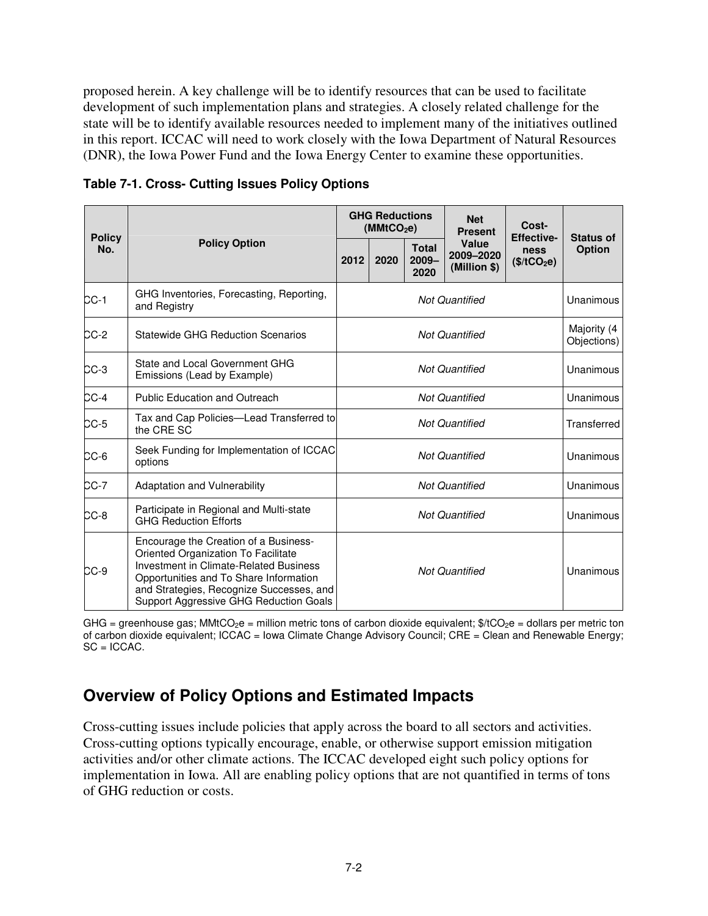proposed herein. A key challenge will be to identify resources that can be used to facilitate development of such implementation plans and strategies. A closely related challenge for the state will be to identify available resources needed to implement many of the initiatives outlined in this report. ICCAC will need to work closely with the Iowa Department of Natural Resources (DNR), the Iowa Power Fund and the Iowa Energy Center to examine these opportunities.

**Table 7-1. Cross- Cutting Issues Policy Options**

| Policy No. | Policy Option | GHG Reductions ($MMtCO_2e$) | | | Net Present Value 2009–2020 (Million $) | Cost-Effective-ness ($\$/tCO_2e$) | Status of Option |
|---|---|---|---|---|---|---|---|
| | | 2012 | 2020 | Total 2009–2020 | | | |
| CC-1 | GHG Inventories, Forecasting, Reporting, and Registry | *Not Quantified* | | | | | Unanimous |
| CC-2 | Statewide GHG Reduction Scenarios | *Not Quantified* | | | | | Majority (4 Objections) |
| CC-3 | State and Local Government GHG Emissions (Lead by Example) | *Not Quantified* | | | | | Unanimous |
| CC-4 | Public Education and Outreach | *Not Quantified* | | | | | Unanimous |
| CC-5 | Tax and Cap Policies—Lead Transferred to the CRE SC | *Not Quantified* | | | | | Transferred |
| CC-6 | Seek Funding for Implementation of ICCAC options | *Not Quantified* | | | | | Unanimous |
| CC-7 | Adaptation and Vulnerability | *Not Quantified* | | | | | Unanimous |
| CC-8 | Participate in Regional and Multi-state GHG Reduction Efforts | *Not Quantified* | | | | | Unanimous |
| CC-9 | Encourage the Creation of a Business-Oriented Organization To Facilitate Investment in Climate-Related Business Opportunities and To Share Information and Strategies, Recognize Successes, and Support Aggressive GHG Reduction Goals | *Not Quantified* | | | | | Unanimous |

GHG = greenhouse gas; $MMtCO_2e$ = million metric tons of carbon dioxide equivalent; $\$/tCO_2e$ = dollars per metric ton of carbon dioxide equivalent; ICCAC = Iowa Climate Change Advisory Council; CRE = Clean and Renewable Energy; SC = ICCAC.

## Overview of Policy Options and Estimated Impacts

Cross-cutting issues include policies that apply across the board to all sectors and activities. Cross-cutting options typically encourage, enable, or otherwise support emission mitigation activities and/or other climate actions. The ICCAC developed eight such policy options for implementation in Iowa. All are enabling policy options that are not quantified in terms of tons of GHG reduction or costs.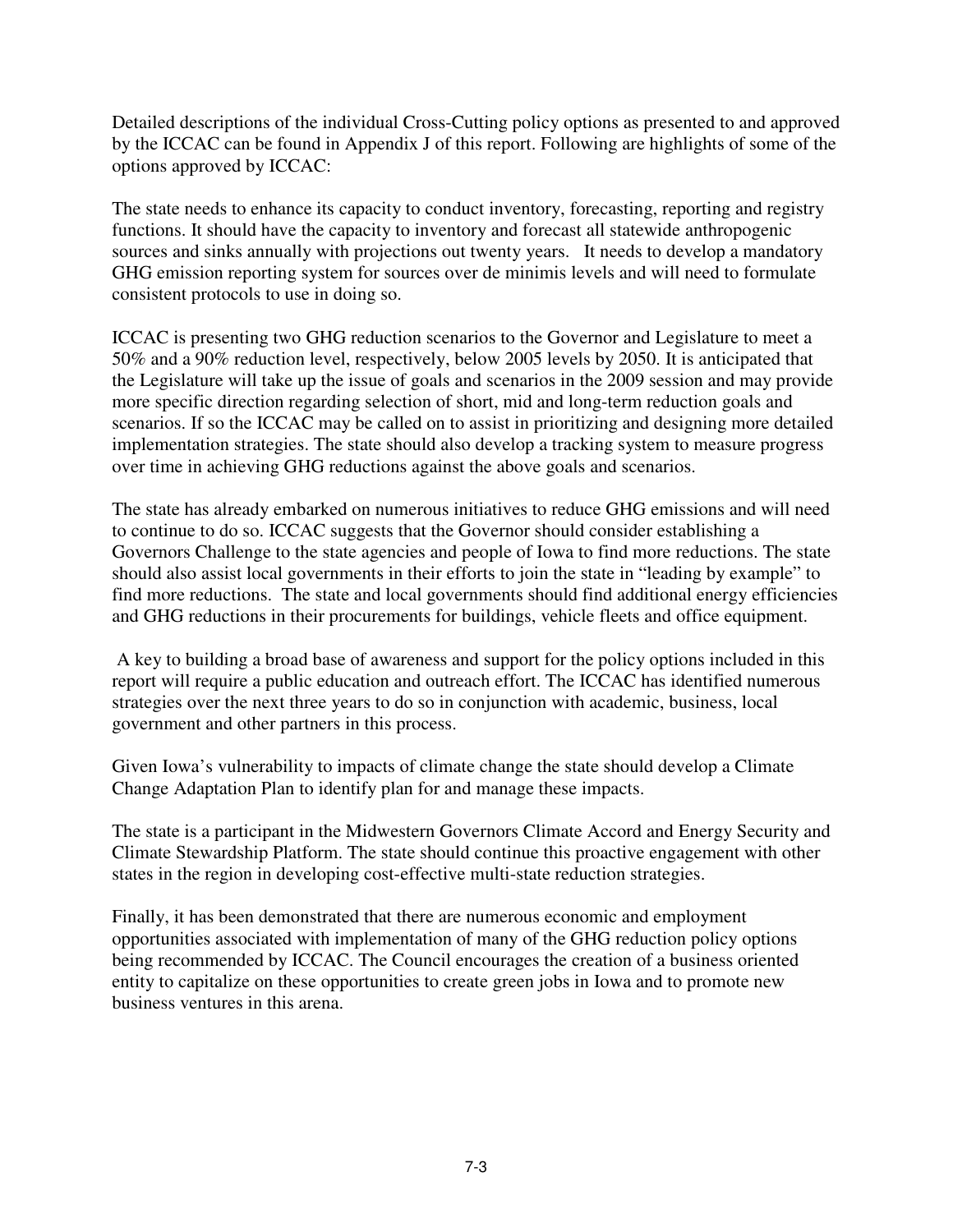Detailed descriptions of the individual Cross-Cutting policy options as presented to and approved by the ICCAC can be found in Appendix J of this report. Following are highlights of some of the options approved by ICCAC:

The state needs to enhance its capacity to conduct inventory, forecasting, reporting and registry functions. It should have the capacity to inventory and forecast all statewide anthropogenic sources and sinks annually with projections out twenty years. It needs to develop a mandatory GHG emission reporting system for sources over de minimis levels and will need to formulate consistent protocols to use in doing so.

ICCAC is presenting two GHG reduction scenarios to the Governor and Legislature to meet a 50% and a 90% reduction level, respectively, below 2005 levels by 2050. It is anticipated that the Legislature will take up the issue of goals and scenarios in the 2009 session and may provide more specific direction regarding selection of short, mid and long-term reduction goals and scenarios. If so the ICCAC may be called on to assist in prioritizing and designing more detailed implementation strategies. The state should also develop a tracking system to measure progress over time in achieving GHG reductions against the above goals and scenarios.

The state has already embarked on numerous initiatives to reduce GHG emissions and will need to continue to do so. ICCAC suggests that the Governor should consider establishing a Governors Challenge to the state agencies and people of Iowa to find more reductions. The state should also assist local governments in their efforts to join the state in "leading by example" to find more reductions. The state and local governments should find additional energy efficiencies and GHG reductions in their procurements for buildings, vehicle fleets and office equipment.

A key to building a broad base of awareness and support for the policy options included in this report will require a public education and outreach effort. The ICCAC has identified numerous strategies over the next three years to do so in conjunction with academic, business, local government and other partners in this process.

Given Iowa's vulnerability to impacts of climate change the state should develop a Climate Change Adaptation Plan to identify plan for and manage these impacts.

The state is a participant in the Midwestern Governors Climate Accord and Energy Security and Climate Stewardship Platform. The state should continue this proactive engagement with other states in the region in developing cost-effective multi-state reduction strategies.

Finally, it has been demonstrated that there are numerous economic and employment opportunities associated with implementation of many of the GHG reduction policy options being recommended by ICCAC. The Council encourages the creation of a business oriented entity to capitalize on these opportunities to create green jobs in Iowa and to promote new business ventures in this arena.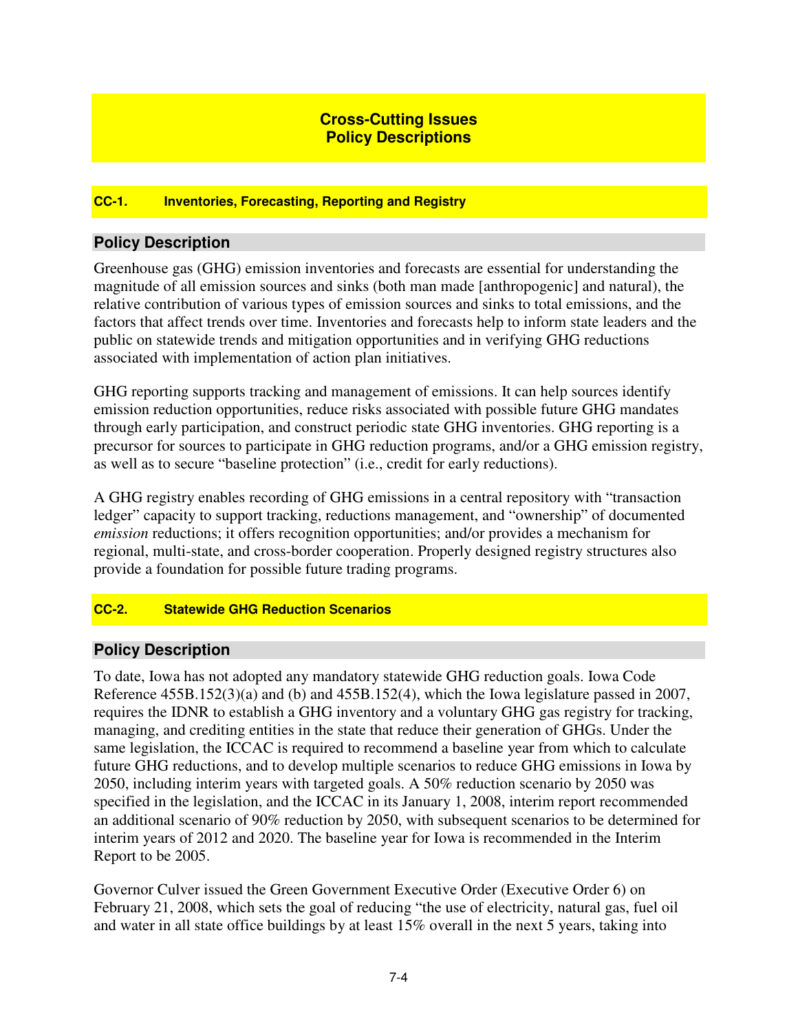# Cross-Cutting Issues
# Policy Descriptions

## CC-1. Inventories, Forecasting, Reporting and Registry

### Policy Description

Greenhouse gas (GHG) emission inventories and forecasts are essential for understanding the magnitude of all emission sources and sinks (both man made [anthropogenic] and natural), the relative contribution of various types of emission sources and sinks to total emissions, and the factors that affect trends over time. Inventories and forecasts help to inform state leaders and the public on statewide trends and mitigation opportunities and in verifying GHG reductions associated with implementation of action plan initiatives.

GHG reporting supports tracking and management of emissions. It can help sources identify emission reduction opportunities, reduce risks associated with possible future GHG mandates through early participation, and construct periodic state GHG inventories. GHG reporting is a precursor for sources to participate in GHG reduction programs, and/or a GHG emission registry, as well as to secure "baseline protection" (i.e., credit for early reductions).

A GHG registry enables recording of GHG emissions in a central repository with "transaction ledger" capacity to support tracking, reductions management, and "ownership" of documented *emission* reductions; it offers recognition opportunities; and/or provides a mechanism for regional, multi-state, and cross-border cooperation. Properly designed registry structures also provide a foundation for possible future trading programs.

## CC-2. Statewide GHG Reduction Scenarios

### Policy Description

To date, Iowa has not adopted any mandatory statewide GHG reduction goals. Iowa Code Reference 455B.152(3)(a) and (b) and 455B.152(4), which the Iowa legislature passed in 2007, requires the IDNR to establish a GHG inventory and a voluntary GHG gas registry for tracking, managing, and crediting entities in the state that reduce their generation of GHGs. Under the same legislation, the ICCAC is required to recommend a baseline year from which to calculate future GHG reductions, and to develop multiple scenarios to reduce GHG emissions in Iowa by 2050, including interim years with targeted goals. A 50% reduction scenario by 2050 was specified in the legislation, and the ICCAC in its January 1, 2008, interim report recommended an additional scenario of 90% reduction by 2050, with subsequent scenarios to be determined for interim years of 2012 and 2020. The baseline year for Iowa is recommended in the Interim Report to be 2005.

Governor Culver issued the Green Government Executive Order (Executive Order 6) on February 21, 2008, which sets the goal of reducing "the use of electricity, natural gas, fuel oil and water in all state office buildings by at least 15% overall in the next 5 years, taking into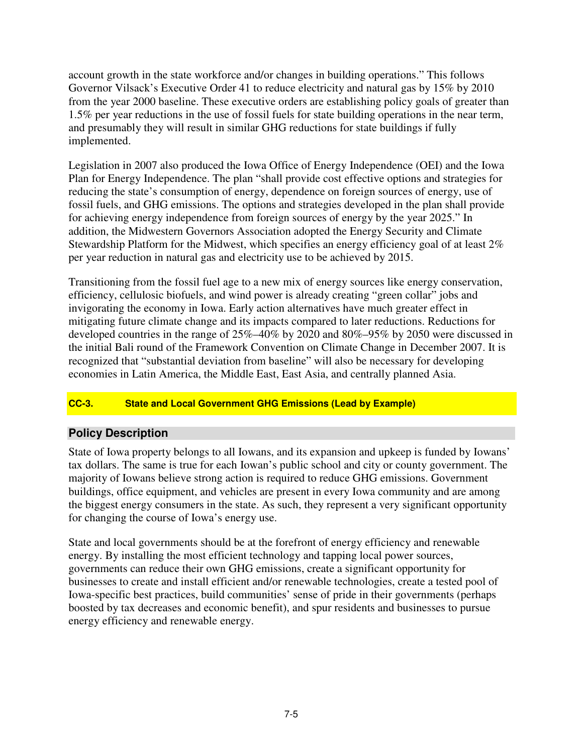account growth in the state workforce and/or changes in building operations." This follows Governor Vilsack's Executive Order 41 to reduce electricity and natural gas by 15% by 2010 from the year 2000 baseline. These executive orders are establishing policy goals of greater than 1.5% per year reductions in the use of fossil fuels for state building operations in the near term, and presumably they will result in similar GHG reductions for state buildings if fully implemented.

Legislation in 2007 also produced the Iowa Office of Energy Independence (OEI) and the Iowa Plan for Energy Independence. The plan "shall provide cost effective options and strategies for reducing the state's consumption of energy, dependence on foreign sources of energy, use of fossil fuels, and GHG emissions. The options and strategies developed in the plan shall provide for achieving energy independence from foreign sources of energy by the year 2025." In addition, the Midwestern Governors Association adopted the Energy Security and Climate Stewardship Platform for the Midwest, which specifies an energy efficiency goal of at least 2% per year reduction in natural gas and electricity use to be achieved by 2015.

Transitioning from the fossil fuel age to a new mix of energy sources like energy conservation, efficiency, cellulosic biofuels, and wind power is already creating "green collar" jobs and invigorating the economy in Iowa. Early action alternatives have much greater effect in mitigating future climate change and its impacts compared to later reductions. Reductions for developed countries in the range of 25%–40% by 2020 and 80%–95% by 2050 were discussed in the initial Bali round of the Framework Convention on Climate Change in December 2007. It is recognized that "substantial deviation from baseline" will also be necessary for developing economies in Latin America, the Middle East, East Asia, and centrally planned Asia.

## CC-3. State and Local Government GHG Emissions (Lead by Example)

### Policy Description

State of Iowa property belongs to all Iowans, and its expansion and upkeep is funded by Iowans' tax dollars. The same is true for each Iowan's public school and city or county government. The majority of Iowans believe strong action is required to reduce GHG emissions. Government buildings, office equipment, and vehicles are present in every Iowa community and are among the biggest energy consumers in the state. As such, they represent a very significant opportunity for changing the course of Iowa's energy use.

State and local governments should be at the forefront of energy efficiency and renewable energy. By installing the most efficient technology and tapping local power sources, governments can reduce their own GHG emissions, create a significant opportunity for businesses to create and install efficient and/or renewable technologies, create a tested pool of Iowa-specific best practices, build communities' sense of pride in their governments (perhaps boosted by tax decreases and economic benefit), and spur residents and businesses to pursue energy efficiency and renewable energy.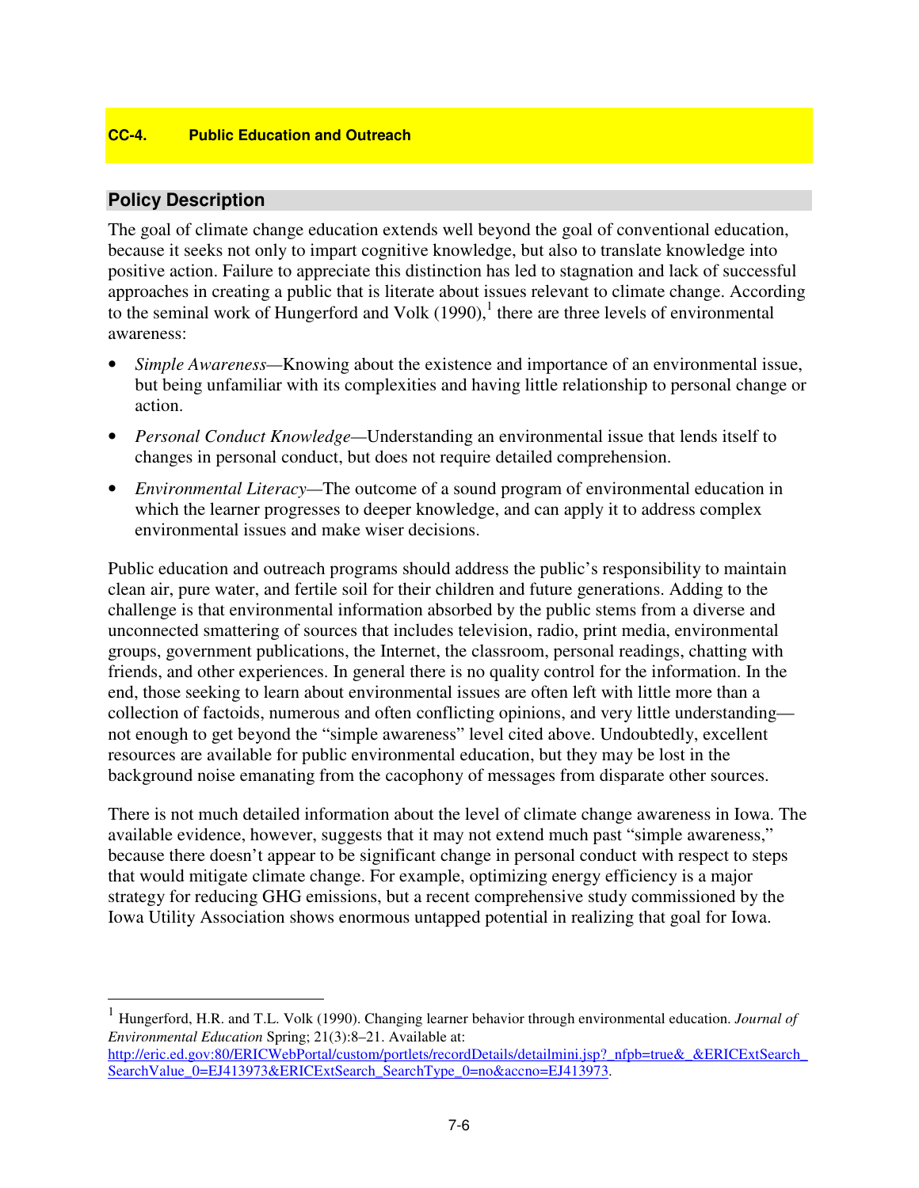## CC-4. Public Education and Outreach

### Policy Description

The goal of climate change education extends well beyond the goal of conventional education, because it seeks not only to impart cognitive knowledge, but also to translate knowledge into positive action. Failure to appreciate this distinction has led to stagnation and lack of successful approaches in creating a public that is literate about issues relevant to climate change. According to the seminal work of Hungerford and Volk (1990),[1] there are three levels of environmental awareness:

- *Simple Awareness*—Knowing about the existence and importance of an environmental issue, but being unfamiliar with its complexities and having little relationship to personal change or action.
- *Personal Conduct Knowledge*—Understanding an environmental issue that lends itself to changes in personal conduct, but does not require detailed comprehension.
- *Environmental Literacy*—The outcome of a sound program of environmental education in which the learner progresses to deeper knowledge, and can apply it to address complex environmental issues and make wiser decisions.

Public education and outreach programs should address the public's responsibility to maintain clean air, pure water, and fertile soil for their children and future generations. Adding to the challenge is that environmental information absorbed by the public stems from a diverse and unconnected smattering of sources that includes television, radio, print media, environmental groups, government publications, the Internet, the classroom, personal readings, chatting with friends, and other experiences. In general there is no quality control for the information. In the end, those seeking to learn about environmental issues are often left with little more than a collection of factoids, numerous and often conflicting opinions, and very little understanding—not enough to get beyond the "simple awareness" level cited above. Undoubtedly, excellent resources are available for public environmental education, but they may be lost in the background noise emanating from the cacophony of messages from disparate other sources.

There is not much detailed information about the level of climate change awareness in Iowa. The available evidence, however, suggests that it may not extend much past "simple awareness," because there doesn't appear to be significant change in personal conduct with respect to steps that would mitigate climate change. For example, optimizing energy efficiency is a major strategy for reducing GHG emissions, but a recent comprehensive study commissioned by the Iowa Utility Association shows enormous untapped potential in realizing that goal for Iowa.

---

[1] Hungerford, H.R. and T.L. Volk (1990). Changing learner behavior through environmental education. *Journal of Environmental Education* Spring; 21(3):8–21. Available at: http://eric.ed.gov:80/ERICWebPortal/custom/portlets/recordDetails/detailmini.jsp?_nfpb=true&_&ERICExtSearch_SearchValue_0=EJ413973&ERICExtSearch_SearchType_0=no&accno=EJ413973.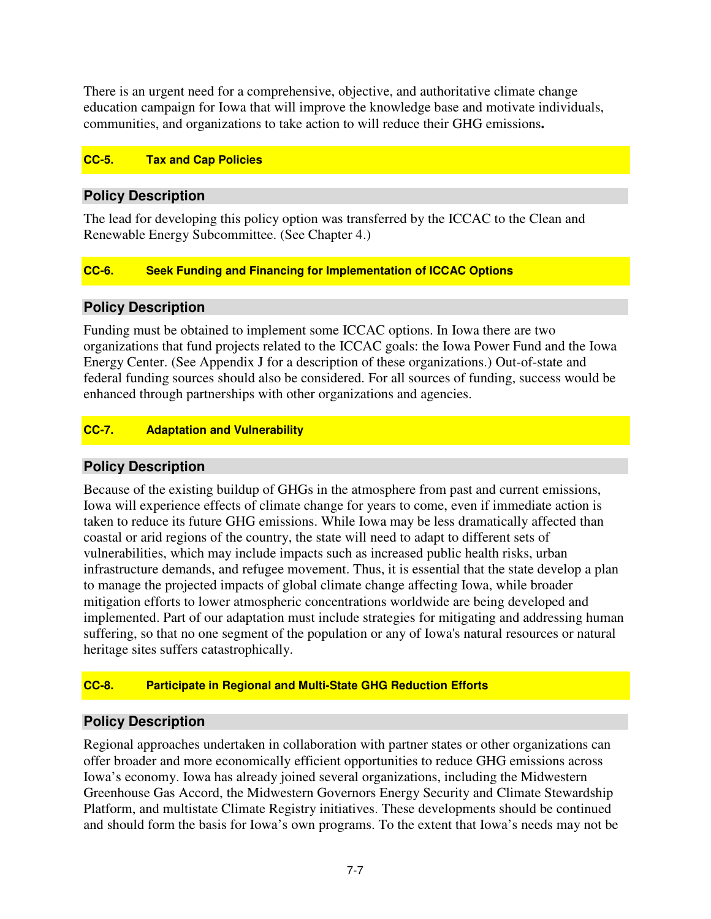There is an urgent need for a comprehensive, objective, and authoritative climate change education campaign for Iowa that will improve the knowledge base and motivate individuals, communities, and organizations to take action to will reduce their GHG emissions**.**

### CC-5. Tax and Cap Policies

#### Policy Description

The lead for developing this policy option was transferred by the ICCAC to the Clean and Renewable Energy Subcommittee. (See Chapter 4.)

### CC-6. Seek Funding and Financing for Implementation of ICCAC Options

#### Policy Description

Funding must be obtained to implement some ICCAC options. In Iowa there are two organizations that fund projects related to the ICCAC goals: the Iowa Power Fund and the Iowa Energy Center. (See Appendix J for a description of these organizations.) Out-of-state and federal funding sources should also be considered. For all sources of funding, success would be enhanced through partnerships with other organizations and agencies.

### CC-7. Adaptation and Vulnerability

#### Policy Description

Because of the existing buildup of GHGs in the atmosphere from past and current emissions, Iowa will experience effects of climate change for years to come, even if immediate action is taken to reduce its future GHG emissions. While Iowa may be less dramatically affected than coastal or arid regions of the country, the state will need to adapt to different sets of vulnerabilities, which may include impacts such as increased public health risks, urban infrastructure demands, and refugee movement. Thus, it is essential that the state develop a plan to manage the projected impacts of global climate change affecting Iowa, while broader mitigation efforts to lower atmospheric concentrations worldwide are being developed and implemented. Part of our adaptation must include strategies for mitigating and addressing human suffering, so that no one segment of the population or any of Iowa's natural resources or natural heritage sites suffers catastrophically.

### CC-8. Participate in Regional and Multi-State GHG Reduction Efforts

#### Policy Description

Regional approaches undertaken in collaboration with partner states or other organizations can offer broader and more economically efficient opportunities to reduce GHG emissions across Iowa's economy. Iowa has already joined several organizations, including the Midwestern Greenhouse Gas Accord, the Midwestern Governors Energy Security and Climate Stewardship Platform, and multistate Climate Registry initiatives. These developments should be continued and should form the basis for Iowa's own programs. To the extent that Iowa's needs may not be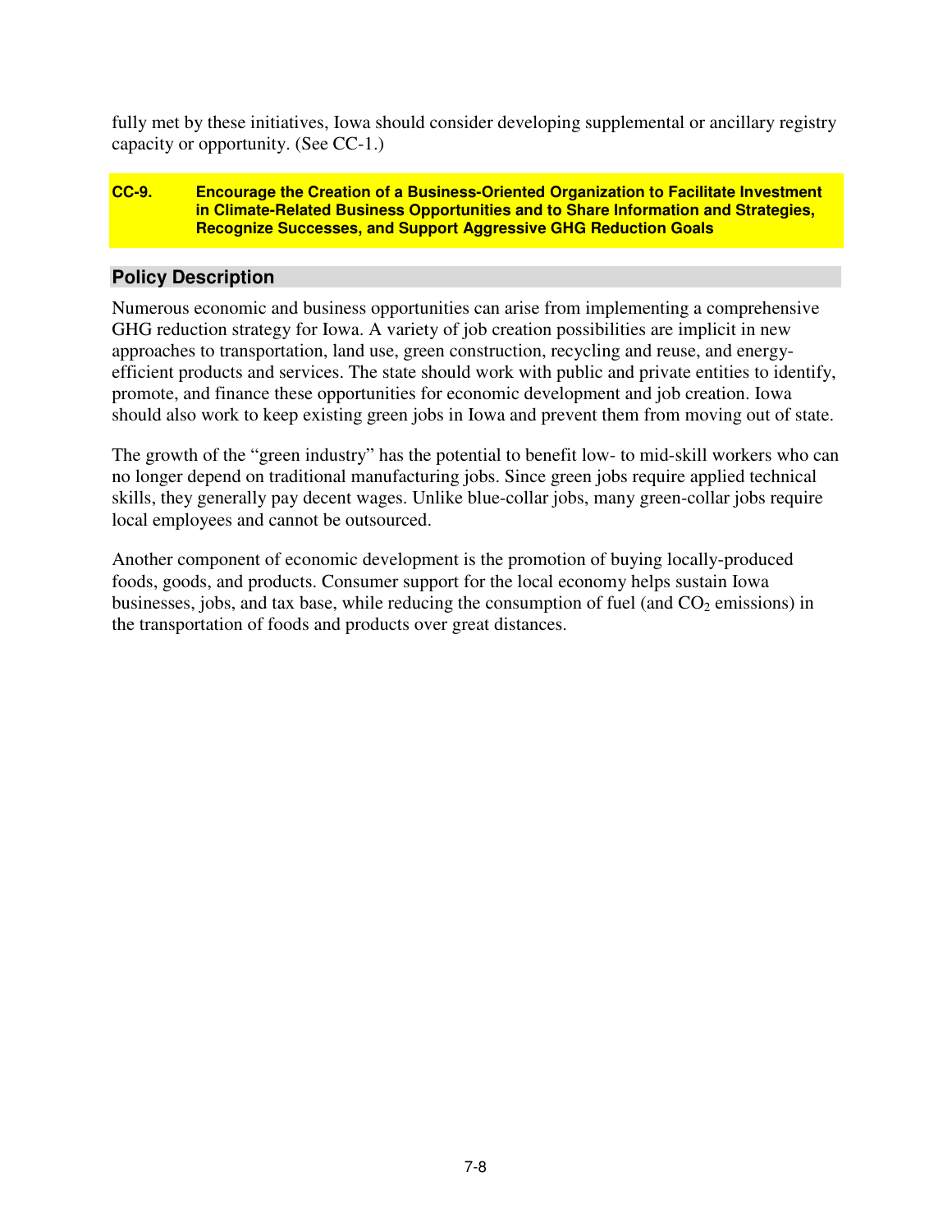fully met by these initiatives, Iowa should consider developing supplemental or ancillary registry capacity or opportunity. (See CC-1.)

### CC-9. Encourage the Creation of a Business-Oriented Organization to Facilitate Investment in Climate-Related Business Opportunities and to Share Information and Strategies, Recognize Successes, and Support Aggressive GHG Reduction Goals

## Policy Description

Numerous economic and business opportunities can arise from implementing a comprehensive GHG reduction strategy for Iowa. A variety of job creation possibilities are implicit in new approaches to transportation, land use, green construction, recycling and reuse, and energy-efficient products and services. The state should work with public and private entities to identify, promote, and finance these opportunities for economic development and job creation. Iowa should also work to keep existing green jobs in Iowa and prevent them from moving out of state.

The growth of the "green industry" has the potential to benefit low- to mid-skill workers who can no longer depend on traditional manufacturing jobs. Since green jobs require applied technical skills, they generally pay decent wages. Unlike blue-collar jobs, many green-collar jobs require local employees and cannot be outsourced.

Another component of economic development is the promotion of buying locally-produced foods, goods, and products. Consumer support for the local economy helps sustain Iowa businesses, jobs, and tax base, while reducing the consumption of fuel (and $CO_2$ emissions) in the transportation of foods and products over great distances.